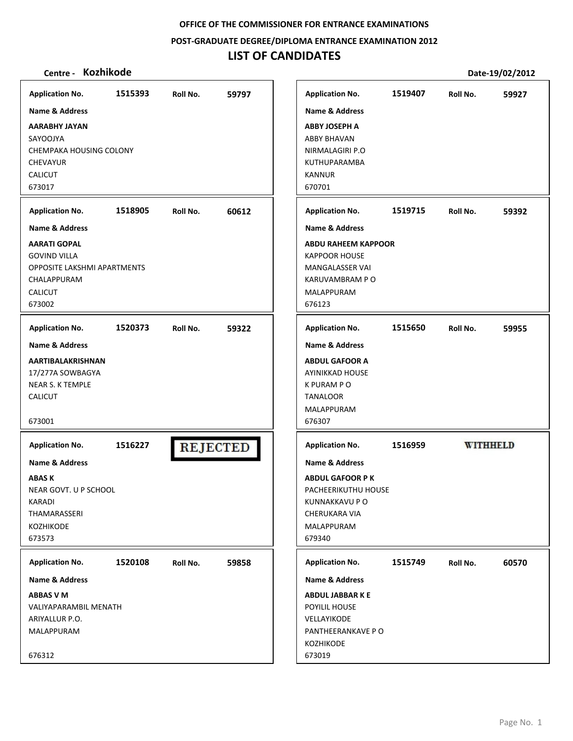**OFFICE OF THE COMMISSIONER FOR ENTRANCE EXAMINATIONS**

**POST-GRADUATE DEGREE/DIPLOMA ENTRANCE EXAMINATION 2012**

# LIST OF CANDIDATES

**Centre - Kozhikode** **Date-19/02/2012**

---

**Application No.** 1515393 **Roll No.** 59797

**Name & Address**

**AARABHY JAYAN**
SAYOOJYA
CHEMPAKA HOUSING COLONY
CHEVAYUR
CALICUT
673017

---

**Application No.** 1518905 **Roll No.** 60612

**Name & Address**

**AARATI GOPAL**
GOVIND VILLA
OPPOSITE LAKSHMI APARTMENTS
CHALAPPURAM
CALICUT
673002

---

**Application No.** 1520373 **Roll No.** 59322

**Name & Address**

**AARTIBALAKRISHNAN**
17/277A SOWBAGYA
NEAR S. K TEMPLE
CALICUT
673001

---

**Application No.** 1516227 **REJECTED**

**Name & Address**

**ABAS K**
NEAR GOVT. U P SCHOOL
KARADI
THAMARASSERI
KOZHIKODE
673573

---

**Application No.** 1520108 **Roll No.** 59858

**Name & Address**

**ABBAS V M**
VALIYAPARAMBIL MENATH
ARIYALLUR P.O.
MALAPPURAM
676312

---

**Application No.** 1519407 **Roll No.** 59927

**Name & Address**

**ABBY JOSEPH A**
ABBY BHAVAN
NIRMALAGIRI P.O
KUTHUPARAMBA
KANNUR
670701

---

**Application No.** 1519715 **Roll No.** 59392

**Name & Address**

**ABDU RAHEEM KAPPOOR**
KAPPOOR HOUSE
MANGALASSER VAI
KARUVAMBRAM P O
MALAPPURAM
676123

---

**Application No.** 1515650 **Roll No.** 59955

**Name & Address**

**ABDUL GAFOOR A**
AYINIKKAD HOUSE
K PURAM P O
TANALOOR
MALAPPURAM
676307

---

**Application No.** 1516959 **WITHHELD**

**Name & Address**

**ABDUL GAFOOR P K**
PACHEERIKUTHU HOUSE
KUNNAKKAVU P O
CHERUKARA VIA
MALAPPURAM
679340

---

**Application No.** 1515749 **Roll No.** 60570

**Name & Address**

**ABDUL JABBAR K E**
POYILIL HOUSE
VELLAYIKODE
PANTHEERANKAVE P O
KOZHIKODE
673019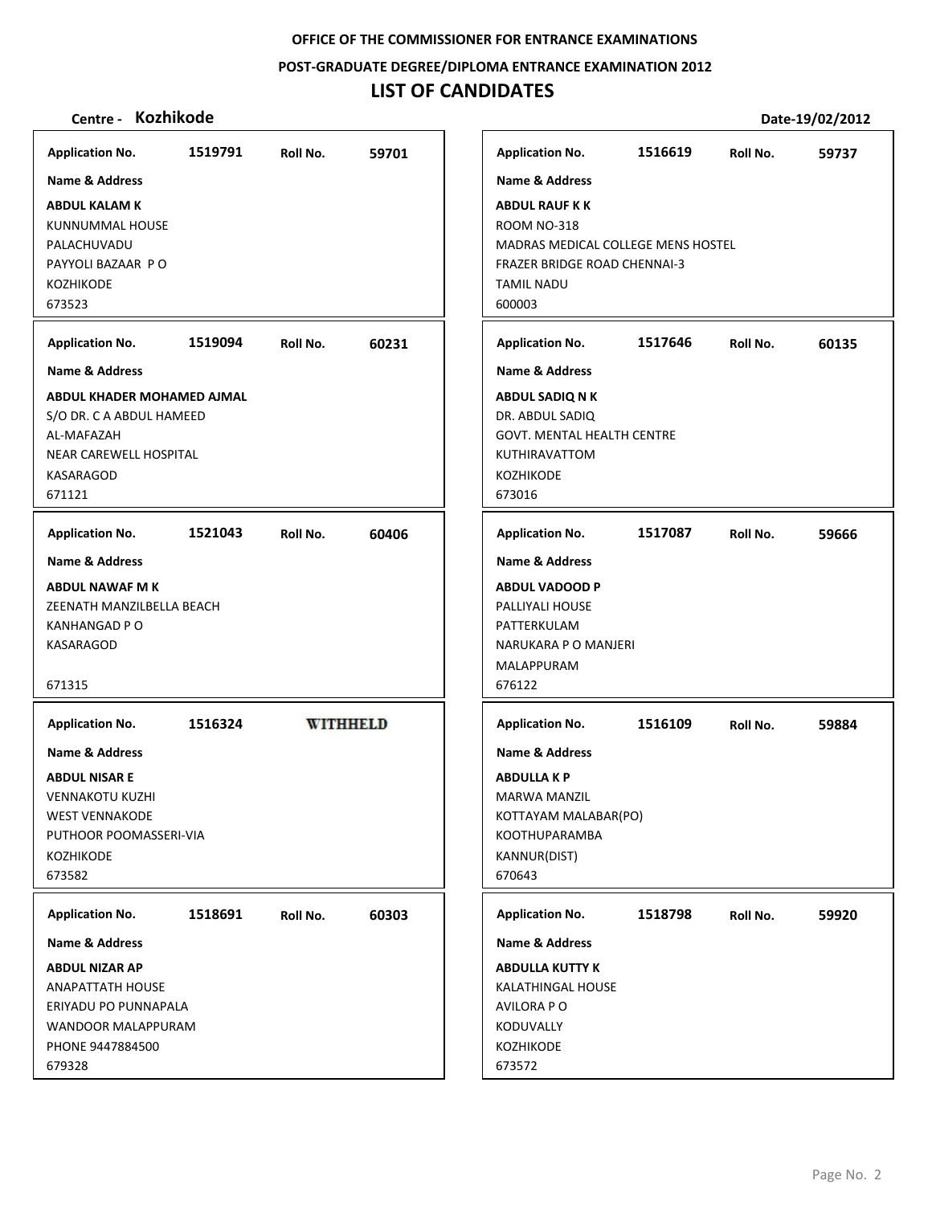OFFICE OF THE COMMISSIONER FOR ENTRANCE EXAMINATIONS

POST-GRADUATE DEGREE/DIPLOMA ENTRANCE EXAMINATION 2012

# LIST OF CANDIDATES

**Centre - Kozhikode** **Date-19/02/2012**

**Application No.** 1519791 **Roll No.** 59701

**Name & Address**

**ABDUL KALAM K**
KUNNUMMAL HOUSE
PALACHUVADU
PAYYOLI BAZAAR P O
KOZHIKODE
673523

**Application No.** 1516619 **Roll No.** 59737

**Name & Address**

**ABDUL RAUF K K**
ROOM NO-318
MADRAS MEDICAL COLLEGE MENS HOSTEL
FRAZER BRIDGE ROAD CHENNAI-3
TAMIL NADU
600003

**Application No.** 1519094 **Roll No.** 60231

**Name & Address**

**ABDUL KHADER MOHAMED AJMAL**
S/O DR. C A ABDUL HAMEED
AL-MAFAZAH
NEAR CAREWELL HOSPITAL
KASARAGOD
671121

**Application No.** 1517646 **Roll No.** 60135

**Name & Address**

**ABDUL SADIQ N K**
DR. ABDUL SADIQ
GOVT. MENTAL HEALTH CENTRE
KUTHIRAVATTOM
KOZHIKODE
673016

**Application No.** 1521043 **Roll No.** 60406

**Name & Address**

**ABDUL NAWAF M K**
ZEENATH MANZILBELLA BEACH
KANHANGAD P O
KASARAGOD
671315

**Application No.** 1517087 **Roll No.** 59666

**Name & Address**

**ABDUL VADOOD P**
PALLIYALI HOUSE
PATTERKULAM
NARUKARA P O MANJERI
MALAPPURAM
676122

**Application No.** 1516324 **WITHHELD**

**Name & Address**

**ABDUL NISAR E**
VENNAKOTU KUZHI
WEST VENNAKODE
PUTHOOR POOMASSERI-VIA
KOZHIKODE
673582

**Application No.** 1516109 **Roll No.** 59884

**Name & Address**

**ABDULLA K P**
MARWA MANZIL
KOTTAYAM MALABAR(PO)
KOOTHUPARAMBA
KANNUR(DIST)
670643

**Application No.** 1518691 **Roll No.** 60303

**Name & Address**

**ABDUL NIZAR AP**
ANAPATTATH HOUSE
ERIYADU PO PUNNAPALA
WANDOOR MALAPPURAM
PHONE 9447884500
679328

**Application No.** 1518798 **Roll No.** 59920

**Name & Address**

**ABDULLA KUTTY K**
KALATHINGAL HOUSE
AVILORA P O
KODUVALLY
KOZHIKODE
673572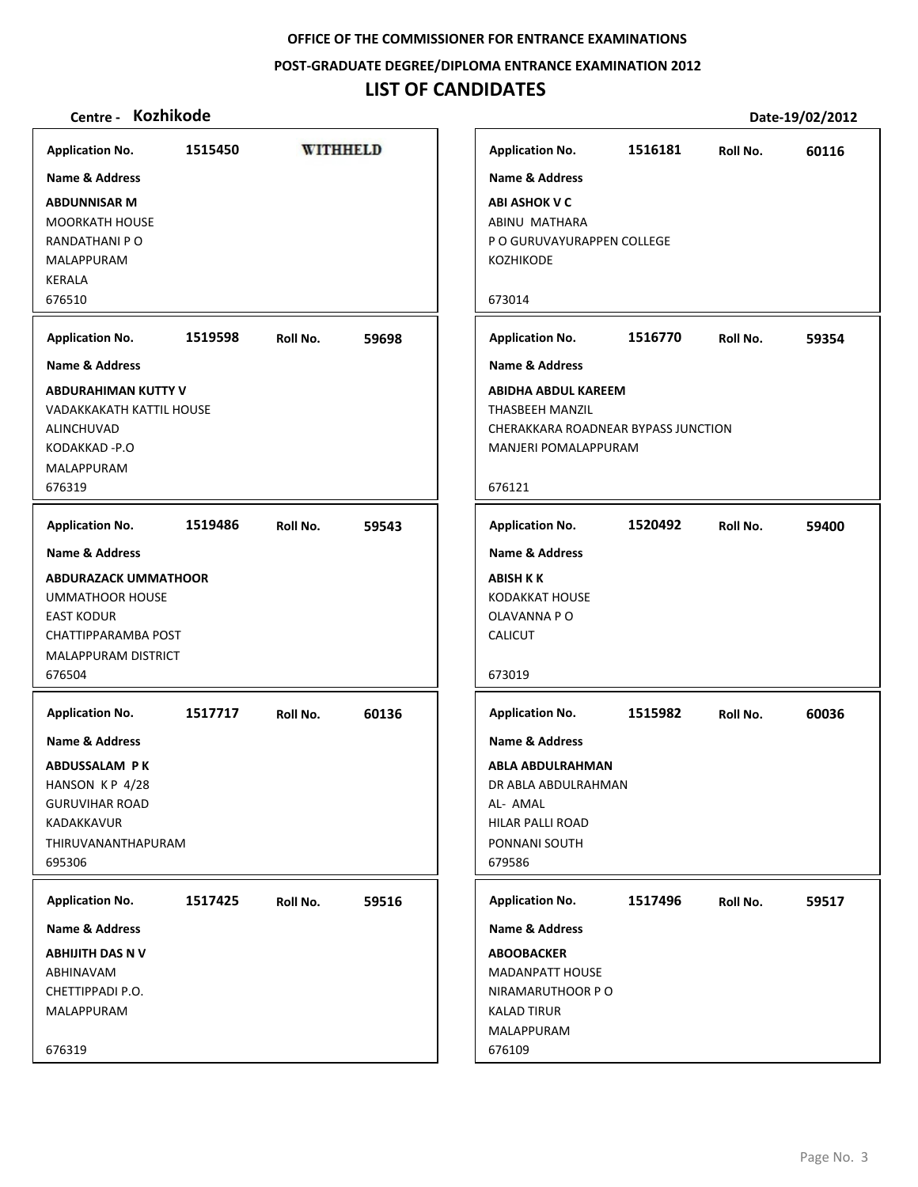**OFFICE OF THE COMMISSIONER FOR ENTRANCE EXAMINATIONS**

**POST-GRADUATE DEGREE/DIPLOMA ENTRANCE EXAMINATION 2012**

# LIST OF CANDIDATES

**Centre - Kozhikode** **Date-19/02/2012**

---

**Application No.** 1515450 **WITHHELD**

**Name & Address**

**ABDUNNISAR M**
MOORKATH HOUSE
RANDATHANI P O
MALAPPURAM
KERALA
676510

---

**Application No.** 1519598 **Roll No.** 59698

**Name & Address**

**ABDURAHIMAN KUTTY V**
VADAKKAKATH KATTIL HOUSE
ALINCHUVAD
KODAKKAD -P.O
MALAPPURAM
676319

---

**Application No.** 1519486 **Roll No.** 59543

**Name & Address**

**ABDURAZACK UMMATHOOR**
UMMATHOOR HOUSE
EAST KODUR
CHATTIPPARAMBA POST
MALAPPURAM DISTRICT
676504

---

**Application No.** 1517717 **Roll No.** 60136

**Name & Address**

**ABDUSSALAM P K**
HANSON K P 4/28
GURUVIHAR ROAD
KADAKKAVUR
THIRUVANANTHAPURAM
695306

---

**Application No.** 1517425 **Roll No.** 59516

**Name & Address**

**ABHIJITH DAS N V**
ABHINAVAM
CHETTIPPADI P.O.
MALAPPURAM
676319

---

**Application No.** 1516181 **Roll No.** 60116

**Name & Address**

**ABI ASHOK V C**
ABINU MATHARA
P O GURUVAYURAPPEN COLLEGE
KOZHIKODE
673014

---

**Application No.** 1516770 **Roll No.** 59354

**Name & Address**

**ABIDHA ABDUL KAREEM**
THASBEEH MANZIL
CHERAKKARA ROADNEAR BYPASS JUNCTION
MANJERI POMALAPPURAM
676121

---

**Application No.** 1520492 **Roll No.** 59400

**Name & Address**

**ABISH K K**
KODAKKAT HOUSE
OLAVANNA P O
CALICUT
673019

---

**Application No.** 1515982 **Roll No.** 60036

**Name & Address**

**ABLA ABDULRAHMAN**
DR ABLA ABDULRAHMAN
AL- AMAL
HILAR PALLI ROAD
PONNANI SOUTH
679586

---

**Application No.** 1517496 **Roll No.** 59517

**Name & Address**

**ABOOBACKER**
MADANPATT HOUSE
NIRAMARUTHOOR P O
KALAD TIRUR
MALAPPURAM
676109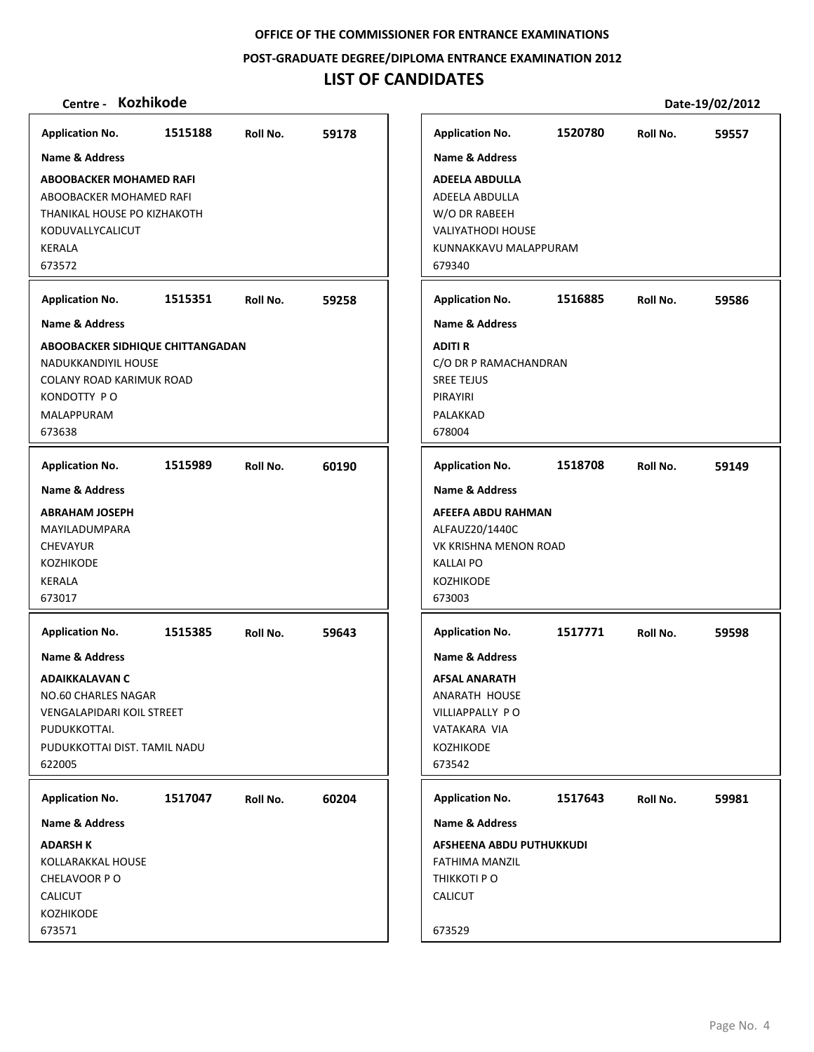OFFICE OF THE COMMISSIONER FOR ENTRANCE EXAMINATIONS

POST-GRADUATE DEGREE/DIPLOMA ENTRANCE EXAMINATION 2012

# LIST OF CANDIDATES

**Centre - Kozhikode** **Date-19/02/2012**

**Application No.** 1515188 **Roll No.** 59178

**Name & Address**

**ABOOBACKER MOHAMED RAFI**
ABOOBACKER MOHAMED RAFI
THANIKAL HOUSE PO KIZHAKOTH
KODUVALLYCALICUT
KERALA
673572

**Application No.** 1515351 **Roll No.** 59258

**Name & Address**

**ABOOBACKER SIDHIQUE CHITTANGADAN**
NADUKKANDIYIL HOUSE
COLANY ROAD KARIMUK ROAD
KONDOTTY P O
MALAPPURAM
673638

**Application No.** 1515989 **Roll No.** 60190

**Name & Address**

**ABRAHAM JOSEPH**
MAYILADUMPARA
CHEVAYUR
KOZHIKODE
KERALA
673017

**Application No.** 1515385 **Roll No.** 59643

**Name & Address**

**ADAIKKALAVAN C**
NO.60 CHARLES NAGAR
VENGALAPIDARI KOIL STREET
PUDUKKOTTAI.
PUDUKKOTTAI DIST. TAMIL NADU
622005

**Application No.** 1517047 **Roll No.** 60204

**Name & Address**

**ADARSH K**
KOLLARAKKAL HOUSE
CHELAVOOR P O
CALICUT
KOZHIKODE
673571

**Application No.** 1520780 **Roll No.** 59557

**Name & Address**

**ADEELA ABDULLA**
ADEELA ABDULLA
W/O DR RABEEH
VALIYATHODI HOUSE
KUNNAKKAVU MALAPPURAM
679340

**Application No.** 1516885 **Roll No.** 59586

**Name & Address**

**ADITI R**
C/O DR P RAMACHANDRAN
SREE TEJUS
PIRAYIRI
PALAKKAD
678004

**Application No.** 1518708 **Roll No.** 59149

**Name & Address**

**AFEEFA ABDU RAHMAN**
ALFAUZ20/1440C
VK KRISHNA MENON ROAD
KALLAI PO
KOZHIKODE
673003

**Application No.** 1517771 **Roll No.** 59598

**Name & Address**

**AFSAL ANARATH**
ANARATH HOUSE
VILLIAPPALLY P O
VATAKARA VIA
KOZHIKODE
673542

**Application No.** 1517643 **Roll No.** 59981

**Name & Address**

**AFSHEENA ABDU PUTHUKKUDI**
FATHIMA MANZIL
THIKKOTI P O
CALICUT

673529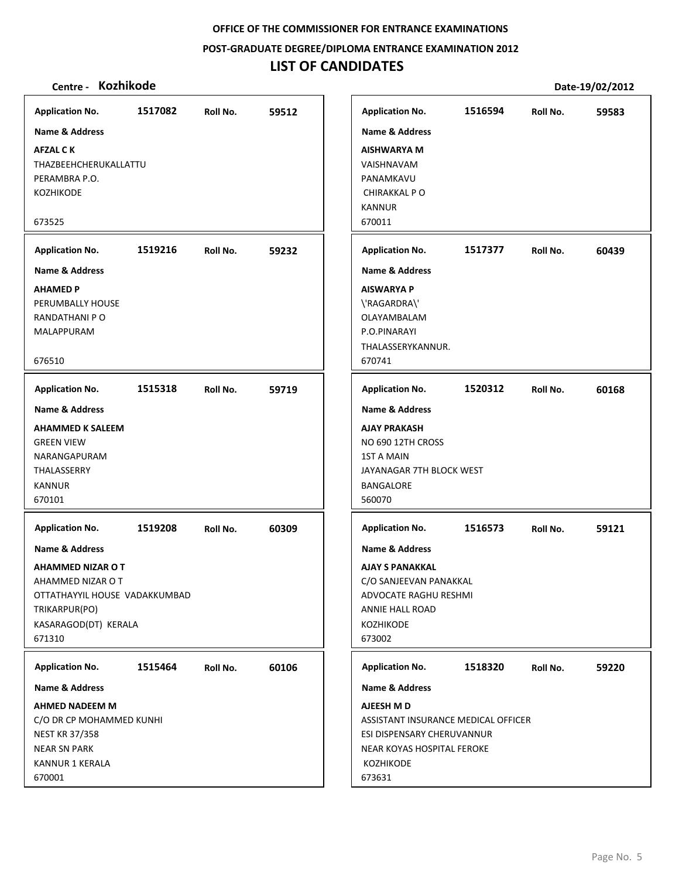**OFFICE OF THE COMMISSIONER FOR ENTRANCE EXAMINATIONS**

**POST-GRADUATE DEGREE/DIPLOMA ENTRANCE EXAMINATION 2012**

# LIST OF CANDIDATES

**Centre - Kozhikode** **Date-19/02/2012**

**Application No.** 1517082 **Roll No.** 59512

**Name & Address**

**AFZAL C K**
THAZBEEHCHERUKALLATTU
PERAMBRA P.O.
KOZHIKODE

673525

---

**Application No.** 1519216 **Roll No.** 59232

**Name & Address**

**AHAMED P**
PERUMBALLY HOUSE
RANDATHANI P O
MALAPPURAM

676510

---

**Application No.** 1515318 **Roll No.** 59719

**Name & Address**

**AHAMMED K SALEEM**
GREEN VIEW
NARANGAPURAM
THALASSERRY
KANNUR
670101

---

**Application No.** 1519208 **Roll No.** 60309

**Name & Address**

**AHAMMED NIZAR O T**
AHAMMED NIZAR O T
OTTATHAYYIL HOUSE VADAKKUMBAD
TRIKARPUR(PO)
KASARAGOD(DT) KERALA
671310

---

**Application No.** 1515464 **Roll No.** 60106

**Name & Address**

**AHMED NADEEM M**
C/O DR CP MOHAMMED KUNHI
NEST KR 37/358
NEAR SN PARK
KANNUR 1 KERALA
670001

---

**Application No.** 1516594 **Roll No.** 59583

**Name & Address**

**AISHWARYA M**
VAISHNAVAM
PANAMKAVU
CHIRAKKAL P O
KANNUR
670011

---

**Application No.** 1517377 **Roll No.** 60439

**Name & Address**

**AISWARYA P**
\'RAGARDRA\'
OLAYAMBALAM
P.O.PINARAYI
THALASSERYKANNUR.
670741

---

**Application No.** 1520312 **Roll No.** 60168

**Name & Address**

**AJAY PRAKASH**
NO 690 12TH CROSS
1ST A MAIN
JAYANAGAR 7TH BLOCK WEST
BANGALORE
560070

---

**Application No.** 1516573 **Roll No.** 59121

**Name & Address**

**AJAY S PANAKKAL**
C/O SANJEEVAN PANAKKAL
ADVOCATE RAGHU RESHMI
ANNIE HALL ROAD
KOZHIKODE
673002

---

**Application No.** 1518320 **Roll No.** 59220

**Name & Address**

**AJEESH M D**
ASSISTANT INSURANCE MEDICAL OFFICER
ESI DISPENSARY CHERUVANNUR
NEAR KOYAS HOSPITAL FEROKE
KOZHIKODE
673631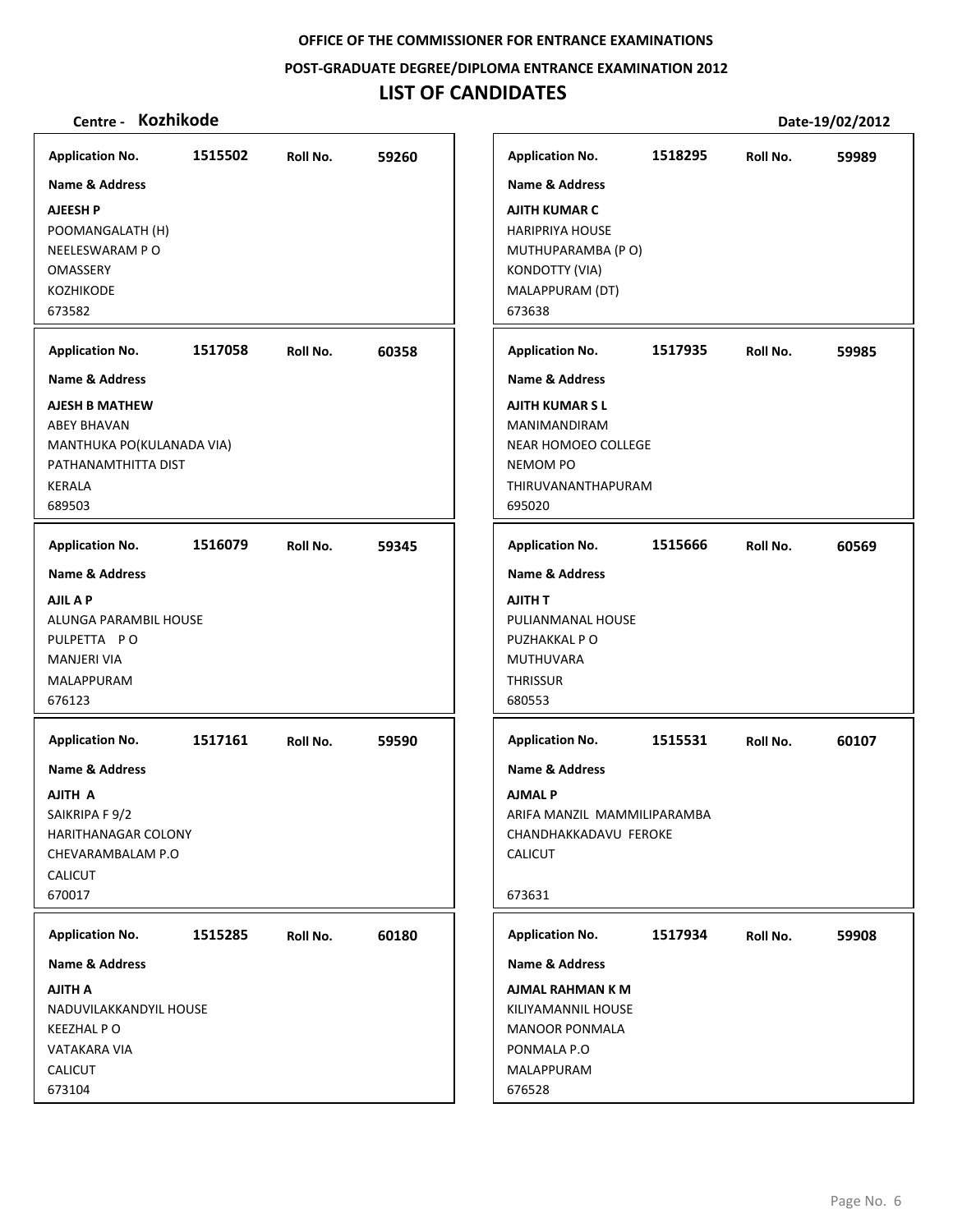OFFICE OF THE COMMISSIONER FOR ENTRANCE EXAMINATIONS

POST-GRADUATE DEGREE/DIPLOMA ENTRANCE EXAMINATION 2012

# LIST OF CANDIDATES

**Centre - Kozhikode** **Date-19/02/2012**

| Application No. | Roll No. | Name & Address |
|---|---|---|
| 1515502 | 59260 | **AJEESH P**<br>POOMANGALATH (H)<br>NEELESWARAM P O<br>OMASSERY<br>KOZHIKODE<br>673582 |
| 1517058 | 60358 | **AJESH B MATHEW**<br>ABEY BHAVAN<br>MANTHUKA PO(KULANADA VIA)<br>PATHANAMTHITTA DIST<br>KERALA<br>689503 |
| 1516079 | 59345 | **AJIL A P**<br>ALUNGA PARAMBIL HOUSE<br>PULPETTA P O<br>MANJERI VIA<br>MALAPPURAM<br>676123 |
| 1517161 | 59590 | **AJITH A**<br>SAIKRIPA F 9/2<br>HARITHANAGAR COLONY<br>CHEVARAMBALAM P.O<br>CALICUT<br>670017 |
| 1515285 | 60180 | **AJITH A**<br>NADUVILAKKANDYIL HOUSE<br>KEEZHAL P O<br>VATAKARA VIA<br>CALICUT<br>673104 |
| 1518295 | 59989 | **AJITH KUMAR C**<br>HARIPRIYA HOUSE<br>MUTHUPARAMBA (P O)<br>KONDOTTY (VIA)<br>MALAPPURAM (DT)<br>673638 |
| 1517935 | 59985 | **AJITH KUMAR S L**<br>MANIMANDIRAM<br>NEAR HOMOEO COLLEGE<br>NEMOM PO<br>THIRUVANANTHAPURAM<br>695020 |
| 1515666 | 60569 | **AJITH T**<br>PULIANMANAL HOUSE<br>PUZHAKKAL P O<br>MUTHUVARA<br>THRISSUR<br>680553 |
| 1515531 | 60107 | **AJMAL P**<br>ARIFA MANZIL MAMMILIPARAMBA<br>CHANDHAKKADAVU FEROKE<br>CALICUT<br>673631 |
| 1517934 | 59908 | **AJMAL RAHMAN K M**<br>KILIYAMANNIL HOUSE<br>MANOOR PONMALA<br>PONMALA P.O<br>MALAPPURAM<br>676528 |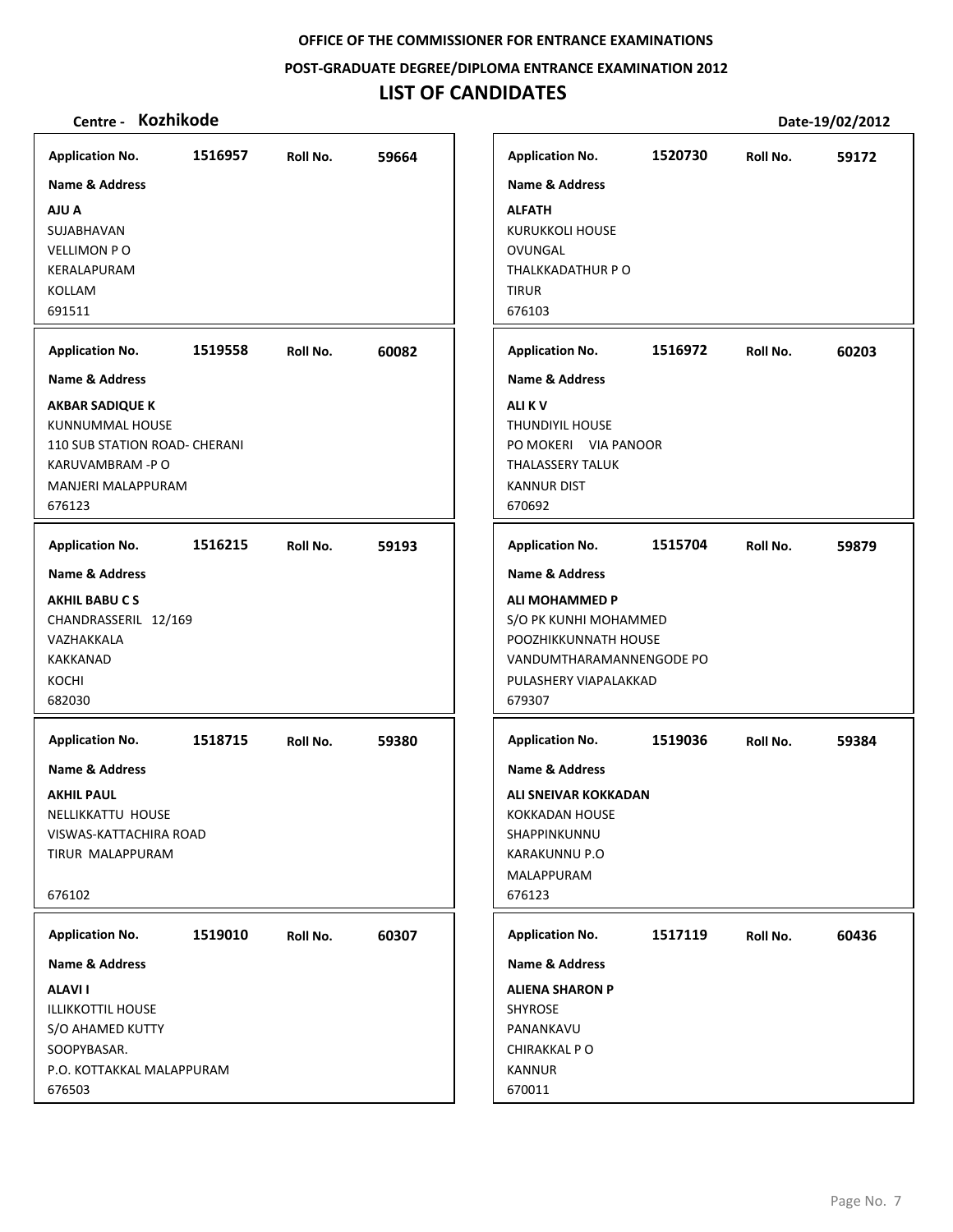OFFICE OF THE COMMISSIONER FOR ENTRANCE EXAMINATIONS

POST-GRADUATE DEGREE/DIPLOMA ENTRANCE EXAMINATION 2012

# LIST OF CANDIDATES

**Centre - Kozhikode** **Date-19/02/2012**

**Application No.** 1516957 **Roll No.** 59664

**Name & Address**

**AJU A**
SUJABHAVAN
VELLIMON P O
KERALAPURAM
KOLLAM
691511

**Application No.** 1519558 **Roll No.** 60082

**Name & Address**

**AKBAR SADIQUE K**
KUNNUMMAL HOUSE
110 SUB STATION ROAD- CHERANI
KARUVAMBRAM -P O
MANJERI MALAPPURAM
676123

**Application No.** 1516215 **Roll No.** 59193

**Name & Address**

**AKHIL BABU C S**
CHANDRASSERIL 12/169
VAZHAKKALA
KAKKANAD
KOCHI
682030

**Application No.** 1518715 **Roll No.** 59380

**Name & Address**

**AKHIL PAUL**
NELLIKKATTU HOUSE
VISWAS-KATTACHIRA ROAD
TIRUR MALAPPURAM

676102

**Application No.** 1519010 **Roll No.** 60307

**Name & Address**

**ALAVI I**
ILLIKKOTTIL HOUSE
S/O AHAMED KUTTY
SOOPYBASAR.
P.O. KOTTAKKAL MALAPPURAM
676503

**Application No.** 1520730 **Roll No.** 59172

**Name & Address**

**ALFATH**
KURUKKOLI HOUSE
OVUNGAL
THALKKADATHUR P O
TIRUR
676103

**Application No.** 1516972 **Roll No.** 60203

**Name & Address**

**ALI K V**
THUNDIYIL HOUSE
PO MOKERI VIA PANOOR
THALASSERY TALUK
KANNUR DIST
670692

**Application No.** 1515704 **Roll No.** 59879

**Name & Address**

**ALI MOHAMMED P**
S/O PK KUNHI MOHAMMED
POOZHIKKUNNATH HOUSE
VANDUMTHARAMANNENGODE PO
PULASHERY VIAPALAKKAD
679307

**Application No.** 1519036 **Roll No.** 59384

**Name & Address**

**ALI SNEIVAR KOKKADAN**
KOKKADAN HOUSE
SHAPPINKUNNU
KARAKUNNU P.O
MALAPPURAM
676123

**Application No.** 1517119 **Roll No.** 60436

**Name & Address**

**ALIENA SHARON P**
SHYROSE
PANANKAVU
CHIRAKKAL P O
KANNUR
670011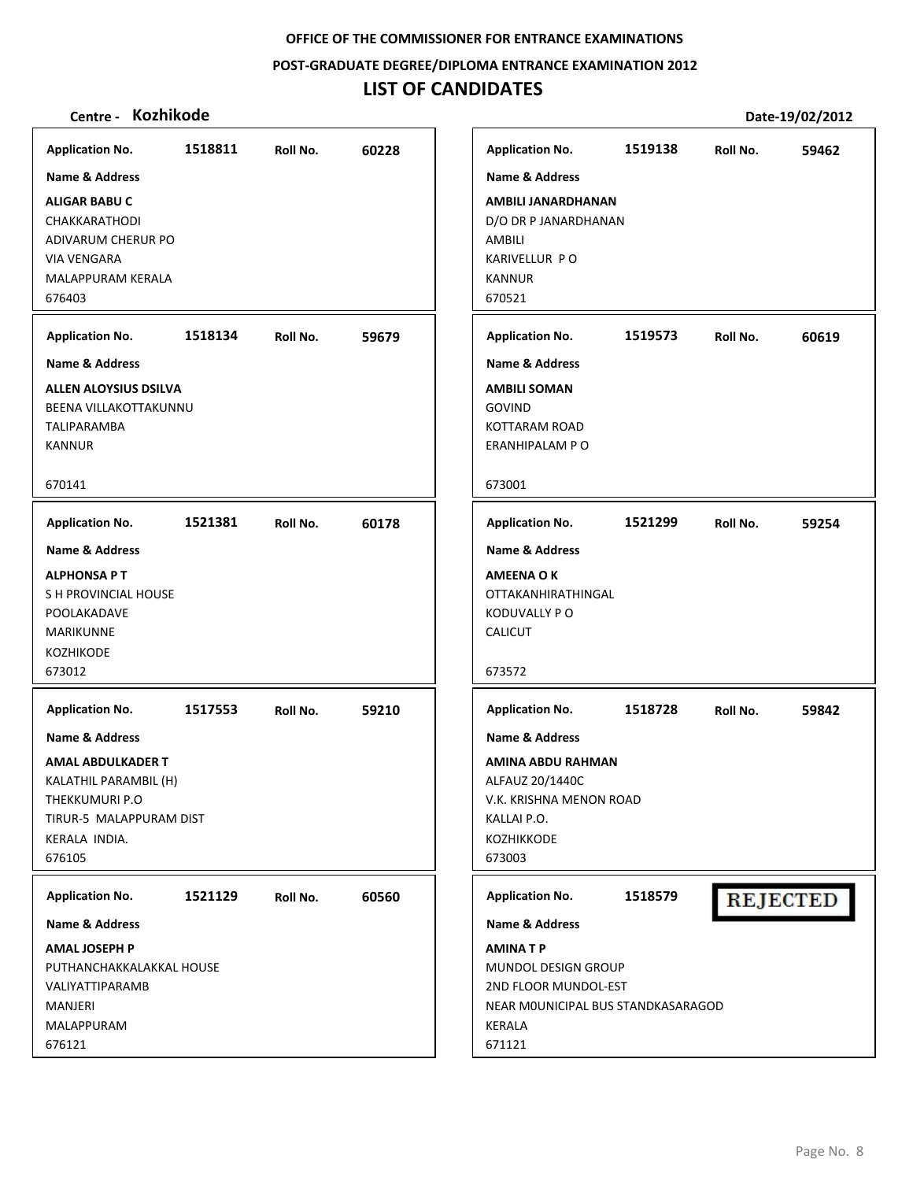OFFICE OF THE COMMISSIONER FOR ENTRANCE EXAMINATIONS

POST-GRADUATE DEGREE/DIPLOMA ENTRANCE EXAMINATION 2012

# LIST OF CANDIDATES

**Centre - Kozhikode** **Date-19/02/2012**

---

**Application No.** 1518811 **Roll No.** 60228

**Name & Address**

**ALIGAR BABU C**
CHAKKARATHODI
ADIVARUM CHERUR PO
VIA VENGARA
MALAPPURAM KERALA
676403

---

**Application No.** 1518134 **Roll No.** 59679

**Name & Address**

**ALLEN ALOYSIUS DSILVA**
BEENA VILLAKOTTAKUNNU
TALIPARAMBA
KANNUR

670141

---

**Application No.** 1521381 **Roll No.** 60178

**Name & Address**

**ALPHONSA P T**
S H PROVINCIAL HOUSE
POOLAKADAVE
MARIKUNNE
KOZHIKODE
673012

---

**Application No.** 1517553 **Roll No.** 59210

**Name & Address**

**AMAL ABDULKADER T**
KALATHIL PARAMBIL (H)
THEKKUMURI P.O
TIRUR-5 MALAPPURAM DIST
KERALA INDIA.
676105

---

**Application No.** 1521129 **Roll No.** 60560

**Name & Address**

**AMAL JOSEPH P**
PUTHANCHAKKALAKKAL HOUSE
VALIYATTIPARAMB
MANJERI
MALAPPURAM
676121

---

**Application No.** 1519138 **Roll No.** 59462

**Name & Address**

**AMBILI JANARDHANAN**
D/O DR P JANARDHANAN
AMBILI
KARIVELLUR P O
KANNUR
670521

---

**Application No.** 1519573 **Roll No.** 60619

**Name & Address**

**AMBILI SOMAN**
GOVIND
KOTTARAM ROAD
ERANHIPALAM P O

673001

---

**Application No.** 1521299 **Roll No.** 59254

**Name & Address**

**AMEENA O K**
OTTAKANHIRATHINGAL
KODUVALLY P O
CALICUT

673572

---

**Application No.** 1518728 **Roll No.** 59842

**Name & Address**

**AMINA ABDU RAHMAN**
ALFAUZ 20/1440C
V.K. KRISHNA MENON ROAD
KALLAI P.O.
KOZHIKKODE
673003

---

**Application No.** 1518579 **REJECTED**

**Name & Address**

**AMINA T P**
MUNDOL DESIGN GROUP
2ND FLOOR MUNDOL-EST
NEAR M0UNICIPAL BUS STANDKASARAGOD
KERALA
671121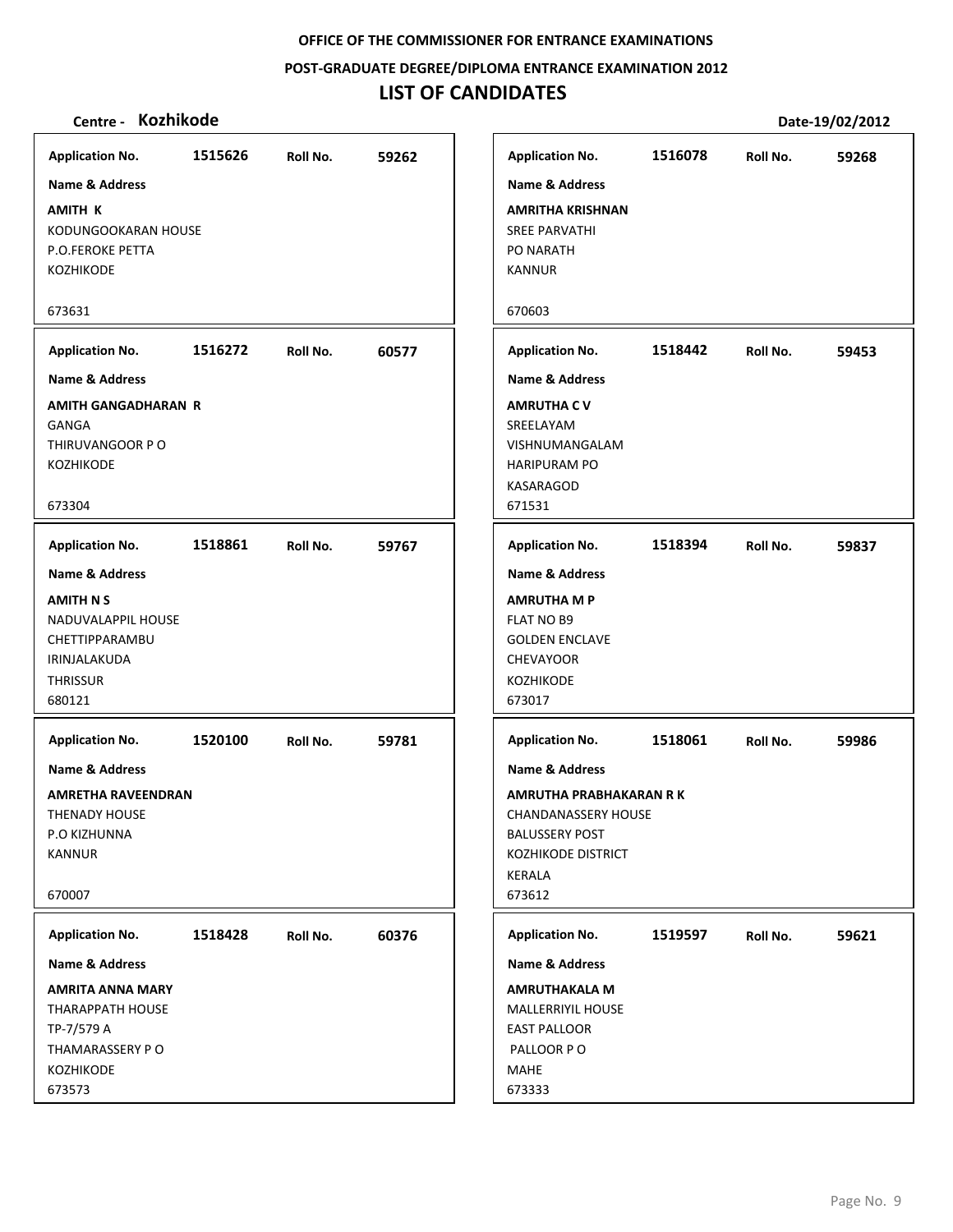OFFICE OF THE COMMISSIONER FOR ENTRANCE EXAMINATIONS

POST-GRADUATE DEGREE/DIPLOMA ENTRANCE EXAMINATION 2012

# LIST OF CANDIDATES

**Centre - Kozhikode** **Date-19/02/2012**

| Application No. | Roll No. | Name & Address |
|---|---|---|
| 1515626 | 59262 | **AMITH K**<br>KODUNGOOKARAN HOUSE<br>P.O.FEROKE PETTA<br>KOZHIKODE<br>673631 |
| 1516078 | 59268 | **AMRITHA KRISHNAN**<br>SREE PARVATHI<br>PO NARATH<br>KANNUR<br>670603 |
| 1516272 | 60577 | **AMITH GANGADHARAN R**<br>GANGA<br>THIRUVANGOOR P O<br>KOZHIKODE<br>673304 |
| 1518442 | 59453 | **AMRUTHA C V**<br>SREELAYAM<br>VISHNUMANGALAM<br>HARIPURAM PO<br>KASARAGOD<br>671531 |
| 1518861 | 59767 | **AMITH N S**<br>NADUVALAPPIL HOUSE<br>CHETTIPPARAMBU<br>IRINJALAKUDA<br>THRISSUR<br>680121 |
| 1518394 | 59837 | **AMRUTHA M P**<br>FLAT NO B9<br>GOLDEN ENCLAVE<br>CHEVAYOOR<br>KOZHIKODE<br>673017 |
| 1520100 | 59781 | **AMRETHA RAVEENDRAN**<br>THENADY HOUSE<br>P.O KIZHUNNA<br>KANNUR<br>670007 |
| 1518061 | 59986 | **AMRUTHA PRABHAKARAN R K**<br>CHANDANASSERY HOUSE<br>BALUSSERY POST<br>KOZHIKODE DISTRICT<br>KERALA<br>673612 |
| 1518428 | 60376 | **AMRITA ANNA MARY**<br>THARAPPATH HOUSE<br>TP-7/579 A<br>THAMARASSERY P O<br>KOZHIKODE<br>673573 |
| 1519597 | 59621 | **AMRUTHAKALA M**<br>MALLERRIYIL HOUSE<br>EAST PALLOOR<br>PALLOOR P O<br>MAHE<br>673333 |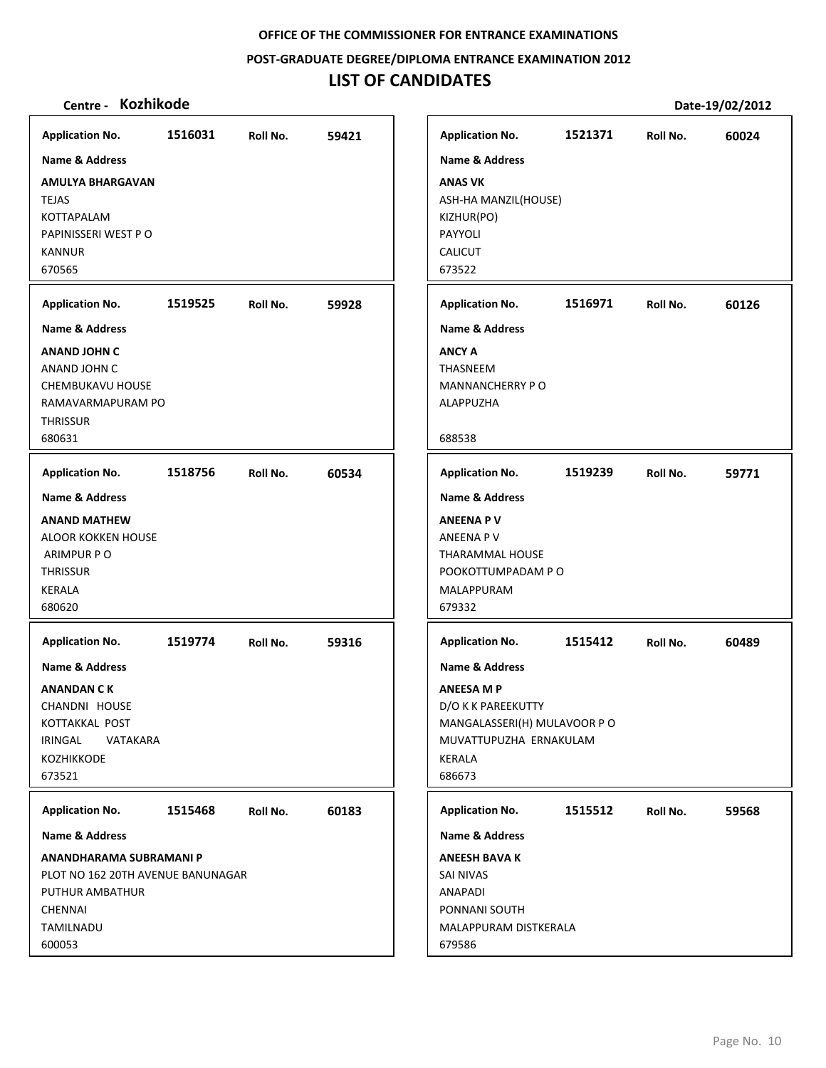OFFICE OF THE COMMISSIONER FOR ENTRANCE EXAMINATIONS

POST-GRADUATE DEGREE/DIPLOMA ENTRANCE EXAMINATION 2012

# LIST OF CANDIDATES

**Centre - Kozhikode** **Date-19/02/2012**

| Application No. | Roll No. | Name & Address |
|---|---|---|
| 1516031 | 59421 | **AMULYA BHARGAVAN**<br>TEJAS<br>KOTTAPALAM<br>PAPINISSERI WEST P O<br>KANNUR<br>670565 |
| 1521371 | 60024 | **ANAS VK**<br>ASH-HA MANZIL(HOUSE)<br>KIZHUR(PO)<br>PAYYOLI<br>CALICUT<br>673522 |
| 1519525 | 59928 | **ANAND JOHN C**<br>ANAND JOHN C<br>CHEMBUKAVU HOUSE<br>RAMAVARMAPURAM PO<br>THRISSUR<br>680631 |
| 1516971 | 60126 | **ANCY A**<br>THASNEEM<br>MANNANCHERRY P O<br>ALAPPUZHA<br>688538 |
| 1518756 | 60534 | **ANAND MATHEW**<br>ALOOR KOKKEN HOUSE<br>ARIMPUR P O<br>THRISSUR<br>KERALA<br>680620 |
| 1519239 | 59771 | **ANEENA P V**<br>ANEENA P V<br>THARAMMAL HOUSE<br>POOKOTTUMPADAM P O<br>MALAPPURAM<br>679332 |
| 1519774 | 59316 | **ANANDAN C K**<br>CHANDNI HOUSE<br>KOTTAKKAL POST<br>IRINGAL VATAKARA<br>KOZHIKKODE<br>673521 |
| 1515412 | 60489 | **ANEESA M P**<br>D/O K K PAREEKUTTY<br>MANGALASSERI(H) MULAVOOR P O<br>MUVATTUPUZHA ERNAKULAM<br>KERALA<br>686673 |
| 1515468 | 60183 | **ANANDHARAMA SUBRAMANI P**<br>PLOT NO 162 20TH AVENUE BANUNAGAR<br>PUTHUR AMBATHUR<br>CHENNAI<br>TAMILNADU<br>600053 |
| 1515512 | 59568 | **ANEESH BAVA K**<br>SAI NIVAS<br>ANAPADI<br>PONNANI SOUTH<br>MALAPPURAM DISTKERALA<br>679586 |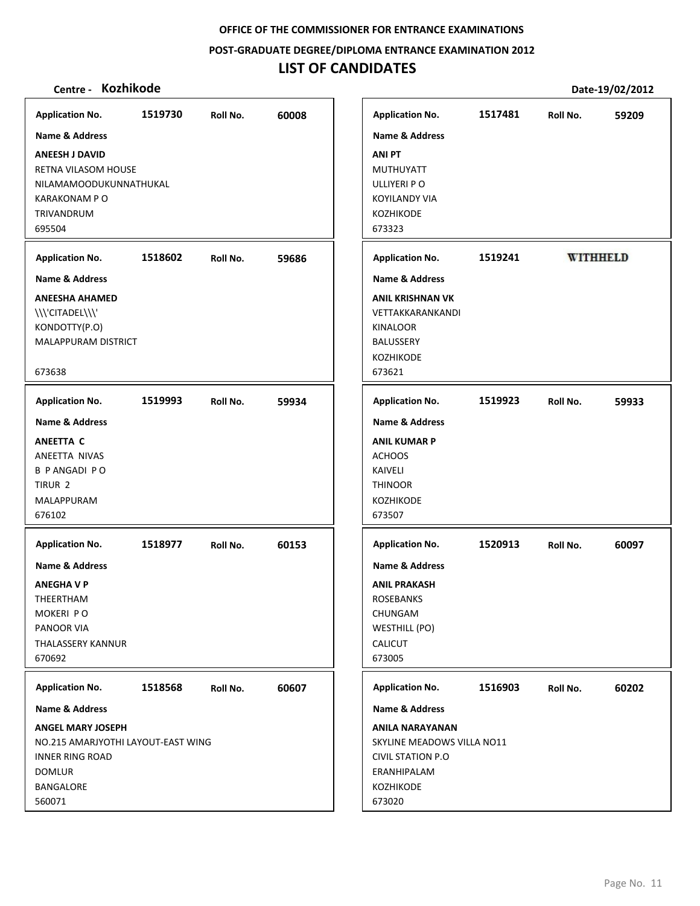OFFICE OF THE COMMISSIONER FOR ENTRANCE EXAMINATIONS

POST-GRADUATE DEGREE/DIPLOMA ENTRANCE EXAMINATION 2012

# LIST OF CANDIDATES

**Centre - Kozhikode** **Date-19/02/2012**

---

**Application No.** 1519730 **Roll No.** 60008

**Name & Address**

**ANEESH J DAVID**
RETNA VILASOM HOUSE
NILAMAMOODUKUNNATHUKAL
KARAKONAM P O
TRIVANDRUM
695504

---

**Application No.** 1518602 **Roll No.** 59686

**Name & Address**

**ANEESHA AHAMED**
\\\'CITADEL\\\'
KONDOTTY(P.O)
MALAPPURAM DISTRICT

673638

---

**Application No.** 1519993 **Roll No.** 59934

**Name & Address**

**ANEETTA C**
ANEETTA NIVAS
B P ANGADI P O
TIRUR 2
MALAPPURAM
676102

---

**Application No.** 1518977 **Roll No.** 60153

**Name & Address**

**ANEGHA V P**
THEERTHAM
MOKERI P O
PANOOR VIA
THALASSERY KANNUR
670692

---

**Application No.** 1518568 **Roll No.** 60607

**Name & Address**

**ANGEL MARY JOSEPH**
NO.215 AMARJYOTHI LAYOUT-EAST WING
INNER RING ROAD
DOMLUR
BANGALORE
560071

---

**Application No.** 1517481 **Roll No.** 59209

**Name & Address**

**ANI PT**
MUTHUYATT
ULLIYERI P O
KOYILANDY VIA
KOZHIKODE
673323

---

**Application No.** 1519241 **WITHHELD**

**Name & Address**

**ANIL KRISHNAN VK**
VETTAKKARANKANDI
KINALOOR
BALUSSERY
KOZHIKODE
673621

---

**Application No.** 1519923 **Roll No.** 59933

**Name & Address**

**ANIL KUMAR P**
ACHOOS
KAIVELI
THINOOR
KOZHIKODE
673507

---

**Application No.** 1520913 **Roll No.** 60097

**Name & Address**

**ANIL PRAKASH**
ROSEBANKS
CHUNGAM
WESTHILL (PO)
CALICUT
673005

---

**Application No.** 1516903 **Roll No.** 60202

**Name & Address**

**ANILA NARAYANAN**
SKYLINE MEADOWS VILLA NO11
CIVIL STATION P.O
ERANHIPALAM
KOZHIKODE
673020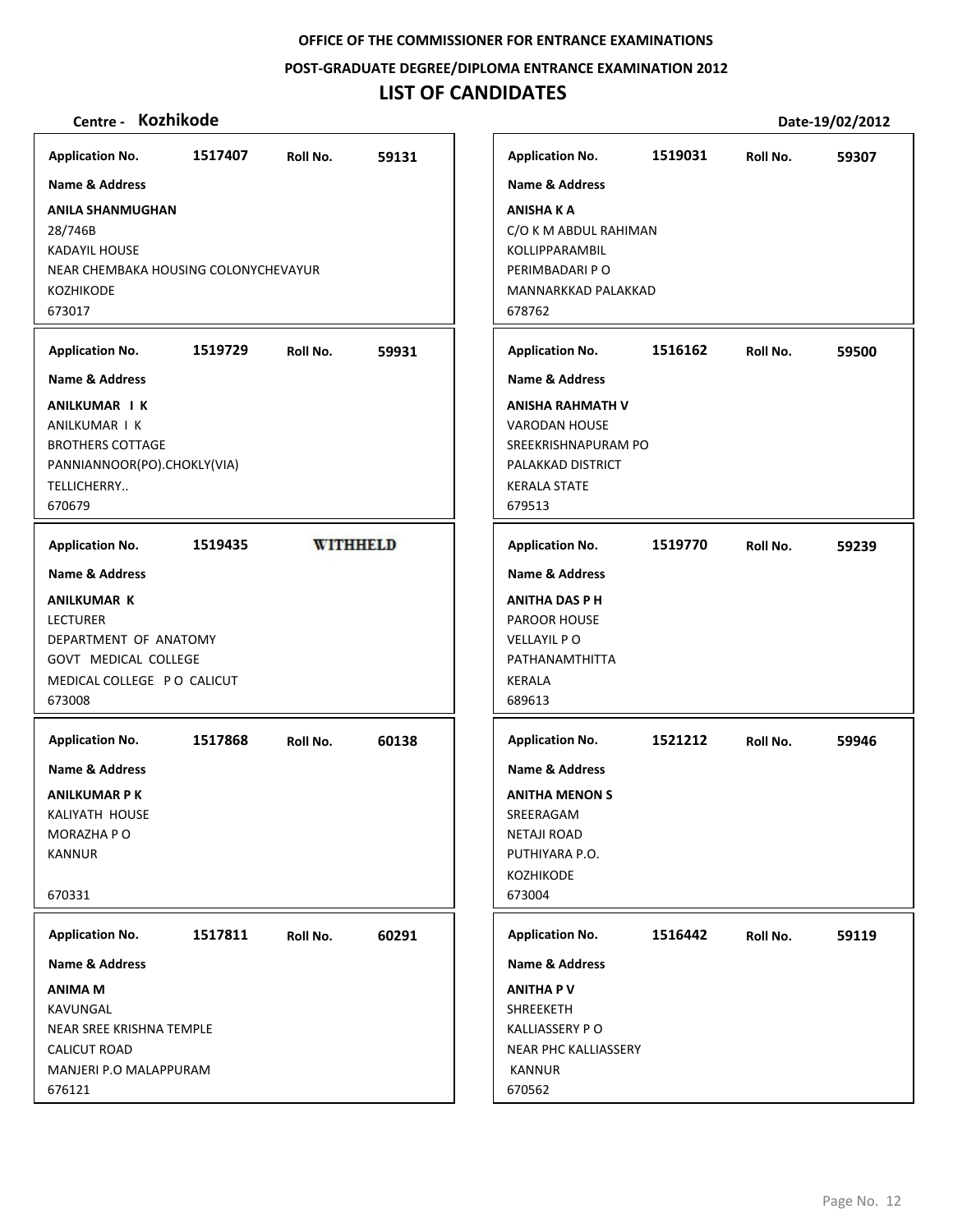OFFICE OF THE COMMISSIONER FOR ENTRANCE EXAMINATIONS

POST-GRADUATE DEGREE/DIPLOMA ENTRANCE EXAMINATION 2012

# LIST OF CANDIDATES

**Centre - Kozhikode** | **Date-19/02/2012**

---

**Application No.** 1517407 **Roll No.** 59131

**Name & Address**

**ANILA SHANMUGHAN**
28/746B
KADAYIL HOUSE
NEAR CHEMBAKA HOUSING COLONYCHEVAYUR
KOZHIKODE
673017

---

**Application No.** 1519729 **Roll No.** 59931

**Name & Address**

**ANILKUMAR I K**
ANILKUMAR I K
BROTHERS COTTAGE
PANNIANNOOR(PO).CHOKLY(VIA)
TELLICHERRY..
670679

---

**Application No.** 1519435 **WITHHELD**

**Name & Address**

**ANILKUMAR K**
LECTURER
DEPARTMENT OF ANATOMY
GOVT MEDICAL COLLEGE
MEDICAL COLLEGE P O CALICUT
673008

---

**Application No.** 1517868 **Roll No.** 60138

**Name & Address**

**ANILKUMAR P K**
KALIYATH HOUSE
MORAZHA P O
KANNUR

670331

---

**Application No.** 1517811 **Roll No.** 60291

**Name & Address**

**ANIMA M**
KAVUNGAL
NEAR SREE KRISHNA TEMPLE
CALICUT ROAD
MANJERI P.O MALAPPURAM
676121

---

**Application No.** 1519031 **Roll No.** 59307

**Name & Address**

**ANISHA K A**
C/O K M ABDUL RAHIMAN
KOLLIPPARAMBIL
PERIMBADARI P O
MANNARKKAD PALAKKAD
678762

---

**Application No.** 1516162 **Roll No.** 59500

**Name & Address**

**ANISHA RAHMATH V**
VARODAN HOUSE
SREEKRISHNAPURAM PO
PALAKKAD DISTRICT
KERALA STATE
679513

---

**Application No.** 1519770 **Roll No.** 59239

**Name & Address**

**ANITHA DAS P H**
PAROOR HOUSE
VELLAYIL P O
PATHANAMTHITTA
KERALA
689613

---

**Application No.** 1521212 **Roll No.** 59946

**Name & Address**

**ANITHA MENON S**
SREERAGAM
NETAJI ROAD
PUTHIYARA P.O.
KOZHIKODE
673004

---

**Application No.** 1516442 **Roll No.** 59119

**Name & Address**

**ANITHA P V**
SHREEKETH
KALLIASSERY P O
NEAR PHC KALLIASSERY
KANNUR
670562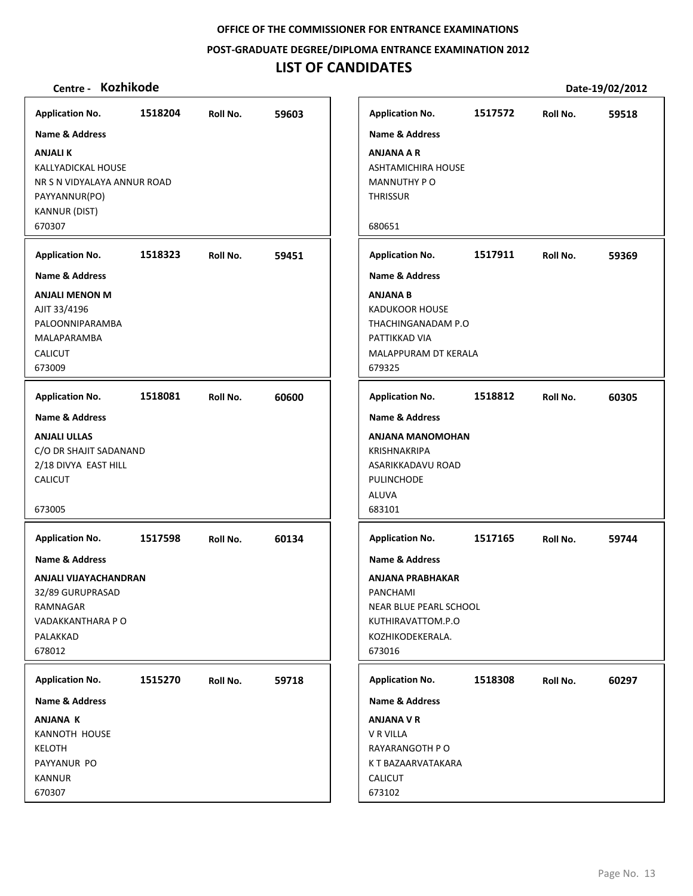OFFICE OF THE COMMISSIONER FOR ENTRANCE EXAMINATIONS

POST-GRADUATE DEGREE/DIPLOMA ENTRANCE EXAMINATION 2012

# LIST OF CANDIDATES

**Centre - Kozhikode** **Date-19/02/2012**

| Application No. | Roll No. | Name & Address |
|---|---|---|
| 1518204 | 59603 | **ANJALI K**<br>KALLYADICKAL HOUSE<br>NR S N VIDYALAYA ANNUR ROAD<br>PAYYANNUR(PO)<br>KANNUR (DIST)<br>670307 |
| 1518323 | 59451 | **ANJALI MENON M**<br>AJIT 33/4196<br>PALOONNIPARAMBA<br>MALAPARAMBA<br>CALICUT<br>673009 |
| 1518081 | 60600 | **ANJALI ULLAS**<br>C/O DR SHAJIT SADANAND<br>2/18 DIVYA EAST HILL<br>CALICUT<br>673005 |
| 1517598 | 60134 | **ANJALI VIJAYACHANDRAN**<br>32/89 GURUPRASAD<br>RAMNAGAR<br>VADAKKANTHARA P O<br>PALAKKAD<br>678012 |
| 1515270 | 59718 | **ANJANA K**<br>KANNOTH HOUSE<br>KELOTH<br>PAYYANUR PO<br>KANNUR<br>670307 |
| 1517572 | 59518 | **ANJANA A R**<br>ASHTAMICHIRA HOUSE<br>MANNUTHY P O<br>THRISSUR<br>680651 |
| 1517911 | 59369 | **ANJANA B**<br>KADUKOOR HOUSE<br>THACHINGANADAM P.O<br>PATTIKKAD VIA<br>MALAPPURAM DT KERALA<br>679325 |
| 1518812 | 60305 | **ANJANA MANOMOHAN**<br>KRISHNAKRIPA<br>ASARIKKADAVU ROAD<br>PULINCHODE<br>ALUVA<br>683101 |
| 1517165 | 59744 | **ANJANA PRABHAKAR**<br>PANCHAMI<br>NEAR BLUE PEARL SCHOOL<br>KUTHIRAVATTOM.P.O<br>KOZHIKODEKERALA.<br>673016 |
| 1518308 | 60297 | **ANJANA V R**<br>V R VILLA<br>RAYARANGOTH P O<br>K T BAZAARVATAKARA<br>CALICUT<br>673102 |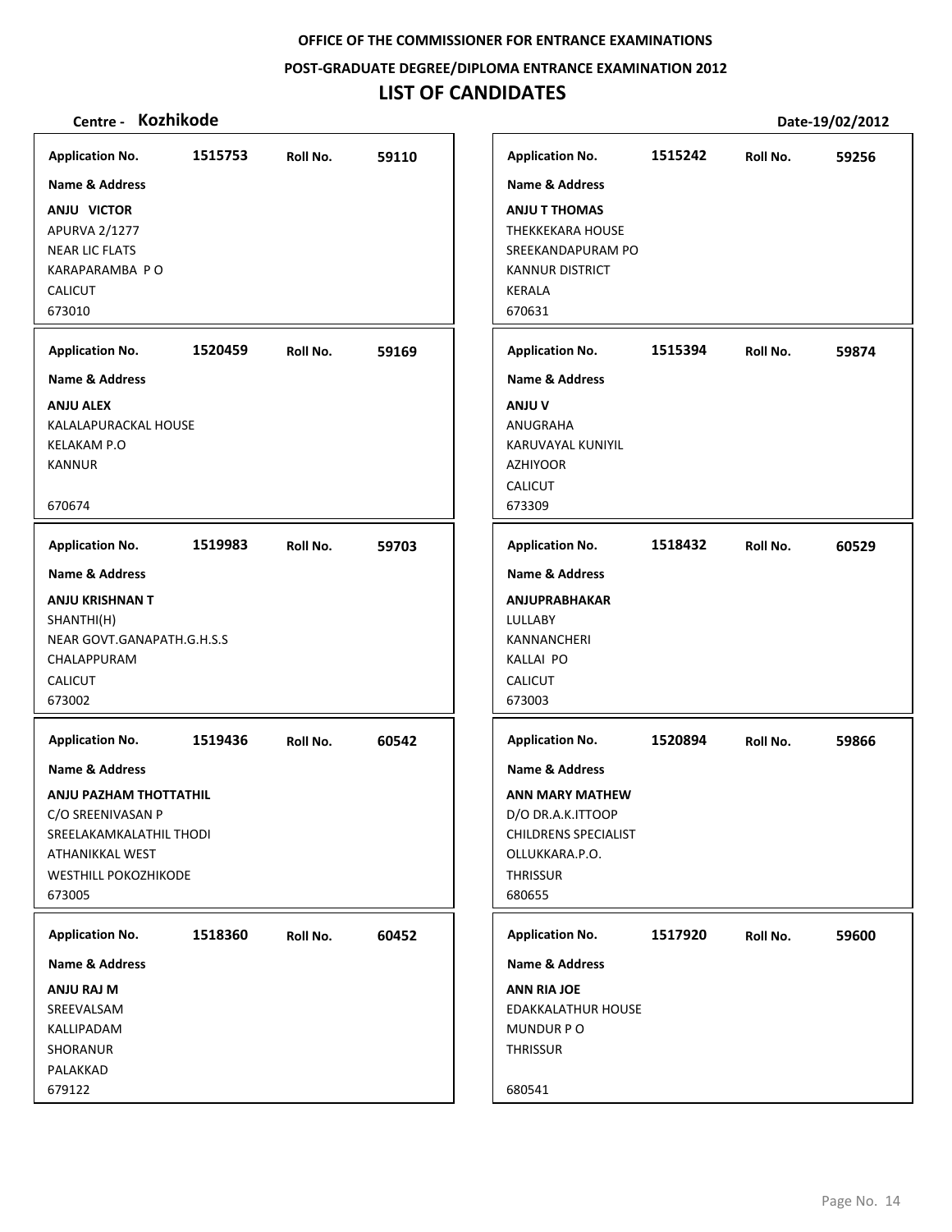**OFFICE OF THE COMMISSIONER FOR ENTRANCE EXAMINATIONS**

**POST-GRADUATE DEGREE/DIPLOMA ENTRANCE EXAMINATION 2012**

# LIST OF CANDIDATES

**Centre - Kozhikode** **Date-19/02/2012**

**Application No.** 1515753 **Roll No.** 59110

**Name & Address**

**ANJU VICTOR**
APURVA 2/1277
NEAR LIC FLATS
KARAPARAMBA P O
CALICUT
673010

---

**Application No.** 1515242 **Roll No.** 59256

**Name & Address**

**ANJU T THOMAS**
THEKKEKARA HOUSE
SREEKANDAPURAM PO
KANNUR DISTRICT
KERALA
670631

---

**Application No.** 1520459 **Roll No.** 59169

**Name & Address**

**ANJU ALEX**
KALALAPURACKAL HOUSE
KELAKAM P.O
KANNUR
670674

---

**Application No.** 1515394 **Roll No.** 59874

**Name & Address**

**ANJU V**
ANUGRAHA
KARUVAYAL KUNIYIL
AZHIYOOR
CALICUT
673309

---

**Application No.** 1519983 **Roll No.** 59703

**Name & Address**

**ANJU KRISHNAN T**
SHANTHI(H)
NEAR GOVT.GANAPATH.G.H.S.S
CHALAPPURAM
CALICUT
673002

---

**Application No.** 1518432 **Roll No.** 60529

**Name & Address**

**ANJUPRABHAKAR**
LULLABY
KANNANCHERI
KALLAI PO
CALICUT
673003

---

**Application No.** 1519436 **Roll No.** 60542

**Name & Address**

**ANJU PAZHAM THOTTATHIL**
C/O SREENIVASAN P
SREELAKAMKALATHIL THODI
ATHANIKKAL WEST
WESTHILL POKOZHIKODE
673005

---

**Application No.** 1520894 **Roll No.** 59866

**Name & Address**

**ANN MARY MATHEW**
D/O DR.A.K.ITTOOP
CHILDRENS SPECIALIST
OLLUKKARA.P.O.
THRISSUR
680655

---

**Application No.** 1518360 **Roll No.** 60452

**Name & Address**

**ANJU RAJ M**
SREEVALSAM
KALLIPADAM
SHORANUR
PALAKKAD
679122

---

**Application No.** 1517920 **Roll No.** 59600

**Name & Address**

**ANN RIA JOE**
EDAKKALATHUR HOUSE
MUNDUR P O
THRISSUR
680541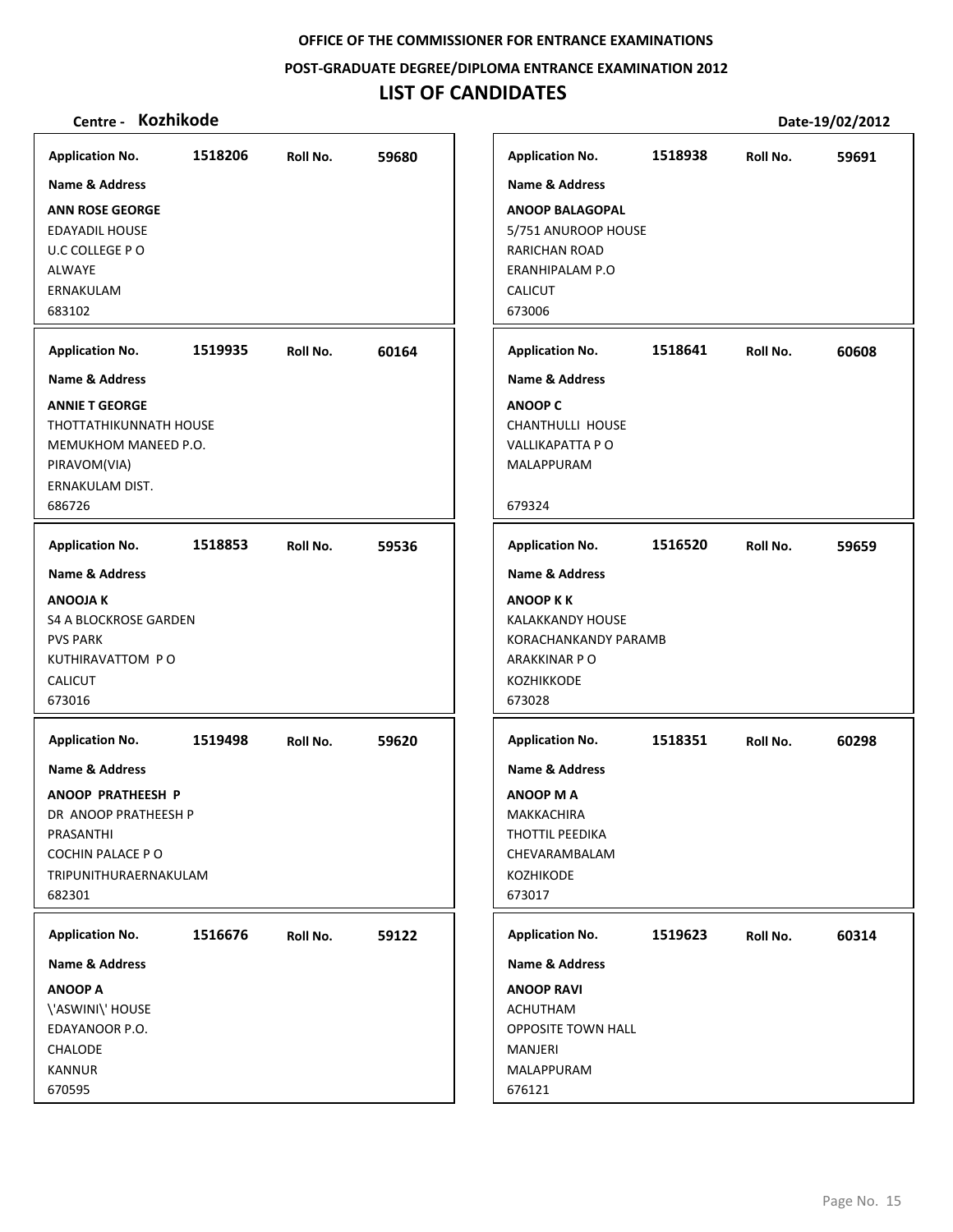OFFICE OF THE COMMISSIONER FOR ENTRANCE EXAMINATIONS

POST-GRADUATE DEGREE/DIPLOMA ENTRANCE EXAMINATION 2012

# LIST OF CANDIDATES

**Centre - Kozhikode** Date-19/02/2012

| Application No. | Roll No. | Name & Address |
|---|---|---|
| 1518206 | 59680 | **ANN ROSE GEORGE**<br>EDAYADIL HOUSE<br>U.C COLLEGE P O<br>ALWAYE<br>ERNAKULAM<br>683102 |
| 1519935 | 60164 | **ANNIE T GEORGE**<br>THOTTATHIKUNNATH HOUSE<br>MEMUKHOM MANEED P.O.<br>PIRAVOM(VIA)<br>ERNAKULAM DIST.<br>686726 |
| 1518853 | 59536 | **ANOOJA K**<br>S4 A BLOCKROSE GARDEN<br>PVS PARK<br>KUTHIRAVATTOM P O<br>CALICUT<br>673016 |
| 1519498 | 59620 | **ANOOP PRATHEESH P**<br>DR ANOOP PRATHEESH P<br>PRASANTHI<br>COCHIN PALACE P O<br>TRIPUNITHURAERNAKULAM<br>682301 |
| 1516676 | 59122 | **ANOOP A**<br>\'ASWINI\' HOUSE<br>EDAYANOOR P.O.<br>CHALODE<br>KANNUR<br>670595 |
| 1518938 | 59691 | **ANOOP BALAGOPAL**<br>5/751 ANUROOP HOUSE<br>RARICHAN ROAD<br>ERANHIPALAM P.O<br>CALICUT<br>673006 |
| 1518641 | 60608 | **ANOOP C**<br>CHANTHULLI HOUSE<br>VALLIKAPATTA P O<br>MALAPPURAM<br>679324 |
| 1516520 | 59659 | **ANOOP K K**<br>KALAKKANDY HOUSE<br>KORACHANKANDY PARAMB<br>ARAKKINAR P O<br>KOZHIKKODE<br>673028 |
| 1518351 | 60298 | **ANOOP M A**<br>MAKKACHIRA<br>THOTTIL PEEDIKA<br>CHEVARAMBALAM<br>KOZHIKODE<br>673017 |
| 1519623 | 60314 | **ANOOP RAVI**<br>ACHUTHAM<br>OPPOSITE TOWN HALL<br>MANJERI<br>MALAPPURAM<br>676121 |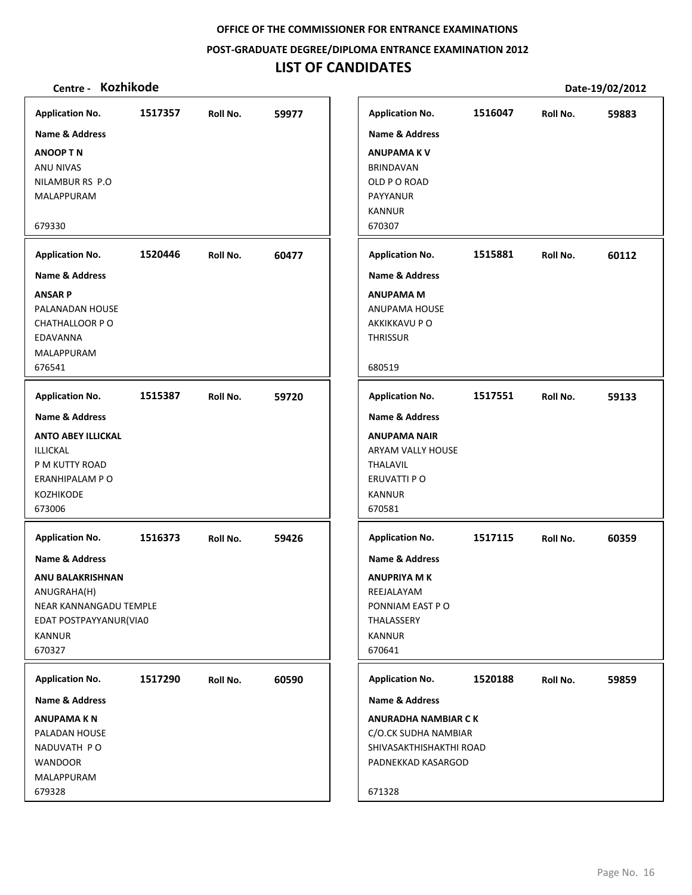**OFFICE OF THE COMMISSIONER FOR ENTRANCE EXAMINATIONS**

**POST-GRADUATE DEGREE/DIPLOMA ENTRANCE EXAMINATION 2012**

# LIST OF CANDIDATES

**Centre - Kozhikode** **Date-19/02/2012**

| Application No. | Roll No. | Name & Address |
|---|---|---|
| 1517357 | 59977 | **ANOOP T N**<br>ANU NIVAS<br>NILAMBUR RS P.O<br>MALAPPURAM<br>679330 |
| 1520446 | 60477 | **ANSAR P**<br>PALANADAN HOUSE<br>CHATHALLOOR P O<br>EDAVANNA<br>MALAPPURAM<br>676541 |
| 1515387 | 59720 | **ANTO ABEY ILLICKAL**<br>ILLICKAL<br>P M KUTTY ROAD<br>ERANHIPALAM P O<br>KOZHIKODE<br>673006 |
| 1516373 | 59426 | **ANU BALAKRISHNAN**<br>ANUGRAHA(H)<br>NEAR KANNANGADU TEMPLE<br>EDAT POSTPAYYANUR(VIA0<br>KANNUR<br>670327 |
| 1517290 | 60590 | **ANUPAMA K N**<br>PALADAN HOUSE<br>NADUVATH P O<br>WANDOOR<br>MALAPPURAM<br>679328 |
| 1516047 | 59883 | **ANUPAMA K V**<br>BRINDAVAN<br>OLD P O ROAD<br>PAYYANUR<br>KANNUR<br>670307 |
| 1515881 | 60112 | **ANUPAMA M**<br>ANUPAMA HOUSE<br>AKKIKKAVU P O<br>THRISSUR<br>680519 |
| 1517551 | 59133 | **ANUPAMA NAIR**<br>ARYAM VALLY HOUSE<br>THALAVIL<br>ERUVATTI P O<br>KANNUR<br>670581 |
| 1517115 | 60359 | **ANUPRIYA M K**<br>REEJALAYAM<br>PONNIAM EAST P O<br>THALASSERY<br>KANNUR<br>670641 |
| 1520188 | 59859 | **ANURADHA NAMBIAR C K**<br>C/O.CK SUDHA NAMBIAR<br>SHIVASAKTHISHAKTHI ROAD<br>PADNEKKAD KASARGOD<br>671328 |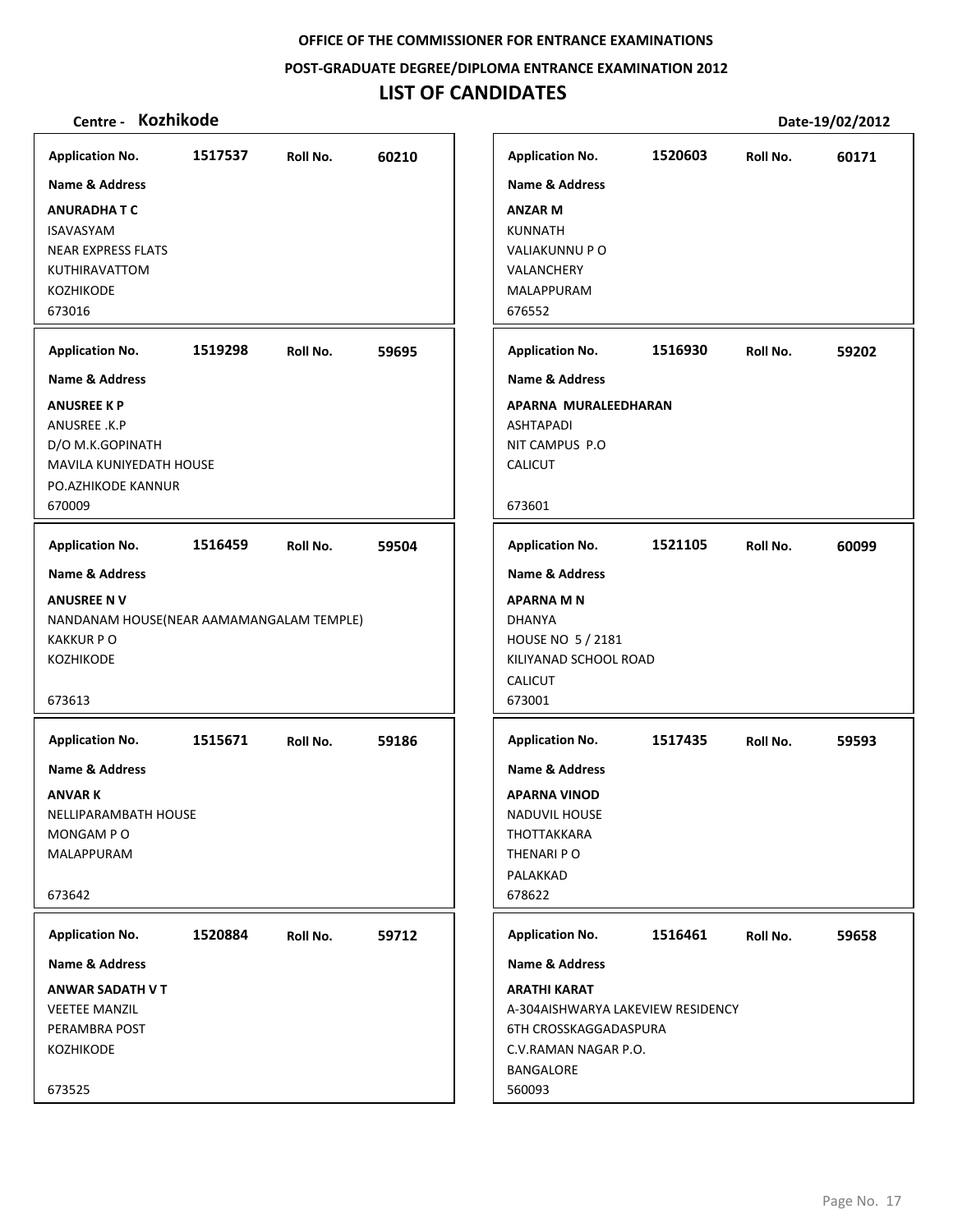**OFFICE OF THE COMMISSIONER FOR ENTRANCE EXAMINATIONS**

**POST-GRADUATE DEGREE/DIPLOMA ENTRANCE EXAMINATION 2012**

# LIST OF CANDIDATES

**Centre - Kozhikode** **Date-19/02/2012**

---

**Application No.** 1517537 **Roll No.** 60210

**Name & Address**

**ANURADHA T C**
ISAVASYAM
NEAR EXPRESS FLATS
KUTHIRAVATTOM
KOZHIKODE
673016

---

**Application No.** 1519298 **Roll No.** 59695

**Name & Address**

**ANUSREE K P**
ANUSREE .K.P
D/O M.K.GOPINATH
MAVILA KUNIYEDATH HOUSE
PO.AZHIKODE KANNUR
670009

---

**Application No.** 1516459 **Roll No.** 59504

**Name & Address**

**ANUSREE N V**
NANDANAM HOUSE(NEAR AAMAMANGALAM TEMPLE)
KAKKUR P O
KOZHIKODE
673613

---

**Application No.** 1515671 **Roll No.** 59186

**Name & Address**

**ANVAR K**
NELLIPARAMBATH HOUSE
MONGAM P O
MALAPPURAM
673642

---

**Application No.** 1520884 **Roll No.** 59712

**Name & Address**

**ANWAR SADATH V T**
VEETEE MANZIL
PERAMBRA POST
KOZHIKODE
673525

---

**Application No.** 1520603 **Roll No.** 60171

**Name & Address**

**ANZAR M**
KUNNATH
VALIAKUNNU P O
VALANCHERY
MALAPPURAM
676552

---

**Application No.** 1516930 **Roll No.** 59202

**Name & Address**

**APARNA MURALEEDHARAN**
ASHTAPADI
NIT CAMPUS P.O
CALICUT
673601

---

**Application No.** 1521105 **Roll No.** 60099

**Name & Address**

**APARNA M N**
DHANYA
HOUSE NO 5 / 2181
KILIYANAD SCHOOL ROAD
CALICUT
673001

---

**Application No.** 1517435 **Roll No.** 59593

**Name & Address**

**APARNA VINOD**
NADUVIL HOUSE
THOTTAKKARA
THENARI P O
PALAKKAD
678622

---

**Application No.** 1516461 **Roll No.** 59658

**Name & Address**

**ARATHI KARAT**
A-304AISHWARYA LAKEVIEW RESIDENCY
6TH CROSSKAGGADASPURA
C.V.RAMAN NAGAR P.O.
BANGALORE
560093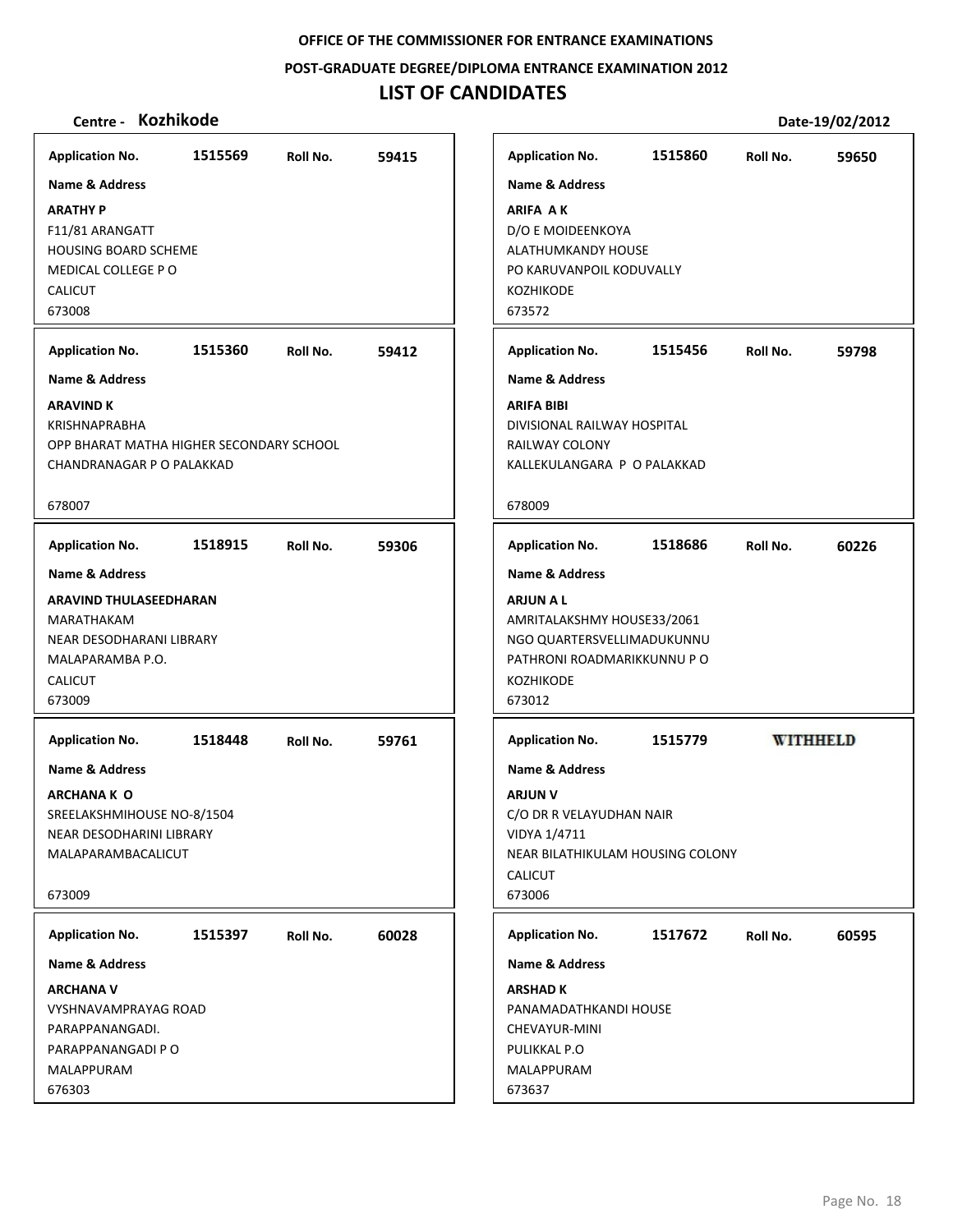OFFICE OF THE COMMISSIONER FOR ENTRANCE EXAMINATIONS

POST-GRADUATE DEGREE/DIPLOMA ENTRANCE EXAMINATION 2012

# LIST OF CANDIDATES

**Centre - Kozhikode** **Date-19/02/2012**

**Application No.** 1515569 **Roll No.** 59415

**Name & Address**

**ARATHY P**
F11/81 ARANGATT
HOUSING BOARD SCHEME
MEDICAL COLLEGE P O
CALICUT
673008

**Application No.** 1515360 **Roll No.** 59412

**Name & Address**

**ARAVIND K**
KRISHNAPRABHA
OPP BHARAT MATHA HIGHER SECONDARY SCHOOL
CHANDRANAGAR P O PALAKKAD

678007

**Application No.** 1518915 **Roll No.** 59306

**Name & Address**

**ARAVIND THULASEEDHARAN**
MARATHAKAM
NEAR DESODHARANI LIBRARY
MALAPARAMBA P.O.
CALICUT
673009

**Application No.** 1518448 **Roll No.** 59761

**Name & Address**

**ARCHANA K O**
SREELAKSHMIHOUSE NO-8/1504
NEAR DESODHARINI LIBRARY
MALAPARAMBACALICUT

673009

**Application No.** 1515397 **Roll No.** 60028

**Name & Address**

**ARCHANA V**
VYSHNAVAMPRAYAG ROAD
PARAPPANANGADI.
PARAPPANANGADI P O
MALAPPURAM
676303

**Application No.** 1515860 **Roll No.** 59650

**Name & Address**

**ARIFA A K**
D/O E MOIDEENKOYA
ALATHUMKANDY HOUSE
PO KARUVANPOIL KODUVALLY
KOZHIKODE
673572

**Application No.** 1515456 **Roll No.** 59798

**Name & Address**

**ARIFA BIBI**
DIVISIONAL RAILWAY HOSPITAL
RAILWAY COLONY
KALLEKULANGARA P O PALAKKAD

678009

**Application No.** 1518686 **Roll No.** 60226

**Name & Address**

**ARJUN A L**
AMRITALAKSHMY HOUSE33/2061
NGO QUARTERSVELLIMADUKUNNU
PATHRONI ROADMARIKKUNNU P O
KOZHIKODE
673012

**Application No.** 1515779 **WITHHELD**

**Name & Address**

**ARJUN V**
C/O DR R VELAYUDHAN NAIR
VIDYA 1/4711
NEAR BILATHIKULAM HOUSING COLONY
CALICUT
673006

**Application No.** 1517672 **Roll No.** 60595

**Name & Address**

**ARSHAD K**
PANAMADATHKANDI HOUSE
CHEVAYUR-MINI
PULIKKAL P.O
MALAPPURAM
673637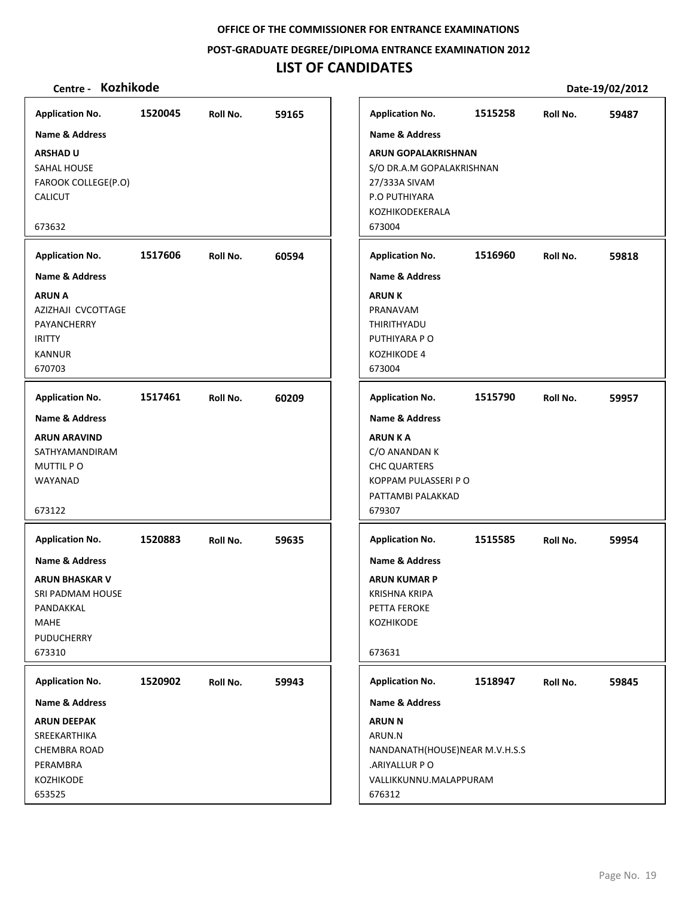**OFFICE OF THE COMMISSIONER FOR ENTRANCE EXAMINATIONS**

**POST-GRADUATE DEGREE/DIPLOMA ENTRANCE EXAMINATION 2012**

# LIST OF CANDIDATES

**Centre - Kozhikode** **Date-19/02/2012**

---

**Application No.** 1520045 **Roll No.** 59165

**Name & Address**

**ARSHAD U**
SAHAL HOUSE
FAROOK COLLEGE(P.O)
CALICUT

673632

---

**Application No.** 1517606 **Roll No.** 60594

**Name & Address**

**ARUN A**
AZIZHAJI CVCOTTAGE
PAYANCHERRY
IRITTY
KANNUR
670703

---

**Application No.** 1517461 **Roll No.** 60209

**Name & Address**

**ARUN ARAVIND**
SATHYAMANDIRAM
MUTTIL P O
WAYANAD

673122

---

**Application No.** 1520883 **Roll No.** 59635

**Name & Address**

**ARUN BHASKAR V**
SRI PADMAM HOUSE
PANDAKKAL
MAHE
PUDUCHERRY
673310

---

**Application No.** 1520902 **Roll No.** 59943

**Name & Address**

**ARUN DEEPAK**
SREEKARTHIKA
CHEMBRA ROAD
PERAMBRA
KOZHIKODE
653525

---

**Application No.** 1515258 **Roll No.** 59487

**Name & Address**

**ARUN GOPALAKRISHNAN**
S/O DR.A.M GOPALAKRISHNAN
27/333A SIVAM
P.O PUTHIYARA
KOZHIKODEKERALA
673004

---

**Application No.** 1516960 **Roll No.** 59818

**Name & Address**

**ARUN K**
PRANAVAM
THIRITHYADU
PUTHIYARA P O
KOZHIKODE 4
673004

---

**Application No.** 1515790 **Roll No.** 59957

**Name & Address**

**ARUN K A**
C/O ANANDAN K
CHC QUARTERS
KOPPAM PULASSERI P O
PATTAMBI PALAKKAD
679307

---

**Application No.** 1515585 **Roll No.** 59954

**Name & Address**

**ARUN KUMAR P**
KRISHNA KRIPA
PETTA FEROKE
KOZHIKODE

673631

---

**Application No.** 1518947 **Roll No.** 59845

**Name & Address**

**ARUN N**
ARUN.N
NANDANATH(HOUSE)NEAR M.V.H.S.S
.ARIYALLUR P O
VALLIKKUNNU.MALAPPURAM
676312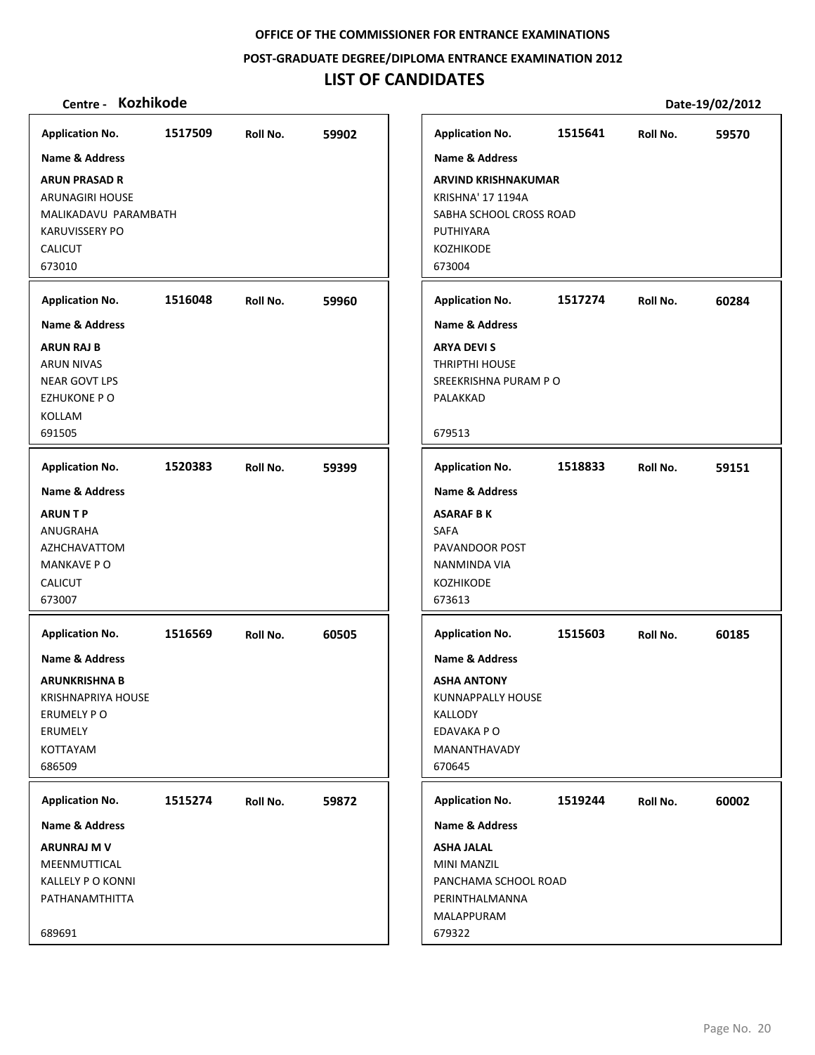OFFICE OF THE COMMISSIONER FOR ENTRANCE EXAMINATIONS

POST-GRADUATE DEGREE/DIPLOMA ENTRANCE EXAMINATION 2012

# LIST OF CANDIDATES

**Centre - Kozhikode** **Date-19/02/2012**

**Application No.** 1517509 **Roll No.** 59902

**Name & Address**

**ARUN PRASAD R**
ARUNAGIRI HOUSE
MALIKADAVU PARAMBATH
KARUVISSERY PO
CALICUT
673010

**Application No.** 1516048 **Roll No.** 59960

**Name & Address**

**ARUN RAJ B**
ARUN NIVAS
NEAR GOVT LPS
EZHUKONE P O
KOLLAM
691505

**Application No.** 1520383 **Roll No.** 59399

**Name & Address**

**ARUN T P**
ANUGRAHA
AZHCHAVATTOM
MANKAVE P O
CALICUT
673007

**Application No.** 1516569 **Roll No.** 60505

**Name & Address**

**ARUNKRISHNA B**
KRISHNAPRIYA HOUSE
ERUMELY P O
ERUMELY
KOTTAYAM
686509

**Application No.** 1515274 **Roll No.** 59872

**Name & Address**

**ARUNRAJ M V**
MEENMUTTICAL
KALLELY P O KONNI
PATHANAMTHITTA

689691

**Application No.** 1515641 **Roll No.** 59570

**Name & Address**

**ARVIND KRISHNAKUMAR**
KRISHNA' 17 1194A
SABHA SCHOOL CROSS ROAD
PUTHIYARA
KOZHIKODE
673004

**Application No.** 1517274 **Roll No.** 60284

**Name & Address**

**ARYA DEVI S**
THRIPTHI HOUSE
SREEKRISHNA PURAM P O
PALAKKAD

679513

**Application No.** 1518833 **Roll No.** 59151

**Name & Address**

**ASARAF B K**
SAFA
PAVANDOOR POST
NANMINDA VIA
KOZHIKODE
673613

**Application No.** 1515603 **Roll No.** 60185

**Name & Address**

**ASHA ANTONY**
KUNNAPPALLY HOUSE
KALLODY
EDAVAKA P O
MANANTHAVADY
670645

**Application No.** 1519244 **Roll No.** 60002

**Name & Address**

**ASHA JALAL**
MINI MANZIL
PANCHAMA SCHOOL ROAD
PERINTHALMANNA
MALAPPURAM
679322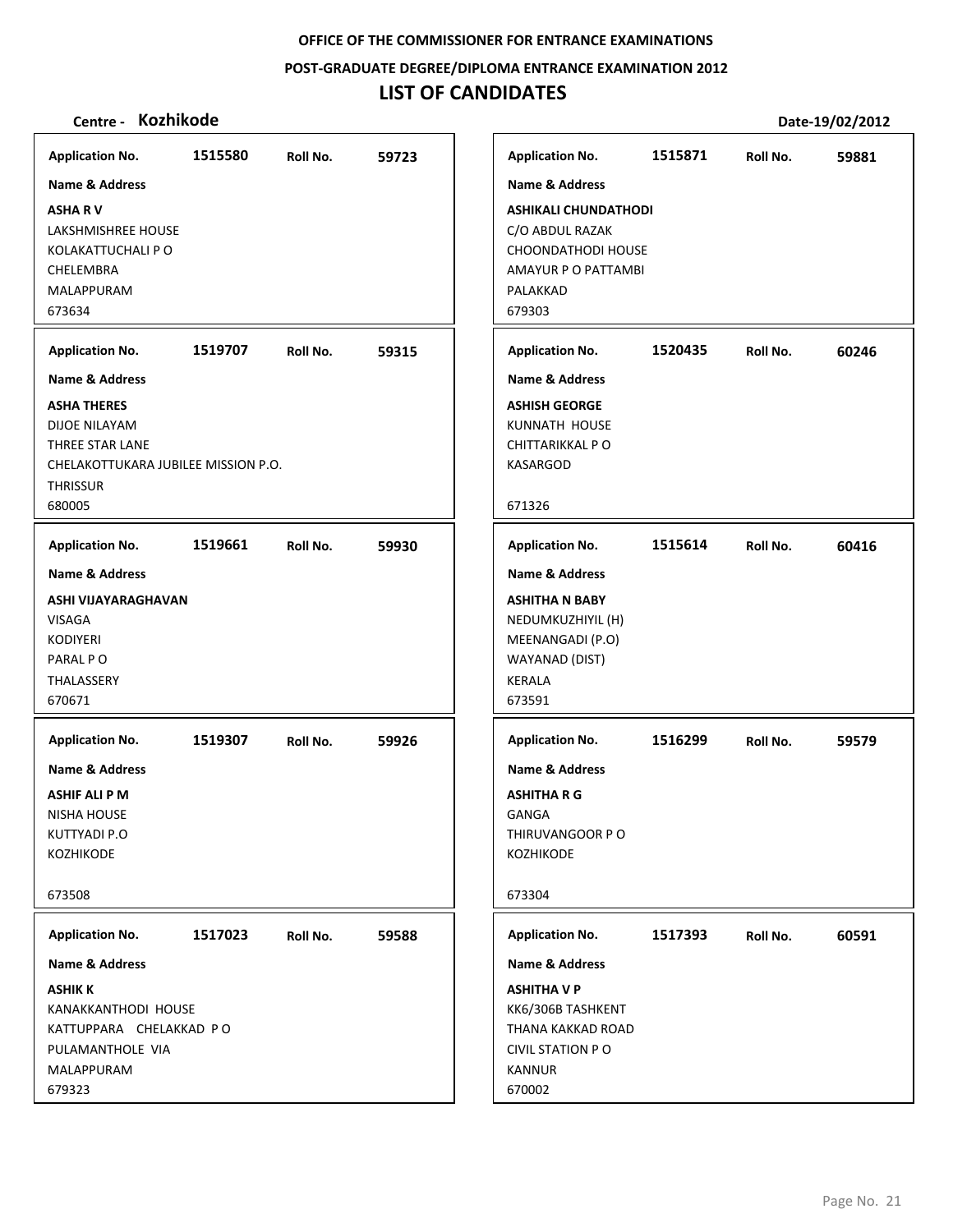OFFICE OF THE COMMISSIONER FOR ENTRANCE EXAMINATIONS

POST-GRADUATE DEGREE/DIPLOMA ENTRANCE EXAMINATION 2012

# LIST OF CANDIDATES

**Centre - Kozhikode** **Date-19/02/2012**

**Application No.** 1515580 **Roll No.** 59723

**Name & Address**

**ASHA R V**
LAKSHMISHREE HOUSE
KOLAKATTUCHALI P O
CHELEMBRA
MALAPPURAM
673634

**Application No.** 1519707 **Roll No.** 59315

**Name & Address**

**ASHA THERES**
DIJOE NILAYAM
THREE STAR LANE
CHELAKOTTUKARA JUBILEE MISSION P.O.
THRISSUR
680005

**Application No.** 1519661 **Roll No.** 59930

**Name & Address**

**ASHI VIJAYARAGHAVAN**
VISAGA
KODIYERI
PARAL P O
THALASSERY
670671

**Application No.** 1519307 **Roll No.** 59926

**Name & Address**

**ASHIF ALI P M**
NISHA HOUSE
KUTTYADI P.O
KOZHIKODE
673508

**Application No.** 1517023 **Roll No.** 59588

**Name & Address**

**ASHIK K**
KANAKKANTHODI HOUSE
KATTUPPARA CHELAKKAD P O
PULAMANTHOLE VIA
MALAPPURAM
679323

**Application No.** 1515871 **Roll No.** 59881

**Name & Address**

**ASHIKALI CHUNDATHODI**
C/O ABDUL RAZAK
CHOONDATHODI HOUSE
AMAYUR P O PATTAMBI
PALAKKAD
679303

**Application No.** 1520435 **Roll No.** 60246

**Name & Address**

**ASHISH GEORGE**
KUNNATH HOUSE
CHITTARIKKAL P O
KASARGOD
671326

**Application No.** 1515614 **Roll No.** 60416

**Name & Address**

**ASHITHA N BABY**
NEDUMKUZHIYIL (H)
MEENANGADI (P.O)
WAYANAD (DIST)
KERALA
673591

**Application No.** 1516299 **Roll No.** 59579

**Name & Address**

**ASHITHA R G**
GANGA
THIRUVANGOOR P O
KOZHIKODE
673304

**Application No.** 1517393 **Roll No.** 60591

**Name & Address**

**ASHITHA V P**
KK6/306B TASHKENT
THANA KAKKAD ROAD
CIVIL STATION P O
KANNUR
670002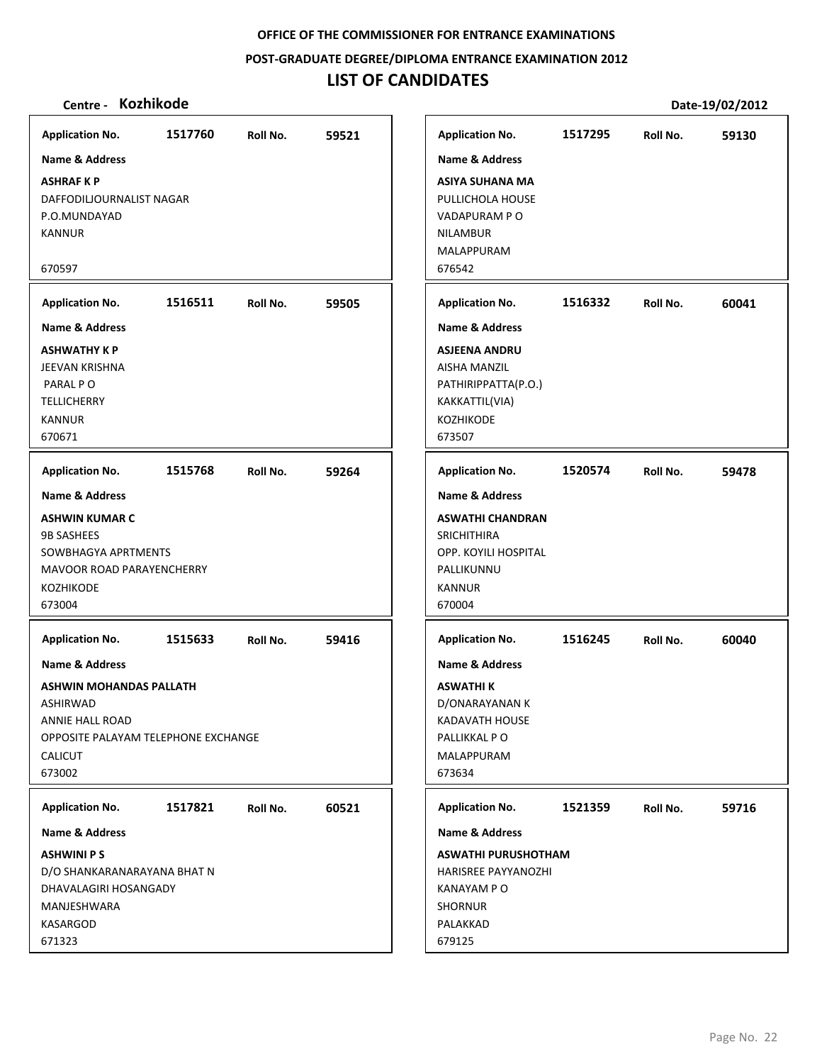**OFFICE OF THE COMMISSIONER FOR ENTRANCE EXAMINATIONS**

**POST-GRADUATE DEGREE/DIPLOMA ENTRANCE EXAMINATION 2012**

# LIST OF CANDIDATES

**Centre - Kozhikode** | **Date-19/02/2012**

---

**Application No.** 1517760 **Roll No.** 59521

**Name & Address**

**ASHRAF K P**
DAFFODILJOURNALIST NAGAR
P.O.MUNDAYAD
KANNUR

670597

---

**Application No.** 1516511 **Roll No.** 59505

**Name & Address**

**ASHWATHY K P**
JEEVAN KRISHNA
PARAL P O
TELLICHERRY
KANNUR
670671

---

**Application No.** 1515768 **Roll No.** 59264

**Name & Address**

**ASHWIN KUMAR C**
9B SASHEES
SOWBHAGYA APRTMENTS
MAVOOR ROAD PARAYENCHERRY
KOZHIKODE
673004

---

**Application No.** 1515633 **Roll No.** 59416

**Name & Address**

**ASHWIN MOHANDAS PALLATH**
ASHIRWAD
ANNIE HALL ROAD
OPPOSITE PALAYAM TELEPHONE EXCHANGE
CALICUT
673002

---

**Application No.** 1517821 **Roll No.** 60521

**Name & Address**

**ASHWINI P S**
D/O SHANKARANARAYANA BHAT N
DHAVALAGIRI HOSANGADY
MANJESHWARA
KASARGOD
671323

---

**Application No.** 1517295 **Roll No.** 59130

**Name & Address**

**ASIYA SUHANA MA**
PULLICHOLA HOUSE
VADAPURAM P O
NILAMBUR
MALAPPURAM
676542

---

**Application No.** 1516332 **Roll No.** 60041

**Name & Address**

**ASJEENA ANDRU**
AISHA MANZIL
PATHIRIPPATTA(P.O.)
KAKKATTIL(VIA)
KOZHIKODE
673507

---

**Application No.** 1520574 **Roll No.** 59478

**Name & Address**

**ASWATHI CHANDRAN**
SRICHITHIRA
OPP. KOYILI HOSPITAL
PALLIKUNNU
KANNUR
670004

---

**Application No.** 1516245 **Roll No.** 60040

**Name & Address**

**ASWATHI K**
D/ONARAYANAN K
KADAVATH HOUSE
PALLIKKAL P O
MALAPPURAM
673634

---

**Application No.** 1521359 **Roll No.** 59716

**Name & Address**

**ASWATHI PURUSHOTHAM**
HARISREE PAYYANOZHI
KANAYAM P O
SHORNUR
PALAKKAD
679125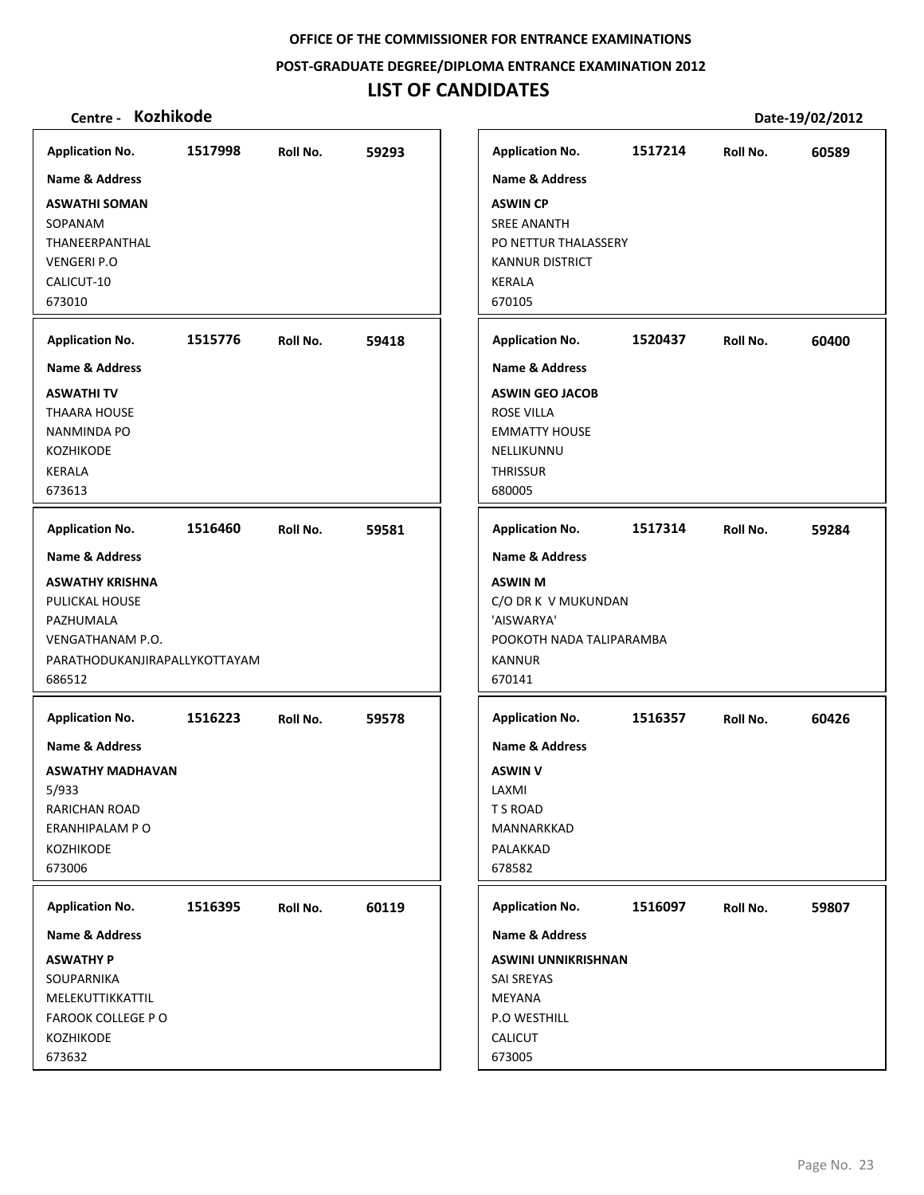OFFICE OF THE COMMISSIONER FOR ENTRANCE EXAMINATIONS

POST-GRADUATE DEGREE/DIPLOMA ENTRANCE EXAMINATION 2012

# LIST OF CANDIDATES

**Centre - Kozhikode** **Date-19/02/2012**

**Application No.** 1517998 **Roll No.** 59293

**Name & Address**

**ASWATHI SOMAN**
SOPANAM
THANEERPANTHAL
VENGERI P.O
CALICUT-10
673010

**Application No.** 1515776 **Roll No.** 59418

**Name & Address**

**ASWATHI TV**
THAARA HOUSE
NANMINDA PO
KOZHIKODE
KERALA
673613

**Application No.** 1516460 **Roll No.** 59581

**Name & Address**

**ASWATHY KRISHNA**
PULICKAL HOUSE
PAZHUMALA
VENGATHANAM P.O.
PARATHODUKANJIRAPALLYKOTTAYAM
686512

**Application No.** 1516223 **Roll No.** 59578

**Name & Address**

**ASWATHY MADHAVAN**
5/933
RARICHAN ROAD
ERANHIPALAM P O
KOZHIKODE
673006

**Application No.** 1516395 **Roll No.** 60119

**Name & Address**

**ASWATHY P**
SOUPARNIKA
MELEKUTTIKKATTIL
FAROOK COLLEGE P O
KOZHIKODE
673632

**Application No.** 1517214 **Roll No.** 60589

**Name & Address**

**ASWIN CP**
SREE ANANTH
PO NETTUR THALASSERY
KANNUR DISTRICT
KERALA
670105

**Application No.** 1520437 **Roll No.** 60400

**Name & Address**

**ASWIN GEO JACOB**
ROSE VILLA
EMMATTY HOUSE
NELLIKUNNU
THRISSUR
680005

**Application No.** 1517314 **Roll No.** 59284

**Name & Address**

**ASWIN M**
C/O DR K V MUKUNDAN
'AISWARYA'
POOKOTH NADA TALIPARAMBA
KANNUR
670141

**Application No.** 1516357 **Roll No.** 60426

**Name & Address**

**ASWIN V**
LAXMI
T S ROAD
MANNARKKAD
PALAKKAD
678582

**Application No.** 1516097 **Roll No.** 59807

**Name & Address**

**ASWINI UNNIKRISHNAN**
SAI SREYAS
MEYANA
P.O WESTHILL
CALICUT
673005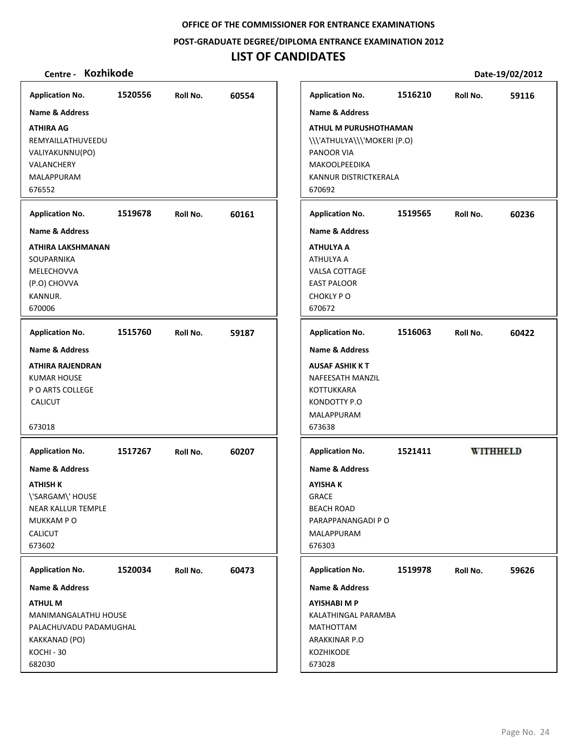OFFICE OF THE COMMISSIONER FOR ENTRANCE EXAMINATIONS

POST-GRADUATE DEGREE/DIPLOMA ENTRANCE EXAMINATION 2012

# LIST OF CANDIDATES

**Centre - Kozhikode** **Date-19/02/2012**

**Application No.** 1520556 **Roll No.** 60554
**Name & Address**
**ATHIRA AG**
REMYAILLATHUVEEDU
VALIYAKUNNU(PO)
VALANCHERY
MALAPPURAM
676552

**Application No.** 1519678 **Roll No.** 60161
**Name & Address**
**ATHIRA LAKSHMANAN**
SOUPARNIKA
MELECHOVVA
(P.O) CHOVVA
KANNUR.
670006

**Application No.** 1515760 **Roll No.** 59187
**Name & Address**
**ATHIRA RAJENDRAN**
KUMAR HOUSE
P O ARTS COLLEGE
CALICUT
673018

**Application No.** 1517267 **Roll No.** 60207
**Name & Address**
**ATHISH K**
\'SARGAM\' HOUSE
NEAR KALLUR TEMPLE
MUKKAM P O
CALICUT
673602

**Application No.** 1520034 **Roll No.** 60473
**Name & Address**
**ATHUL M**
MANIMANGALATHU HOUSE
PALACHUVADU PADAMUGHAL
KAKKANAD (PO)
KOCHI - 30
682030

**Application No.** 1516210 **Roll No.** 59116
**Name & Address**
**ATHUL M PURUSHOTHAMAN**
\\\'ATHULYA\\\'MOKERI (P.O)
PANOOR VIA
MAKOOLPEEDIKA
KANNUR DISTRICTKERALA
670692

**Application No.** 1519565 **Roll No.** 60236
**Name & Address**
**ATHULYA A**
ATHULYA A
VALSA COTTAGE
EAST PALOOR
CHOKLY P O
670672

**Application No.** 1516063 **Roll No.** 60422
**Name & Address**
**AUSAF ASHIK K T**
NAFEESATH MANZIL
KOTTUKKARA
KONDOTTY P.O
MALAPPURAM
673638

**Application No.** 1521411 **WITHHELD**
**Name & Address**
**AYISHA K**
GRACE
BEACH ROAD
PARAPPANANGADI P O
MALAPPURAM
676303

**Application No.** 1519978 **Roll No.** 59626
**Name & Address**
**AYISHABI M P**
KALATHINGAL PARAMBA
MATHOTTAM
ARAKKINAR P.O
KOZHIKODE
673028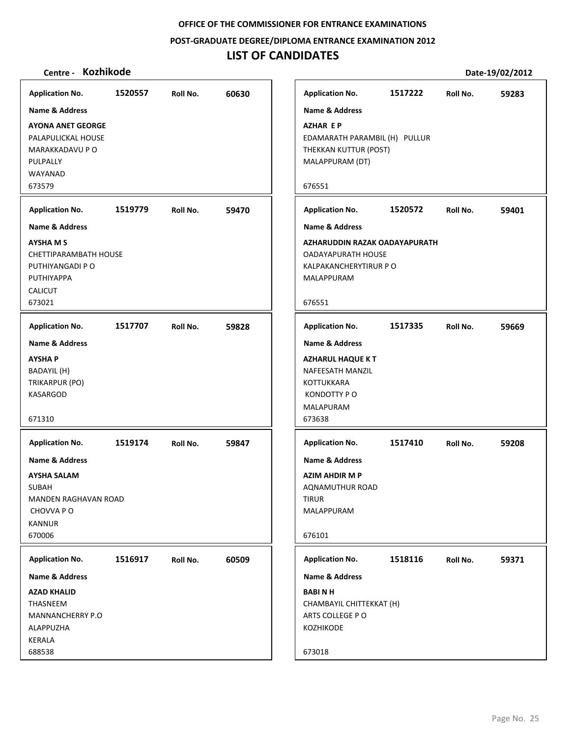**OFFICE OF THE COMMISSIONER FOR ENTRANCE EXAMINATIONS**

**POST-GRADUATE DEGREE/DIPLOMA ENTRANCE EXAMINATION 2012**

# LIST OF CANDIDATES

**Centre - Kozhikode** **Date-19/02/2012**

| Application No. | Roll No. | Name & Address |
|---|---|---|
| 1520557 | 60630 | **AYONA ANET GEORGE**<br>PALAPULICKAL HOUSE<br>MARAKKADAVU P O<br>PULPALLY<br>WAYANAD<br>673579 |
| 1519779 | 59470 | **AYSHA M S**<br>CHETTIPARAMBATH HOUSE<br>PUTHIYANGADI P O<br>PUTHIYAPPA<br>CALICUT<br>673021 |
| 1517707 | 59828 | **AYSHA P**<br>BADAYIL (H)<br>TRIKARPUR (PO)<br>KASARGOD<br>671310 |
| 1519174 | 59847 | **AYSHA SALAM**<br>SUBAH<br>MANDEN RAGHAVAN ROAD<br>CHOVVA P O<br>KANNUR<br>670006 |
| 1516917 | 60509 | **AZAD KHALID**<br>THASNEEM<br>MANNANCHERRY P.O<br>ALAPPUZHA<br>KERALA<br>688538 |
| 1517222 | 59283 | **AZHAR E P**<br>EDAMARATH PARAMBIL (H) PULLUR<br>THEKKAN KUTTUR (POST)<br>MALAPPURAM (DT)<br>676551 |
| 1520572 | 59401 | **AZHARUDDIN RAZAK OADAYAPURATH**<br>OADAYAPURATH HOUSE<br>KALPAKANCHERYTIRUR P O<br>MALAPPURAM<br>676551 |
| 1517335 | 59669 | **AZHARUL HAQUE K T**<br>NAFEESATH MANZIL<br>KOTTUKKARA<br>KONDOTTY P O<br>MALAPURAM<br>673638 |
| 1517410 | 59208 | **AZIM AHDIR M P**<br>AQNAMUTHUR ROAD<br>TIRUR<br>MALAPPURAM<br>676101 |
| 1518116 | 59371 | **BABI N H**<br>CHAMBAYIL CHITTEKKAT (H)<br>ARTS COLLEGE P O<br>KOZHIKODE<br>673018 |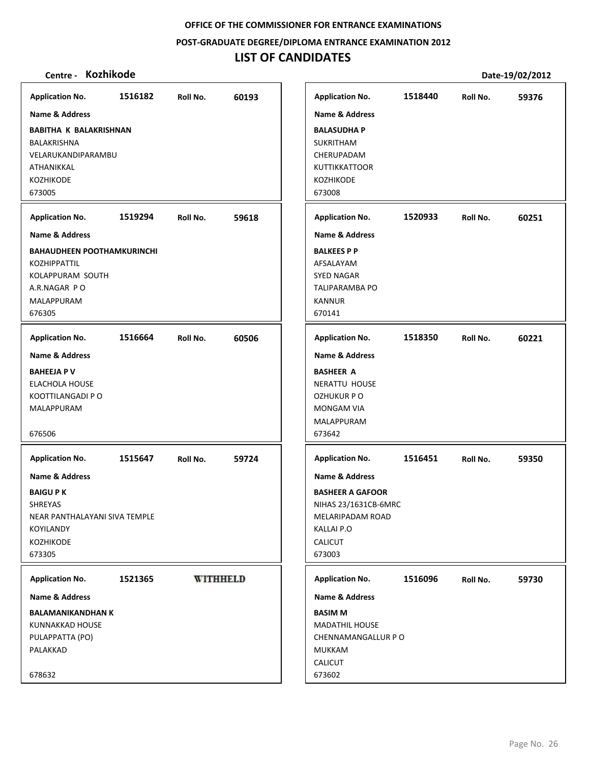OFFICE OF THE COMMISSIONER FOR ENTRANCE EXAMINATIONS

POST-GRADUATE DEGREE/DIPLOMA ENTRANCE EXAMINATION 2012

# LIST OF CANDIDATES

**Centre - Kozhikode** **Date-19/02/2012**

| Application No. | Roll No. | Name & Address |
|---|---|---|
| 1516182 | 60193 | **BABITHA K BALAKRISHNAN**<br>BALAKRISHNA<br>VELARUKANDIPARAMBU<br>ATHANIKKAL<br>KOZHIKODE<br>673005 |
| 1518440 | 59376 | **BALASUDHA P**<br>SUKRITHAM<br>CHERUPADAM<br>KUTTIKKATTOOR<br>KOZHIKODE<br>673008 |
| 1519294 | 59618 | **BAHAUDHEEN POOTHAMKURINCHI**<br>KOZHIPPATTIL<br>KOLAPPURAM SOUTH<br>A.R.NAGAR P O<br>MALAPPURAM<br>676305 |
| 1520933 | 60251 | **BALKEES P P**<br>AFSALAYAM<br>SYED NAGAR<br>TALIPARAMBA PO<br>KANNUR<br>670141 |
| 1516664 | 60506 | **BAHEEJA P V**<br>ELACHOLA HOUSE<br>KOOTTILANGADI P O<br>MALAPPURAM<br>676506 |
| 1518350 | 60221 | **BASHEER A**<br>NERATTU HOUSE<br>OZHUKUR P O<br>MONGAM VIA<br>MALAPPURAM<br>673642 |
| 1515647 | 59724 | **BAIGU P K**<br>SHREYAS<br>NEAR PANTHALAYANI SIVA TEMPLE<br>KOYILANDY<br>KOZHIKODE<br>673305 |
| 1516451 | 59350 | **BASHEER A GAFOOR**<br>NIHAS 23/1631CB-6MRC<br>MELARIPADAM ROAD<br>KALLAI P.O<br>CALICUT<br>673003 |
| 1521365 | WITHHELD | **BALAMANIKANDHAN K**<br>KUNNAKKAD HOUSE<br>PULAPPATTA (PO)<br>PALAKKAD<br>678632 |
| 1516096 | 59730 | **BASIM M**<br>MADATHIL HOUSE<br>CHENNAMANGALLUR P O<br>MUKKAM<br>CALICUT<br>673602 |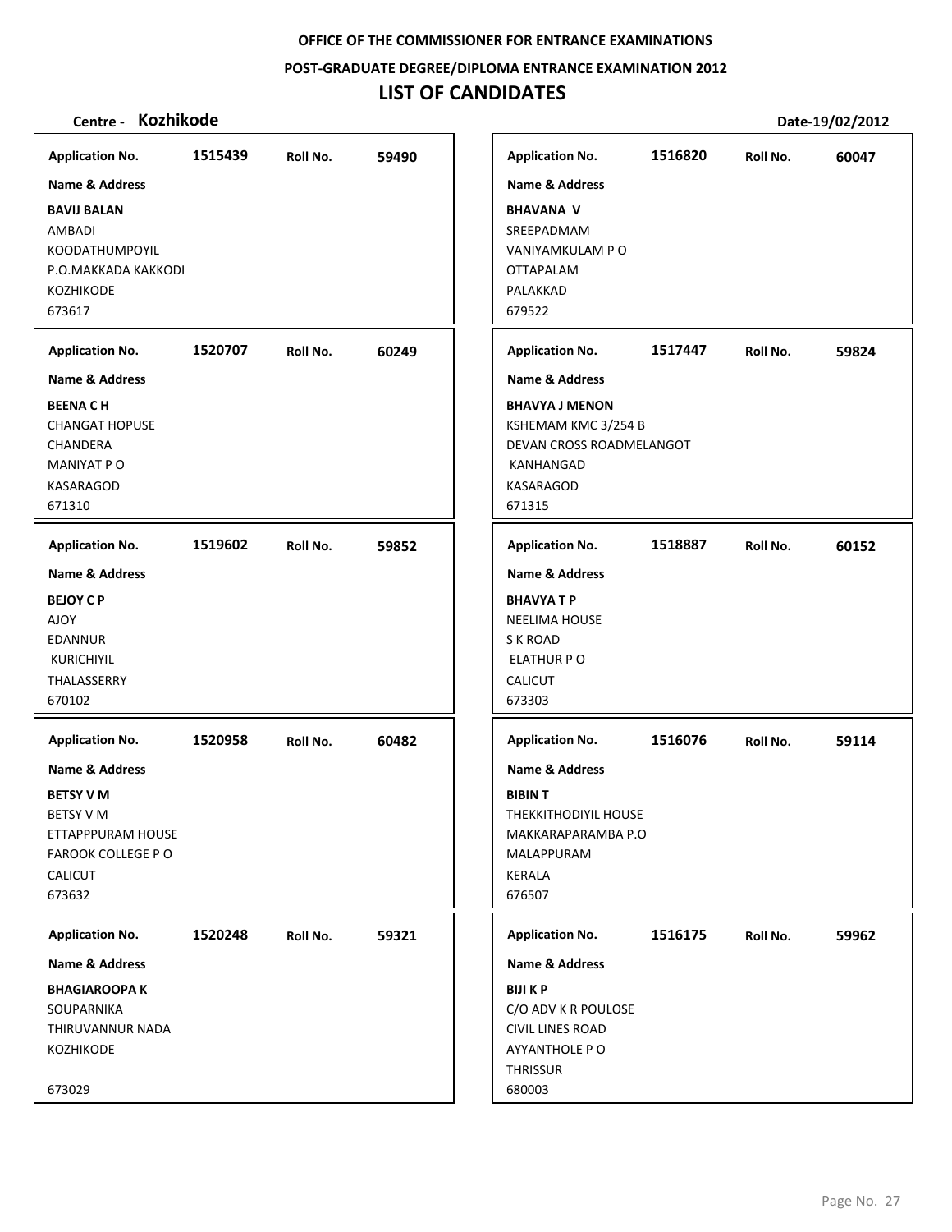**OFFICE OF THE COMMISSIONER FOR ENTRANCE EXAMINATIONS**

**POST-GRADUATE DEGREE/DIPLOMA ENTRANCE EXAMINATION 2012**

# LIST OF CANDIDATES

**Centre - Kozhikode** **Date-19/02/2012**

| Application No. | Roll No. | Name & Address |
|---|---|---|
| 1515439 | 59490 | **BAVIJ BALAN**<br>AMBADI<br>KOODATHUMPOYIL<br>P.O.MAKKADA KAKKODI<br>KOZHIKODE<br>673617 |
| 1520707 | 60249 | **BEENA C H**<br>CHANGAT HOPUSE<br>CHANDERA<br>MANIYAT P O<br>KASARAGOD<br>671310 |
| 1519602 | 59852 | **BEJOY C P**<br>AJOY<br>EDANNUR<br>KURICHIYIL<br>THALASSERRY<br>670102 |
| 1520958 | 60482 | **BETSY V M**<br>BETSY V M<br>ETTAPPPURAM HOUSE<br>FAROOK COLLEGE P O<br>CALICUT<br>673632 |
| 1520248 | 59321 | **BHAGIAROOPA K**<br>SOUPARNIKA<br>THIRUVANNUR NADA<br>KOZHIKODE<br>673029 |
| 1516820 | 60047 | **BHAVANA V**<br>SREEPADMAM<br>VANIYAMKULAM P O<br>OTTAPALAM<br>PALAKKAD<br>679522 |
| 1517447 | 59824 | **BHAVYA J MENON**<br>KSHEMAM KMC 3/254 B<br>DEVAN CROSS ROADMELANGOT<br>KANHANGAD<br>KASARAGOD<br>671315 |
| 1518887 | 60152 | **BHAVYA T P**<br>NEELIMA HOUSE<br>S K ROAD<br>ELATHUR P O<br>CALICUT<br>673303 |
| 1516076 | 59114 | **BIBIN T**<br>THEKKITHODIYIL HOUSE<br>MAKKARAPARAMBA P.O<br>MALAPPURAM<br>KERALA<br>676507 |
| 1516175 | 59962 | **BIJI K P**<br>C/O ADV K R POULOSE<br>CIVIL LINES ROAD<br>AYYANTHOLE P O<br>THRISSUR<br>680003 |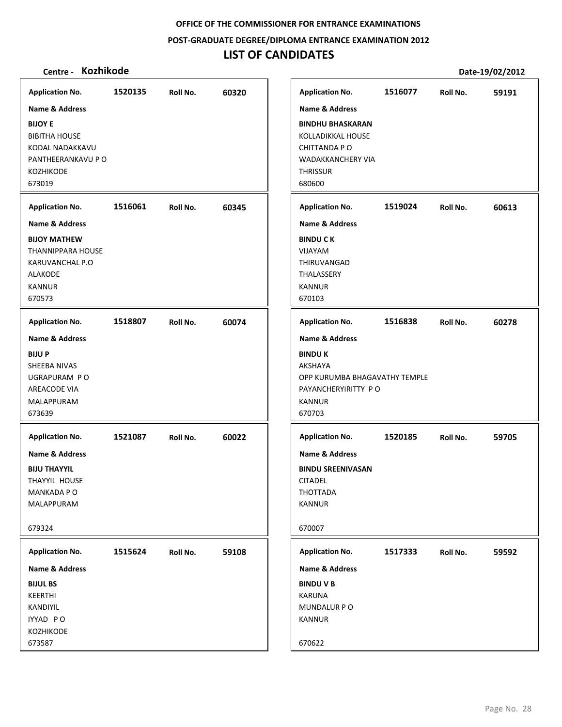**OFFICE OF THE COMMISSIONER FOR ENTRANCE EXAMINATIONS**

**POST-GRADUATE DEGREE/DIPLOMA ENTRANCE EXAMINATION 2012**

# LIST OF CANDIDATES

**Centre - Kozhikode** **Date-19/02/2012**

**Application No.** 1520135 **Roll No.** 60320
**Name & Address**
**BIJOY E**
BIBITHA HOUSE
KODAL NADAKKAVU
PANTHEERANKAVU P O
KOZHIKODE
673019

**Application No.** 1516061 **Roll No.** 60345
**Name & Address**
**BIJOY MATHEW**
THANNIPPARA HOUSE
KARUVANCHAL P.O
ALAKODE
KANNUR
670573

**Application No.** 1518807 **Roll No.** 60074
**Name & Address**
**BIJU P**
SHEEBA NIVAS
UGRAPURAM P O
AREACODE VIA
MALAPPURAM
673639

**Application No.** 1521087 **Roll No.** 60022
**Name & Address**
**BIJU THAYYIL**
THAYYIL HOUSE
MANKADA P O
MALAPPURAM
679324

**Application No.** 1515624 **Roll No.** 59108
**Name & Address**
**BIJUL BS**
KEERTHI
KANDIYIL
IYYAD P O
KOZHIKODE
673587

**Application No.** 1516077 **Roll No.** 59191
**Name & Address**
**BINDHU BHASKARAN**
KOLLADIKKAL HOUSE
CHITTANDA P O
WADAKKANCHERY VIA
THRISSUR
680600

**Application No.** 1519024 **Roll No.** 60613
**Name & Address**
**BINDU C K**
VIJAYAM
THIRUVANGAD
THALASSERY
KANNUR
670103

**Application No.** 1516838 **Roll No.** 60278
**Name & Address**
**BINDU K**
AKSHAYA
OPP KURUMBA BHAGAVATHY TEMPLE
PAYANCHERYIRITTY P O
KANNUR
670703

**Application No.** 1520185 **Roll No.** 59705
**Name & Address**
**BINDU SREENIVASAN**
CITADEL
THOTTADA
KANNUR
670007

**Application No.** 1517333 **Roll No.** 59592
**Name & Address**
**BINDU V B**
KARUNA
MUNDALUR P O
KANNUR
670622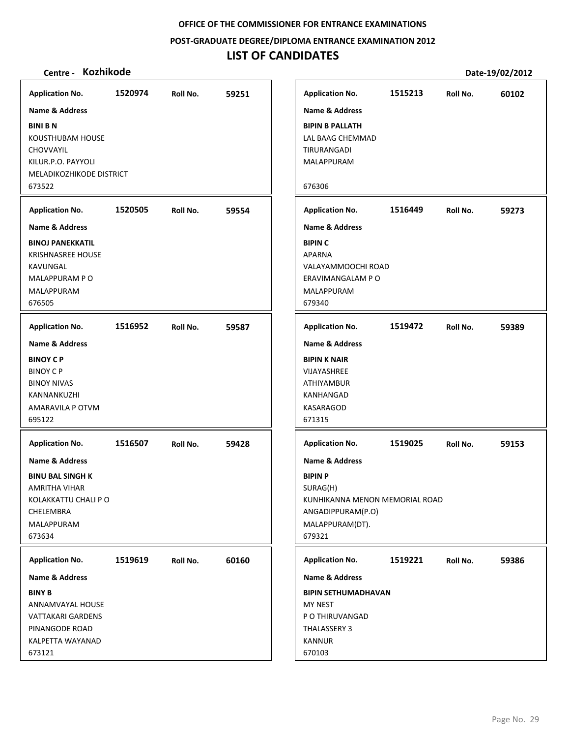**OFFICE OF THE COMMISSIONER FOR ENTRANCE EXAMINATIONS**

**POST-GRADUATE DEGREE/DIPLOMA ENTRANCE EXAMINATION 2012**

# LIST OF CANDIDATES

**Centre - Kozhikode** **Date-19/02/2012**

**Application No.** 1520974 **Roll No.** 59251

**Name & Address**

**BINI B N**
KOUSTHUBAM HOUSE
CHOVVAYIL
KILUR.P.O. PAYYOLI
MELADIKOZHIKODE DISTRICT
673522

**Application No.** 1520505 **Roll No.** 59554

**Name & Address**

**BINOJ PANEKKATIL**
KRISHNASREE HOUSE
KAVUNGAL
MALAPPURAM P O
MALAPPURAM
676505

**Application No.** 1516952 **Roll No.** 59587

**Name & Address**

**BINOY C P**
BINOY C P
BINOY NIVAS
KANNANKUZHI
AMARAVILA P OTVM
695122

**Application No.** 1516507 **Roll No.** 59428

**Name & Address**

**BINU BAL SINGH K**
AMRITHA VIHAR
KOLAKKATTU CHALI P O
CHELEMBRA
MALAPPURAM
673634

**Application No.** 1519619 **Roll No.** 60160

**Name & Address**

**BINY B**
ANNAMVAYAL HOUSE
VATTAKARI GARDENS
PINANGODE ROAD
KALPETTA WAYANAD
673121

**Application No.** 1515213 **Roll No.** 60102

**Name & Address**

**BIPIN B PALLATH**
LAL BAAG CHEMMAD
TIRURANGADI
MALAPPURAM
676306

**Application No.** 1516449 **Roll No.** 59273

**Name & Address**

**BIPIN C**
APARNA
VALAYAMMOOCHI ROAD
ERAVIMANGALAM P O
MALAPPURAM
679340

**Application No.** 1519472 **Roll No.** 59389

**Name & Address**

**BIPIN K NAIR**
VIJAYASHREE
ATHIYAMBUR
KANHANGAD
KASARAGOD
671315

**Application No.** 1519025 **Roll No.** 59153

**Name & Address**

**BIPIN P**
SURAG(H)
KUNHIKANNA MENON MEMORIAL ROAD
ANGADIPPURAM(P.O)
MALAPPURAM(DT).
679321

**Application No.** 1519221 **Roll No.** 59386

**Name & Address**

**BIPIN SETHUMADHAVAN**
MY NEST
P O THIRUVANGAD
THALASSERY 3
KANNUR
670103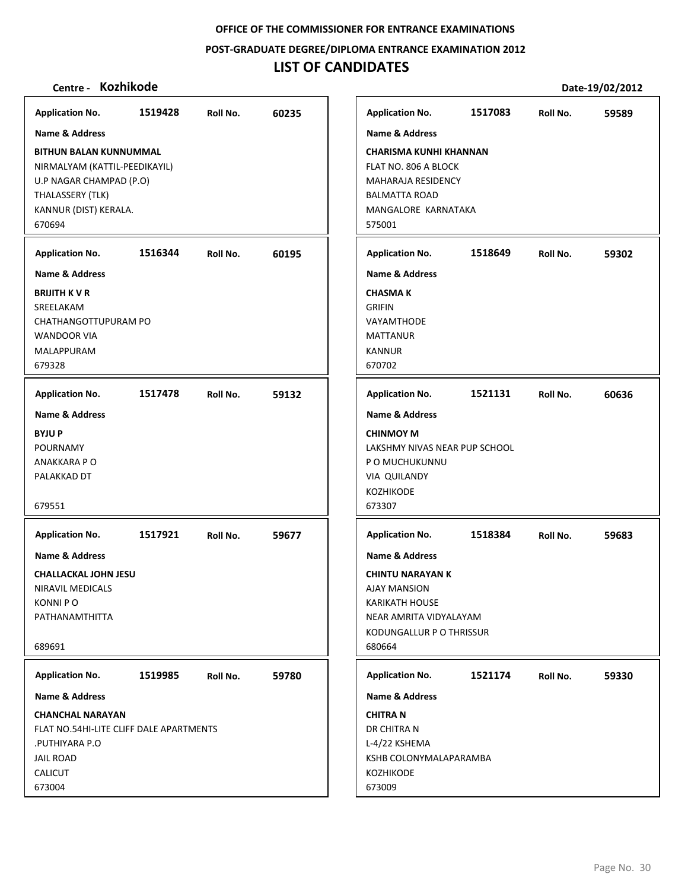**OFFICE OF THE COMMISSIONER FOR ENTRANCE EXAMINATIONS**

**POST-GRADUATE DEGREE/DIPLOMA ENTRANCE EXAMINATION 2012**

# LIST OF CANDIDATES

**Centre - Kozhikode** **Date-19/02/2012**

| Application No. | Roll No. | Name & Address |
|---|---|---|
| 1519428 | 60235 | **BITHUN BALAN KUNNUMMAL**<br>NIRMALYAM (KATTIL-PEEDIKAYIL)<br>U.P NAGAR CHAMPAD (P.O)<br>THALASSERY (TLK)<br>KANNUR (DIST) KERALA.<br>670694 |
| 1516344 | 60195 | **BRIJITH K V R**<br>SREELAKAM<br>CHATHANGOTTUPURAM PO<br>WANDOOR VIA<br>MALAPPURAM<br>679328 |
| 1517478 | 59132 | **BYJU P**<br>POURNAMY<br>ANAKKARA P O<br>PALAKKAD DT<br>679551 |
| 1517921 | 59677 | **CHALLACKAL JOHN JESU**<br>NIRAVIL MEDICALS<br>KONNI P O<br>PATHANAMTHITTA<br>689691 |
| 1519985 | 59780 | **CHANCHAL NARAYAN**<br>FLAT NO.54HI-LITE CLIFF DALE APARTMENTS<br>.PUTHIYARA P.O<br>JAIL ROAD<br>CALICUT<br>673004 |
| 1517083 | 59589 | **CHARISMA KUNHI KHANNAN**<br>FLAT NO. 806 A BLOCK<br>MAHARAJA RESIDENCY<br>BALMATTA ROAD<br>MANGALORE KARNATAKA<br>575001 |
| 1518649 | 59302 | **CHASMA K**<br>GRIFIN<br>VAYAMTHODE<br>MATTANUR<br>KANNUR<br>670702 |
| 1521131 | 60636 | **CHINMOY M**<br>LAKSHMY NIVAS NEAR PUP SCHOOL<br>P O MUCHUKUNNU<br>VIA QUILANDY<br>KOZHIKODE<br>673307 |
| 1518384 | 59683 | **CHINTU NARAYAN K**<br>AJAY MANSION<br>KARIKATH HOUSE<br>NEAR AMRITA VIDYALAYAM<br>KODUNGALLUR P O THRISSUR<br>680664 |
| 1521174 | 59330 | **CHITRA N**<br>DR CHITRA N<br>L-4/22 KSHEMA<br>KSHB COLONYMALAPARAMBA<br>KOZHIKODE<br>673009 |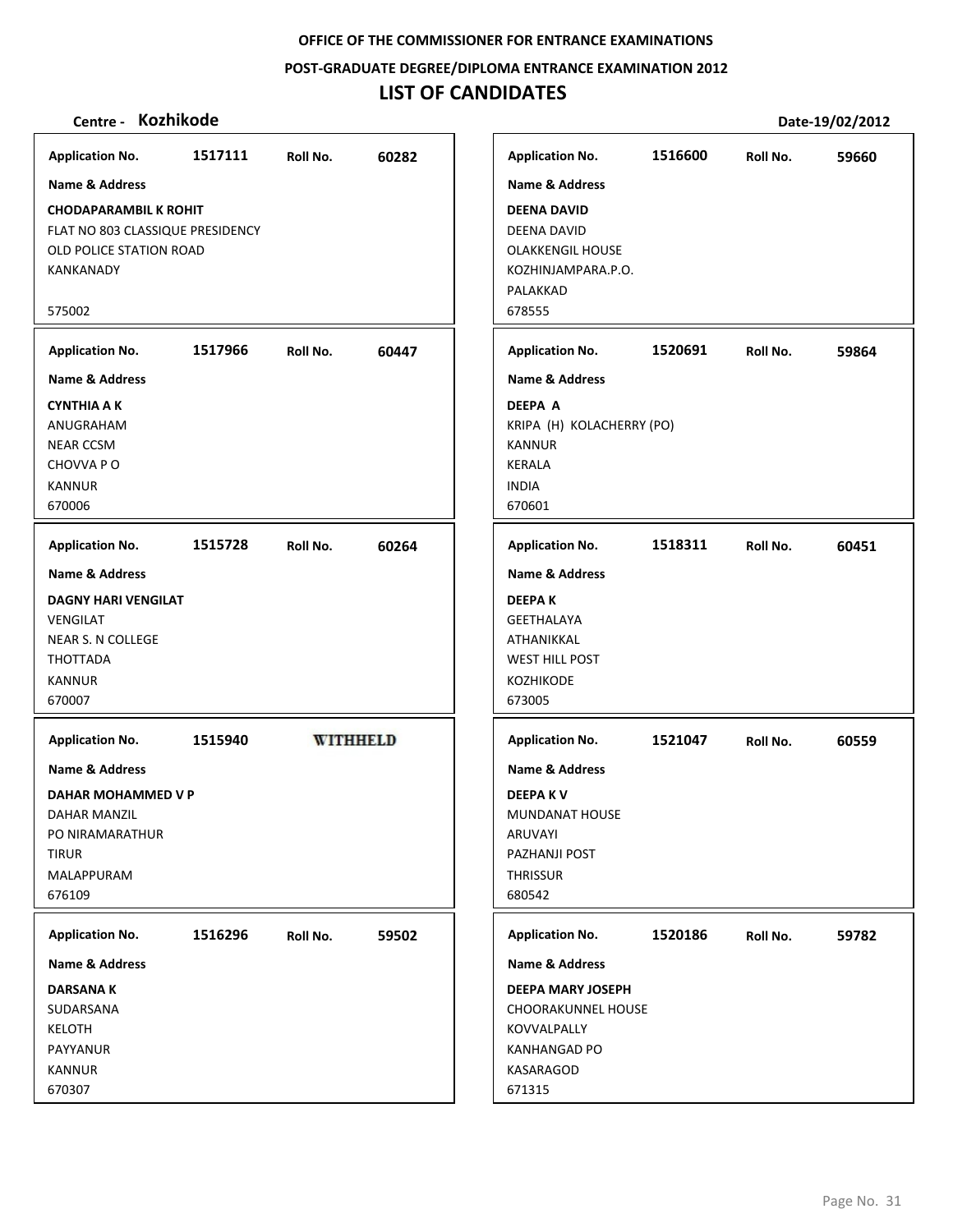**OFFICE OF THE COMMISSIONER FOR ENTRANCE EXAMINATIONS**

**POST-GRADUATE DEGREE/DIPLOMA ENTRANCE EXAMINATION 2012**

# LIST OF CANDIDATES

**Centre - Kozhikode** **Date-19/02/2012**

| Application No. | Roll No. | Name & Address |
|---|---|---|
| 1517111 | 60282 | **CHODAPARAMBIL K ROHIT**<br>FLAT NO 803 CLASSIQUE PRESIDENCY<br>OLD POLICE STATION ROAD<br>KANKANADY<br><br>575002 |
| 1517966 | 60447 | **CYNTHIA A K**<br>ANUGRAHAM<br>NEAR CCSM<br>CHOVVA P O<br>KANNUR<br>670006 |
| 1515728 | 60264 | **DAGNY HARI VENGILAT**<br>VENGILAT<br>NEAR S. N COLLEGE<br>THOTTADA<br>KANNUR<br>670007 |
| 1515940 | WITHHELD | **DAHAR MOHAMMED V P**<br>DAHAR MANZIL<br>PO NIRAMARATHUR<br>TIRUR<br>MALAPPURAM<br>676109 |
| 1516296 | 59502 | **DARSANA K**<br>SUDARSANA<br>KELOTH<br>PAYYANUR<br>KANNUR<br>670307 |
| 1516600 | 59660 | **DEENA DAVID**<br>DEENA DAVID<br>OLAKKENGIL HOUSE<br>KOZHINJAMPARA.P.O.<br>PALAKKAD<br>678555 |
| 1520691 | 59864 | **DEEPA A**<br>KRIPA (H) KOLACHERRY (PO)<br>KANNUR<br>KERALA<br>INDIA<br>670601 |
| 1518311 | 60451 | **DEEPA K**<br>GEETHALAYA<br>ATHANIKKAL<br>WEST HILL POST<br>KOZHIKODE<br>673005 |
| 1521047 | 60559 | **DEEPA K V**<br>MUNDANAT HOUSE<br>ARUVAYI<br>PAZHANJI POST<br>THRISSUR<br>680542 |
| 1520186 | 59782 | **DEEPA MARY JOSEPH**<br>CHOORAKUNNEL HOUSE<br>KOVVALPALLY<br>KANHANGAD PO<br>KASARAGOD<br>671315 |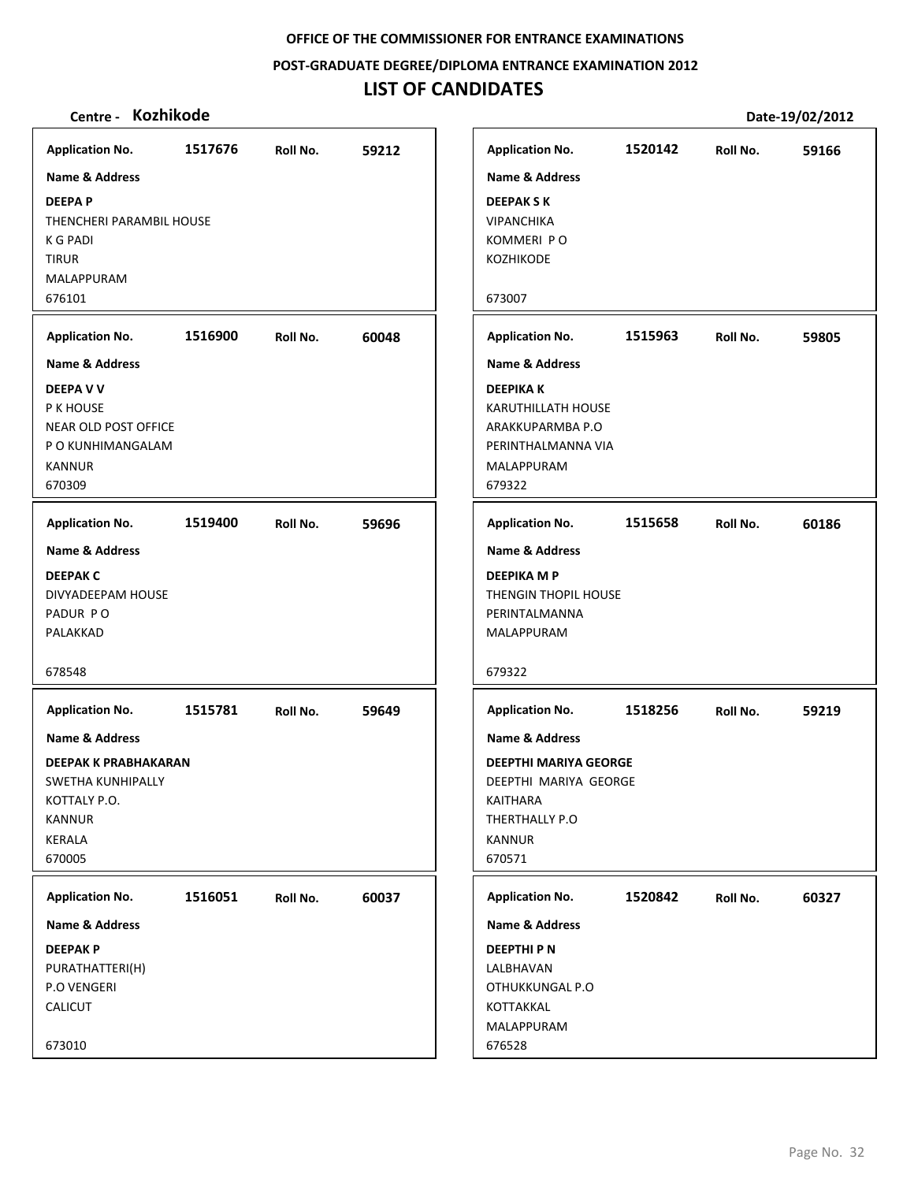**OFFICE OF THE COMMISSIONER FOR ENTRANCE EXAMINATIONS**

**POST-GRADUATE DEGREE/DIPLOMA ENTRANCE EXAMINATION 2012**

# LIST OF CANDIDATES

**Centre - Kozhikode** **Date-19/02/2012**

| Application No. | Roll No. | Name & Address |
|---|---|---|
| 1517676 | 59212 | **DEEPA P**<br>THENCHERI PARAMBIL HOUSE<br>K G PADI<br>TIRUR<br>MALAPPURAM<br>676101 |
| 1520142 | 59166 | **DEEPAK S K**<br>VIPANCHIKA<br>KOMMERI P O<br>KOZHIKODE<br>673007 |
| 1516900 | 60048 | **DEEPA V V**<br>P K HOUSE<br>NEAR OLD POST OFFICE<br>P O KUNHIMANGALAM<br>KANNUR<br>670309 |
| 1515963 | 59805 | **DEEPIKA K**<br>KARUTHILLATH HOUSE<br>ARAKKUPARMBA P.O<br>PERINTHALMANNA VIA<br>MALAPPURAM<br>679322 |
| 1519400 | 59696 | **DEEPAK C**<br>DIVYADEEPAM HOUSE<br>PADUR P O<br>PALAKKAD<br>678548 |
| 1515658 | 60186 | **DEEPIKA M P**<br>THENGIN THOPIL HOUSE<br>PERINTALMANNA<br>MALAPPURAM<br>679322 |
| 1515781 | 59649 | **DEEPAK K PRABHAKARAN**<br>SWETHA KUNHIPALLY<br>KOTTALY P.O.<br>KANNUR<br>KERALA<br>670005 |
| 1518256 | 59219 | **DEEPTHI MARIYA GEORGE**<br>DEEPTHI MARIYA GEORGE<br>KAITHARA<br>THERTHALLY P.O<br>KANNUR<br>670571 |
| 1516051 | 60037 | **DEEPAK P**<br>PURATHATTERI(H)<br>P.O VENGERI<br>CALICUT<br>673010 |
| 1520842 | 60327 | **DEEPTHI P N**<br>LALBHAVAN<br>OTHUKKUNGAL P.O<br>KOTTAKKAL<br>MALAPPURAM<br>676528 |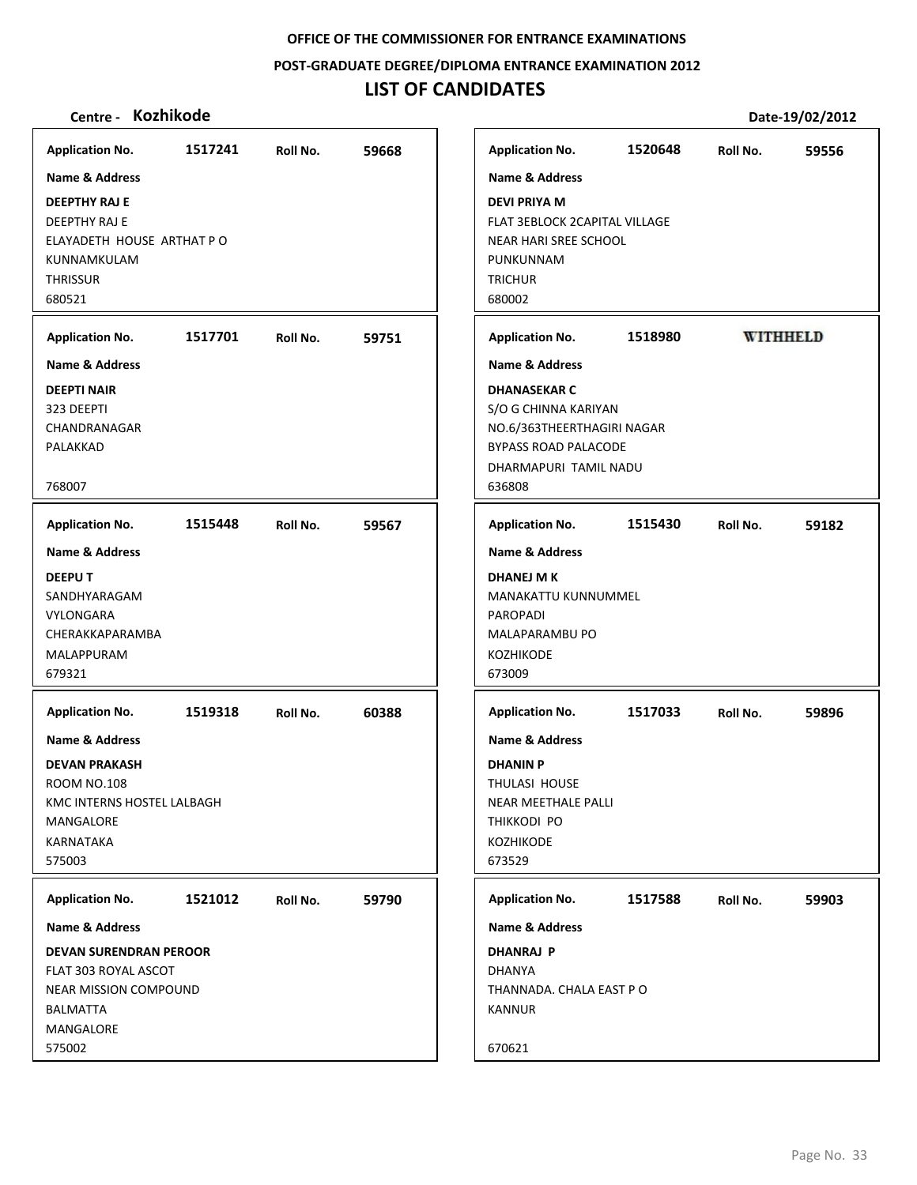**OFFICE OF THE COMMISSIONER FOR ENTRANCE EXAMINATIONS**

**POST-GRADUATE DEGREE/DIPLOMA ENTRANCE EXAMINATION 2012**

# LIST OF CANDIDATES

**Centre - Kozhikode** **Date-19/02/2012**

| Application No. | Roll No. | Name & Address |
|---|---|---|
| 1517241 | 59668 | **DEEPTHY RAJ E**<br>DEEPTHY RAJ E<br>ELAYADETH HOUSE ARTHAT P O<br>KUNNAMKULAM<br>THRISSUR<br>680521 |
| 1520648 | 59556 | **DEVI PRIYA M**<br>FLAT 3EBLOCK 2CAPITAL VILLAGE<br>NEAR HARI SREE SCHOOL<br>PUNKUNNAM<br>TRICHUR<br>680002 |
| 1517701 | 59751 | **DEEPTI NAIR**<br>323 DEEPTI<br>CHANDRANAGAR<br>PALAKKAD<br>768007 |
| 1518980 | WITHHELD | **DHANASEKAR C**<br>S/O G CHINNA KARIYAN<br>NO.6/363THEERTHAGIRI NAGAR<br>BYPASS ROAD PALACODE<br>DHARMAPURI TAMIL NADU<br>636808 |
| 1515448 | 59567 | **DEEPU T**<br>SANDHYARAGAM<br>VYLONGARA<br>CHERAKKAPARAMBA<br>MALAPPURAM<br>679321 |
| 1515430 | 59182 | **DHANEJ M K**<br>MANAKATTU KUNNUMMEL<br>PAROPADI<br>MALAPARAMBU PO<br>KOZHIKODE<br>673009 |
| 1519318 | 60388 | **DEVAN PRAKASH**<br>ROOM NO.108<br>KMC INTERNS HOSTEL LALBAGH<br>MANGALORE<br>KARNATAKA<br>575003 |
| 1517033 | 59896 | **DHANIN P**<br>THULASI HOUSE<br>NEAR MEETHALE PALLI<br>THIKKODI PO<br>KOZHIKODE<br>673529 |
| 1521012 | 59790 | **DEVAN SURENDRAN PEROOR**<br>FLAT 303 ROYAL ASCOT<br>NEAR MISSION COMPOUND<br>BALMATTA<br>MANGALORE<br>575002 |
| 1517588 | 59903 | **DHANRAJ P**<br>DHANYA<br>THANNADA. CHALA EAST P O<br>KANNUR<br>670621 |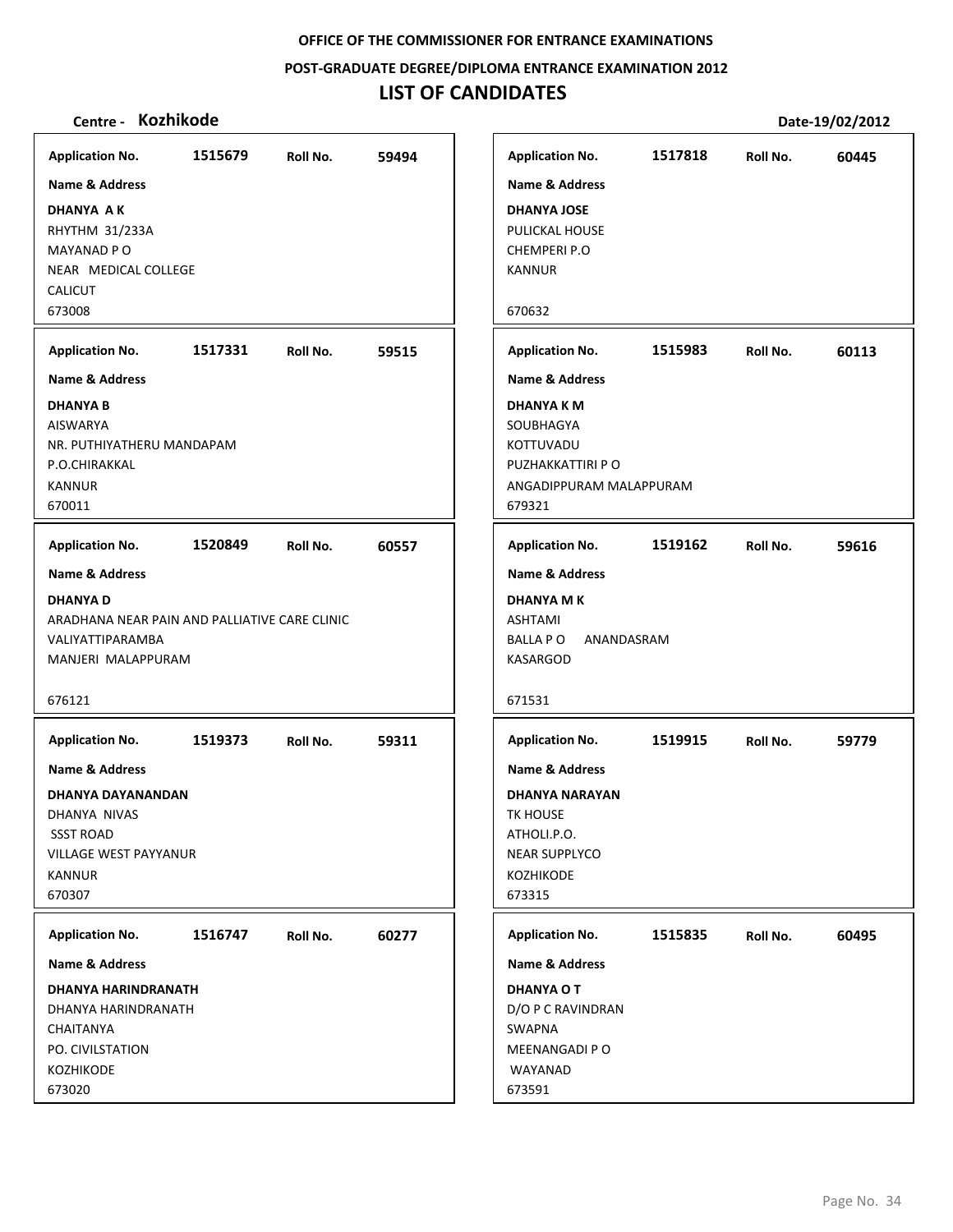**OFFICE OF THE COMMISSIONER FOR ENTRANCE EXAMINATIONS**

**POST-GRADUATE DEGREE/DIPLOMA ENTRANCE EXAMINATION 2012**

# LIST OF CANDIDATES

**Centre - Kozhikode** **Date-19/02/2012**

| Application No. | Roll No. | Name & Address |
|---|---|---|
| 1515679 | 59494 | **DHANYA A K**<br>RHYTHM 31/233A<br>MAYANAD P O<br>NEAR MEDICAL COLLEGE<br>CALICUT<br>673008 |
| 1517331 | 59515 | **DHANYA B**<br>AISWARYA<br>NR. PUTHIYATHERU MANDAPAM<br>P.O.CHIRAKKAL<br>KANNUR<br>670011 |
| 1520849 | 60557 | **DHANYA D**<br>ARADHANA NEAR PAIN AND PALLIATIVE CARE CLINIC<br>VALIYATTIPARAMBA<br>MANJERI MALAPPURAM<br>676121 |
| 1519373 | 59311 | **DHANYA DAYANANDAN**<br>DHANYA NIVAS<br>SSST ROAD<br>VILLAGE WEST PAYYANUR<br>KANNUR<br>670307 |
| 1516747 | 60277 | **DHANYA HARINDRANATH**<br>DHANYA HARINDRANATH<br>CHAITANYA<br>PO. CIVILSTATION<br>KOZHIKODE<br>673020 |
| 1517818 | 60445 | **DHANYA JOSE**<br>PULICKAL HOUSE<br>CHEMPERI P.O<br>KANNUR<br>670632 |
| 1515983 | 60113 | **DHANYA K M**<br>SOUBHAGYA<br>KOTTUVADU<br>PUZHAKKATTIRI P O<br>ANGADIPPURAM MALAPPURAM<br>679321 |
| 1519162 | 59616 | **DHANYA M K**<br>ASHTAMI<br>BALLA P O ANANDASRAM<br>KASARGOD<br>671531 |
| 1519915 | 59779 | **DHANYA NARAYAN**<br>TK HOUSE<br>ATHOLI.P.O.<br>NEAR SUPPLYCO<br>KOZHIKODE<br>673315 |
| 1515835 | 60495 | **DHANYA O T**<br>D/O P C RAVINDRAN<br>SWAPNA<br>MEENANGADI P O<br>WAYANAD<br>673591 |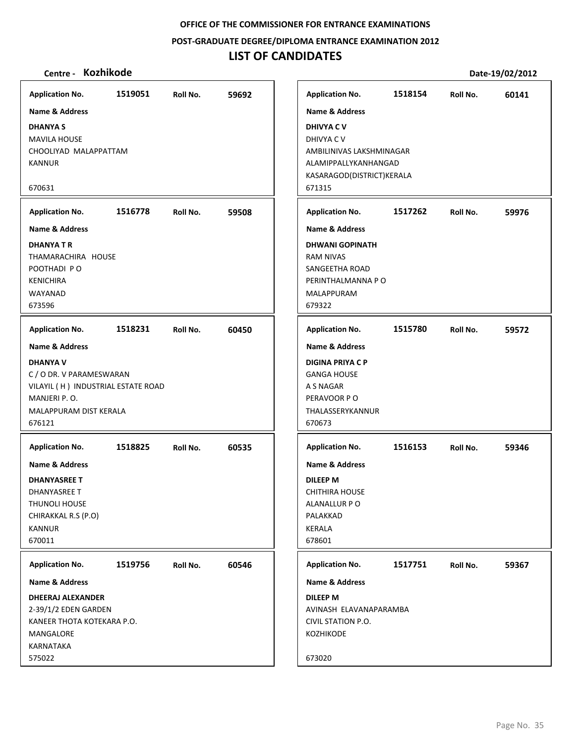**OFFICE OF THE COMMISSIONER FOR ENTRANCE EXAMINATIONS**

**POST-GRADUATE DEGREE/DIPLOMA ENTRANCE EXAMINATION 2012**

# LIST OF CANDIDATES

**Centre - Kozhikode** | **Date-19/02/2012**

---

**Application No.** 1519051 **Roll No.** 59692

**Name & Address**

**DHANYA S**
MAVILA HOUSE
CHOOLIYAD MALAPPATTAM
KANNUR

670631

---

**Application No.** 1516778 **Roll No.** 59508

**Name & Address**

**DHANYA T R**
THAMARACHIRA HOUSE
POOTHADI P O
KENICHIRA
WAYANAD
673596

---

**Application No.** 1518231 **Roll No.** 60450

**Name & Address**

**DHANYA V**
C / O DR. V PARAMESWARAN
VILAYIL ( H ) INDUSTRIAL ESTATE ROAD
MANJERI P. O.
MALAPPURAM DIST KERALA
676121

---

**Application No.** 1518825 **Roll No.** 60535

**Name & Address**

**DHANYASREE T**
DHANYASREE T
THUNOLI HOUSE
CHIRAKKAL R.S (P.O)
KANNUR
670011

---

**Application No.** 1519756 **Roll No.** 60546

**Name & Address**

**DHEERAJ ALEXANDER**
2-39/1/2 EDEN GARDEN
KANEER THOTA KOTEKARA P.O.
MANGALORE
KARNATAKA
575022

---

**Application No.** 1518154 **Roll No.** 60141

**Name & Address**

**DHIVYA C V**
DHIVYA C V
AMBILINIVAS LAKSHMINAGAR
ALAMIPPALLYKANHANGAD
KASARAGOD(DISTRICT)KERALA
671315

---

**Application No.** 1517262 **Roll No.** 59976

**Name & Address**

**DHWANI GOPINATH**
RAM NIVAS
SANGEETHA ROAD
PERINTHALMANNA P O
MALAPPURAM
679322

---

**Application No.** 1515780 **Roll No.** 59572

**Name & Address**

**DIGINA PRIYA C P**
GANGA HOUSE
A S NAGAR
PERAVOOR P O
THALASSERYKANNUR
670673

---

**Application No.** 1516153 **Roll No.** 59346

**Name & Address**

**DILEEP M**
CHITHIRA HOUSE
ALANALLUR P O
PALAKKAD
KERALA
678601

---

**Application No.** 1517751 **Roll No.** 59367

**Name & Address**

**DILEEP M**
AVINASH ELAVANAPARAMBA
CIVIL STATION P.O.
KOZHIKODE

673020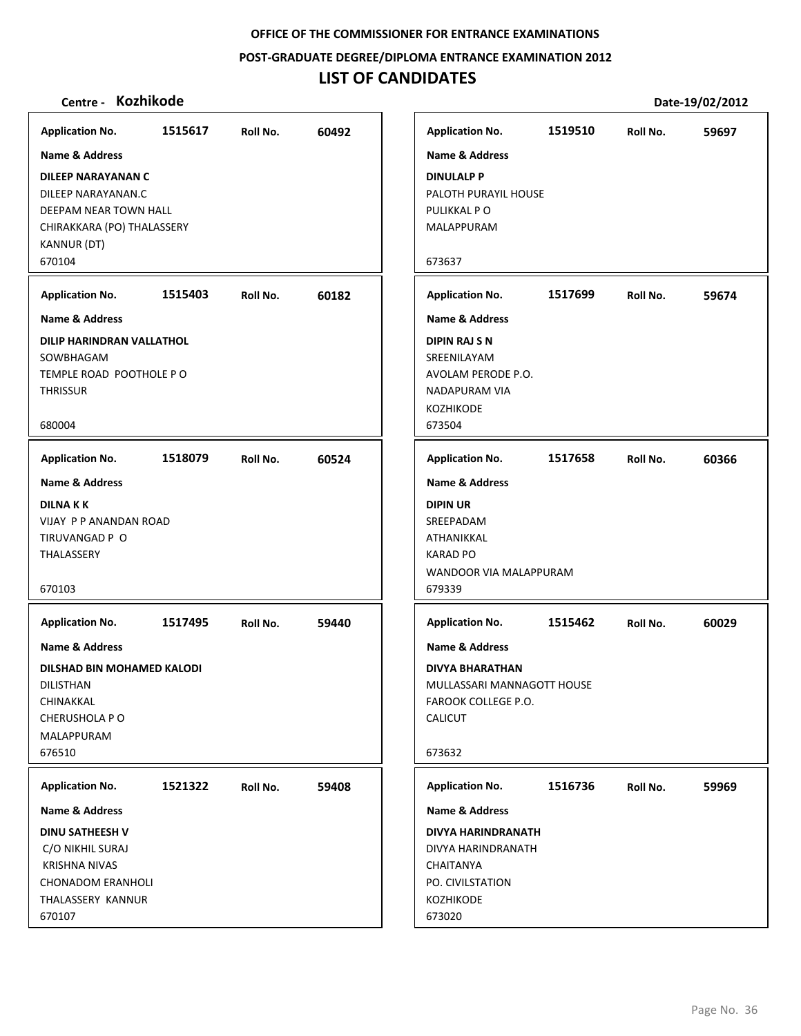**OFFICE OF THE COMMISSIONER FOR ENTRANCE EXAMINATIONS**

**POST-GRADUATE DEGREE/DIPLOMA ENTRANCE EXAMINATION 2012**

# LIST OF CANDIDATES

**Centre - Kozhikode** **Date-19/02/2012**

---

**Application No.** 1515617 **Roll No.** 60492

**Name & Address**

**DILEEP NARAYANAN C**
DILEEP NARAYANAN.C
DEEPAM NEAR TOWN HALL
CHIRAKKARA (PO) THALASSERY
KANNUR (DT)
670104

---

**Application No.** 1515403 **Roll No.** 60182

**Name & Address**

**DILIP HARINDRAN VALLATHOL**
SOWBHAGAM
TEMPLE ROAD POOTHOLE P O
THRISSUR
680004

---

**Application No.** 1518079 **Roll No.** 60524

**Name & Address**

**DILNA K K**
VIJAY P P ANANDAN ROAD
TIRUVANGAD P O
THALASSERY
670103

---

**Application No.** 1517495 **Roll No.** 59440

**Name & Address**

**DILSHAD BIN MOHAMED KALODI**
DILISTHAN
CHINAKKAL
CHERUSHOLA P O
MALAPPURAM
676510

---

**Application No.** 1521322 **Roll No.** 59408

**Name & Address**

**DINU SATHEESH V**
C/O NIKHIL SURAJ
KRISHNA NIVAS
CHONADOM ERANHOLI
THALASSERY KANNUR
670107

---

**Application No.** 1519510 **Roll No.** 59697

**Name & Address**

**DINULALP P**
PALOTH PURAYIL HOUSE
PULIKKAL P O
MALAPPURAM
673637

---

**Application No.** 1517699 **Roll No.** 59674

**Name & Address**

**DIPIN RAJ S N**
SREENILAYAM
AVOLAM PERODE P.O.
NADAPURAM VIA
KOZHIKODE
673504

---

**Application No.** 1517658 **Roll No.** 60366

**Name & Address**

**DIPIN UR**
SREEPADAM
ATHANIKKAL
KARAD PO
WANDOOR VIA MALAPPURAM
679339

---

**Application No.** 1515462 **Roll No.** 60029

**Name & Address**

**DIVYA BHARATHAN**
MULLASSARI MANNAGOTT HOUSE
FAROOK COLLEGE P.O.
CALICUT
673632

---

**Application No.** 1516736 **Roll No.** 59969

**Name & Address**

**DIVYA HARINDRANATH**
DIVYA HARINDRANATH
CHAITANYA
PO. CIVILSTATION
KOZHIKODE
673020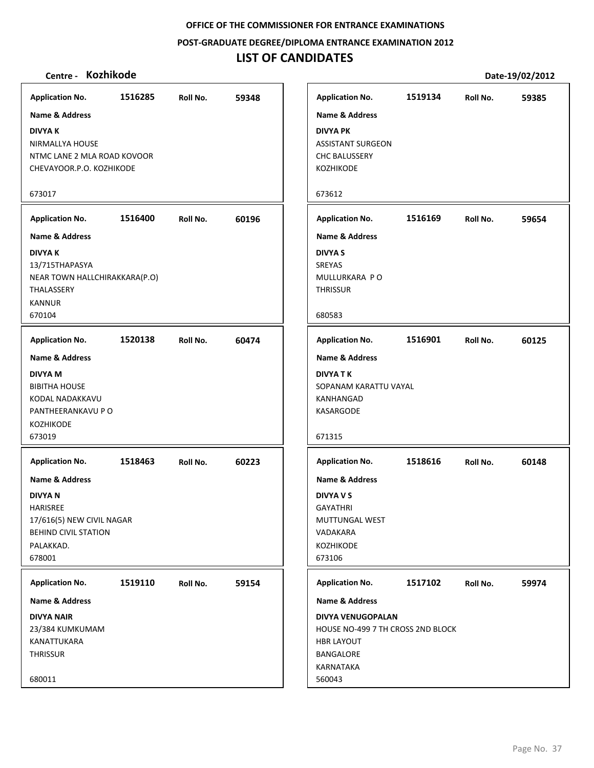**OFFICE OF THE COMMISSIONER FOR ENTRANCE EXAMINATIONS**

**POST-GRADUATE DEGREE/DIPLOMA ENTRANCE EXAMINATION 2012**

# LIST OF CANDIDATES

**Centre - Kozhikode** **Date-19/02/2012**

**Application No.** 1516285 **Roll No.** 59348

**Name & Address**

**DIVYA K**
NIRMALLYA HOUSE
NTMC LANE 2 MLA ROAD KOVOOR
CHEVAYOOR.P.O. KOZHIKODE

673017

**Application No.** 1516400 **Roll No.** 60196

**Name & Address**

**DIVYA K**
13/715THAPASYA
NEAR TOWN HALLCHIRAKKARA(P.O)
THALASSERY
KANNUR
670104

**Application No.** 1520138 **Roll No.** 60474

**Name & Address**

**DIVYA M**
BIBITHA HOUSE
KODAL NADAKKAVU
PANTHEERANKAVU P O
KOZHIKODE
673019

**Application No.** 1518463 **Roll No.** 60223

**Name & Address**

**DIVYA N**
HARISREE
17/616(5) NEW CIVIL NAGAR
BEHIND CIVIL STATION
PALAKKAD.
678001

**Application No.** 1519110 **Roll No.** 59154

**Name & Address**

**DIVYA NAIR**
23/384 KUMKUMAM
KANATTUKARA
THRISSUR

680011

**Application No.** 1519134 **Roll No.** 59385

**Name & Address**

**DIVYA PK**
ASSISTANT SURGEON
CHC BALUSSERY
KOZHIKODE

673612

**Application No.** 1516169 **Roll No.** 59654

**Name & Address**

**DIVYA S**
SREYAS
MULLURKARA P O
THRISSUR

680583

**Application No.** 1516901 **Roll No.** 60125

**Name & Address**

**DIVYA T K**
SOPANAM KARATTU VAYAL
KANHANGAD
KASARGODE

671315

**Application No.** 1518616 **Roll No.** 60148

**Name & Address**

**DIVYA V S**
GAYATHRI
MUTTUNGAL WEST
VADAKARA
KOZHIKODE
673106

**Application No.** 1517102 **Roll No.** 59974

**Name & Address**

**DIVYA VENUGOPALAN**
HOUSE NO-499 7 TH CROSS 2ND BLOCK
HBR LAYOUT
BANGALORE
KARNATAKA
560043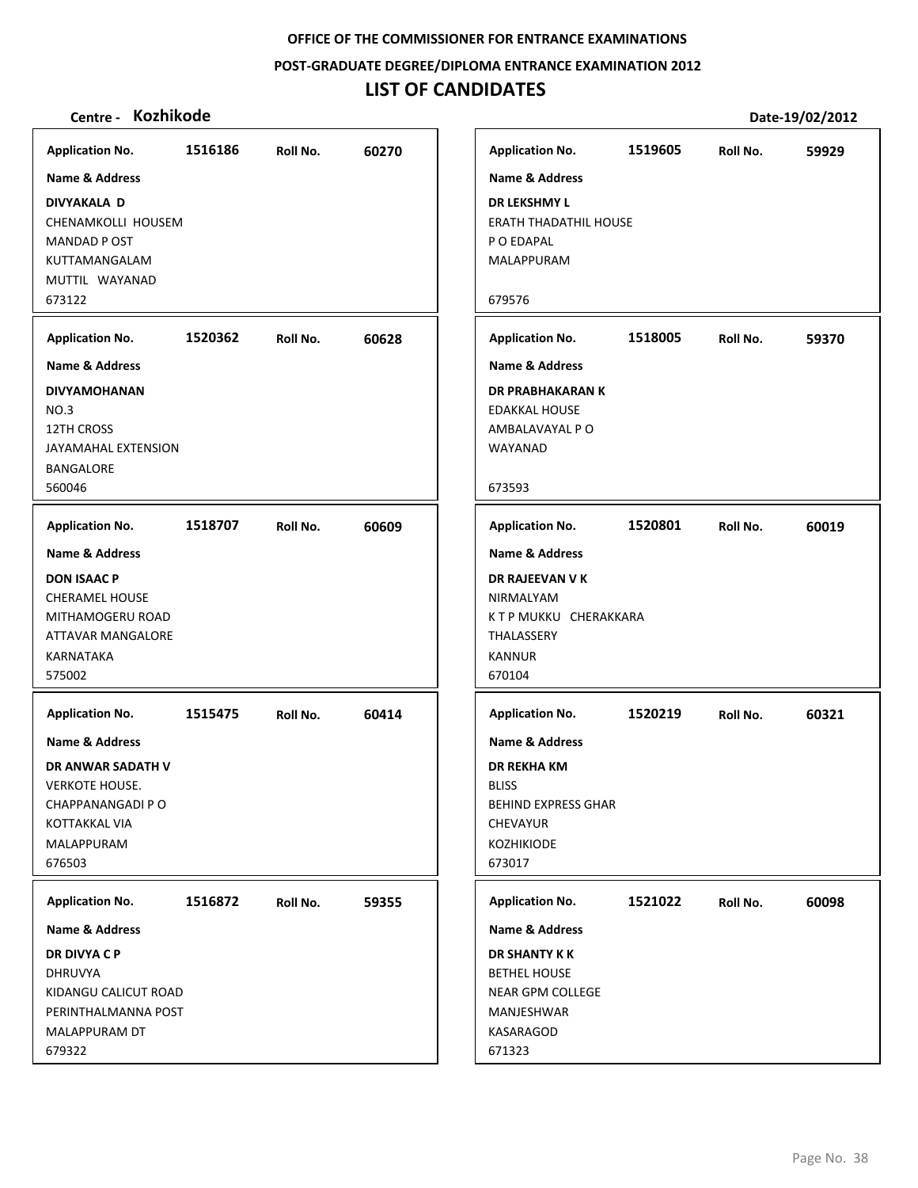**OFFICE OF THE COMMISSIONER FOR ENTRANCE EXAMINATIONS**

**POST-GRADUATE DEGREE/DIPLOMA ENTRANCE EXAMINATION 2012**

# LIST OF CANDIDATES

**Centre - Kozhikode** **Date-19/02/2012**

**Application No.** 1516186 **Roll No.** 60270

**Name & Address**

**DIVYAKALA D**
CHENAMKOLLI HOUSEM
MANDAD P OST
KUTTAMANGALAM
MUTTIL WAYANAD
673122

---

**Application No.** 1520362 **Roll No.** 60628

**Name & Address**

**DIVYAMOHANAN**
NO.3
12TH CROSS
JAYAMAHAL EXTENSION
BANGALORE
560046

---

**Application No.** 1518707 **Roll No.** 60609

**Name & Address**

**DON ISAAC P**
CHERAMEL HOUSE
MITHAMOGERU ROAD
ATTAVAR MANGALORE
KARNATAKA
575002

---

**Application No.** 1515475 **Roll No.** 60414

**Name & Address**

**DR ANWAR SADATH V**
VERKOTE HOUSE.
CHAPPANANGADI P O
KOTTAKKAL VIA
MALAPPURAM
676503

---

**Application No.** 1516872 **Roll No.** 59355

**Name & Address**

**DR DIVYA C P**
DHRUVYA
KIDANGU CALICUT ROAD
PERINTHALMANNA POST
MALAPPURAM DT
679322

---

**Application No.** 1519605 **Roll No.** 59929

**Name & Address**

**DR LEKSHMY L**
ERATH THADATHIL HOUSE
P O EDAPAL
MALAPPURAM

679576

---

**Application No.** 1518005 **Roll No.** 59370

**Name & Address**

**DR PRABHAKARAN K**
EDAKKAL HOUSE
AMBALAVAYAL P O
WAYANAD

673593

---

**Application No.** 1520801 **Roll No.** 60019

**Name & Address**

**DR RAJEEVAN V K**
NIRMALYAM
K T P MUKKU CHERAKKARA
THALASSERY
KANNUR
670104

---

**Application No.** 1520219 **Roll No.** 60321

**Name & Address**

**DR REKHA KM**
BLISS
BEHIND EXPRESS GHAR
CHEVAYUR
KOZHIKIODE
673017

---

**Application No.** 1521022 **Roll No.** 60098

**Name & Address**

**DR SHANTY K K**
BETHEL HOUSE
NEAR GPM COLLEGE
MANJESHWAR
KASARAGOD
671323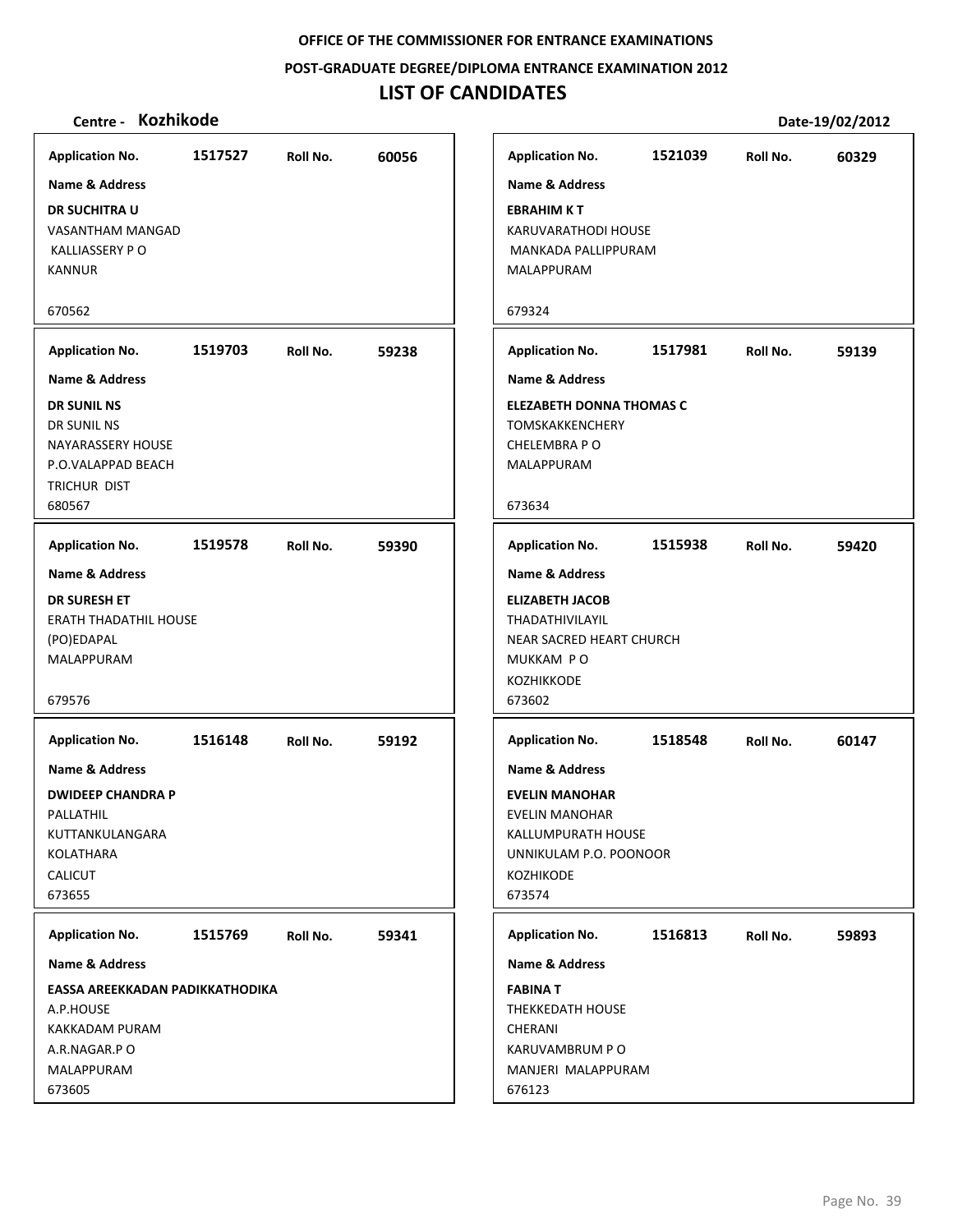OFFICE OF THE COMMISSIONER FOR ENTRANCE EXAMINATIONS

POST-GRADUATE DEGREE/DIPLOMA ENTRANCE EXAMINATION 2012

# LIST OF CANDIDATES

**Centre - Kozhikode** **Date-19/02/2012**

**Application No.** 1517527 **Roll No.** 60056
**Name & Address**
**DR SUCHITRA U**
VASANTHAM MANGAD
KALLIASSERY P O
KANNUR
670562

**Application No.** 1519703 **Roll No.** 59238
**Name & Address**
**DR SUNIL NS**
DR SUNIL NS
NAYARASSERY HOUSE
P.O.VALAPPAD BEACH
TRICHUR DIST
680567

**Application No.** 1519578 **Roll No.** 59390
**Name & Address**
**DR SURESH ET**
ERATH THADATHIL HOUSE
(PO)EDAPAL
MALAPPURAM
679576

**Application No.** 1516148 **Roll No.** 59192
**Name & Address**
**DWIDEEP CHANDRA P**
PALLATHIL
KUTTANKULANGARA
KOLATHARA
CALICUT
673655

**Application No.** 1515769 **Roll No.** 59341
**Name & Address**
**EASSA AREEKKADAN PADIKKATHODIKA**
A.P.HOUSE
KAKKADAM PURAM
A.R.NAGAR.P O
MALAPPURAM
673605

**Application No.** 1521039 **Roll No.** 60329
**Name & Address**
**EBRAHIM K T**
KARUVARATHODI HOUSE
MANKADA PALLIPPURAM
MALAPPURAM
679324

**Application No.** 1517981 **Roll No.** 59139
**Name & Address**
**ELEZABETH DONNA THOMAS C**
TOMSKAKKENCHERY
CHELEMBRA P O
MALAPPURAM
673634

**Application No.** 1515938 **Roll No.** 59420
**Name & Address**
**ELIZABETH JACOB**
THADATHIVILAYIL
NEAR SACRED HEART CHURCH
MUKKAM P O
KOZHIKKODE
673602

**Application No.** 1518548 **Roll No.** 60147
**Name & Address**
**EVELIN MANOHAR**
EVELIN MANOHAR
KALLUMPURATH HOUSE
UNNIKULAM P.O. POONOOR
KOZHIKODE
673574

**Application No.** 1516813 **Roll No.** 59893
**Name & Address**
**FABINA T**
THEKKEDATH HOUSE
CHERANI
KARUVAMBRUM P O
MANJERI MALAPPURAM
676123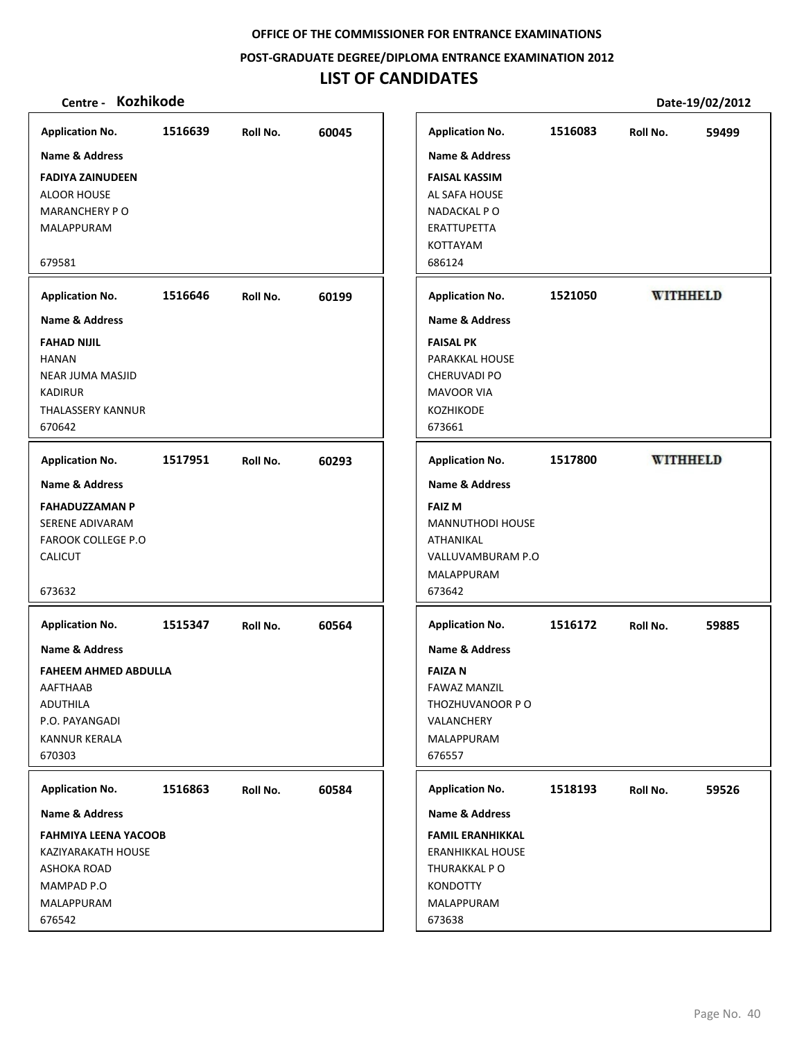OFFICE OF THE COMMISSIONER FOR ENTRANCE EXAMINATIONS

POST-GRADUATE DEGREE/DIPLOMA ENTRANCE EXAMINATION 2012

# LIST OF CANDIDATES

**Centre - Kozhikode** **Date-19/02/2012**

| Application No. | Roll No. | Name & Address |
|---|---|---|
| 1516639 | 60045 | **FADIYA ZAINUDEEN**<br>ALOOR HOUSE<br>MARANCHERY P O<br>MALAPPURAM<br>679581 |
| 1516646 | 60199 | **FAHAD NIJIL**<br>HANAN<br>NEAR JUMA MASJID<br>KADIRUR<br>THALASSERY KANNUR<br>670642 |
| 1517951 | 60293 | **FAHADUZZAMAN P**<br>SERENE ADIVARAM<br>FAROOK COLLEGE P.O<br>CALICUT<br>673632 |
| 1515347 | 60564 | **FAHEEM AHMED ABDULLA**<br>AAFTHAAB<br>ADUTHILA<br>P.O. PAYANGADI<br>KANNUR KERALA<br>670303 |
| 1516863 | 60584 | **FAHMIYA LEENA YACOOB**<br>KAZIYARAKATH HOUSE<br>ASHOKA ROAD<br>MAMPAD P.O<br>MALAPPURAM<br>676542 |
| 1516083 | 59499 | **FAISAL KASSIM**<br>AL SAFA HOUSE<br>NADACKAL P O<br>ERATTUPETTA<br>KOTTAYAM<br>686124 |
| 1521050 | WITHHELD | **FAISAL PK**<br>PARAKKAL HOUSE<br>CHERUVADI PO<br>MAVOOR VIA<br>KOZHIKODE<br>673661 |
| 1517800 | WITHHELD | **FAIZ M**<br>MANNUTHODI HOUSE<br>ATHANIKAL<br>VALLUVAMBURAM P.O<br>MALAPPURAM<br>673642 |
| 1516172 | 59885 | **FAIZA N**<br>FAWAZ MANZIL<br>THOZHUVANOOR P O<br>VALANCHERY<br>MALAPPURAM<br>676557 |
| 1518193 | 59526 | **FAMIL ERANHIKKAL**<br>ERANHIKKAL HOUSE<br>THURAKKAL P O<br>KONDOTTY<br>MALAPPURAM<br>673638 |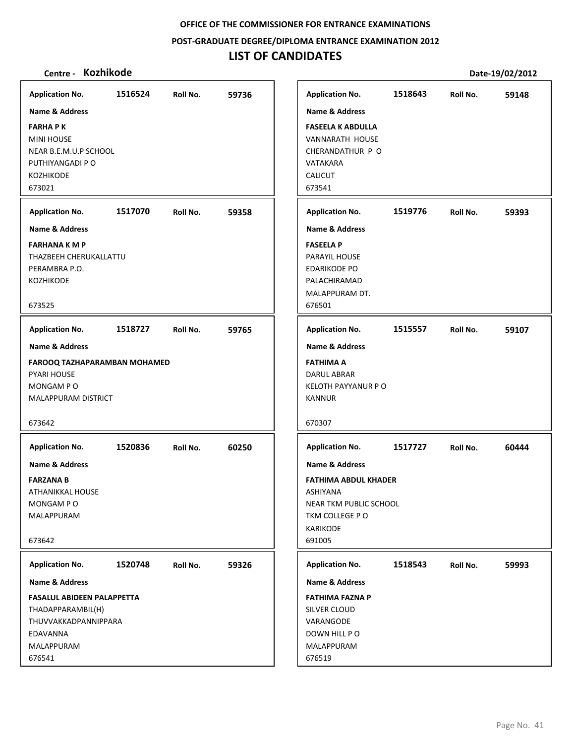**OFFICE OF THE COMMISSIONER FOR ENTRANCE EXAMINATIONS**

**POST-GRADUATE DEGREE/DIPLOMA ENTRANCE EXAMINATION 2012**

# LIST OF CANDIDATES

**Centre - Kozhikode** **Date-19/02/2012**

| Application No. | Roll No. | Name & Address |
|---|---|---|
| 1516524 | 59736 | **FARHA P K**<br>MINI HOUSE<br>NEAR B.E.M.U.P SCHOOL<br>PUTHIYANGADI P O<br>KOZHIKODE<br>673021 |
| 1517070 | 59358 | **FARHANA K M P**<br>THAZBEEH CHERUKALLATTU<br>PERAMBRA P.O.<br>KOZHIKODE<br>673525 |
| 1518727 | 59765 | **FAROOQ TAZHAPARAMBAN MOHAMED**<br>PYARI HOUSE<br>MONGAM P O<br>MALAPPURAM DISTRICT<br>673642 |
| 1520836 | 60250 | **FARZANA B**<br>ATHANIKKAL HOUSE<br>MONGAM P O<br>MALAPPURAM<br>673642 |
| 1520748 | 59326 | **FASALUL ABIDEEN PALAPPETTA**<br>THADAPPARAMBIL(H)<br>THUVVAKKADPANNIPPARA<br>EDAVANNA<br>MALAPPURAM<br>676541 |
| 1518643 | 59148 | **FASEELA K ABDULLA**<br>VANNARATH HOUSE<br>CHERANDATHUR P O<br>VATAKARA<br>CALICUT<br>673541 |
| 1519776 | 59393 | **FASEELA P**<br>PARAYIL HOUSE<br>EDARIKODE PO<br>PALACHIRAMAD<br>MALAPPURAM DT.<br>676501 |
| 1515557 | 59107 | **FATHIMA A**<br>DARUL ABRAR<br>KELOTH PAYYANUR P O<br>KANNUR<br>670307 |
| 1517727 | 60444 | **FATHIMA ABDUL KHADER**<br>ASHIYANA<br>NEAR TKM PUBLIC SCHOOL<br>TKM COLLEGE P O<br>KARIKODE<br>691005 |
| 1518543 | 59993 | **FATHIMA FAZNA P**<br>SILVER CLOUD<br>VARANGODE<br>DOWN HILL P O<br>MALAPPURAM<br>676519 |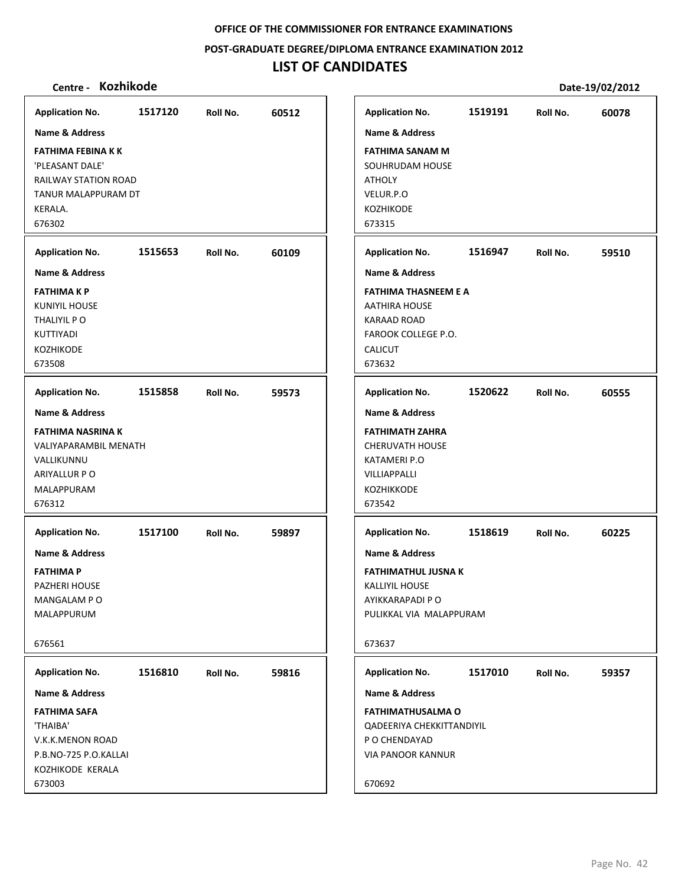**OFFICE OF THE COMMISSIONER FOR ENTRANCE EXAMINATIONS**

**POST-GRADUATE DEGREE/DIPLOMA ENTRANCE EXAMINATION 2012**

# LIST OF CANDIDATES

**Centre - Kozhikode** **Date-19/02/2012**

| Application No. | Roll No. | Name & Address |
|---|---|---|
| 1517120 | 60512 | **FATHIMA FEBINA K K**<br>'PLEASANT DALE'<br>RAILWAY STATION ROAD<br>TANUR MALAPPURAM DT<br>KERALA.<br>676302 |
| 1515653 | 60109 | **FATHIMA K P**<br>KUNIYIL HOUSE<br>THALIYIL P O<br>KUTTIYADI<br>KOZHIKODE<br>673508 |
| 1515858 | 59573 | **FATHIMA NASRINA K**<br>VALIYAPARAMBIL MENATH<br>VALLIKUNNU<br>ARIYALLUR P O<br>MALAPPURAM<br>676312 |
| 1517100 | 59897 | **FATHIMA P**<br>PAZHERI HOUSE<br>MANGALAM P O<br>MALAPPURUM<br>676561 |
| 1516810 | 59816 | **FATHIMA SAFA**<br>'THAIBA'<br>V.K.K.MENON ROAD<br>P.B.NO-725 P.O.KALLAI<br>KOZHIKODE KERALA<br>673003 |
| 1519191 | 60078 | **FATHIMA SANAM M**<br>SOUHRUDAM HOUSE<br>ATHOLY<br>VELUR.P.O<br>KOZHIKODE<br>673315 |
| 1516947 | 59510 | **FATHIMA THASNEEM E A**<br>AATHIRA HOUSE<br>KARAAD ROAD<br>FAROOK COLLEGE P.O.<br>CALICUT<br>673632 |
| 1520622 | 60555 | **FATHIMATH ZAHRA**<br>CHERUVATH HOUSE<br>KATAMERI P.O<br>VILLIAPPALLI<br>KOZHIKKODE<br>673542 |
| 1518619 | 60225 | **FATHIMATHUL JUSNA K**<br>KALLIYIL HOUSE<br>AYIKKARAPADI P O<br>PULIKKAL VIA MALAPPURAM<br>673637 |
| 1517010 | 59357 | **FATHIMATHUSALMA O**<br>QADEERIYA CHEKKITTANDIYIL<br>P O CHENDAYAD<br>VIA PANOOR KANNUR<br>670692 |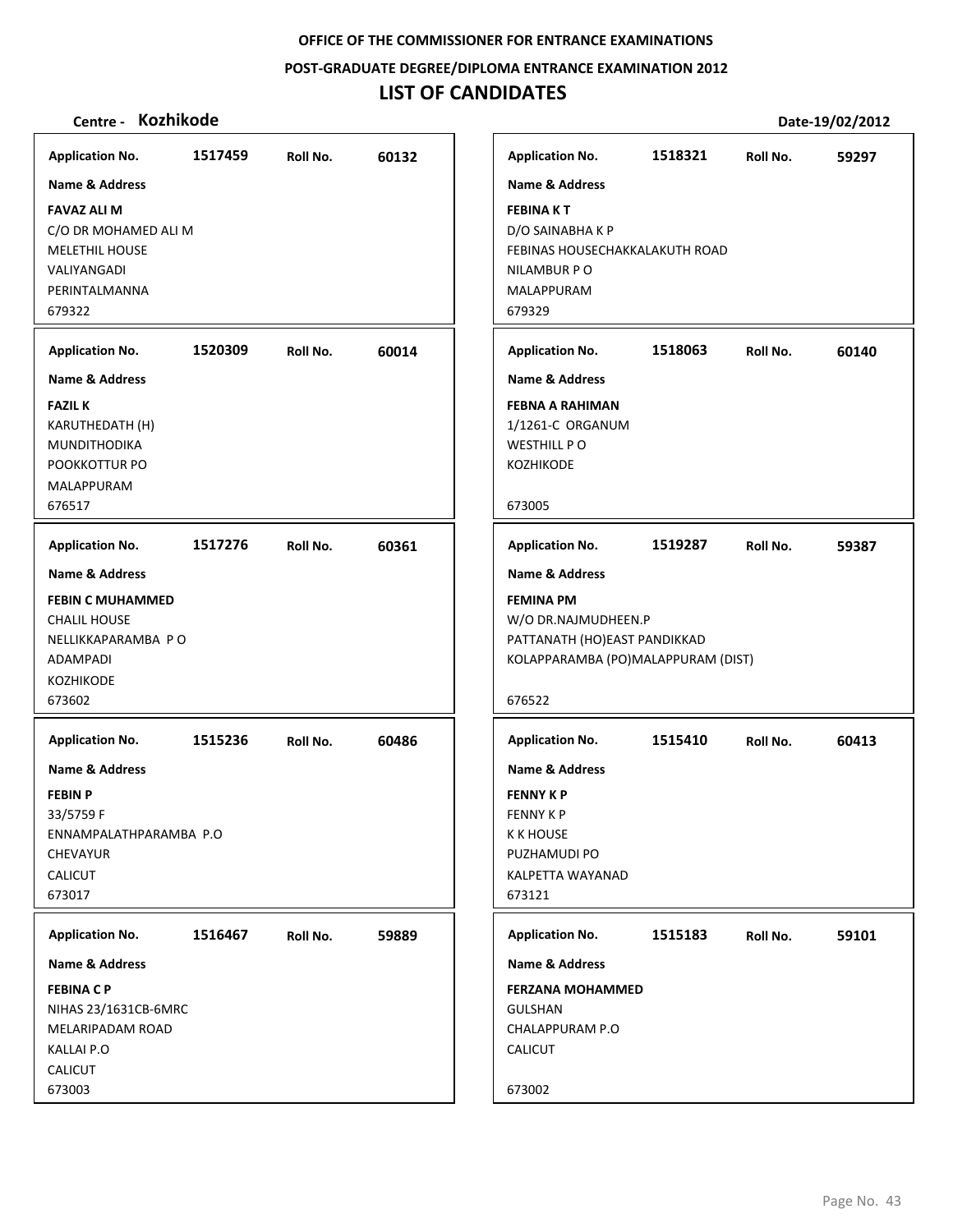OFFICE OF THE COMMISSIONER FOR ENTRANCE EXAMINATIONS

POST-GRADUATE DEGREE/DIPLOMA ENTRANCE EXAMINATION 2012

# LIST OF CANDIDATES

**Centre - Kozhikode** **Date-19/02/2012**

**Application No.** 1517459 **Roll No.** 60132

**Name & Address**

**FAVAZ ALI M**
C/O DR MOHAMED ALI M
MELETHIL HOUSE
VALIYANGADI
PERINTALMANNA
679322

**Application No.** 1520309 **Roll No.** 60014

**Name & Address**

**FAZIL K**
KARUTHEDATH (H)
MUNDITHODIKA
POOKKOTTUR PO
MALAPPURAM
676517

**Application No.** 1517276 **Roll No.** 60361

**Name & Address**

**FEBIN C MUHAMMED**
CHALIL HOUSE
NELLIKKAPARAMBA P O
ADAMPADI
KOZHIKODE
673602

**Application No.** 1515236 **Roll No.** 60486

**Name & Address**

**FEBIN P**
33/5759 F
ENNAMPALATHPARAMBA P.O
CHEVAYUR
CALICUT
673017

**Application No.** 1516467 **Roll No.** 59889

**Name & Address**

**FEBINA C P**
NIHAS 23/1631CB-6MRC
MELARIPADAM ROAD
KALLAI P.O
CALICUT
673003

**Application No.** 1518321 **Roll No.** 59297

**Name & Address**

**FEBINA K T**
D/O SAINABHA K P
FEBINAS HOUSECHAKKALAKUTH ROAD
NILAMBUR P O
MALAPPURAM
679329

**Application No.** 1518063 **Roll No.** 60140

**Name & Address**

**FEBNA A RAHIMAN**
1/1261-C ORGANUM
WESTHILL P O
KOZHIKODE

673005

**Application No.** 1519287 **Roll No.** 59387

**Name & Address**

**FEMINA PM**
W/O DR.NAJMUDHEEN.P
PATTANATH (HO)EAST PANDIKKAD
KOLAPPARAMBA (PO)MALAPPURAM (DIST)

676522

**Application No.** 1515410 **Roll No.** 60413

**Name & Address**

**FENNY K P**
FENNY K P
K K HOUSE
PUZHAMUDI PO
KALPETTA WAYANAD
673121

**Application No.** 1515183 **Roll No.** 59101

**Name & Address**

**FERZANA MOHAMMED**
GULSHAN
CHALAPPURAM P.O
CALICUT

673002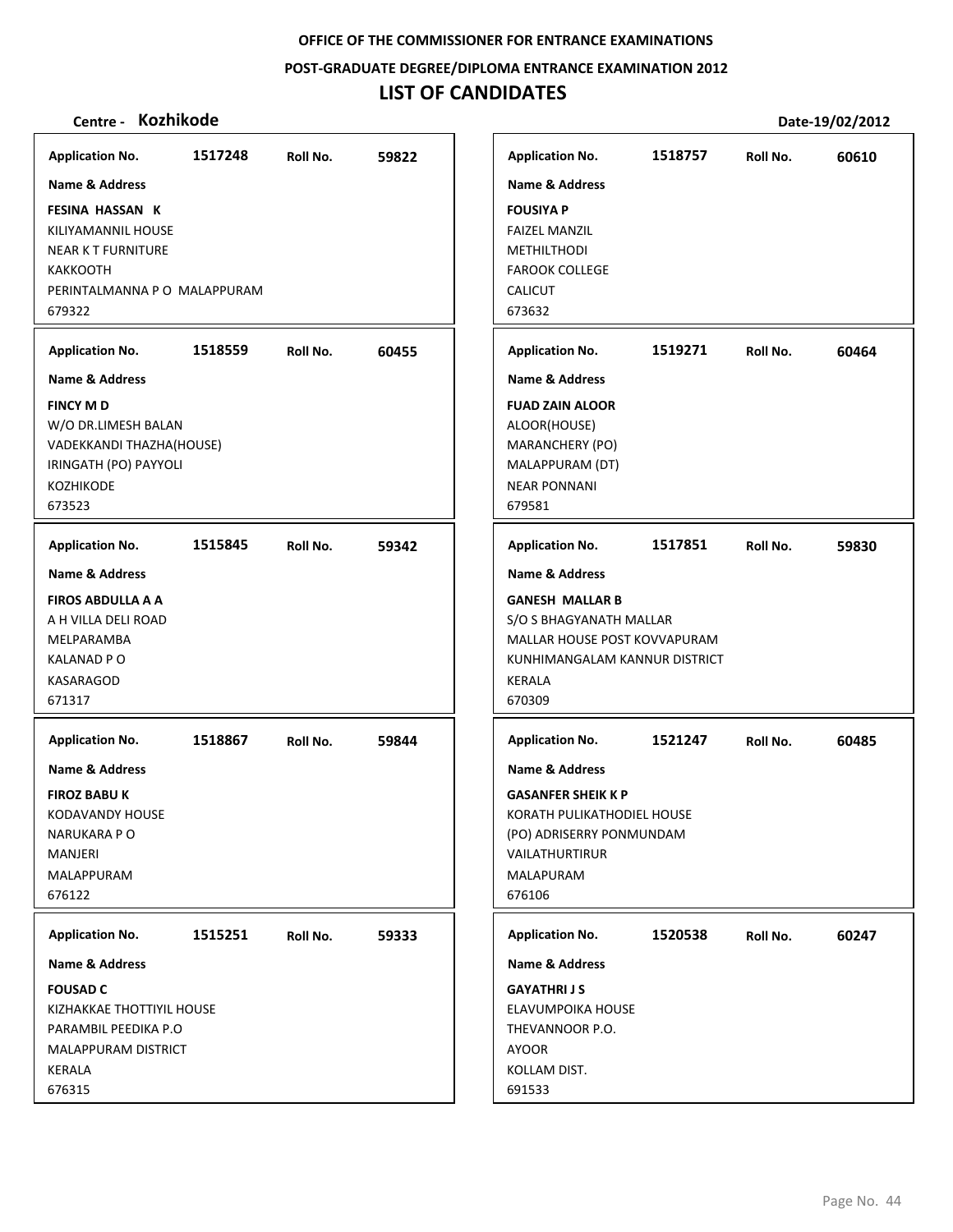**OFFICE OF THE COMMISSIONER FOR ENTRANCE EXAMINATIONS**

**POST-GRADUATE DEGREE/DIPLOMA ENTRANCE EXAMINATION 2012**

# LIST OF CANDIDATES

**Centre - Kozhikode** **Date-19/02/2012**

| Application No. | Roll No. | Name & Address |
|---|---|---|
| 1517248 | 59822 | **FESINA HASSAN K**<br>KILIYAMANNIL HOUSE<br>NEAR K T FURNITURE<br>KAKKOOTH<br>PERINTALMANNA P O MALAPPURAM<br>679322 |
| 1518559 | 60455 | **FINCY M D**<br>W/O DR.LIMESH BALAN<br>VADEKKANDI THAZHA(HOUSE)<br>IRINGATH (PO) PAYYOLI<br>KOZHIKODE<br>673523 |
| 1515845 | 59342 | **FIROS ABDULLA A A**<br>A H VILLA DELI ROAD<br>MELPARAMBA<br>KALANAD P O<br>KASARAGOD<br>671317 |
| 1518867 | 59844 | **FIROZ BABU K**<br>KODAVANDY HOUSE<br>NARUKARA P O<br>MANJERI<br>MALAPPURAM<br>676122 |
| 1515251 | 59333 | **FOUSAD C**<br>KIZHAKKAE THOTTIYIL HOUSE<br>PARAMBIL PEEDIKA P.O<br>MALAPPURAM DISTRICT<br>KERALA<br>676315 |
| 1518757 | 60610 | **FOUSIYA P**<br>FAIZEL MANZIL<br>METHILTHODI<br>FAROOK COLLEGE<br>CALICUT<br>673632 |
| 1519271 | 60464 | **FUAD ZAIN ALOOR**<br>ALOOR(HOUSE)<br>MARANCHERY (PO)<br>MALAPPURAM (DT)<br>NEAR PONNANI<br>679581 |
| 1517851 | 59830 | **GANESH MALLAR B**<br>S/O S BHAGYANATH MALLAR<br>MALLAR HOUSE POST KOVVAPURAM<br>KUNHIMANGALAM KANNUR DISTRICT<br>KERALA<br>670309 |
| 1521247 | 60485 | **GASANFER SHEIK K P**<br>KORATH PULIKATHODIEL HOUSE<br>(PO) ADRISERRY PONMUNDAM<br>VAILATHURTIRUR<br>MALAPURAM<br>676106 |
| 1520538 | 60247 | **GAYATHRI J S**<br>ELAVUMPOIKA HOUSE<br>THEVANNOOR P.O.<br>AYOOR<br>KOLLAM DIST.<br>691533 |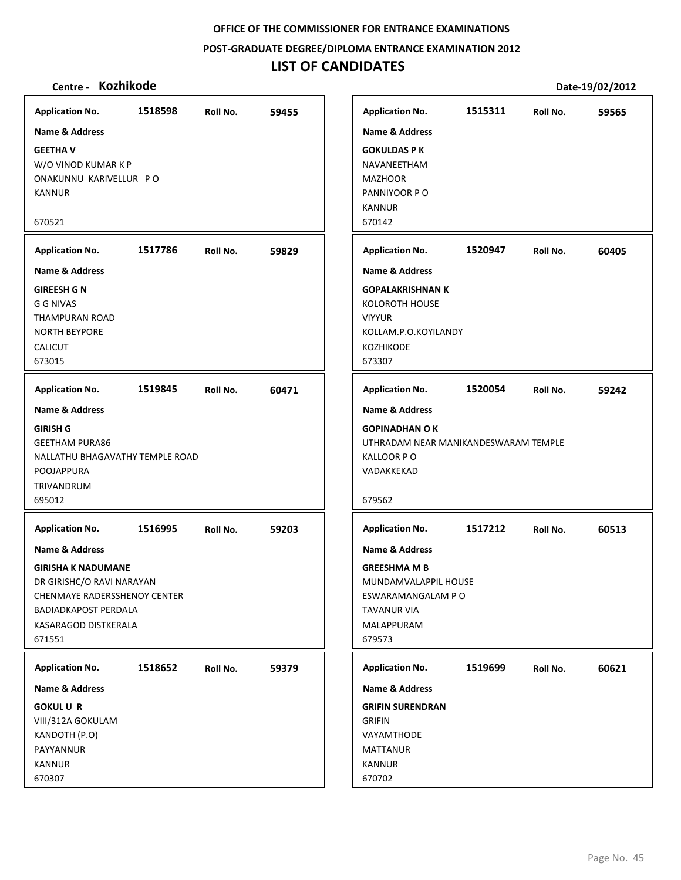OFFICE OF THE COMMISSIONER FOR ENTRANCE EXAMINATIONS

POST-GRADUATE DEGREE/DIPLOMA ENTRANCE EXAMINATION 2012

# LIST OF CANDIDATES

**Centre - Kozhikode** **Date-19/02/2012**

| Application No. | Roll No. | Name & Address |
|---|---|---|
| 1518598 | 59455 | **GEETHA V**<br>W/O VINOD KUMAR K P<br>ONAKUNNU KARIVELLUR P O<br>KANNUR<br>670521 |
| 1515311 | 59565 | **GOKULDAS P K**<br>NAVANEETHAM<br>MAZHOOR<br>PANNIYOOR P O<br>KANNUR<br>670142 |
| 1517786 | 59829 | **GIREESH G N**<br>G G NIVAS<br>THAMPURAN ROAD<br>NORTH BEYPORE<br>CALICUT<br>673015 |
| 1520947 | 60405 | **GOPALAKRISHNAN K**<br>KOLOROTH HOUSE<br>VIYYUR<br>KOLLAM.P.O.KOYILANDY<br>KOZHIKODE<br>673307 |
| 1519845 | 60471 | **GIRISH G**<br>GEETHAM PURA86<br>NALLATHU BHAGAVATHY TEMPLE ROAD<br>POOJAPPURA<br>TRIVANDRUM<br>695012 |
| 1520054 | 59242 | **GOPINADHAN O K**<br>UTHRADAM NEAR MANIKANDESWARAM TEMPLE<br>KALLOOR P O<br>VADAKKEKAD<br>679562 |
| 1516995 | 59203 | **GIRISHA K NADUMANE**<br>DR GIRISHC/O RAVI NARAYAN<br>CHENMAYE RADERSSHENOY CENTER<br>BADIADKAPOST PERDALA<br>KASARAGOD DISTKERALA<br>671551 |
| 1517212 | 60513 | **GREESHMA M B**<br>MUNDAMVALAPPIL HOUSE<br>ESWARAMANGALAM P O<br>TAVANUR VIA<br>MALAPPURAM<br>679573 |
| 1518652 | 59379 | **GOKUL U R**<br>VIII/312A GOKULAM<br>KANDOTH (P.O)<br>PAYYANNUR<br>KANNUR<br>670307 |
| 1519699 | 60621 | **GRIFIN SURENDRAN**<br>GRIFIN<br>VAYAMTHODE<br>MATTANUR<br>KANNUR<br>670702 |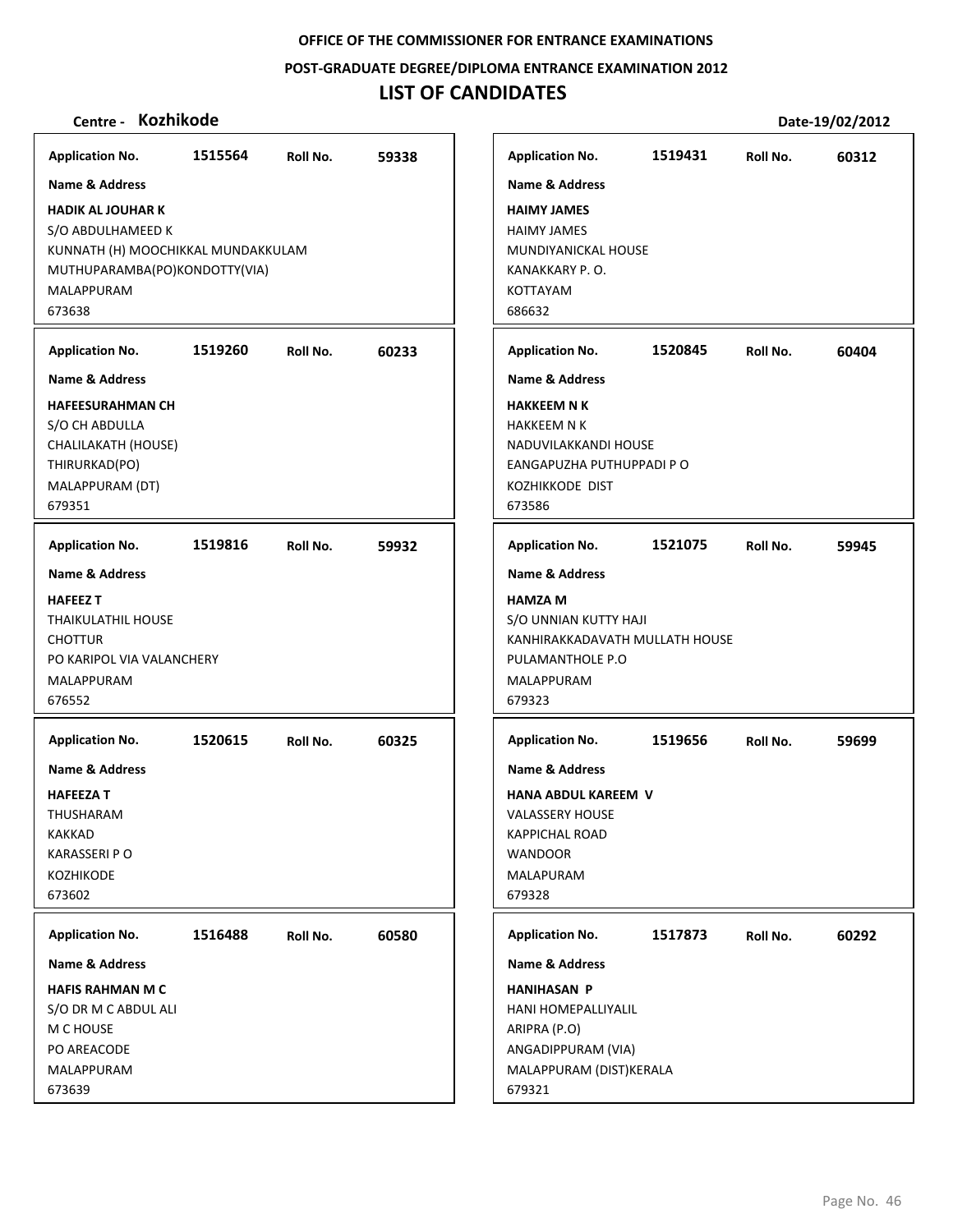OFFICE OF THE COMMISSIONER FOR ENTRANCE EXAMINATIONS

POST-GRADUATE DEGREE/DIPLOMA ENTRANCE EXAMINATION 2012

# LIST OF CANDIDATES

**Centre - Kozhikode** | **Date-19/02/2012**

**Application No.** 1515564 **Roll No.** 59338

**Name & Address**

**HADIK AL JOUHAR K**
S/O ABDULHAMEED K
KUNNATH (H) MOOCHIKKAL MUNDAKKULAM
MUTHUPARAMBA(PO)KONDOTTY(VIA)
MALAPPURAM
673638

---

**Application No.** 1519260 **Roll No.** 60233

**Name & Address**

**HAFEESURAHMAN CH**
S/O CH ABDULLA
CHALILAKATH (HOUSE)
THIRURKAD(PO)
MALAPPURAM (DT)
679351

---

**Application No.** 1519816 **Roll No.** 59932

**Name & Address**

**HAFEEZ T**
THAIKULATHIL HOUSE
CHOTTUR
PO KARIPOL VIA VALANCHERY
MALAPPURAM
676552

---

**Application No.** 1520615 **Roll No.** 60325

**Name & Address**

**HAFEEZA T**
THUSHARAM
KAKKAD
KARASSERI P O
KOZHIKODE
673602

---

**Application No.** 1516488 **Roll No.** 60580

**Name & Address**

**HAFIS RAHMAN M C**
S/O DR M C ABDUL ALI
M C HOUSE
PO AREACODE
MALAPPURAM
673639

---

**Application No.** 1519431 **Roll No.** 60312

**Name & Address**

**HAIMY JAMES**
HAIMY JAMES
MUNDIYANICKAL HOUSE
KANAKKARY P. O.
KOTTAYAM
686632

---

**Application No.** 1520845 **Roll No.** 60404

**Name & Address**

**HAKKEEM N K**
HAKKEEM N K
NADUVILAKKANDI HOUSE
EANGAPUZHA PUTHUPPADI P O
KOZHIKKODE DIST
673586

---

**Application No.** 1521075 **Roll No.** 59945

**Name & Address**

**HAMZA M**
S/O UNNIAN KUTTY HAJI
KANHIRAKKADAVATH MULLATH HOUSE
PULAMANTHOLE P.O
MALAPPURAM
679323

---

**Application No.** 1519656 **Roll No.** 59699

**Name & Address**

**HANA ABDUL KAREEM V**
VALASSERY HOUSE
KAPPICHAL ROAD
WANDOOR
MALAPURAM
679328

---

**Application No.** 1517873 **Roll No.** 60292

**Name & Address**

**HANIHASAN P**
HANI HOMEPALLIYALIL
ARIPRA (P.O)
ANGADIPPURAM (VIA)
MALAPPURAM (DIST)KERALA
679321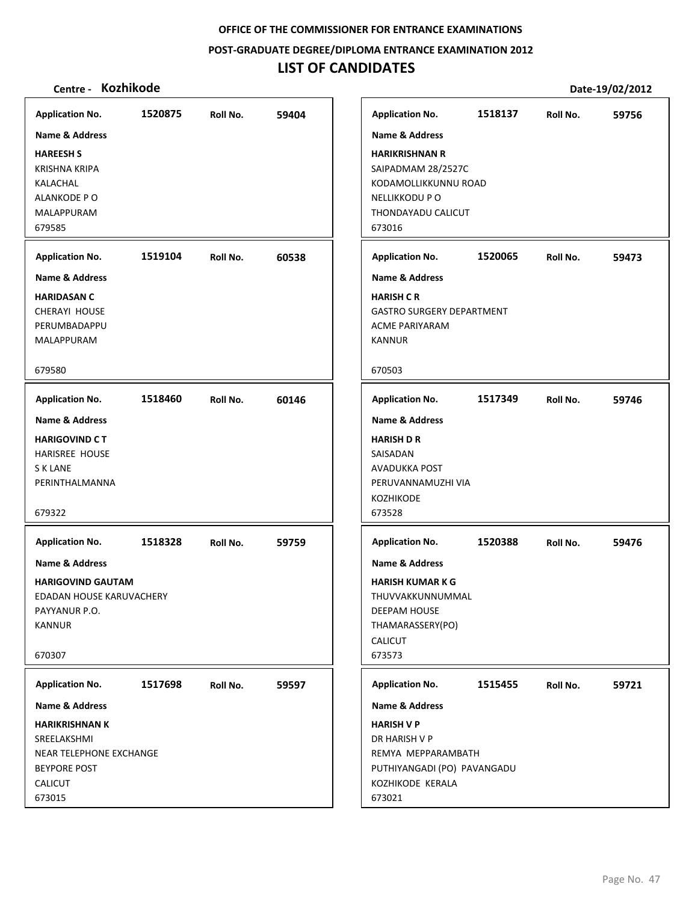**OFFICE OF THE COMMISSIONER FOR ENTRANCE EXAMINATIONS**

**POST-GRADUATE DEGREE/DIPLOMA ENTRANCE EXAMINATION 2012**

# LIST OF CANDIDATES

**Centre - Kozhikode** **Date-19/02/2012**

**Application No.** 1520875 **Roll No.** 59404
**Name & Address**
**HAREESH S**
KRISHNA KRIPA
KALACHAL
ALANKODE P O
MALAPPURAM
679585

**Application No.** 1518137 **Roll No.** 59756
**Name & Address**
**HARIKRISHNAN R**
SAIPADMAM 28/2527C
KODAMOLLIKKUNNU ROAD
NELLIKKODU P O
THONDAYADU CALICUT
673016

**Application No.** 1519104 **Roll No.** 60538
**Name & Address**
**HARIDASAN C**
CHERAYI HOUSE
PERUMBADAPPU
MALAPPURAM
679580

**Application No.** 1520065 **Roll No.** 59473
**Name & Address**
**HARISH C R**
GASTRO SURGERY DEPARTMENT
ACME PARIYARAM
KANNUR
670503

**Application No.** 1518460 **Roll No.** 60146
**Name & Address**
**HARIGOVIND C T**
HARISREE HOUSE
S K LANE
PERINTHALMANNA
679322

**Application No.** 1517349 **Roll No.** 59746
**Name & Address**
**HARISH D R**
SAISADAN
AVADUKKA POST
PERUVANNAMUZHI VIA
KOZHIKODE
673528

**Application No.** 1518328 **Roll No.** 59759
**Name & Address**
**HARIGOVIND GAUTAM**
EDADAN HOUSE KARUVACHERY
PAYYANUR P.O.
KANNUR
670307

**Application No.** 1520388 **Roll No.** 59476
**Name & Address**
**HARISH KUMAR K G**
THUVVAKKUNNUMMAL
DEEPAM HOUSE
THAMARASSERY(PO)
CALICUT
673573

**Application No.** 1517698 **Roll No.** 59597
**Name & Address**
**HARIKRISHNAN K**
SREELAKSHMI
NEAR TELEPHONE EXCHANGE
BEYPORE POST
CALICUT
673015

**Application No.** 1515455 **Roll No.** 59721
**Name & Address**
**HARISH V P**
DR HARISH V P
REMYA MEPPARAMBATH
PUTHIYANGADI (PO) PAVANGADU
KOZHIKODE KERALA
673021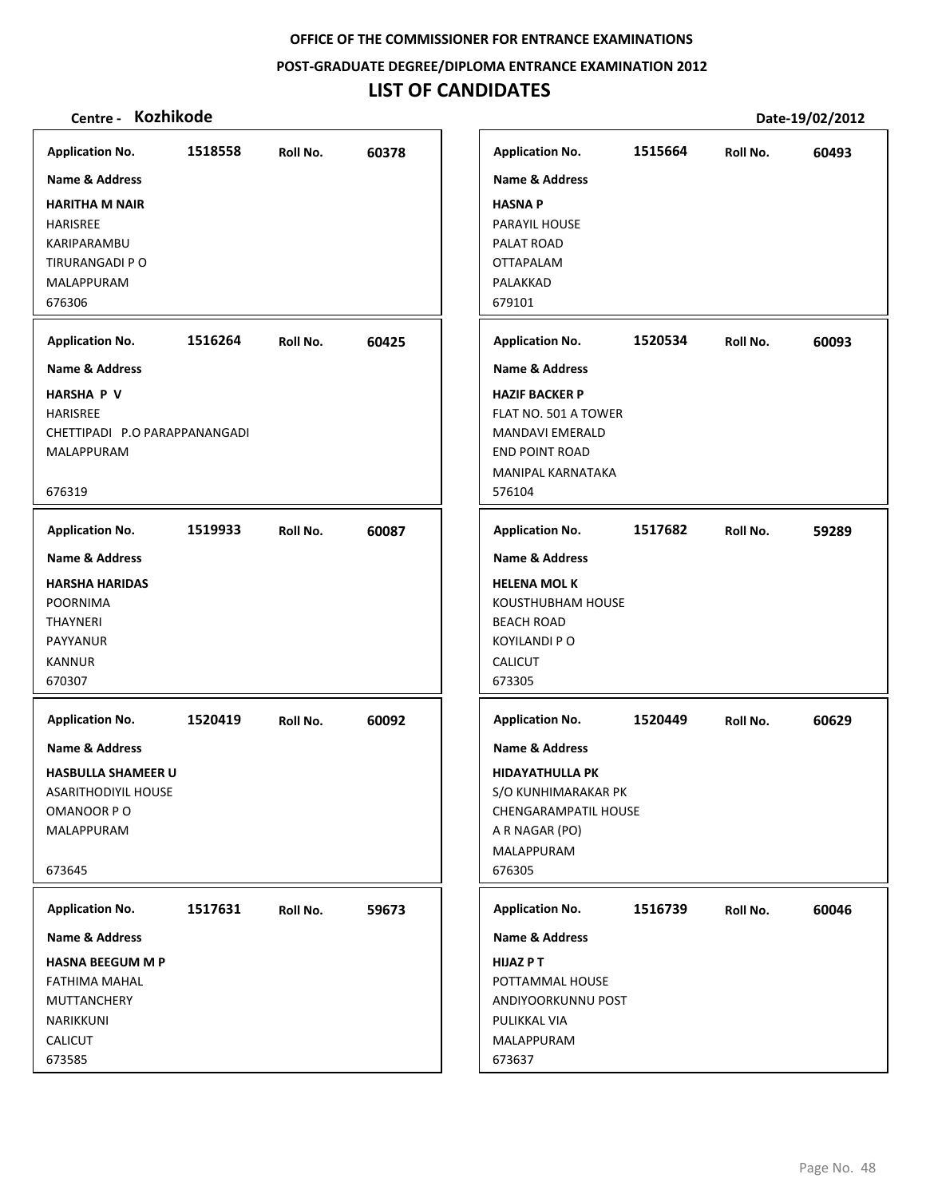**OFFICE OF THE COMMISSIONER FOR ENTRANCE EXAMINATIONS**

**POST-GRADUATE DEGREE/DIPLOMA ENTRANCE EXAMINATION 2012**

# LIST OF CANDIDATES

**Centre - Kozhikode** **Date-19/02/2012**

| Application No. | Roll No. | Name & Address |
|---|---|---|
| 1518558 | 60378 | **HARITHA M NAIR**<br>HARISREE<br>KARIPARAMBU<br>TIRURANGADI P O<br>MALAPPURAM<br>676306 |
| 1516264 | 60425 | **HARSHA P V**<br>HARISREE<br>CHETTIPADI P.O PARAPPANANGADI<br>MALAPPURAM<br>676319 |
| 1519933 | 60087 | **HARSHA HARIDAS**<br>POORNIMA<br>THAYNERI<br>PAYYANUR<br>KANNUR<br>670307 |
| 1520419 | 60092 | **HASBULLA SHAMEER U**<br>ASARITHODIYIL HOUSE<br>OMANOOR P O<br>MALAPPURAM<br>673645 |
| 1517631 | 59673 | **HASNA BEEGUM M P**<br>FATHIMA MAHAL<br>MUTTANCHERY<br>NARIKKUNI<br>CALICUT<br>673585 |
| 1515664 | 60493 | **HASNA P**<br>PARAYIL HOUSE<br>PALAT ROAD<br>OTTAPALAM<br>PALAKKAD<br>679101 |
| 1520534 | 60093 | **HAZIF BACKER P**<br>FLAT NO. 501 A TOWER<br>MANDAVI EMERALD<br>END POINT ROAD<br>MANIPAL KARNATAKA<br>576104 |
| 1517682 | 59289 | **HELENA MOL K**<br>KOUSTHUBHAM HOUSE<br>BEACH ROAD<br>KOYILANDI P O<br>CALICUT<br>673305 |
| 1520449 | 60629 | **HIDAYATHULLA PK**<br>S/O KUNHIMARAKAR PK<br>CHENGARAMPATIL HOUSE<br>A R NAGAR (PO)<br>MALAPPURAM<br>676305 |
| 1516739 | 60046 | **HIJAZ P T**<br>POTTAMMAL HOUSE<br>ANDIYOORKUNNU POST<br>PULIKKAL VIA<br>MALAPPURAM<br>673637 |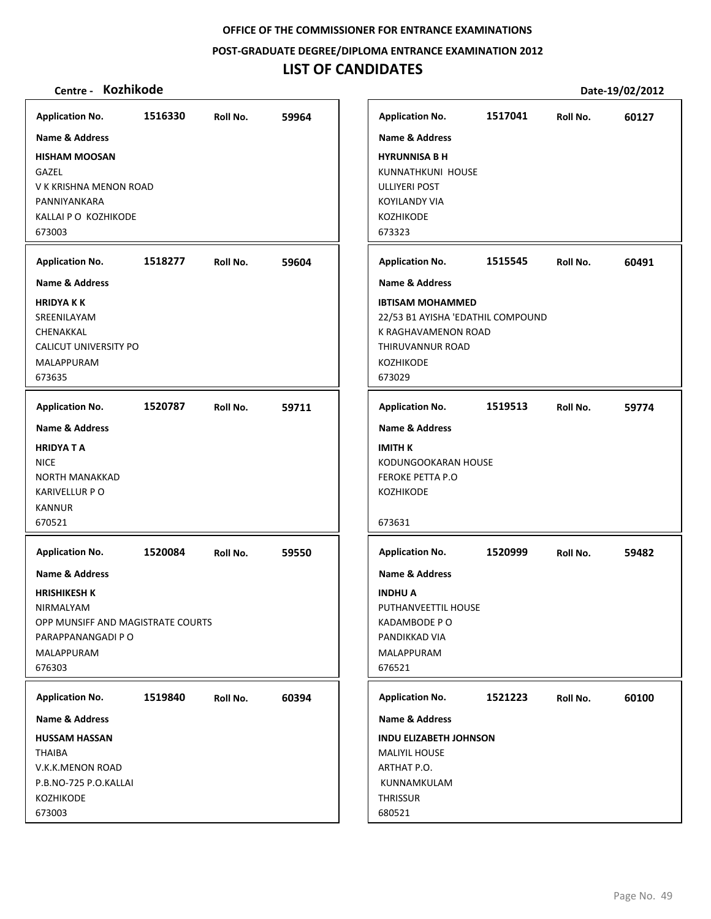**OFFICE OF THE COMMISSIONER FOR ENTRANCE EXAMINATIONS**

**POST-GRADUATE DEGREE/DIPLOMA ENTRANCE EXAMINATION 2012**

# LIST OF CANDIDATES

**Centre - Kozhikode** **Date-19/02/2012**

**Application No.** 1516330 **Roll No.** 59964

**Name & Address**

**HISHAM MOOSAN**
GAZEL
V K KRISHNA MENON ROAD
PANNIYANKARA
KALLAI P O KOZHIKODE
673003

**Application No.** 1517041 **Roll No.** 60127

**Name & Address**

**HYRUNNISA B H**
KUNNATHKUNI HOUSE
ULLIYERI POST
KOYILANDY VIA
KOZHIKODE
673323

**Application No.** 1518277 **Roll No.** 59604

**Name & Address**

**HRIDYA K K**
SREENILAYAM
CHENAKKAL
CALICUT UNIVERSITY PO
MALAPPURAM
673635

**Application No.** 1515545 **Roll No.** 60491

**Name & Address**

**IBTISAM MOHAMMED**
22/53 B1 AYISHA 'EDATHIL COMPOUND
K RAGHAVAMENON ROAD
THIRUVANNUR ROAD
KOZHIKODE
673029

**Application No.** 1520787 **Roll No.** 59711

**Name & Address**

**HRIDYA T A**
NICE
NORTH MANAKKAD
KARIVELLUR P O
KANNUR
670521

**Application No.** 1519513 **Roll No.** 59774

**Name & Address**

**IMITH K**
KODUNGOOKARAN HOUSE
FEROKE PETTA P.O
KOZHIKODE

673631

**Application No.** 1520084 **Roll No.** 59550

**Name & Address**

**HRISHIKESH K**
NIRMALYAM
OPP MUNSIFF AND MAGISTRATE COURTS
PARAPPANANGADI P O
MALAPPURAM
676303

**Application No.** 1520999 **Roll No.** 59482

**Name & Address**

**INDHU A**
PUTHANVEETTIL HOUSE
KADAMBODE P O
PANDIKKAD VIA
MALAPPURAM
676521

**Application No.** 1519840 **Roll No.** 60394

**Name & Address**

**HUSSAM HASSAN**
THAIBA
V.K.K.MENON ROAD
P.B.NO-725 P.O.KALLAI
KOZHIKODE
673003

**Application No.** 1521223 **Roll No.** 60100

**Name & Address**

**INDU ELIZABETH JOHNSON**
MALIYIL HOUSE
ARTHAT P.O.
KUNNAMKULAM
THRISSUR
680521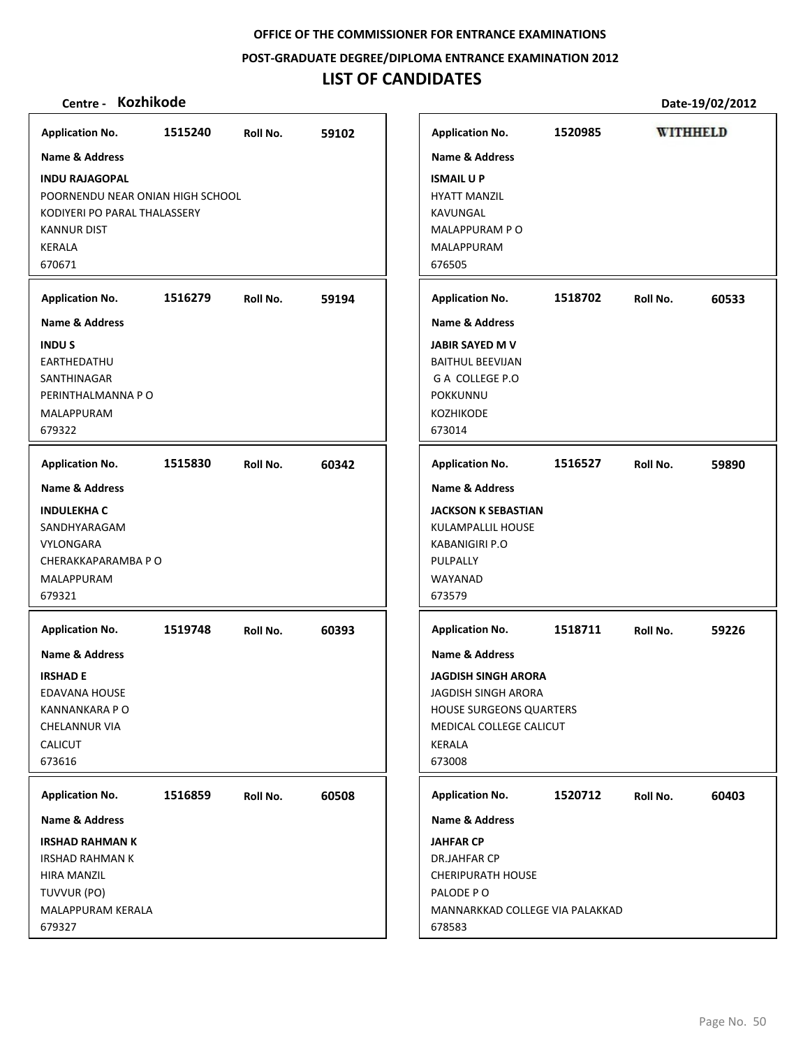**OFFICE OF THE COMMISSIONER FOR ENTRANCE EXAMINATIONS**

**POST-GRADUATE DEGREE/DIPLOMA ENTRANCE EXAMINATION 2012**

# LIST OF CANDIDATES

**Centre - Kozhikode** **Date-19/02/2012**

| Application No. | Roll No. | Name & Address |
|---|---|---|
| 1515240 | 59102 | **INDU RAJAGOPAL**<br>POORNENDU NEAR ONIAN HIGH SCHOOL<br>KODIYERI PO PARAL THALASSERY<br>KANNUR DIST<br>KERALA<br>670671 |
| 1516279 | 59194 | **INDU S**<br>EARTHEDATHU<br>SANTHINAGAR<br>PERINTHALMANNA P O<br>MALAPPURAM<br>679322 |
| 1515830 | 60342 | **INDULEKHA C**<br>SANDHYARAGAM<br>VYLONGARA<br>CHERAKKAPARAMBA P O<br>MALAPPURAM<br>679321 |
| 1519748 | 60393 | **IRSHAD E**<br>EDAVANA HOUSE<br>KANNANKARA P O<br>CHELANNUR VIA<br>CALICUT<br>673616 |
| 1516859 | 60508 | **IRSHAD RAHMAN K**<br>IRSHAD RAHMAN K<br>HIRA MANZIL<br>TUVVUR (PO)<br>MALAPPURAM KERALA<br>679327 |
| 1520985 | WITHHELD | **ISMAIL U P**<br>HYATT MANZIL<br>KAVUNGAL<br>MALAPPURAM P O<br>MALAPPURAM<br>676505 |
| 1518702 | 60533 | **JABIR SAYED M V**<br>BAITHUL BEEVIJAN<br>G A COLLEGE P.O<br>POKKUNNU<br>KOZHIKODE<br>673014 |
| 1516527 | 59890 | **JACKSON K SEBASTIAN**<br>KULAMPALLIL HOUSE<br>KABANIGIRI P.O<br>PULPALLY<br>WAYANAD<br>673579 |
| 1518711 | 59226 | **JAGDISH SINGH ARORA**<br>JAGDISH SINGH ARORA<br>HOUSE SURGEONS QUARTERS<br>MEDICAL COLLEGE CALICUT<br>KERALA<br>673008 |
| 1520712 | 60403 | **JAHFAR CP**<br>DR.JAHFAR CP<br>CHERIPURATH HOUSE<br>PALODE P O<br>MANNARKKAD COLLEGE VIA PALAKKAD<br>678583 |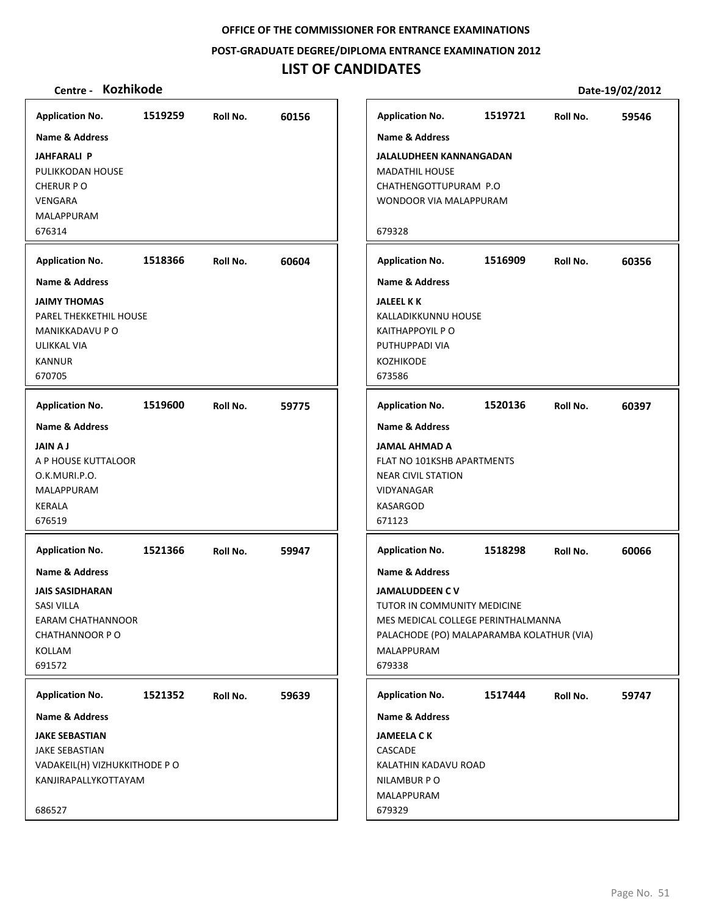**OFFICE OF THE COMMISSIONER FOR ENTRANCE EXAMINATIONS**

**POST-GRADUATE DEGREE/DIPLOMA ENTRANCE EXAMINATION 2012**

# LIST OF CANDIDATES

**Centre - Kozhikode** **Date-19/02/2012**

| Application No. | Roll No. | Name & Address |
|---|---|---|
| 1519259 | 60156 | **JAHFARALI P**<br>PULIKKODAN HOUSE<br>CHERUR P O<br>VENGARA<br>MALAPPURAM<br>676314 |
| 1518366 | 60604 | **JAIMY THOMAS**<br>PAREL THEKKETHIL HOUSE<br>MANIKKADAVU P O<br>ULIKKAL VIA<br>KANNUR<br>670705 |
| 1519600 | 59775 | **JAIN A J**<br>A P HOUSE KUTTALOOR<br>O.K.MURI.P.O.<br>MALAPPURAM<br>KERALA<br>676519 |
| 1521366 | 59947 | **JAIS SASIDHARAN**<br>SASI VILLA<br>EARAM CHATHANNOOR<br>CHATHANNOOR P O<br>KOLLAM<br>691572 |
| 1521352 | 59639 | **JAKE SEBASTIAN**<br>JAKE SEBASTIAN<br>VADAKEIL(H) VIZHUKKITHODE P O<br>KANJIRAPALLYKOTTAYAM<br>686527 |
| 1519721 | 59546 | **JALALUDHEEN KANNANGADAN**<br>MADATHIL HOUSE<br>CHATHENGOTTUPURAM P.O<br>WONDOOR VIA MALAPPURAM<br>679328 |
| 1516909 | 60356 | **JALEEL K K**<br>KALLADIKKUNNU HOUSE<br>KAITHAPPOYIL P O<br>PUTHUPPADI VIA<br>KOZHIKODE<br>673586 |
| 1520136 | 60397 | **JAMAL AHMAD A**<br>FLAT NO 101KSHB APARTMENTS<br>NEAR CIVIL STATION<br>VIDYANAGAR<br>KASARGOD<br>671123 |
| 1518298 | 60066 | **JAMALUDDEEN C V**<br>TUTOR IN COMMUNITY MEDICINE<br>MES MEDICAL COLLEGE PERINTHALMANNA<br>PALACHODE (PO) MALAPARAMBA KOLATHUR (VIA)<br>MALAPPURAM<br>679338 |
| 1517444 | 59747 | **JAMEELA C K**<br>CASCADE<br>KALATHIN KADAVU ROAD<br>NILAMBUR P O<br>MALAPPURAM<br>679329 |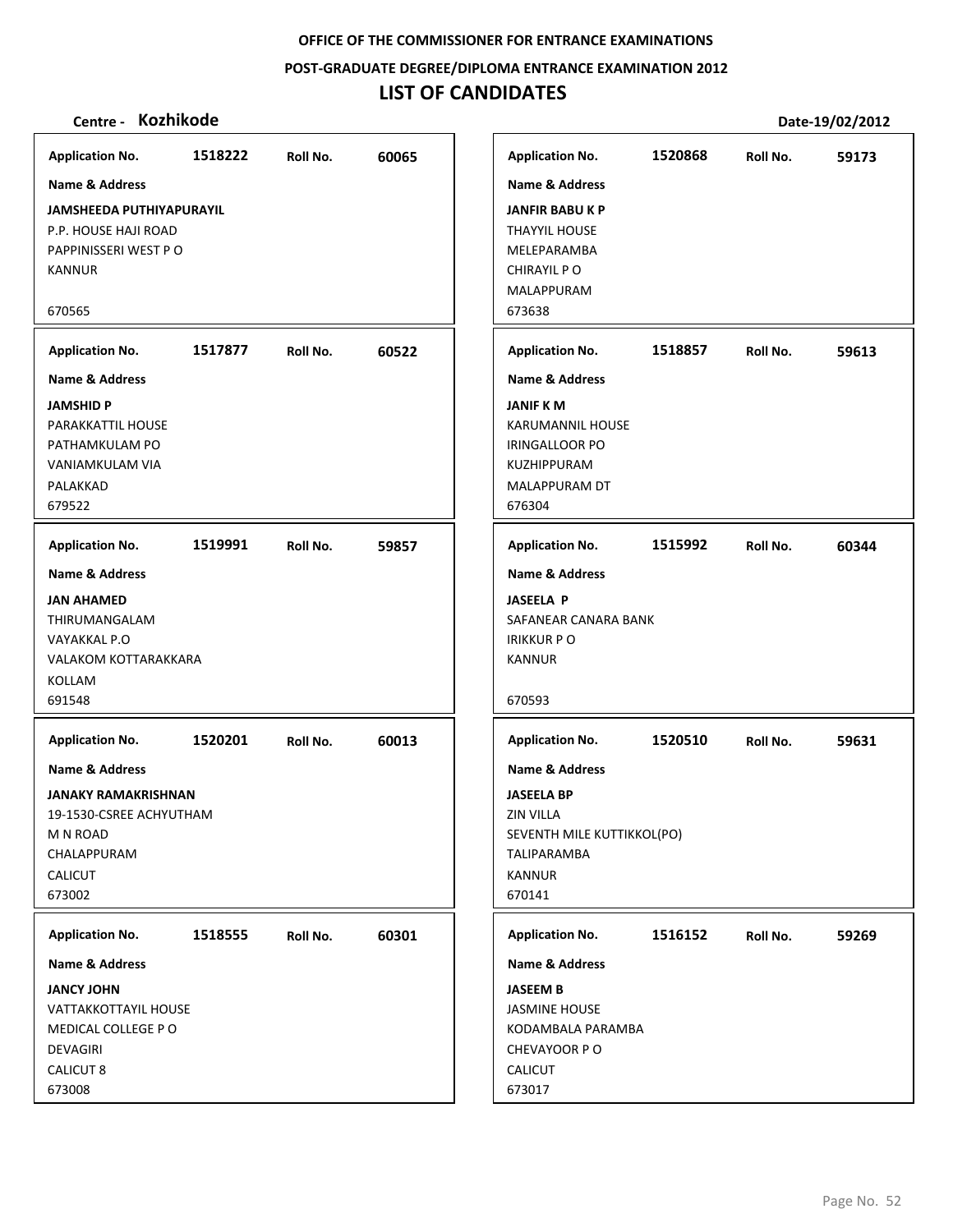**OFFICE OF THE COMMISSIONER FOR ENTRANCE EXAMINATIONS**

**POST-GRADUATE DEGREE/DIPLOMA ENTRANCE EXAMINATION 2012**

# LIST OF CANDIDATES

**Centre - Kozhikode** **Date-19/02/2012**

| Application No. | Roll No. | Name & Address |
|---|---|---|
| 1518222 | 60065 | **JAMSHEEDA PUTHIYAPURAYIL**<br>P.P. HOUSE HAJI ROAD<br>PAPPINISSERI WEST P O<br>KANNUR<br>670565 |
| 1517877 | 60522 | **JAMSHID P**<br>PARAKKATTIL HOUSE<br>PATHAMKULAM PO<br>VANIAMKULAM VIA<br>PALAKKAD<br>679522 |
| 1519991 | 59857 | **JAN AHAMED**<br>THIRUMANGALAM<br>VAYAKKAL P.O<br>VALAKOM KOTTARAKKARA<br>KOLLAM<br>691548 |
| 1520201 | 60013 | **JANAKY RAMAKRISHNAN**<br>19-1530-CSREE ACHYUTHAM<br>M N ROAD<br>CHALAPPURAM<br>CALICUT<br>673002 |
| 1518555 | 60301 | **JANCY JOHN**<br>VATTAKKOTTAYIL HOUSE<br>MEDICAL COLLEGE P O<br>DEVAGIRI<br>CALICUT 8<br>673008 |
| 1520868 | 59173 | **JANFIR BABU K P**<br>THAYYIL HOUSE<br>MELEPARAMBA<br>CHIRAYIL P O<br>MALAPPURAM<br>673638 |
| 1518857 | 59613 | **JANIF K M**<br>KARUMANNIL HOUSE<br>IRINGALLOOR PO<br>KUZHIPPURAM<br>MALAPPURAM DT<br>676304 |
| 1515992 | 60344 | **JASEELA P**<br>SAFANEAR CANARA BANK<br>IRIKKUR P O<br>KANNUR<br>670593 |
| 1520510 | 59631 | **JASEELA BP**<br>ZIN VILLA<br>SEVENTH MILE KUTTIKKOL(PO)<br>TALIPARAMBA<br>KANNUR<br>670141 |
| 1516152 | 59269 | **JASEEM B**<br>JASMINE HOUSE<br>KODAMBALA PARAMBA<br>CHEVAYOOR P O<br>CALICUT<br>673017 |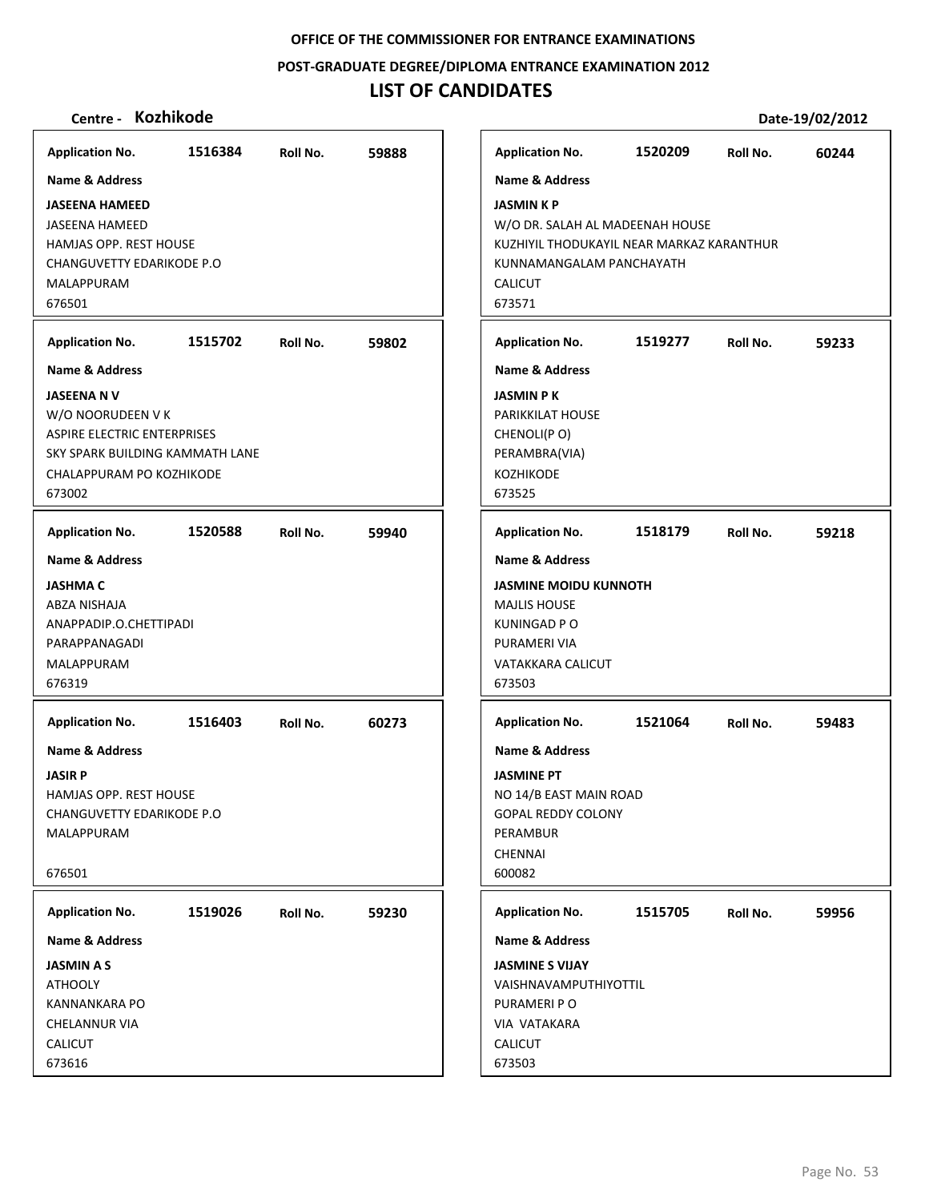**OFFICE OF THE COMMISSIONER FOR ENTRANCE EXAMINATIONS**

**POST-GRADUATE DEGREE/DIPLOMA ENTRANCE EXAMINATION 2012**

# LIST OF CANDIDATES

**Centre - Kozhikode** | **Date-19/02/2012**

| Application No. | Roll No. | Name & Address |
|---|---|---|
| 1516384 | 59888 | **JASEENA HAMEED**<br>JASEENA HAMEED<br>HAMJAS OPP. REST HOUSE<br>CHANGUVETTY EDARIKODE P.O<br>MALAPPURAM<br>676501 |
| 1515702 | 59802 | **JASEENA N V**<br>W/O NOORUDEEN V K<br>ASPIRE ELECTRIC ENTERPRISES<br>SKY SPARK BUILDING KAMMATH LANE<br>CHALAPPURAM PO KOZHIKODE<br>673002 |
| 1520588 | 59940 | **JASHMA C**<br>ABZA NISHAJA<br>ANAPPADIP.O.CHETTIPADI<br>PARAPPANAGADI<br>MALAPPURAM<br>676319 |
| 1516403 | 60273 | **JASIR P**<br>HAMJAS OPP. REST HOUSE<br>CHANGUVETTY EDARIKODE P.O<br>MALAPPURAM<br>676501 |
| 1519026 | 59230 | **JASMIN A S**<br>ATHOOLY<br>KANNANKARA PO<br>CHELANNUR VIA<br>CALICUT<br>673616 |
| 1520209 | 60244 | **JASMIN K P**<br>W/O DR. SALAH AL MADEENAH HOUSE<br>KUZHIYIL THODUKAYIL NEAR MARKAZ KARANTHUR<br>KUNNAMANGALAM PANCHAYATH<br>CALICUT<br>673571 |
| 1519277 | 59233 | **JASMIN P K**<br>PARIKKILAT HOUSE<br>CHENOLI(P O)<br>PERAMBRA(VIA)<br>KOZHIKODE<br>673525 |
| 1518179 | 59218 | **JASMINE MOIDU KUNNOTH**<br>MAJLIS HOUSE<br>KUNINGAD P O<br>PURAMERI VIA<br>VATAKKARA CALICUT<br>673503 |
| 1521064 | 59483 | **JASMINE PT**<br>NO 14/B EAST MAIN ROAD<br>GOPAL REDDY COLONY<br>PERAMBUR<br>CHENNAI<br>600082 |
| 1515705 | 59956 | **JASMINE S VIJAY**<br>VAISHNAVAMPUTHIYOTTIL<br>PURAMERI P O<br>VIA VATAKARA<br>CALICUT<br>673503 |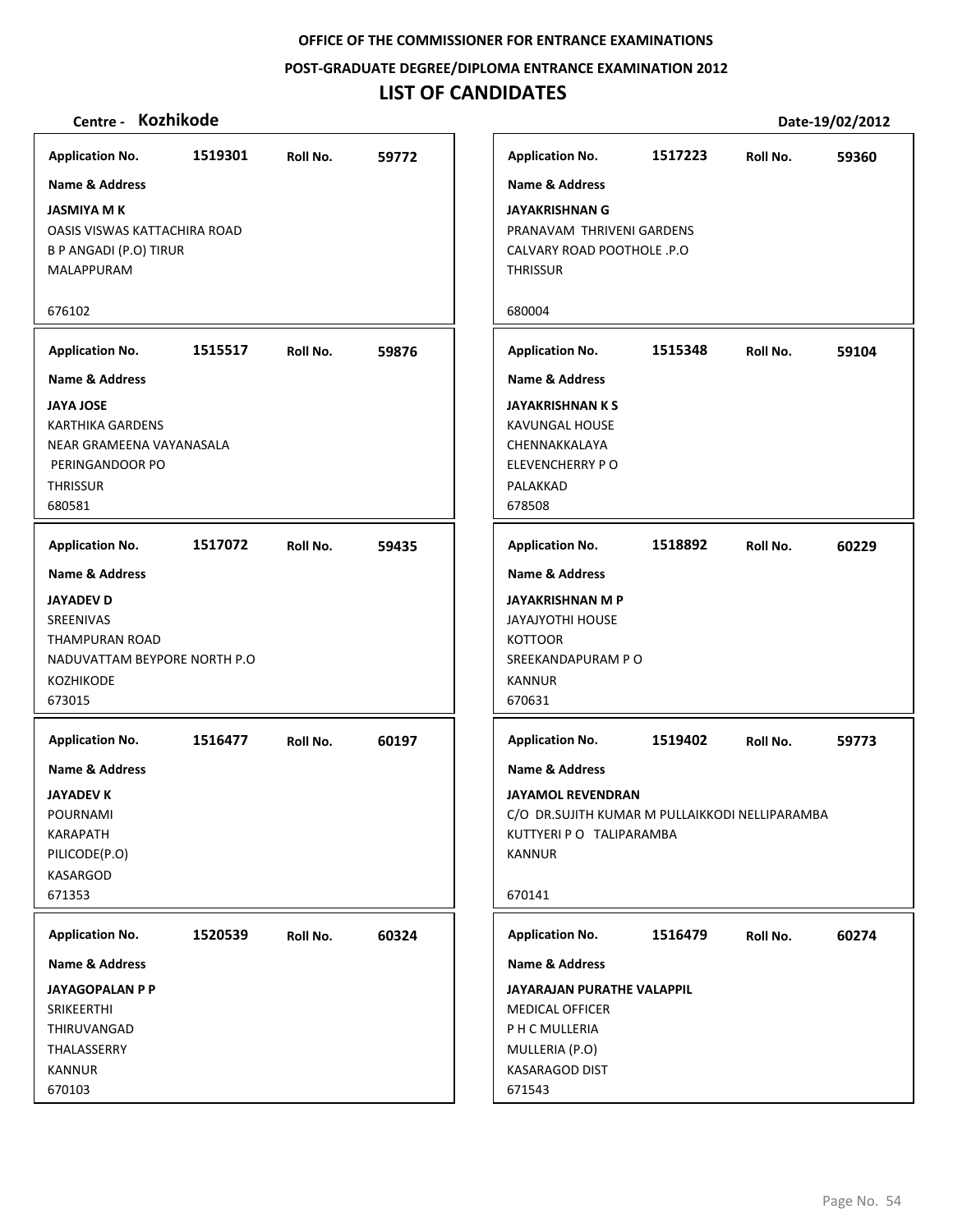**OFFICE OF THE COMMISSIONER FOR ENTRANCE EXAMINATIONS**

**POST-GRADUATE DEGREE/DIPLOMA ENTRANCE EXAMINATION 2012**

# LIST OF CANDIDATES

**Centre - Kozhikode** **Date-19/02/2012**

| Application No. | Roll No. | Name & Address |
|---|---|---|
| 1519301 | 59772 | **JASMIYA M K**<br>OASIS VISWAS KATTACHIRA ROAD<br>B P ANGADI (P.O) TIRUR<br>MALAPPURAM<br>676102 |
| 1515517 | 59876 | **JAYA JOSE**<br>KARTHIKA GARDENS<br>NEAR GRAMEENA VAYANASALA<br>PERINGANDOOR PO<br>THRISSUR<br>680581 |
| 1517072 | 59435 | **JAYADEV D**<br>SREENIVAS<br>THAMPURAN ROAD<br>NADUVATTAM BEYPORE NORTH P.O<br>KOZHIKODE<br>673015 |
| 1516477 | 60197 | **JAYADEV K**<br>POURNAMI<br>KARAPATH<br>PILICODE(P.O)<br>KASARGOD<br>671353 |
| 1520539 | 60324 | **JAYAGOPALAN P P**<br>SRIKEERTHI<br>THIRUVANGAD<br>THALASSERRY<br>KANNUR<br>670103 |
| 1517223 | 59360 | **JAYAKRISHNAN G**<br>PRANAVAM THRIVENI GARDENS<br>CALVARY ROAD POOTHOLE .P.O<br>THRISSUR<br>680004 |
| 1515348 | 59104 | **JAYAKRISHNAN K S**<br>KAVUNGAL HOUSE<br>CHENNAKKALAYA<br>ELEVENCHERRY P O<br>PALAKKAD<br>678508 |
| 1518892 | 60229 | **JAYAKRISHNAN M P**<br>JAYAJYOTHI HOUSE<br>KOTTOOR<br>SREEKANDAPURAM P O<br>KANNUR<br>670631 |
| 1519402 | 59773 | **JAYAMOL REVENDRAN**<br>C/O DR.SUJITH KUMAR M PULLAIKKODI NELLIPARAMBA<br>KUTTYERI P O TALIPARAMBA<br>KANNUR<br>670141 |
| 1516479 | 60274 | **JAYARAJAN PURATHE VALAPPIL**<br>MEDICAL OFFICER<br>P H C MULLERIA<br>MULLERIA (P.O)<br>KASARAGOD DIST<br>671543 |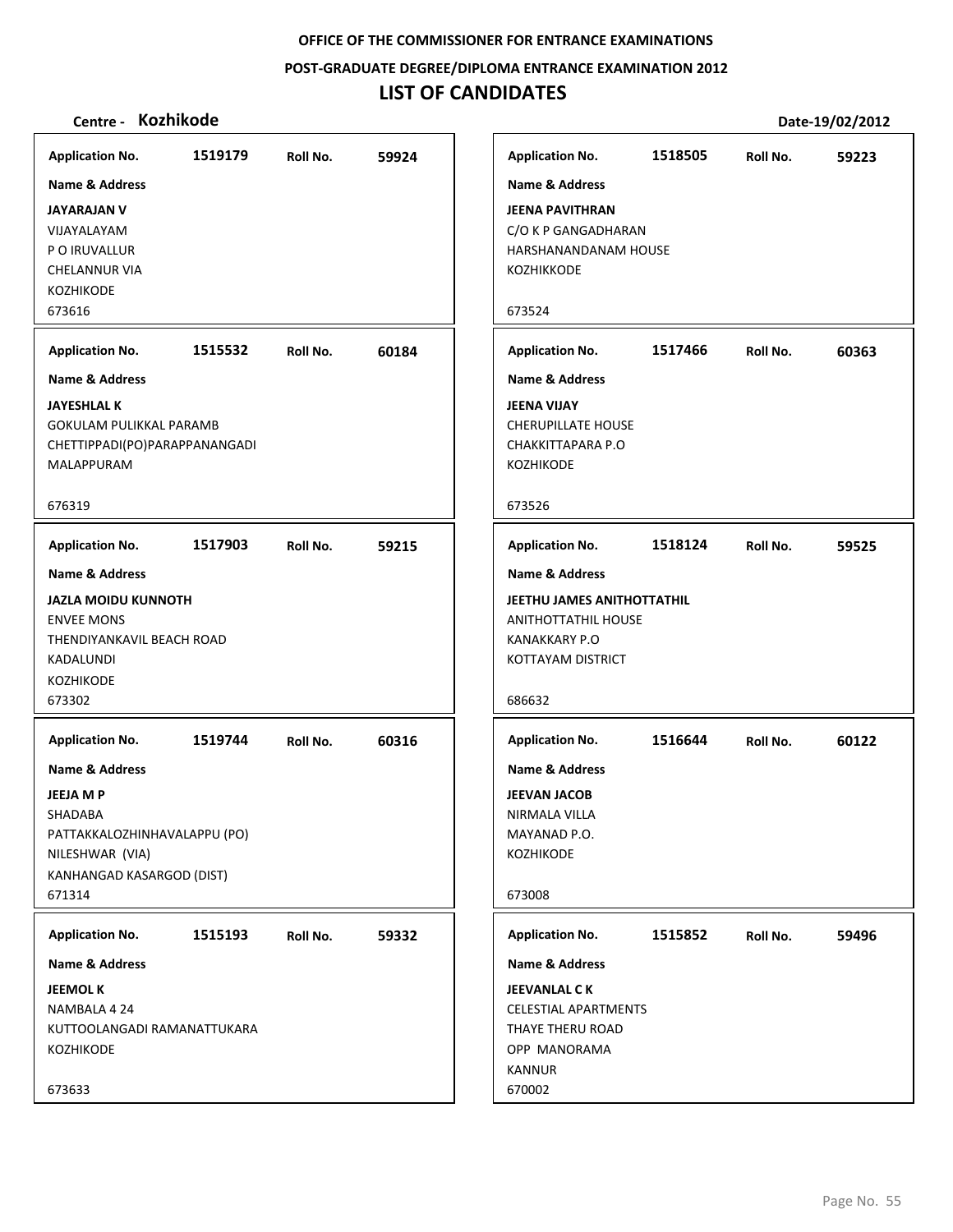**OFFICE OF THE COMMISSIONER FOR ENTRANCE EXAMINATIONS**

**POST-GRADUATE DEGREE/DIPLOMA ENTRANCE EXAMINATION 2012**

# LIST OF CANDIDATES

**Centre - Kozhikode** **Date-19/02/2012**

| Application No. | Roll No. | Name & Address |
|---|---|---|
| 1519179 | 59924 | **JAYARAJAN V**<br>VIJAYALAYAM<br>P O IRUVALLUR<br>CHELANNUR VIA<br>KOZHIKODE<br>673616 |
| 1515532 | 60184 | **JAYESHLAL K**<br>GOKULAM PULIKKAL PARAMB<br>CHETTIPPADI(PO)PARAPPANANGADI<br>MALAPPURAM<br>676319 |
| 1517903 | 59215 | **JAZLA MOIDU KUNNOTH**<br>ENVEE MONS<br>THENDIYANKAVIL BEACH ROAD<br>KADALUNDI<br>KOZHIKODE<br>673302 |
| 1519744 | 60316 | **JEEJA M P**<br>SHADABA<br>PATTAKKALOZHINHAVALAPPU (PO)<br>NILESHWAR (VIA)<br>KANHANGAD KASARGOD (DIST)<br>671314 |
| 1515193 | 59332 | **JEEMOL K**<br>NAMBALA 4 24<br>KUTTOOLANGADI RAMANATTUKARA<br>KOZHIKODE<br>673633 |
| 1518505 | 59223 | **JEENA PAVITHRAN**<br>C/O K P GANGADHARAN<br>HARSHANANDANAM HOUSE<br>KOZHIKKODE<br>673524 |
| 1517466 | 60363 | **JEENA VIJAY**<br>CHERUPILLATE HOUSE<br>CHAKKITTAPARA P.O<br>KOZHIKODE<br>673526 |
| 1518124 | 59525 | **JEETHU JAMES ANITHOTTATHIL**<br>ANITHOTTATHIL HOUSE<br>KANAKKARY P.O<br>KOTTAYAM DISTRICT<br>686632 |
| 1516644 | 60122 | **JEEVAN JACOB**<br>NIRMALA VILLA<br>MAYANAD P.O.<br>KOZHIKODE<br>673008 |
| 1515852 | 59496 | **JEEVANLAL C K**<br>CELESTIAL APARTMENTS<br>THAYE THERU ROAD<br>OPP MANORAMA<br>KANNUR<br>670002 |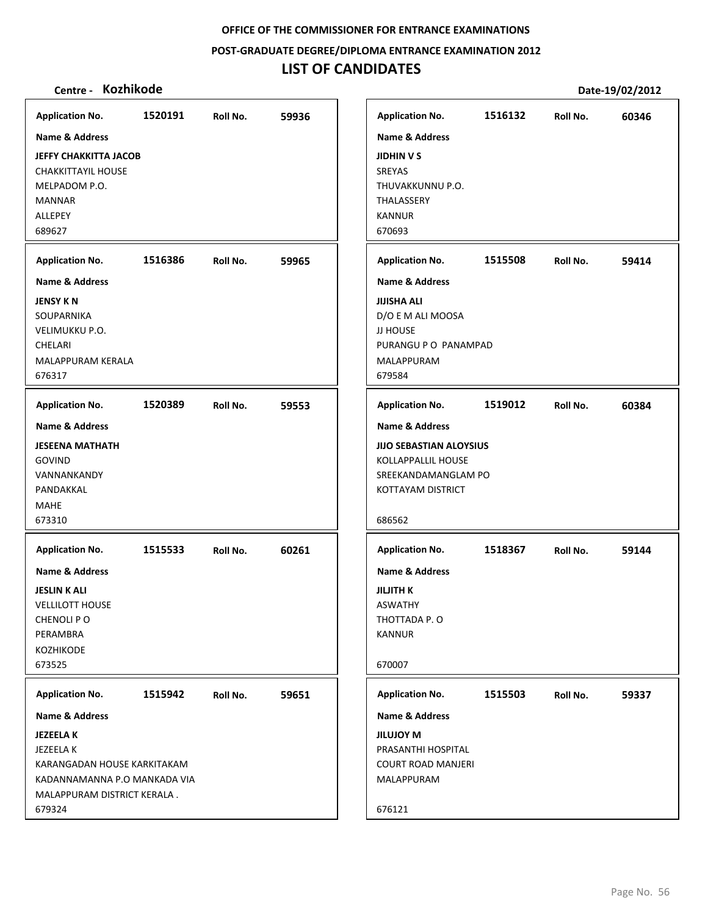# OFFICE OF THE COMMISSIONER FOR ENTRANCE EXAMINATIONS

## POST-GRADUATE DEGREE/DIPLOMA ENTRANCE EXAMINATION 2012

## LIST OF CANDIDATES

**Centre - Kozhikode** **Date-19/02/2012**

| Application No. | Roll No. | Name & Address |
|---|---|---|
| 1520191 | 59936 | **JEFFY CHAKKITTA JACOB**<br>CHAKKITTAYIL HOUSE<br>MELPADOM P.O.<br>MANNAR<br>ALLEPEY<br>689627 |
| 1516386 | 59965 | **JENSY K N**<br>SOUPARNIKA<br>VELIMUKKU P.O.<br>CHELARI<br>MALAPPURAM KERALA<br>676317 |
| 1520389 | 59553 | **JESEENA MATHATH**<br>GOVIND<br>VANNANKANDY<br>PANDAKKAL<br>MAHE<br>673310 |
| 1515533 | 60261 | **JESLIN K ALI**<br>VELLILOTT HOUSE<br>CHENOLI P O<br>PERAMBRA<br>KOZHIKODE<br>673525 |
| 1515942 | 59651 | **JEZEELA K**<br>JEZEELA K<br>KARANGADAN HOUSE KARKITAKAM<br>KADANNAMANNA P.O MANKADA VIA<br>MALAPPURAM DISTRICT KERALA .<br>679324 |
| 1516132 | 60346 | **JIDHIN V S**<br>SREYAS<br>THUVAKKUNNU P.O.<br>THALASSERY<br>KANNUR<br>670693 |
| 1515508 | 59414 | **JIJISHA ALI**<br>D/O E M ALI MOOSA<br>JJ HOUSE<br>PURANGU P O PANAMPAD<br>MALAPPURAM<br>679584 |
| 1519012 | 60384 | **JIJO SEBASTIAN ALOYSIUS**<br>KOLLAPPALLIL HOUSE<br>SREEKANDAMANGLAM PO<br>KOTTAYAM DISTRICT<br>686562 |
| 1518367 | 59144 | **JILJITH K**<br>ASWATHY<br>THOTTADA P. O<br>KANNUR<br>670007 |
| 1515503 | 59337 | **JILUJOY M**<br>PRASANTHI HOSPITAL<br>COURT ROAD MANJERI<br>MALAPPURAM<br>676121 |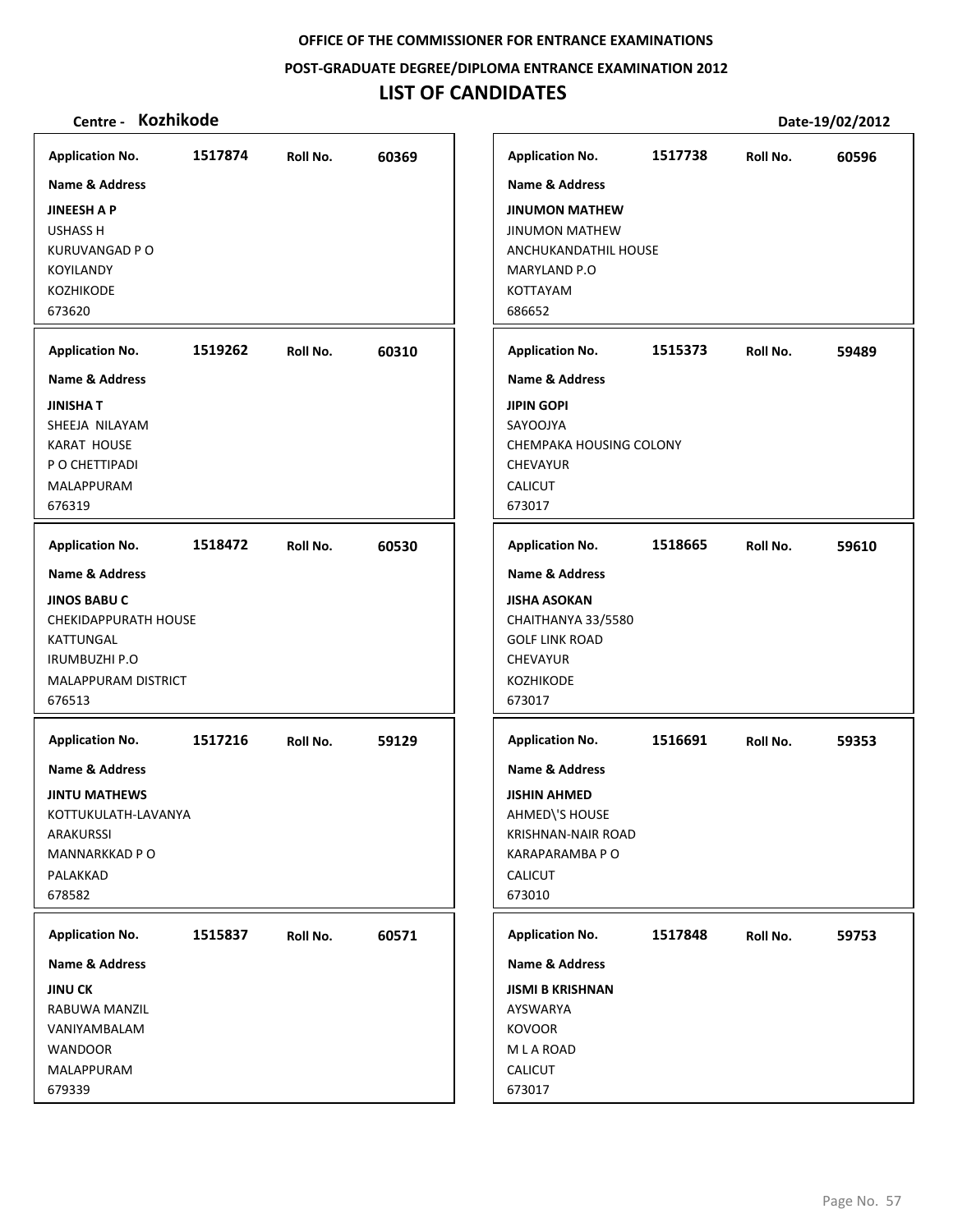**OFFICE OF THE COMMISSIONER FOR ENTRANCE EXAMINATIONS**

**POST-GRADUATE DEGREE/DIPLOMA ENTRANCE EXAMINATION 2012**

# LIST OF CANDIDATES

**Centre - Kozhikode** **Date-19/02/2012**

| Application No. | Roll No. | Name & Address |
|---|---|---|
| 1517874 | 60369 | **JINEESH A P**<br>USHASS H<br>KURUVANGAD P O<br>KOYILANDY<br>KOZHIKODE<br>673620 |
| 1519262 | 60310 | **JINISHA T**<br>SHEEJA NILAYAM<br>KARAT HOUSE<br>P O CHETTIPADI<br>MALAPPURAM<br>676319 |
| 1518472 | 60530 | **JINOS BABU C**<br>CHEKIDAPPURATH HOUSE<br>KATTUNGAL<br>IRUMBUZHI P.O<br>MALAPPURAM DISTRICT<br>676513 |
| 1517216 | 59129 | **JINTU MATHEWS**<br>KOTTUKULATH-LAVANYA<br>ARAKURSSI<br>MANNARKKAD P O<br>PALAKKAD<br>678582 |
| 1515837 | 60571 | **JINU CK**<br>RABUWA MANZIL<br>VANIYAMBALAM<br>WANDOOR<br>MALAPPURAM<br>679339 |
| 1517738 | 60596 | **JINUMON MATHEW**<br>JINUMON MATHEW<br>ANCHUKANDATHIL HOUSE<br>MARYLAND P.O<br>KOTTAYAM<br>686652 |
| 1515373 | 59489 | **JIPIN GOPI**<br>SAYOOJYA<br>CHEMPAKA HOUSING COLONY<br>CHEVAYUR<br>CALICUT<br>673017 |
| 1518665 | 59610 | **JISHA ASOKAN**<br>CHAITHANYA 33/5580<br>GOLF LINK ROAD<br>CHEVAYUR<br>KOZHIKODE<br>673017 |
| 1516691 | 59353 | **JISHIN AHMED**<br>AHMED\'S HOUSE<br>KRISHNAN-NAIR ROAD<br>KARAPARAMBA P O<br>CALICUT<br>673010 |
| 1517848 | 59753 | **JISMI B KRISHNAN**<br>AYSWARYA<br>KOVOOR<br>M L A ROAD<br>CALICUT<br>673017 |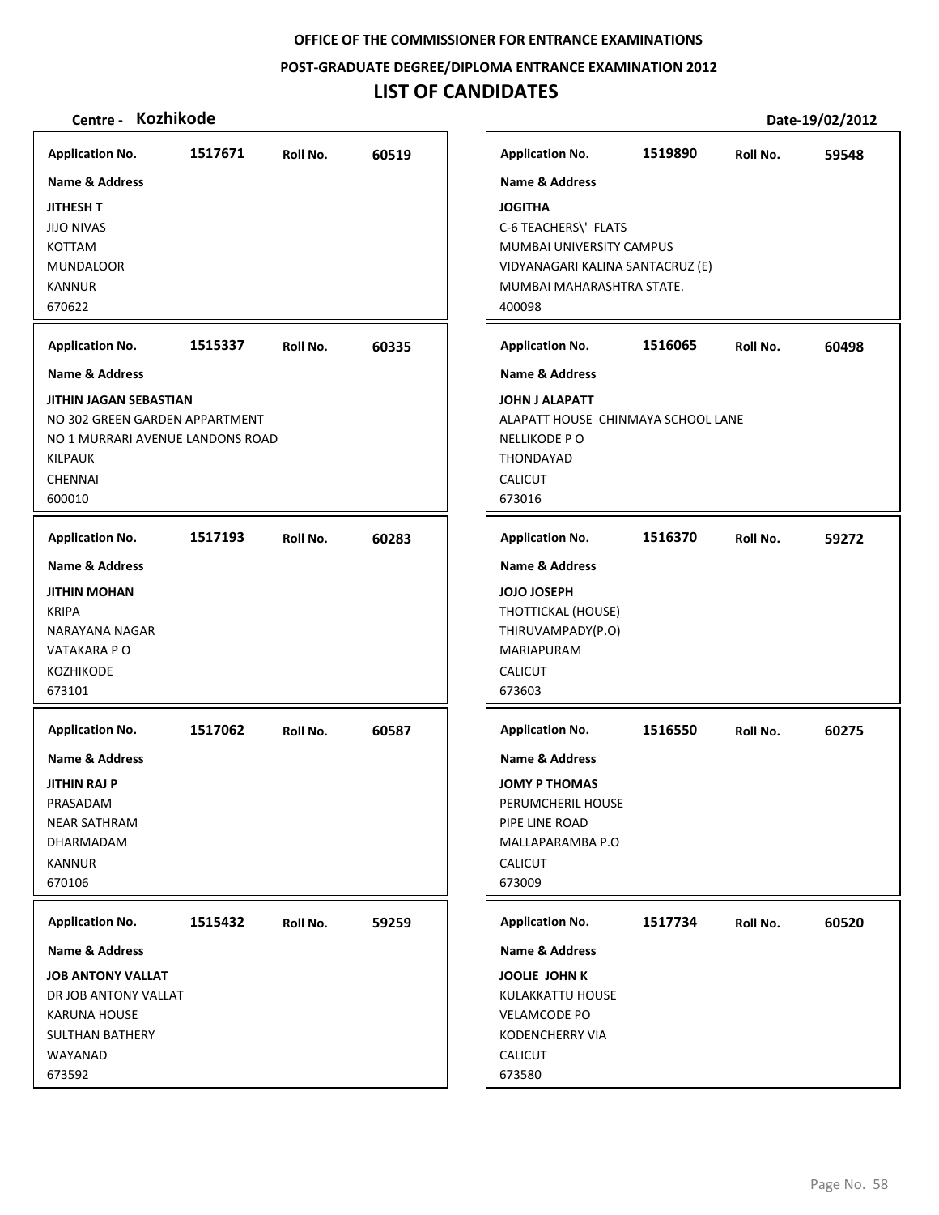**OFFICE OF THE COMMISSIONER FOR ENTRANCE EXAMINATIONS**

**POST-GRADUATE DEGREE/DIPLOMA ENTRANCE EXAMINATION 2012**

# LIST OF CANDIDATES

**Centre - Kozhikode** **Date-19/02/2012**

| Application No. | Roll No. | Name & Address |
|---|---|---|
| 1517671 | 60519 | **JITHESH T**<br>JIJO NIVAS<br>KOTTAM<br>MUNDALOOR<br>KANNUR<br>670622 |
| 1515337 | 60335 | **JITHIN JAGAN SEBASTIAN**<br>NO 302 GREEN GARDEN APPARTMENT<br>NO 1 MURRARI AVENUE LANDONS ROAD<br>KILPAUK<br>CHENNAI<br>600010 |
| 1517193 | 60283 | **JITHIN MOHAN**<br>KRIPA<br>NARAYANA NAGAR<br>VATAKARA P O<br>KOZHIKODE<br>673101 |
| 1517062 | 60587 | **JITHIN RAJ P**<br>PRASADAM<br>NEAR SATHRAM<br>DHARMADAM<br>KANNUR<br>670106 |
| 1515432 | 59259 | **JOB ANTONY VALLAT**<br>DR JOB ANTONY VALLAT<br>KARUNA HOUSE<br>SULTHAN BATHERY<br>WAYANAD<br>673592 |
| 1519890 | 59548 | **JOGITHA**<br>C-6 TEACHERS\' FLATS<br>MUMBAI UNIVERSITY CAMPUS<br>VIDYANAGARI KALINA SANTACRUZ (E)<br>MUMBAI MAHARASHTRA STATE.<br>400098 |
| 1516065 | 60498 | **JOHN J ALAPATT**<br>ALAPATT HOUSE CHINMAYA SCHOOL LANE<br>NELLIKODE P O<br>THONDAYAD<br>CALICUT<br>673016 |
| 1516370 | 59272 | **JOJO JOSEPH**<br>THOTTICKAL (HOUSE)<br>THIRUVAMPADY(P.O)<br>MARIAPURAM<br>CALICUT<br>673603 |
| 1516550 | 60275 | **JOMY P THOMAS**<br>PERUMCHERIL HOUSE<br>PIPE LINE ROAD<br>MALLAPARAMBA P.O<br>CALICUT<br>673009 |
| 1517734 | 60520 | **JOOLIE JOHN K**<br>KULAKKATTU HOUSE<br>VELAMCODE PO<br>KODENCHERRY VIA<br>CALICUT<br>673580 |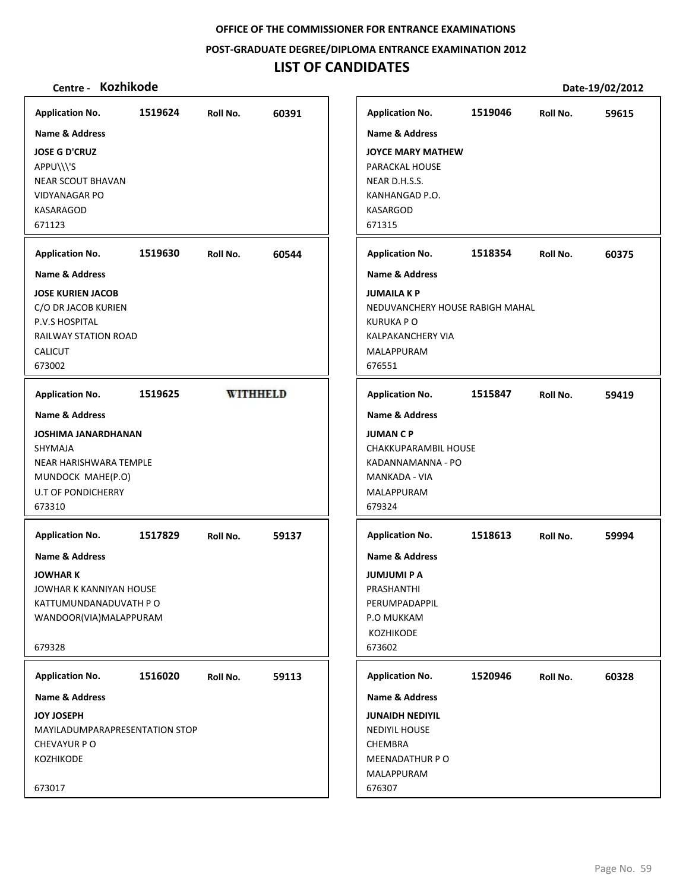**OFFICE OF THE COMMISSIONER FOR ENTRANCE EXAMINATIONS**

**POST-GRADUATE DEGREE/DIPLOMA ENTRANCE EXAMINATION 2012**

# LIST OF CANDIDATES

**Centre - Kozhikode** **Date-19/02/2012**

---

**Application No.** 1519624 **Roll No.** 60391

**Name & Address**

**JOSE G D'CRUZ**
APPU\\\'S
NEAR SCOUT BHAVAN
VIDYANAGAR PO
KASARAGOD
671123

---

**Application No.** 1519630 **Roll No.** 60544

**Name & Address**

**JOSE KURIEN JACOB**
C/O DR JACOB KURIEN
P.V.S HOSPITAL
RAILWAY STATION ROAD
CALICUT
673002

---

**Application No.** 1519625 **WITHHELD**

**Name & Address**

**JOSHIMA JANARDHANAN**
SHYMAJA
NEAR HARISHWARA TEMPLE
MUNDOCK MAHE(P.O)
U.T OF PONDICHERRY
673310

---

**Application No.** 1517829 **Roll No.** 59137

**Name & Address**

**JOWHAR K**
JOWHAR K KANNIYAN HOUSE
KATTUMUNDANADUVATH P O
WANDOOR(VIA)MALAPPURAM

679328

---

**Application No.** 1516020 **Roll No.** 59113

**Name & Address**

**JOY JOSEPH**
MAYILADUMPARAPRESENTATION STOP
CHEVAYUR P O
KOZHIKODE

673017

---

**Application No.** 1519046 **Roll No.** 59615

**Name & Address**

**JOYCE MARY MATHEW**
PARACKAL HOUSE
NEAR D.H.S.S.
KANHANGAD P.O.
KASARGOD
671315

---

**Application No.** 1518354 **Roll No.** 60375

**Name & Address**

**JUMAILA K P**
NEDUVANCHERY HOUSE RABIGH MAHAL
KURUKA P O
KALPAKANCHERY VIA
MALAPPURAM
676551

---

**Application No.** 1515847 **Roll No.** 59419

**Name & Address**

**JUMAN C P**
CHAKKUPARAMBIL HOUSE
KADANNAMANNA - PO
MANKADA - VIA
MALAPPURAM
679324

---

**Application No.** 1518613 **Roll No.** 59994

**Name & Address**

**JUMJUMI P A**
PRASHANTHI
PERUMPADAPPIL
P.O MUKKAM
KOZHIKODE
673602

---

**Application No.** 1520946 **Roll No.** 60328

**Name & Address**

**JUNAIDH NEDIYIL**
NEDIYIL HOUSE
CHEMBRA
MEENADATHUR P O
MALAPPURAM
676307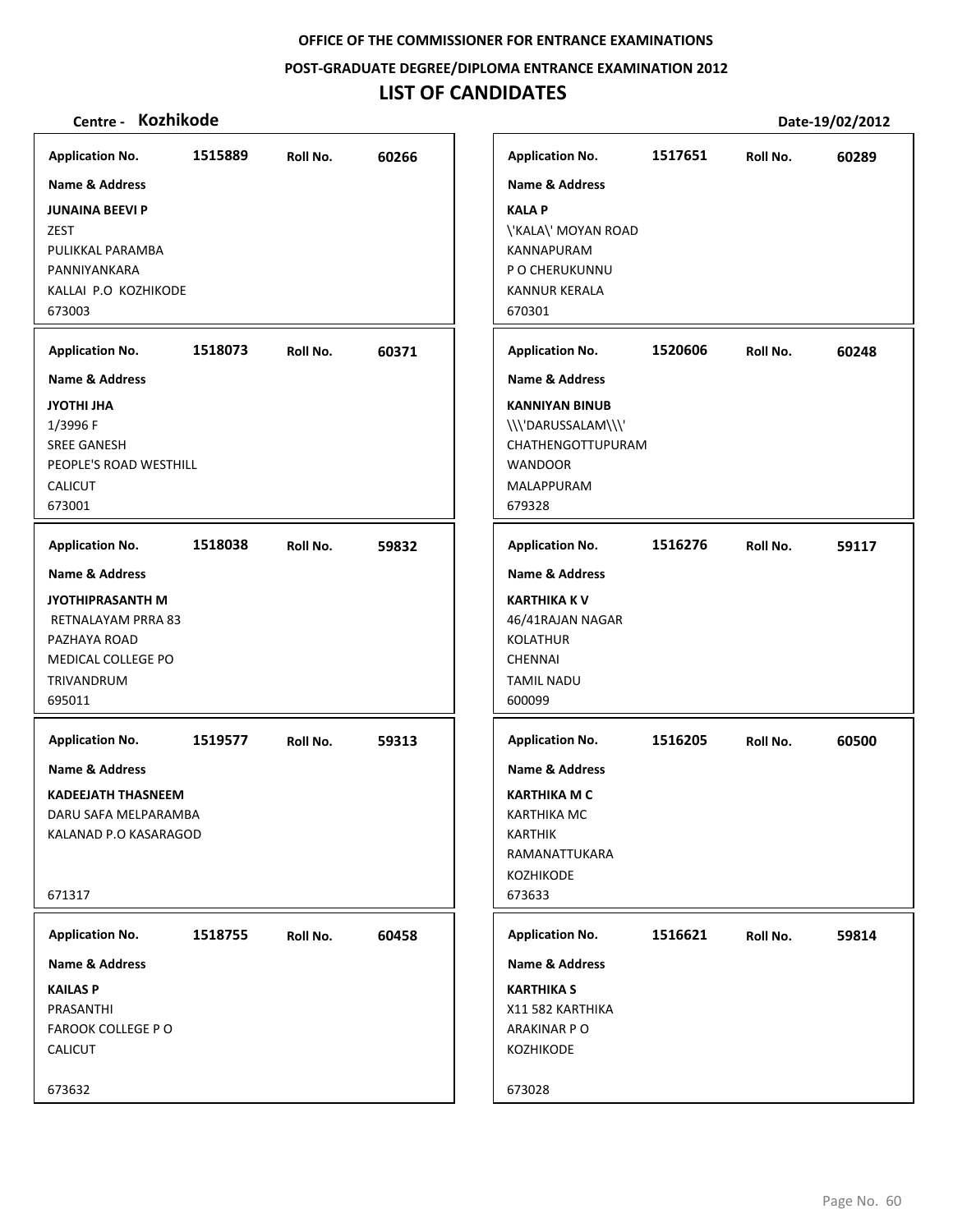**OFFICE OF THE COMMISSIONER FOR ENTRANCE EXAMINATIONS**

**POST-GRADUATE DEGREE/DIPLOMA ENTRANCE EXAMINATION 2012**

# LIST OF CANDIDATES

**Centre - Kozhikode** **Date-19/02/2012**

| Application No. | Roll No. | Name & Address |
|---|---|---|
| 1515889 | 60266 | **JUNAINA BEEVI P**<br>ZEST<br>PULIKKAL PARAMBA<br>PANNIYANKARA<br>KALLAI P.O KOZHIKODE<br>673003 |
| 1518073 | 60371 | **JYOTHI JHA**<br>1/3996 F<br>SREE GANESH<br>PEOPLE'S ROAD WESTHILL<br>CALICUT<br>673001 |
| 1518038 | 59832 | **JYOTHIPRASANTH M**<br>RETNALAYAM PRRA 83<br>PAZHAYA ROAD<br>MEDICAL COLLEGE PO<br>TRIVANDRUM<br>695011 |
| 1519577 | 59313 | **KADEEJATH THASNEEM**<br>DARU SAFA MELPARAMBA<br>KALANAD P.O KASARAGOD<br>671317 |
| 1518755 | 60458 | **KAILAS P**<br>PRASANTHI<br>FAROOK COLLEGE P O<br>CALICUT<br>673632 |
| 1517651 | 60289 | **KALA P**<br>\'KALA\' MOYAN ROAD<br>KANNAPURAM<br>P O CHERUKUNNU<br>KANNUR KERALA<br>670301 |
| 1520606 | 60248 | **KANNIYAN BINUB**<br>\\\'DARUSSALAM\\\'<br>CHATHENGOTTUPURAM<br>WANDOOR<br>MALAPPURAM<br>679328 |
| 1516276 | 59117 | **KARTHIKA K V**<br>46/41RAJAN NAGAR<br>KOLATHUR<br>CHENNAI<br>TAMIL NADU<br>600099 |
| 1516205 | 60500 | **KARTHIKA M C**<br>KARTHIKA MC<br>KARTHIK<br>RAMANATTUKARA<br>KOZHIKODE<br>673633 |
| 1516621 | 59814 | **KARTHIKA S**<br>X11 582 KARTHIKA<br>ARAKINAR P O<br>KOZHIKODE<br>673028 |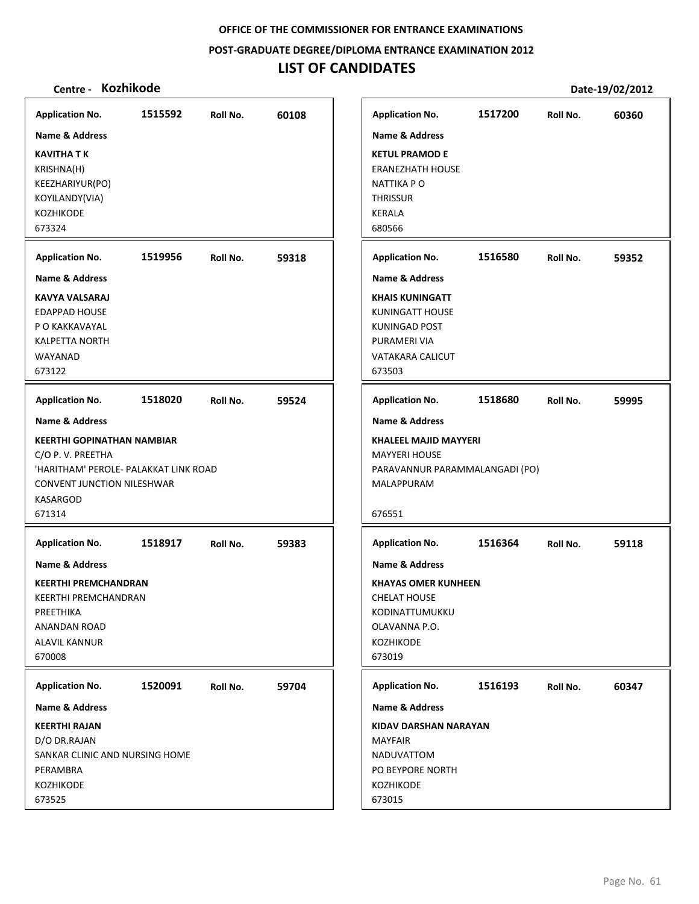**OFFICE OF THE COMMISSIONER FOR ENTRANCE EXAMINATIONS**

**POST-GRADUATE DEGREE/DIPLOMA ENTRANCE EXAMINATION 2012**

# LIST OF CANDIDATES

**Centre - Kozhikode** | **Date-19/02/2012**

---

**Application No.** 1515592 **Roll No.** 60108

**Name & Address**

**KAVITHA T K**
KRISHNA(H)
KEEZHARIYUR(PO)
KOYILANDY(VIA)
KOZHIKODE
673324

---

**Application No.** 1519956 **Roll No.** 59318

**Name & Address**

**KAVYA VALSARAJ**
EDAPPAD HOUSE
P O KAKKAVAYAL
KALPETTA NORTH
WAYANAD
673122

---

**Application No.** 1518020 **Roll No.** 59524

**Name & Address**

**KEERTHI GOPINATHAN NAMBIAR**
C/O P. V. PREETHA
'HARITHAM' PEROLE- PALAKKAT LINK ROAD
CONVENT JUNCTION NILESHWAR
KASARGOD
671314

---

**Application No.** 1518917 **Roll No.** 59383

**Name & Address**

**KEERTHI PREMCHANDRAN**
KEERTHI PREMCHANDRAN
PREETHIKA
ANANDAN ROAD
ALAVIL KANNUR
670008

---

**Application No.** 1520091 **Roll No.** 59704

**Name & Address**

**KEERTHI RAJAN**
D/O DR.RAJAN
SANKAR CLINIC AND NURSING HOME
PERAMBRA
KOZHIKODE
673525

---

**Application No.** 1517200 **Roll No.** 60360

**Name & Address**

**KETUL PRAMOD E**
ERANEZHATH HOUSE
NATTIKA P O
THRISSUR
KERALA
680566

---

**Application No.** 1516580 **Roll No.** 59352

**Name & Address**

**KHAIS KUNINGATT**
KUNINGATT HOUSE
KUNINGAD POST
PURAMERI VIA
VATAKARA CALICUT
673503

---

**Application No.** 1518680 **Roll No.** 59995

**Name & Address**

**KHALEEL MAJID MAYYERI**
MAYYERI HOUSE
PARAVANNUR PARAMMALANGADI (PO)
MALAPPURAM
676551

---

**Application No.** 1516364 **Roll No.** 59118

**Name & Address**

**KHAYAS OMER KUNHEEN**
CHELAT HOUSE
KODINATTUMUKKU
OLAVANNA P.O.
KOZHIKODE
673019

---

**Application No.** 1516193 **Roll No.** 60347

**Name & Address**

**KIDAV DARSHAN NARAYAN**
MAYFAIR
NADUVATTOM
PO BEYPORE NORTH
KOZHIKODE
673015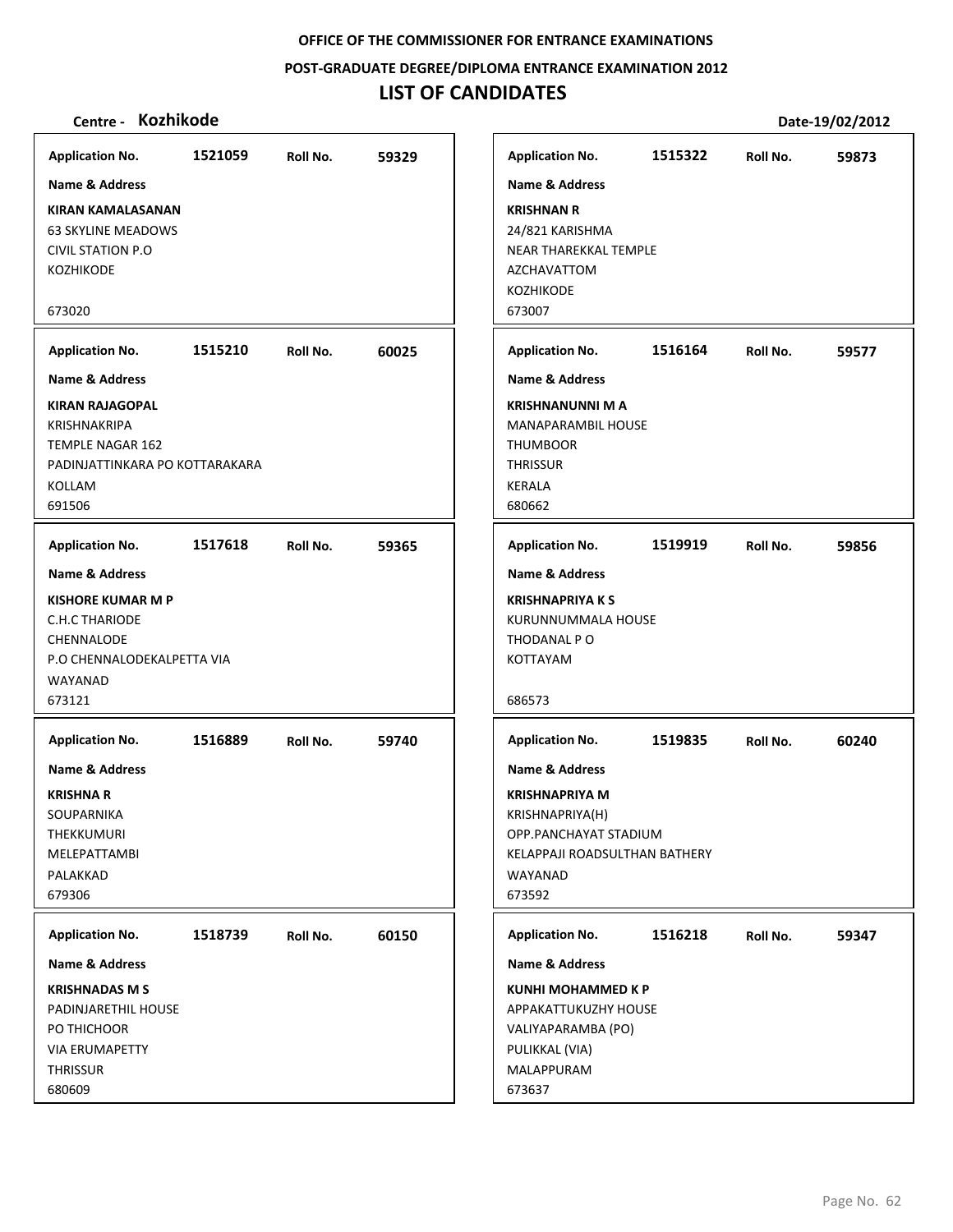OFFICE OF THE COMMISSIONER FOR ENTRANCE EXAMINATIONS

POST-GRADUATE DEGREE/DIPLOMA ENTRANCE EXAMINATION 2012

# LIST OF CANDIDATES

**Centre - Kozhikode** **Date-19/02/2012**

| Application No. | Roll No. | Name & Address |
|---|---|---|
| 1521059 | 59329 | **KIRAN KAMALASANAN**<br>63 SKYLINE MEADOWS<br>CIVIL STATION P.O<br>KOZHIKODE<br><br>673020 |
| 1515322 | 59873 | **KRISHNAN R**<br>24/821 KARISHMA<br>NEAR THAREKKAL TEMPLE<br>AZCHAVATTOM<br>KOZHIKODE<br>673007 |
| 1515210 | 60025 | **KIRAN RAJAGOPAL**<br>KRISHNAKRIPA<br>TEMPLE NAGAR 162<br>PADINJATTINKARA PO KOTTARAKARA<br>KOLLAM<br>691506 |
| 1516164 | 59577 | **KRISHNANUNNI M A**<br>MANAPARAMBIL HOUSE<br>THUMBOOR<br>THRISSUR<br>KERALA<br>680662 |
| 1517618 | 59365 | **KISHORE KUMAR M P**<br>C.H.C THARIODE<br>CHENNALODE<br>P.O CHENNALODEKALPETTA VIA<br>WAYANAD<br>673121 |
| 1519919 | 59856 | **KRISHNAPRIYA K S**<br>KURUNNUMMALA HOUSE<br>THODANAL P O<br>KOTTAYAM<br><br>686573 |
| 1516889 | 59740 | **KRISHNA R**<br>SOUPARNIKA<br>THEKKUMURI<br>MELEPATTAMBI<br>PALAKKAD<br>679306 |
| 1519835 | 60240 | **KRISHNAPRIYA M**<br>KRISHNAPRIYA(H)<br>OPP.PANCHAYAT STADIUM<br>KELAPPAJI ROADSULTHAN BATHERY<br>WAYANAD<br>673592 |
| 1518739 | 60150 | **KRISHNADAS M S**<br>PADINJARETHIL HOUSE<br>PO THICHOOR<br>VIA ERUMAPETTY<br>THRISSUR<br>680609 |
| 1516218 | 59347 | **KUNHI MOHAMMED K P**<br>APPAKATTUKUZHY HOUSE<br>VALIYAPARAMBA (PO)<br>PULIKKAL (VIA)<br>MALAPPURAM<br>673637 |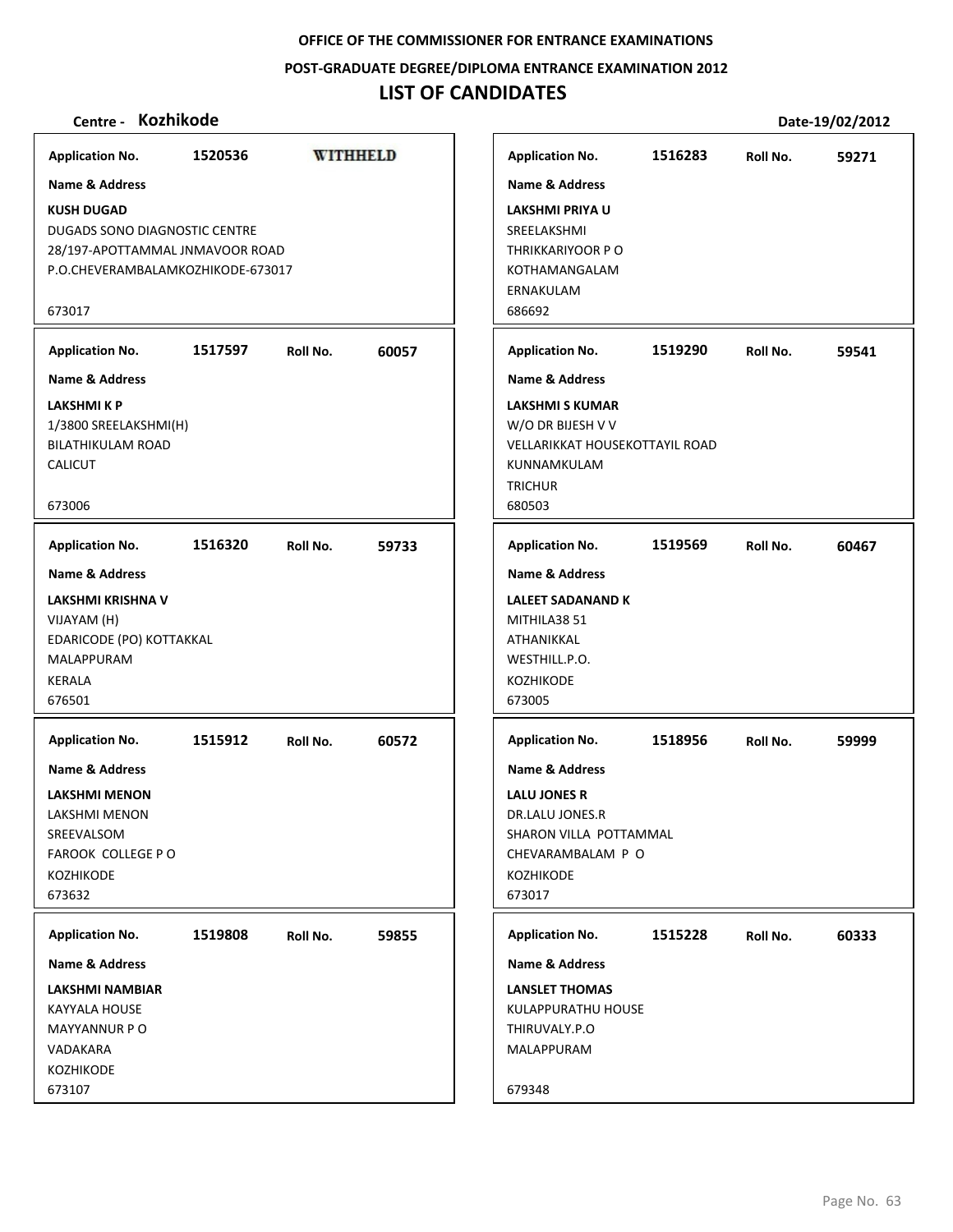**OFFICE OF THE COMMISSIONER FOR ENTRANCE EXAMINATIONS**

**POST-GRADUATE DEGREE/DIPLOMA ENTRANCE EXAMINATION 2012**

# LIST OF CANDIDATES

**Centre - Kozhikode** **Date-19/02/2012**

---

**Application No.** 1520536 **WITHHELD**

**Name & Address**

**KUSH DUGAD**
DUGADS SONO DIAGNOSTIC CENTRE
28/197-APOTTAMMAL JNMAVOOR ROAD
P.O.CHEVERAMBALAMKOZHIKODE-673017

673017

---

**Application No.** 1516283 **Roll No.** 59271

**Name & Address**

**LAKSHMI PRIYA U**
SREELAKSHMI
THRIKKARIYOOR P O
KOTHAMANGALAM
ERNAKULAM
686692

---

**Application No.** 1517597 **Roll No.** 60057

**Name & Address**

**LAKSHMI K P**
1/3800 SREELAKSHMI(H)
BILATHIKULAM ROAD
CALICUT

673006

---

**Application No.** 1519290 **Roll No.** 59541

**Name & Address**

**LAKSHMI S KUMAR**
W/O DR BIJESH V V
VELLARIKKAT HOUSEKOTTAYIL ROAD
KUNNAMKULAM
TRICHUR
680503

---

**Application No.** 1516320 **Roll No.** 59733

**Name & Address**

**LAKSHMI KRISHNA V**
VIJAYAM (H)
EDARICODE (PO) KOTTAKKAL
MALAPPURAM
KERALA
676501

---

**Application No.** 1519569 **Roll No.** 60467

**Name & Address**

**LALEET SADANAND K**
MITHILA38 51
ATHANIKKAL
WESTHILL.P.O.
KOZHIKODE
673005

---

**Application No.** 1515912 **Roll No.** 60572

**Name & Address**

**LAKSHMI MENON**
LAKSHMI MENON
SREEVALSOM
FAROOK COLLEGE P O
KOZHIKODE
673632

---

**Application No.** 1518956 **Roll No.** 59999

**Name & Address**

**LALU JONES R**
DR.LALU JONES.R
SHARON VILLA POTTAMMAL
CHEVARAMBALAM P O
KOZHIKODE
673017

---

**Application No.** 1519808 **Roll No.** 59855

**Name & Address**

**LAKSHMI NAMBIAR**
KAYYALA HOUSE
MAYYANNUR P O
VADAKARA
KOZHIKODE
673107

---

**Application No.** 1515228 **Roll No.** 60333

**Name & Address**

**LANSLET THOMAS**
KULAPPURATHU HOUSE
THIRUVALY.P.O
MALAPPURAM

679348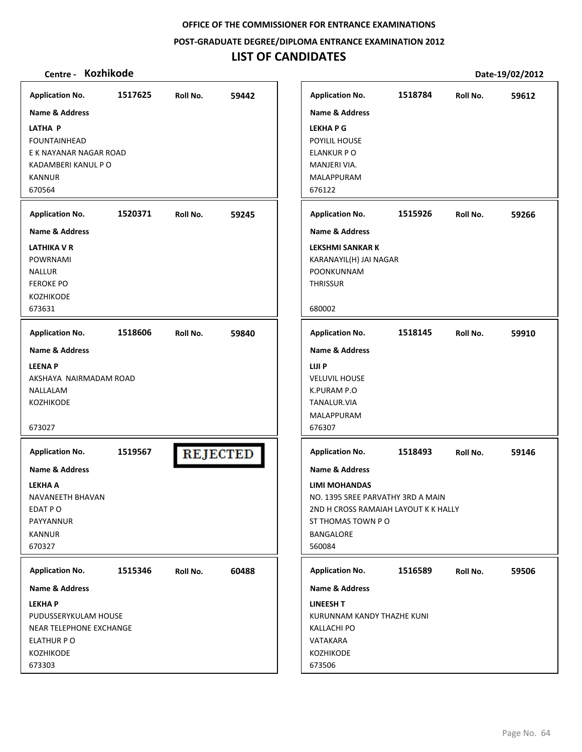OFFICE OF THE COMMISSIONER FOR ENTRANCE EXAMINATIONS

POST-GRADUATE DEGREE/DIPLOMA ENTRANCE EXAMINATION 2012

# LIST OF CANDIDATES

**Centre - Kozhikode** **Date-19/02/2012**

**Application No.** 1517625 **Roll No.** 59442

**Name & Address**

**LATHA P**
FOUNTAINHEAD
E K NAYANAR NAGAR ROAD
KADAMBERI KANUL P O
KANNUR
670564

**Application No.** 1518784 **Roll No.** 59612

**Name & Address**

**LEKHA P G**
POYILIL HOUSE
ELANKUR P O
MANJERI VIA.
MALAPPURAM
676122

**Application No.** 1520371 **Roll No.** 59245

**Name & Address**

**LATHIKA V R**
POWRNAMI
NALLUR
FEROKE PO
KOZHIKODE
673631

**Application No.** 1515926 **Roll No.** 59266

**Name & Address**

**LEKSHMI SANKAR K**
KARANAYIL(H) JAI NAGAR
POONKUNNAM
THRISSUR

680002

**Application No.** 1518606 **Roll No.** 59840

**Name & Address**

**LEENA P**
AKSHAYA NAIRMADAM ROAD
NALLALAM
KOZHIKODE

673027

**Application No.** 1518145 **Roll No.** 59910

**Name & Address**

**LIJI P**
VELUVIL HOUSE
K.PURAM P.O
TANALUR.VIA
MALAPPURAM
676307

**Application No.** 1519567 **REJECTED**

**Name & Address**

**LEKHA A**
NAVANEETH BHAVAN
EDAT P O
PAYYANNUR
KANNUR
670327

**Application No.** 1518493 **Roll No.** 59146

**Name & Address**

**LIMI MOHANDAS**
NO. 1395 SREE PARVATHY 3RD A MAIN
2ND H CROSS RAMAIAH LAYOUT K K HALLY
ST THOMAS TOWN P O
BANGALORE
560084

**Application No.** 1515346 **Roll No.** 60488

**Name & Address**

**LEKHA P**
PUDUSSERYKULAM HOUSE
NEAR TELEPHONE EXCHANGE
ELATHUR P O
KOZHIKODE
673303

**Application No.** 1516589 **Roll No.** 59506

**Name & Address**

**LINEESH T**
KURUNNAM KANDY THAZHE KUNI
KALLACHI PO
VATAKARA
KOZHIKODE
673506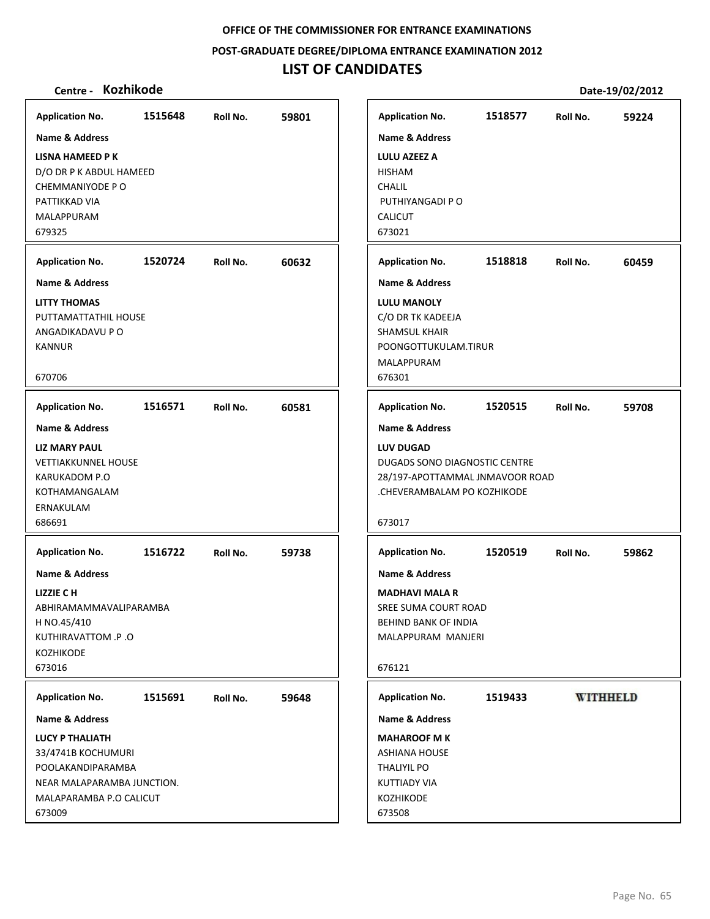**OFFICE OF THE COMMISSIONER FOR ENTRANCE EXAMINATIONS**

**POST-GRADUATE DEGREE/DIPLOMA ENTRANCE EXAMINATION 2012**

# LIST OF CANDIDATES

**Centre - Kozhikode** | **Date-19/02/2012**

---

**Application No.** 1515648 **Roll No.** 59801

**Name & Address**

**LISNA HAMEED P K**
D/O DR P K ABDUL HAMEED
CHEMMANIYODE P O
PATTIKKAD VIA
MALAPPURAM
679325

---

**Application No.** 1520724 **Roll No.** 60632

**Name & Address**

**LITTY THOMAS**
PUTTAMATTATHIL HOUSE
ANGADIKADAVU P O
KANNUR
670706

---

**Application No.** 1516571 **Roll No.** 60581

**Name & Address**

**LIZ MARY PAUL**
VETTIAKKUNNEL HOUSE
KARUKADOM P.O
KOTHAMANGALAM
ERNAKULAM
686691

---

**Application No.** 1516722 **Roll No.** 59738

**Name & Address**

**LIZZIE C H**
ABHIRAMAMMAVALIPARAMBA
H NO.45/410
KUTHIRAVATTOM .P .O
KOZHIKODE
673016

---

**Application No.** 1515691 **Roll No.** 59648

**Name & Address**

**LUCY P THALIATH**
33/4741B KOCHUMURI
POOLAKANDIPARAMBA
NEAR MALAPARAMBA JUNCTION.
MALAPARAMBA P.O CALICUT
673009

---

**Application No.** 1518577 **Roll No.** 59224

**Name & Address**

**LULU AZEEZ A**
HISHAM
CHALIL
PUTHIYANGADI P O
CALICUT
673021

---

**Application No.** 1518818 **Roll No.** 60459

**Name & Address**

**LULU MANOLY**
C/O DR TK KADEEJA
SHAMSUL KHAIR
POONGOTTUKULAM.TIRUR
MALAPPURAM
676301

---

**Application No.** 1520515 **Roll No.** 59708

**Name & Address**

**LUV DUGAD**
DUGADS SONO DIAGNOSTIC CENTRE
28/197-APOTTAMMAL JNMAVOOR ROAD
.CHEVERAMBALAM PO KOZHIKODE
673017

---

**Application No.** 1520519 **Roll No.** 59862

**Name & Address**

**MADHAVI MALA R**
SREE SUMA COURT ROAD
BEHIND BANK OF INDIA
MALAPPURAM MANJERI
676121

---

**Application No.** 1519433 **WITHHELD**

**Name & Address**

**MAHAROOF M K**
ASHIANA HOUSE
THALIYIL PO
KUTTIADY VIA
KOZHIKODE
673508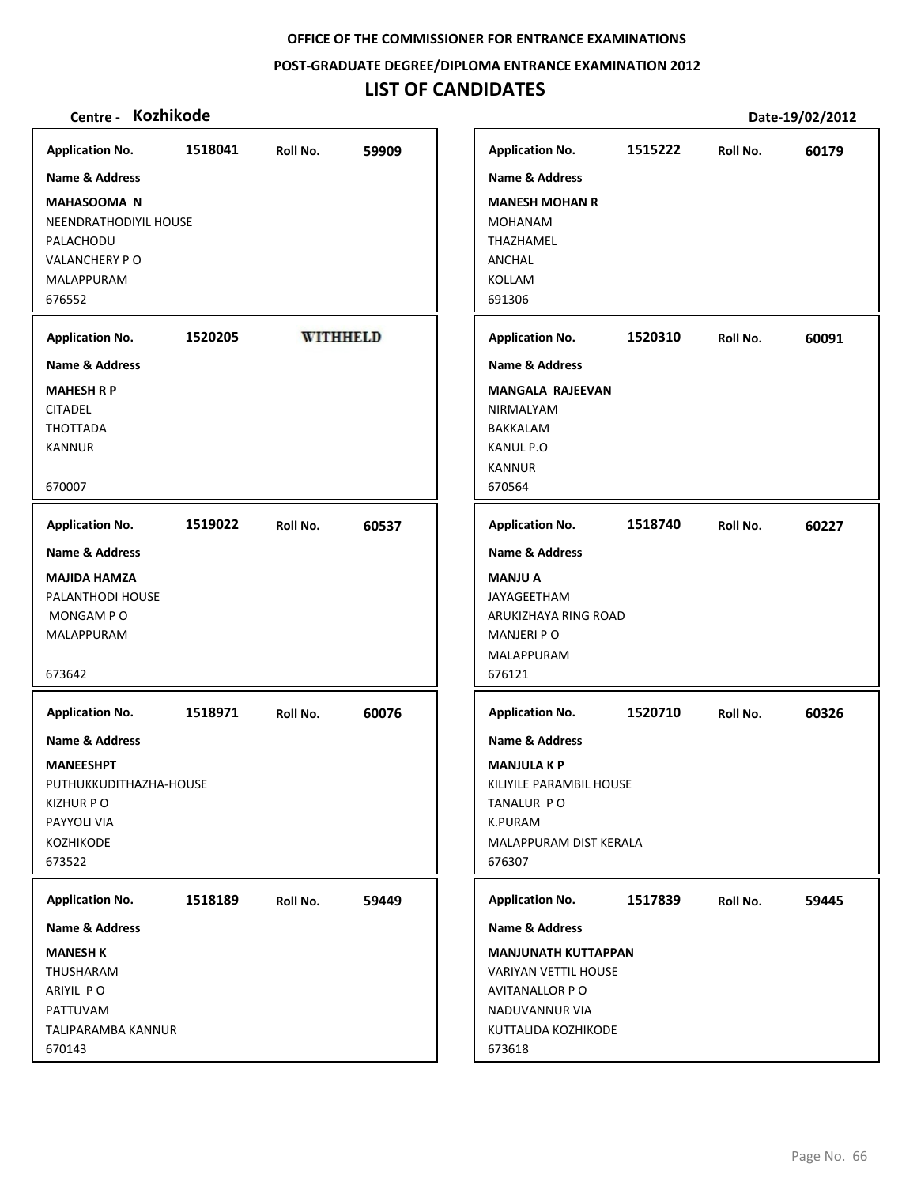OFFICE OF THE COMMISSIONER FOR ENTRANCE EXAMINATIONS

POST-GRADUATE DEGREE/DIPLOMA ENTRANCE EXAMINATION 2012

# LIST OF CANDIDATES

**Centre - Kozhikode** **Date-19/02/2012**

| Application No. | Roll No. | Name & Address |
|---|---|---|
| 1518041 | 59909 | **MAHASOOMA N**<br>NEENDRATHODIYIL HOUSE<br>PALACHODU<br>VALANCHERY P O<br>MALAPPURAM<br>676552 |
| 1515222 | 60179 | **MANESH MOHAN R**<br>MOHANAM<br>THAZHAMEL<br>ANCHAL<br>KOLLAM<br>691306 |
| 1520205 | WITHHELD | **MAHESH R P**<br>CITADEL<br>THOTTADA<br>KANNUR<br>670007 |
| 1520310 | 60091 | **MANGALA RAJEEVAN**<br>NIRMALYAM<br>BAKKALAM<br>KANUL P.O<br>KANNUR<br>670564 |
| 1519022 | 60537 | **MAJIDA HAMZA**<br>PALANTHODI HOUSE<br>MONGAM P O<br>MALAPPURAM<br>673642 |
| 1518740 | 60227 | **MANJU A**<br>JAYAGEETHAM<br>ARUKIZHAYA RING ROAD<br>MANJERI P O<br>MALAPPURAM<br>676121 |
| 1518971 | 60076 | **MANEESHPT**<br>PUTHUKKUDITHAZHA-HOUSE<br>KIZHUR P O<br>PAYYOLI VIA<br>KOZHIKODE<br>673522 |
| 1520710 | 60326 | **MANJULA K P**<br>KILIYILE PARAMBIL HOUSE<br>TANALUR P O<br>K.PURAM<br>MALAPPURAM DIST KERALA<br>676307 |
| 1518189 | 59449 | **MANESH K**<br>THUSHARAM<br>ARIYIL P O<br>PATTUVAM<br>TALIPARAMBA KANNUR<br>670143 |
| 1517839 | 59445 | **MANJUNATH KUTTAPPAN**<br>VARIYAN VETTIL HOUSE<br>AVITANALLOR P O<br>NADUVANNUR VIA<br>KUTTALIDA KOZHIKODE<br>673618 |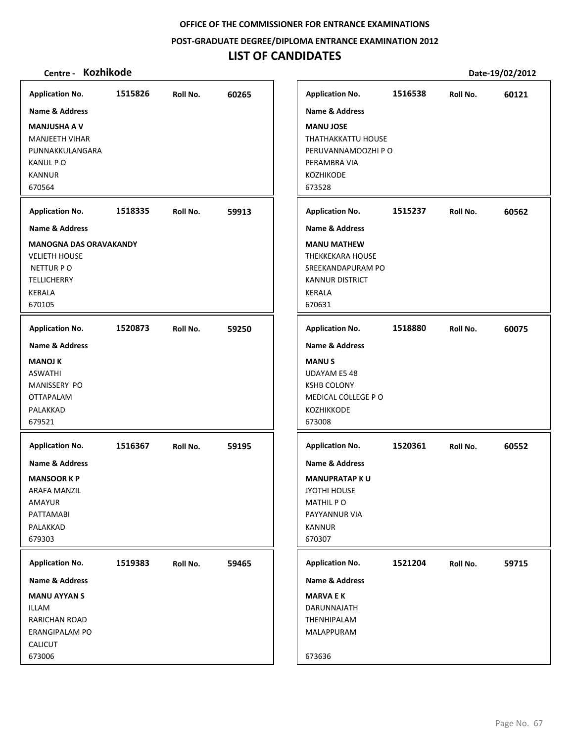**OFFICE OF THE COMMISSIONER FOR ENTRANCE EXAMINATIONS**

**POST-GRADUATE DEGREE/DIPLOMA ENTRANCE EXAMINATION 2012**

# LIST OF CANDIDATES

**Centre - Kozhikode** **Date-19/02/2012**

| Application No. | Roll No. | Name & Address |
|---|---|---|
| 1515826 | 60265 | **MANJUSHA A V**<br>MANJEETH VIHAR<br>PUNNAKKULANGARA<br>KANUL P O<br>KANNUR<br>670564 |
| 1518335 | 59913 | **MANOGNA DAS ORAVAKANDY**<br>VELIETH HOUSE<br>NETTUR P O<br>TELLICHERRY<br>KERALA<br>670105 |
| 1520873 | 59250 | **MANOJ K**<br>ASWATHI<br>MANISSERY PO<br>OTTAPALAM<br>PALAKKAD<br>679521 |
| 1516367 | 59195 | **MANSOOR K P**<br>ARAFA MANZIL<br>AMAYUR<br>PATTAMABI<br>PALAKKAD<br>679303 |
| 1519383 | 59465 | **MANU AYYAN S**<br>ILLAM<br>RARICHAN ROAD<br>ERANGIPALAM PO<br>CALICUT<br>673006 |
| 1516538 | 60121 | **MANU JOSE**<br>THATHAKKATTU HOUSE<br>PERUVANNAMOOZHI P O<br>PERAMBRA VIA<br>KOZHIKODE<br>673528 |
| 1515237 | 60562 | **MANU MATHEW**<br>THEKKEKARA HOUSE<br>SREEKANDAPURAM PO<br>KANNUR DISTRICT<br>KERALA<br>670631 |
| 1518880 | 60075 | **MANU S**<br>UDAYAM E5 48<br>KSHB COLONY<br>MEDICAL COLLEGE P O<br>KOZHIKKODE<br>673008 |
| 1520361 | 60552 | **MANUPRATAP K U**<br>JYOTHI HOUSE<br>MATHIL P O<br>PAYYANNUR VIA<br>KANNUR<br>670307 |
| 1521204 | 59715 | **MARVA E K**<br>DARUNNAJATH<br>THENHIPALAM<br>MALAPPURAM<br>673636 |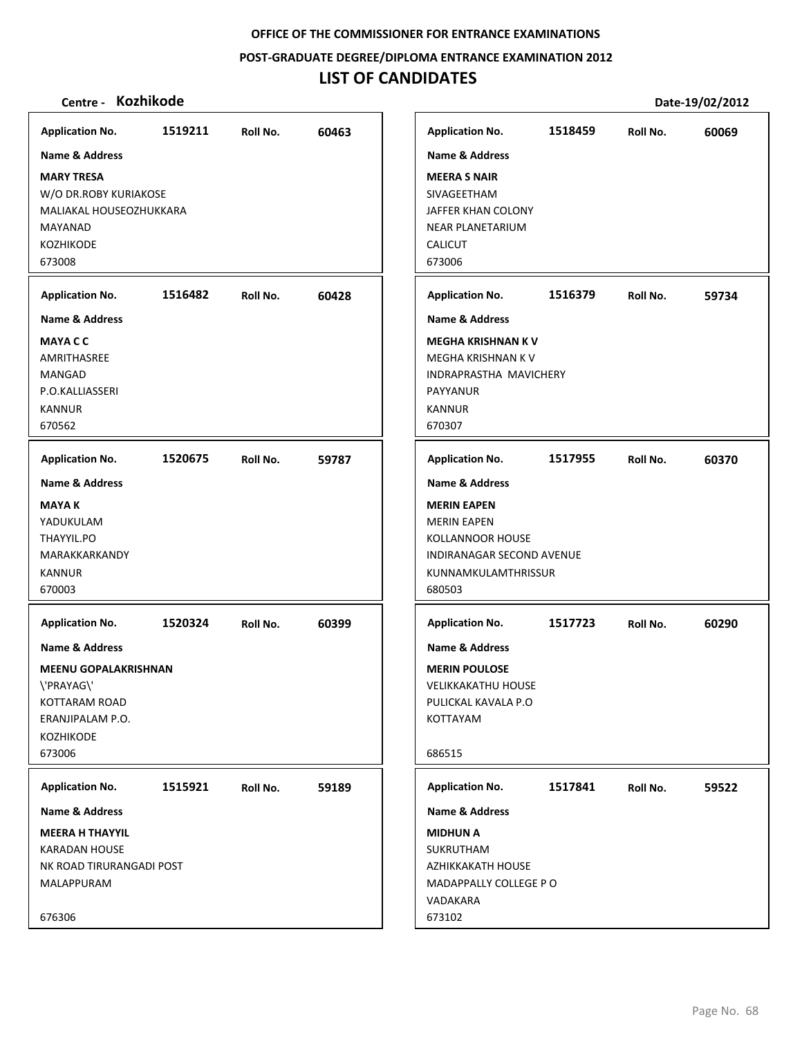OFFICE OF THE COMMISSIONER FOR ENTRANCE EXAMINATIONS

POST-GRADUATE DEGREE/DIPLOMA ENTRANCE EXAMINATION 2012

# LIST OF CANDIDATES

**Centre - Kozhikode** | **Date-19/02/2012**

**Application No.** 1519211 **Roll No.** 60463

**Name & Address**

**MARY TRESA**
W/O DR.ROBY KURIAKOSE
MALIAKAL HOUSEOZHUKKARA
MAYANAD
KOZHIKODE
673008

---

**Application No.** 1516482 **Roll No.** 60428

**Name & Address**

**MAYA C C**
AMRITHASREE
MANGAD
P.O.KALLIASSERI
KANNUR
670562

---

**Application No.** 1520675 **Roll No.** 59787

**Name & Address**

**MAYA K**
YADUKULAM
THAYYIL.PO
MARAKKARKANDY
KANNUR
670003

---

**Application No.** 1520324 **Roll No.** 60399

**Name & Address**

**MEENU GOPALAKRISHNAN**
\'PRAYAG\'
KOTTARAM ROAD
ERANJIPALAM P.O.
KOZHIKODE
673006

---

**Application No.** 1515921 **Roll No.** 59189

**Name & Address**

**MEERA H THAYYIL**
KARADAN HOUSE
NK ROAD TIRURANGADI POST
MALAPPURAM

676306

---

**Application No.** 1518459 **Roll No.** 60069

**Name & Address**

**MEERA S NAIR**
SIVAGEETHAM
JAFFER KHAN COLONY
NEAR PLANETARIUM
CALICUT
673006

---

**Application No.** 1516379 **Roll No.** 59734

**Name & Address**

**MEGHA KRISHNAN K V**
MEGHA KRISHNAN K V
INDRAPRASTHA MAVICHERY
PAYYANUR
KANNUR
670307

---

**Application No.** 1517955 **Roll No.** 60370

**Name & Address**

**MERIN EAPEN**
MERIN EAPEN
KOLLANNOOR HOUSE
INDIRANAGAR SECOND AVENUE
KUNNAMKULAMTHRISSUR
680503

---

**Application No.** 1517723 **Roll No.** 60290

**Name & Address**

**MERIN POULOSE**
VELIKKAKATHU HOUSE
PULICKAL KAVALA P.O
KOTTAYAM

686515

---

**Application No.** 1517841 **Roll No.** 59522

**Name & Address**

**MIDHUN A**
SUKRUTHAM
AZHIKKAKATH HOUSE
MADAPPALLY COLLEGE P O
VADAKARA
673102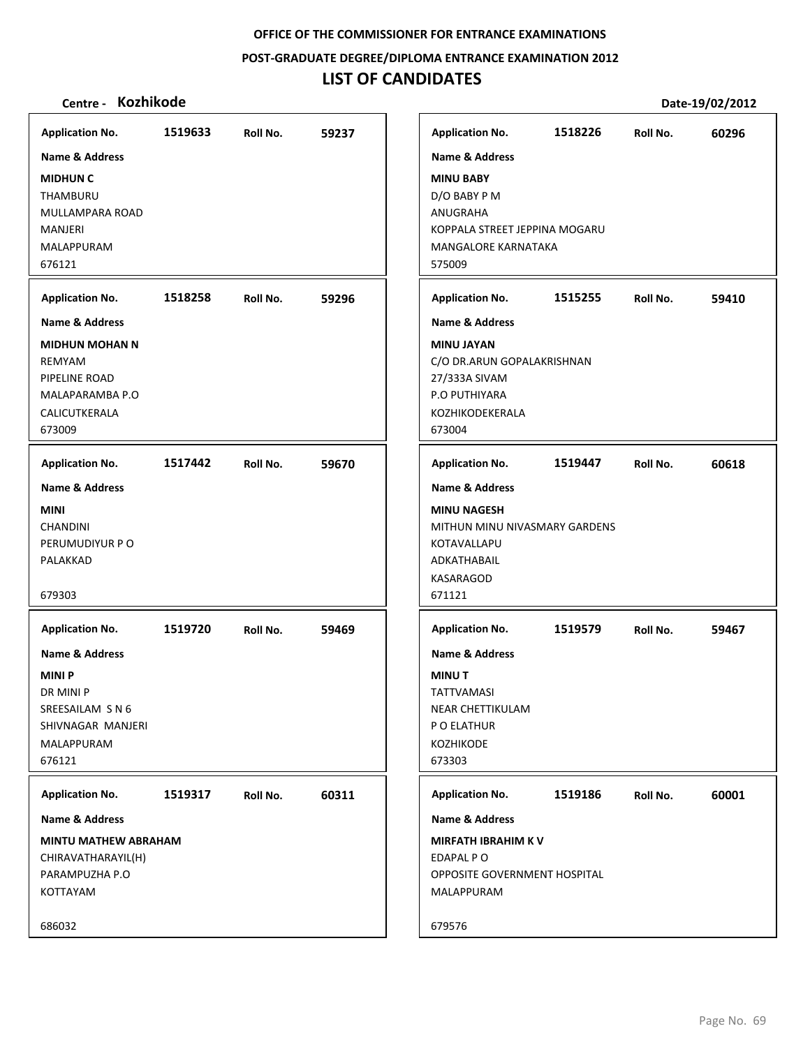**OFFICE OF THE COMMISSIONER FOR ENTRANCE EXAMINATIONS**

**POST-GRADUATE DEGREE/DIPLOMA ENTRANCE EXAMINATION 2012**

# LIST OF CANDIDATES

**Centre - Kozhikode** **Date-19/02/2012**

---

**Application No.** 1519633 **Roll No.** 59237

**Name & Address**

**MIDHUN C**
THAMBURU
MULLAMPARA ROAD
MANJERI
MALAPPURAM
676121

---

**Application No.** 1518258 **Roll No.** 59296

**Name & Address**

**MIDHUN MOHAN N**
REMYAM
PIPELINE ROAD
MALAPARAMBA P.O
CALICUTKERALA
673009

---

**Application No.** 1517442 **Roll No.** 59670

**Name & Address**

**MINI**
CHANDINI
PERUMUDIYUR P O
PALAKKAD

679303

---

**Application No.** 1519720 **Roll No.** 59469

**Name & Address**

**MINI P**
DR MINI P
SREESAILAM S N 6
SHIVNAGAR MANJERI
MALAPPURAM
676121

---

**Application No.** 1519317 **Roll No.** 60311

**Name & Address**

**MINTU MATHEW ABRAHAM**
CHIRAVATHARAYIL(H)
PARAMPUZHA P.O
KOTTAYAM

686032

---

**Application No.** 1518226 **Roll No.** 60296

**Name & Address**

**MINU BABY**
D/O BABY P M
ANUGRAHA
KOPPALA STREET JEPPINA MOGARU
MANGALORE KARNATAKA
575009

---

**Application No.** 1515255 **Roll No.** 59410

**Name & Address**

**MINU JAYAN**
C/O DR.ARUN GOPALAKRISHNAN
27/333A SIVAM
P.O PUTHIYARA
KOZHIKODEKERALA
673004

---

**Application No.** 1519447 **Roll No.** 60618

**Name & Address**

**MINU NAGESH**
MITHUN MINU NIVASMARY GARDENS
KOTAVALLAPU
ADKATHABAIL
KASARAGOD
671121

---

**Application No.** 1519579 **Roll No.** 59467

**Name & Address**

**MINU T**
TATTVAMASI
NEAR CHETTIKULAM
P O ELATHUR
KOZHIKODE
673303

---

**Application No.** 1519186 **Roll No.** 60001

**Name & Address**

**MIRFATH IBRAHIM K V**
EDAPAL P O
OPPOSITE GOVERNMENT HOSPITAL
MALAPPURAM

679576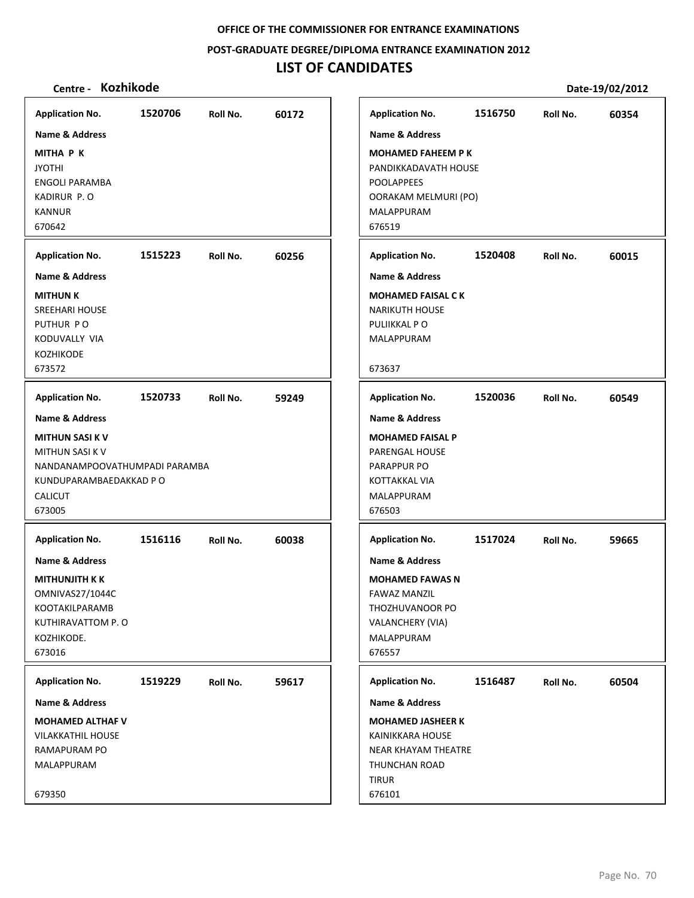**OFFICE OF THE COMMISSIONER FOR ENTRANCE EXAMINATIONS**

**POST-GRADUATE DEGREE/DIPLOMA ENTRANCE EXAMINATION 2012**

# LIST OF CANDIDATES

**Centre - Kozhikode** **Date-19/02/2012**

**Application No.** 1520706 **Roll No.** 60172

**Name & Address**

**MITHA P K**
JYOTHI
ENGOLI PARAMBA
KADIRUR P. O
KANNUR
670642

**Application No.** 1515223 **Roll No.** 60256

**Name & Address**

**MITHUN K**
SREEHARI HOUSE
PUTHUR P O
KODUVALLY VIA
KOZHIKODE
673572

**Application No.** 1520733 **Roll No.** 59249

**Name & Address**

**MITHUN SASI K V**
MITHUN SASI K V
NANDANAMPOOVATHUMPADI PARAMBA
KUNDUPARAMBAEDAKKAD P O
CALICUT
673005

**Application No.** 1516116 **Roll No.** 60038

**Name & Address**

**MITHUNJITH K K**
OMNIVAS27/1044C
KOOTAKILPARAMB
KUTHIRAVATTOM P. O
KOZHIKODE.
673016

**Application No.** 1519229 **Roll No.** 59617

**Name & Address**

**MOHAMED ALTHAF V**
VILAKKATHIL HOUSE
RAMAPURAM PO
MALAPPURAM

679350

**Application No.** 1516750 **Roll No.** 60354

**Name & Address**

**MOHAMED FAHEEM P K**
PANDIKKADAVATH HOUSE
POOLAPPEES
OORAKAM MELMURI (PO)
MALAPPURAM
676519

**Application No.** 1520408 **Roll No.** 60015

**Name & Address**

**MOHAMED FAISAL C K**
NARIKUTH HOUSE
PULIIKKAL P O
MALAPPURAM

673637

**Application No.** 1520036 **Roll No.** 60549

**Name & Address**

**MOHAMED FAISAL P**
PARENGAL HOUSE
PARAPPUR PO
KOTTAKKAL VIA
MALAPPURAM
676503

**Application No.** 1517024 **Roll No.** 59665

**Name & Address**

**MOHAMED FAWAS N**
FAWAZ MANZIL
THOZHUVANOOR PO
VALANCHERY (VIA)
MALAPPURAM
676557

**Application No.** 1516487 **Roll No.** 60504

**Name & Address**

**MOHAMED JASHEER K**
KAINIKKARA HOUSE
NEAR KHAYAM THEATRE
THUNCHAN ROAD
TIRUR
676101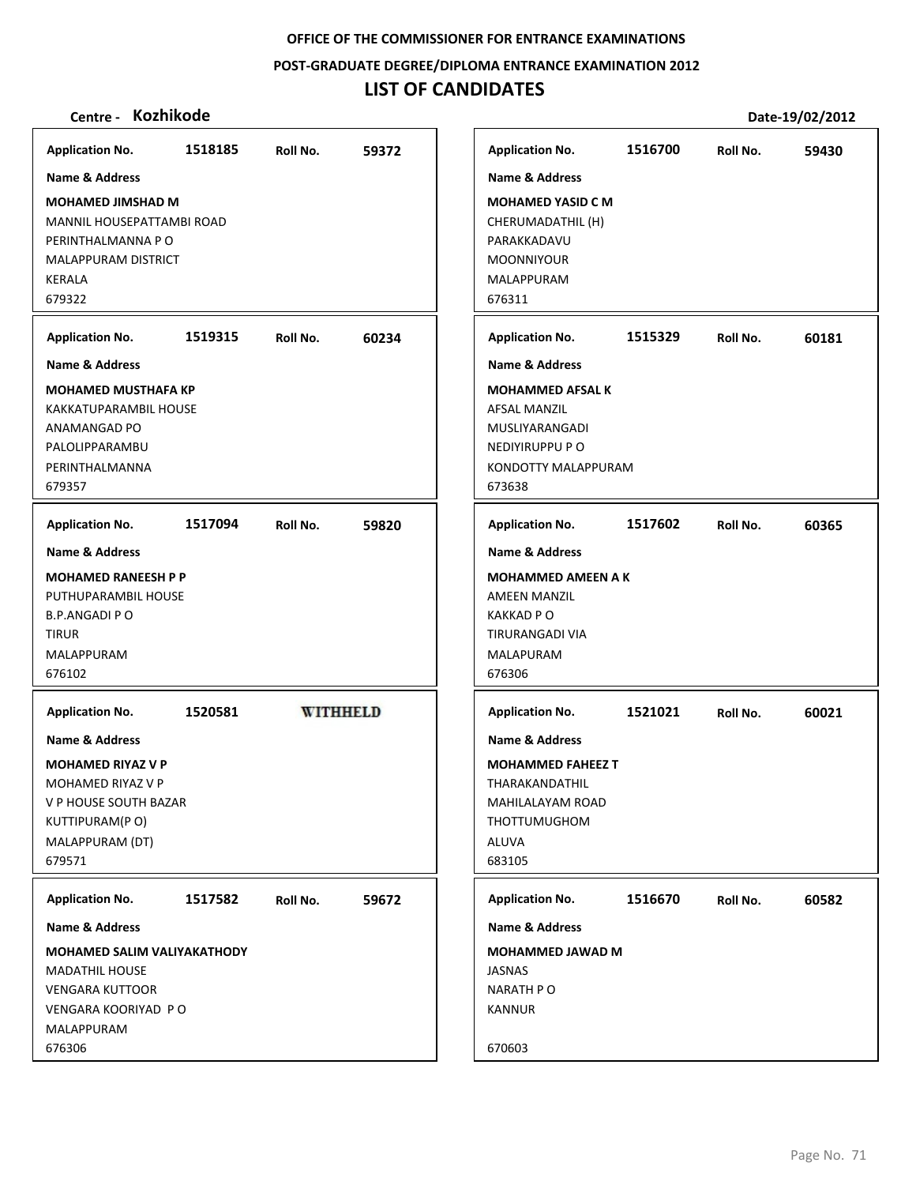**OFFICE OF THE COMMISSIONER FOR ENTRANCE EXAMINATIONS**

**POST-GRADUATE DEGREE/DIPLOMA ENTRANCE EXAMINATION 2012**

# LIST OF CANDIDATES

**Centre - Kozhikode** **Date-19/02/2012**

**Application No.** 1518185 **Roll No.** 59372

**Name & Address**

**MOHAMED JIMSHAD M**
MANNIL HOUSEPATTAMBI ROAD
PERINTHALMANNA P O
MALAPPURAM DISTRICT
KERALA
679322

---

**Application No.** 1519315 **Roll No.** 60234

**Name & Address**

**MOHAMED MUSTHAFA KP**
KAKKATUPARAMBIL HOUSE
ANAMANGAD PO
PALOLIPPARAMBU
PERINTHALMANNA
679357

---

**Application No.** 1517094 **Roll No.** 59820

**Name & Address**

**MOHAMED RANEESH P P**
PUTHUPARAMBIL HOUSE
B.P.ANGADI P O
TIRUR
MALAPPURAM
676102

---

**Application No.** 1520581 **WITHHELD**

**Name & Address**

**MOHAMED RIYAZ V P**
MOHAMED RIYAZ V P
V P HOUSE SOUTH BAZAR
KUTTIPURAM(P O)
MALAPPURAM (DT)
679571

---

**Application No.** 1517582 **Roll No.** 59672

**Name & Address**

**MOHAMED SALIM VALIYAKATHODY**
MADATHIL HOUSE
VENGARA KUTTOOR
VENGARA KOORIYAD P O
MALAPPURAM
676306

---

**Application No.** 1516700 **Roll No.** 59430

**Name & Address**

**MOHAMED YASID C M**
CHERUMADATHIL (H)
PARAKKADAVU
MOONNIYOUR
MALAPPURAM
676311

---

**Application No.** 1515329 **Roll No.** 60181

**Name & Address**

**MOHAMMED AFSAL K**
AFSAL MANZIL
MUSLIYARANGADI
NEDIYIRUPPU P O
KONDOTTY MALAPPURAM
673638

---

**Application No.** 1517602 **Roll No.** 60365

**Name & Address**

**MOHAMMED AMEEN A K**
AMEEN MANZIL
KAKKAD P O
TIRURANGADI VIA
MALAPURAM
676306

---

**Application No.** 1521021 **Roll No.** 60021

**Name & Address**

**MOHAMMED FAHEEZ T**
THARAKANDATHIL
MAHILALAYAM ROAD
THOTTUMUGHOM
ALUVA
683105

---

**Application No.** 1516670 **Roll No.** 60582

**Name & Address**

**MOHAMMED JAWAD M**
JASNAS
NARATH P O
KANNUR

670603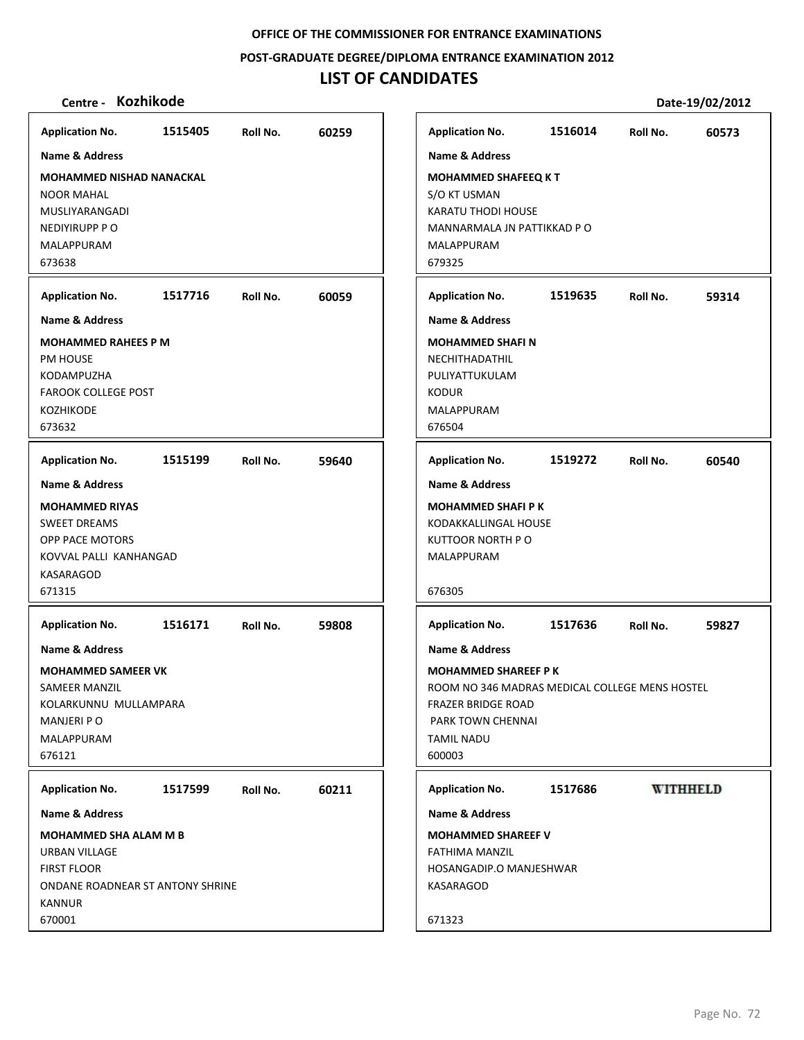**OFFICE OF THE COMMISSIONER FOR ENTRANCE EXAMINATIONS**

**POST-GRADUATE DEGREE/DIPLOMA ENTRANCE EXAMINATION 2012**

# LIST OF CANDIDATES

**Centre - Kozhikode** **Date-19/02/2012**

---

**Application No.** 1515405 **Roll No.** 60259

**Name & Address**

**MOHAMMED NISHAD NANACKAL**
NOOR MAHAL
MUSLIYARANGADI
NEDIYIRUPP P O
MALAPPURAM
673638

---

**Application No.** 1517716 **Roll No.** 60059

**Name & Address**

**MOHAMMED RAHEES P M**
PM HOUSE
KODAMPUZHA
FAROOK COLLEGE POST
KOZHIKODE
673632

---

**Application No.** 1515199 **Roll No.** 59640

**Name & Address**

**MOHAMMED RIYAS**
SWEET DREAMS
OPP PACE MOTORS
KOVVAL PALLI KANHANGAD
KASARAGOD
671315

---

**Application No.** 1516171 **Roll No.** 59808

**Name & Address**

**MOHAMMED SAMEER VK**
SAMEER MANZIL
KOLARKUNNU MULLAMPARA
MANJERI P O
MALAPPURAM
676121

---

**Application No.** 1517599 **Roll No.** 60211

**Name & Address**

**MOHAMMED SHA ALAM M B**
URBAN VILLAGE
FIRST FLOOR
ONDANE ROADNEAR ST ANTONY SHRINE
KANNUR
670001

---

**Application No.** 1516014 **Roll No.** 60573

**Name & Address**

**MOHAMMED SHAFEEQ K T**
S/O KT USMAN
KARATU THODI HOUSE
MANNARMALA JN PATTIKKAD P O
MALAPPURAM
679325

---

**Application No.** 1519635 **Roll No.** 59314

**Name & Address**

**MOHAMMED SHAFI N**
NECHITHADATHIL
PULIYATTUKULAM
KODUR
MALAPPURAM
676504

---

**Application No.** 1519272 **Roll No.** 60540

**Name & Address**

**MOHAMMED SHAFI P K**
KODAKKALLINGAL HOUSE
KUTTOOR NORTH P O
MALAPPURAM

676305

---

**Application No.** 1517636 **Roll No.** 59827

**Name & Address**

**MOHAMMED SHAREEF P K**
ROOM NO 346 MADRAS MEDICAL COLLEGE MENS HOSTEL
FRAZER BRIDGE ROAD
PARK TOWN CHENNAI
TAMIL NADU
600003

---

**Application No.** 1517686 **WITHHELD**

**Name & Address**

**MOHAMMED SHAREEF V**
FATHIMA MANZIL
HOSANGADIP.O MANJESHWAR
KASARAGOD

671323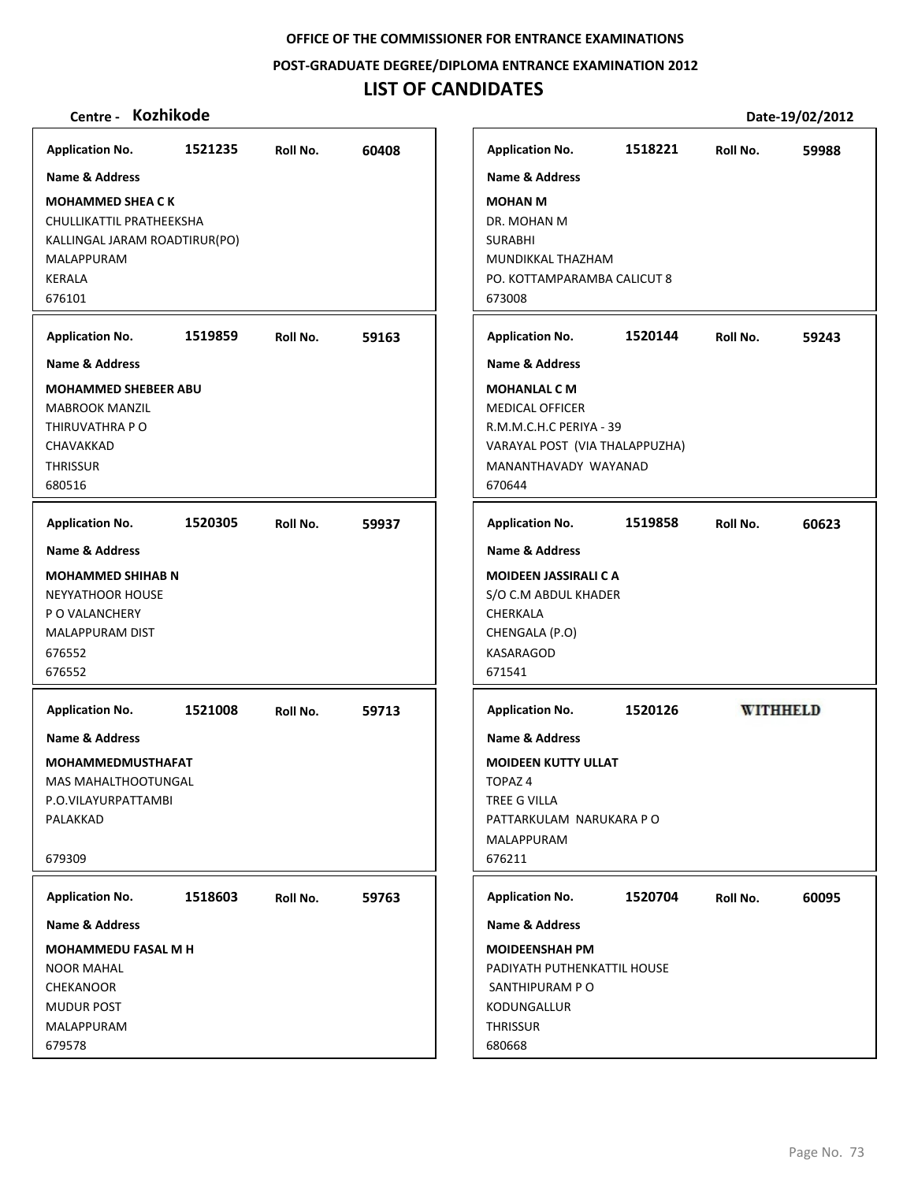**OFFICE OF THE COMMISSIONER FOR ENTRANCE EXAMINATIONS**

**POST-GRADUATE DEGREE/DIPLOMA ENTRANCE EXAMINATION 2012**

# LIST OF CANDIDATES

**Centre - Kozhikode** **Date-19/02/2012**

---

**Application No.** 1521235 **Roll No.** 60408

**Name & Address**

**MOHAMMED SHEA C K**
CHULLIKATTIL PRATHEEKSHA
KALLINGAL JARAM ROADTIRUR(PO)
MALAPPURAM
KERALA
676101

---

**Application No.** 1519859 **Roll No.** 59163

**Name & Address**

**MOHAMMED SHEBEER ABU**
MABROOK MANZIL
THIRUVATHRA P O
CHAVAKKAD
THRISSUR
680516

---

**Application No.** 1520305 **Roll No.** 59937

**Name & Address**

**MOHAMMED SHIHAB N**
NEYYATHOOR HOUSE
P O VALANCHERY
MALAPPURAM DIST
676552
676552

---

**Application No.** 1521008 **Roll No.** 59713

**Name & Address**

**MOHAMMEDMUSTHAFAT**
MAS MAHALTHOOTUNGAL
P.O.VILAYURPATTAMBI
PALAKKAD

679309

---

**Application No.** 1518603 **Roll No.** 59763

**Name & Address**

**MOHAMMEDU FASAL M H**
NOOR MAHAL
CHEKANOOR
MUDUR POST
MALAPPURAM
679578

---

**Application No.** 1518221 **Roll No.** 59988

**Name & Address**

**MOHAN M**
DR. MOHAN M
SURABHI
MUNDIKKAL THAZHAM
PO. KOTTAMPARAMBA CALICUT 8
673008

---

**Application No.** 1520144 **Roll No.** 59243

**Name & Address**

**MOHANLAL C M**
MEDICAL OFFICER
R.M.M.C.H.C PERIYA - 39
VARAYAL POST (VIA THALAPPUZHA)
MANANTHAVADY WAYANAD
670644

---

**Application No.** 1519858 **Roll No.** 60623

**Name & Address**

**MOIDEEN JASSIRALI C A**
S/O C.M ABDUL KHADER
CHERKALA
CHENGALA (P.O)
KASARAGOD
671541

---

**Application No.** 1520126 **WITHHELD**

**Name & Address**

**MOIDEEN KUTTY ULLAT**
TOPAZ 4
TREE G VILLA
PATTARKULAM NARUKARA P O
MALAPPURAM
676211

---

**Application No.** 1520704 **Roll No.** 60095

**Name & Address**

**MOIDEENSHAH PM**
PADIYATH PUTHENKATTIL HOUSE
SANTHIPURAM P O
KODUNGALLUR
THRISSUR
680668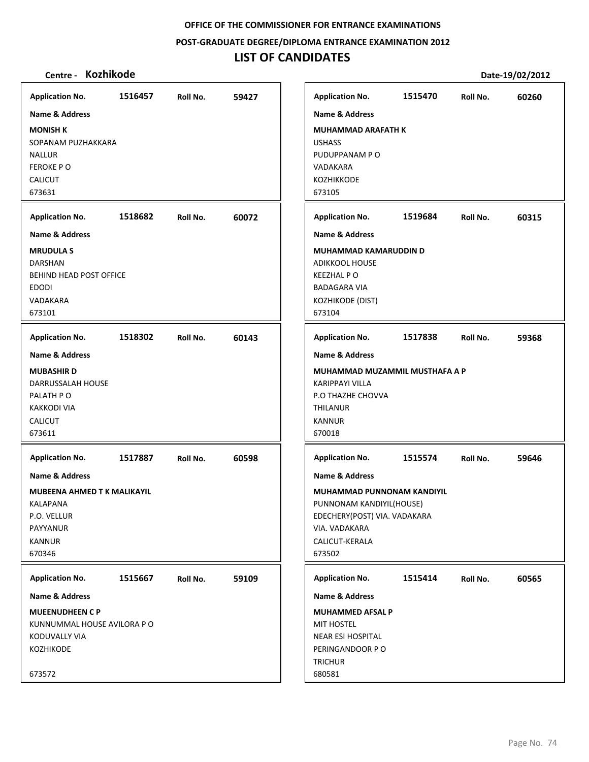OFFICE OF THE COMMISSIONER FOR ENTRANCE EXAMINATIONS

POST-GRADUATE DEGREE/DIPLOMA ENTRANCE EXAMINATION 2012

# LIST OF CANDIDATES

**Centre - Kozhikode** **Date-19/02/2012**

**Application No.** 1516457 **Roll No.** 59427
**Name & Address**
**MONISH K**
SOPANAM PUZHAKKARA
NALLUR
FEROKE P O
CALICUT
673631

**Application No.** 1515470 **Roll No.** 60260
**Name & Address**
**MUHAMMAD ARAFATH K**
USHASS
PUDUPPANAM P O
VADAKARA
KOZHIKKODE
673105

**Application No.** 1518682 **Roll No.** 60072
**Name & Address**
**MRUDULA S**
DARSHAN
BEHIND HEAD POST OFFICE
EDODI
VADAKARA
673101

**Application No.** 1519684 **Roll No.** 60315
**Name & Address**
**MUHAMMAD KAMARUDDIN D**
ADIKKOOL HOUSE
KEEZHAL P O
BADAGARA VIA
KOZHIKODE (DIST)
673104

**Application No.** 1518302 **Roll No.** 60143
**Name & Address**
**MUBASHIR D**
DARRUSSALAH HOUSE
PALATH P O
KAKKODI VIA
CALICUT
673611

**Application No.** 1517838 **Roll No.** 59368
**Name & Address**
**MUHAMMAD MUZAMMIL MUSTHAFA A P**
KARIPPAYI VILLA
P.O THAZHE CHOVVA
THILANUR
KANNUR
670018

**Application No.** 1517887 **Roll No.** 60598
**Name & Address**
**MUBEENA AHMED T K MALIKAYIL**
KALAPANA
P.O. VELLUR
PAYYANUR
KANNUR
670346

**Application No.** 1515574 **Roll No.** 59646
**Name & Address**
**MUHAMMAD PUNNONAM KANDIYIL**
PUNNONAM KANDIYIL(HOUSE)
EDECHERY(POST) VIA. VADAKARA
VIA. VADAKARA
CALICUT-KERALA
673502

**Application No.** 1515667 **Roll No.** 59109
**Name & Address**
**MUEENUDHEEN C P**
KUNNUMMAL HOUSE AVILORA P O
KODUVALLY VIA
KOZHIKODE

673572

**Application No.** 1515414 **Roll No.** 60565
**Name & Address**
**MUHAMMED AFSAL P**
MIT HOSTEL
NEAR ESI HOSPITAL
PERINGANDOOR P O
TRICHUR
680581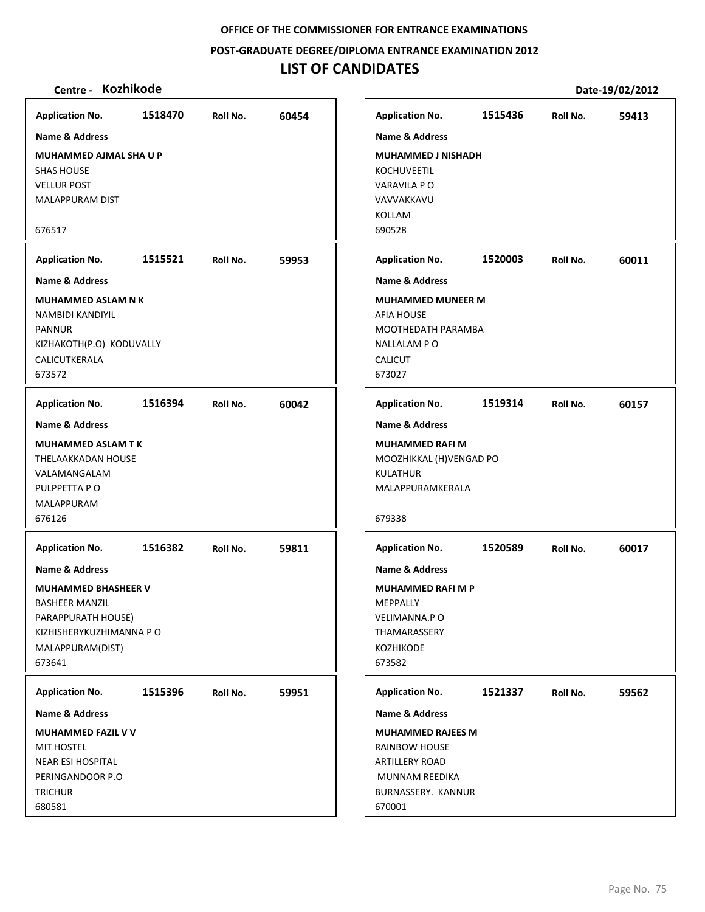**OFFICE OF THE COMMISSIONER FOR ENTRANCE EXAMINATIONS**

**POST-GRADUATE DEGREE/DIPLOMA ENTRANCE EXAMINATION 2012**

# LIST OF CANDIDATES

**Centre - Kozhikode** **Date-19/02/2012**

**Application No.** 1518470 **Roll No.** 60454

**Name & Address**

**MUHAMMED AJMAL SHA U P**
SHAS HOUSE
VELLUR POST
MALAPPURAM DIST

676517

**Application No.** 1515521 **Roll No.** 59953

**Name & Address**

**MUHAMMED ASLAM N K**
NAMBIDI KANDIYIL
PANNUR
KIZHAKOTH(P.O) KODUVALLY
CALICUTKERALA
673572

**Application No.** 1516394 **Roll No.** 60042

**Name & Address**

**MUHAMMED ASLAM T K**
THELAAKKADAN HOUSE
VALAMANGALAM
PULPPETTA P O
MALAPPURAM
676126

**Application No.** 1516382 **Roll No.** 59811

**Name & Address**

**MUHAMMED BHASHEER V**
BASHEER MANZIL
PARAPPURATH HOUSE)
KIZHISHERYKUZHIMANNA P O
MALAPPURAM(DIST)
673641

**Application No.** 1515396 **Roll No.** 59951

**Name & Address**

**MUHAMMED FAZIL V V**
MIT HOSTEL
NEAR ESI HOSPITAL
PERINGANDOOR P.O
TRICHUR
680581

**Application No.** 1515436 **Roll No.** 59413

**Name & Address**

**MUHAMMED J NISHADH**
KOCHUVEETIL
VARAVILA P O
VAVVAKKAVU
KOLLAM
690528

**Application No.** 1520003 **Roll No.** 60011

**Name & Address**

**MUHAMMED MUNEER M**
AFIA HOUSE
MOOTHEDATH PARAMBA
NALLALAM P O
CALICUT
673027

**Application No.** 1519314 **Roll No.** 60157

**Name & Address**

**MUHAMMED RAFI M**
MOOZHIKKAL (H)VENGAD PO
KULATHUR
MALAPPURAMKERALA

679338

**Application No.** 1520589 **Roll No.** 60017

**Name & Address**

**MUHAMMED RAFI M P**
MEPPALLY
VELIMANNA.P O
THAMARASSERY
KOZHIKODE
673582

**Application No.** 1521337 **Roll No.** 59562

**Name & Address**

**MUHAMMED RAJEES M**
RAINBOW HOUSE
ARTILLERY ROAD
MUNNAM REEDIKA
BURNASSERY. KANNUR
670001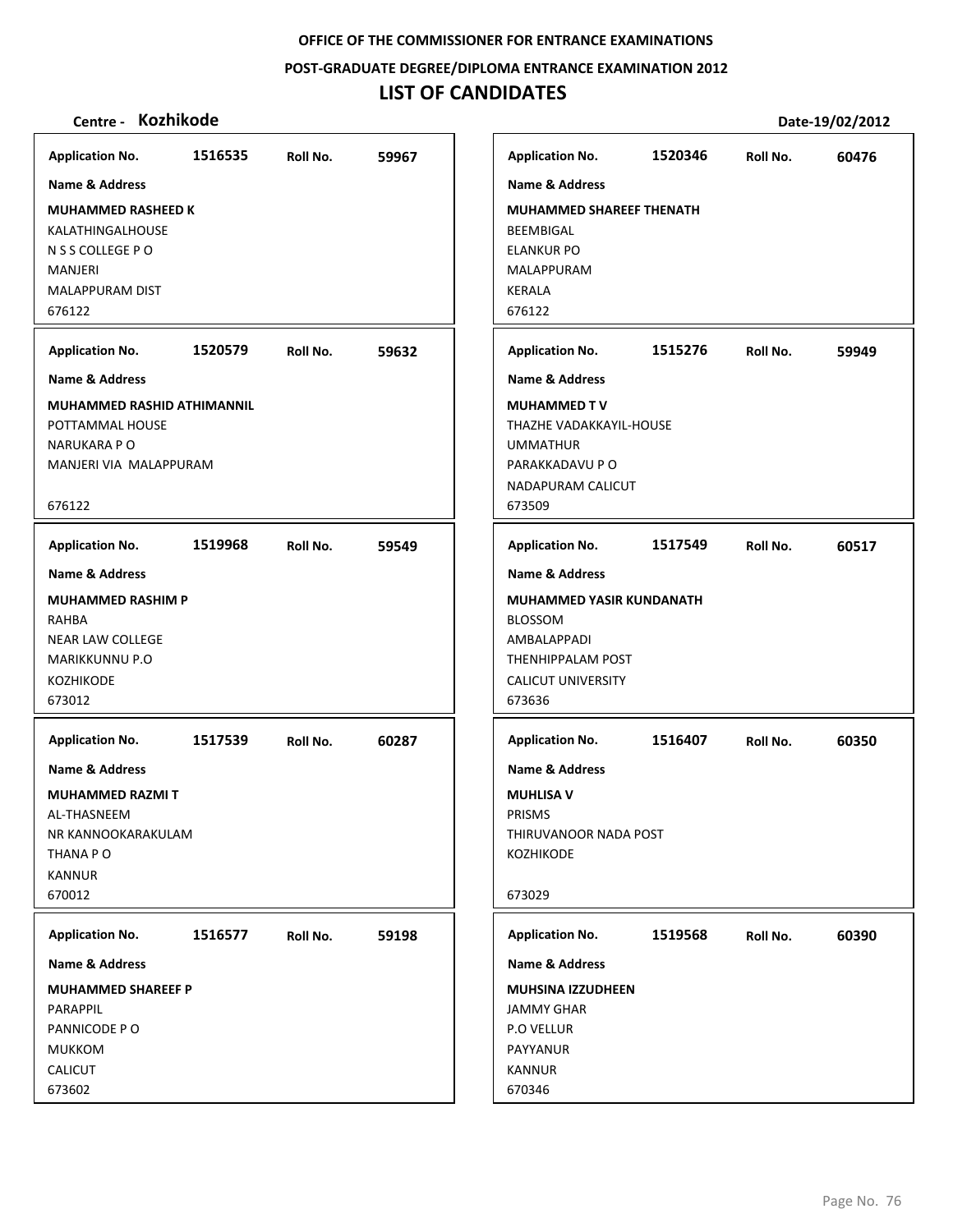**OFFICE OF THE COMMISSIONER FOR ENTRANCE EXAMINATIONS**

**POST-GRADUATE DEGREE/DIPLOMA ENTRANCE EXAMINATION 2012**

# LIST OF CANDIDATES

**Centre - Kozhikode** **Date-19/02/2012**

| Application No. | Roll No. | Name & Address |
|---|---|---|
| 1516535 | 59967 | **MUHAMMED RASHEED K**<br>KALATHINGALHOUSE<br>N S S COLLEGE P O<br>MANJERI<br>MALAPPURAM DIST<br>676122 |
| 1520579 | 59632 | **MUHAMMED RASHID ATHIMANNIL**<br>POTTAMMAL HOUSE<br>NARUKARA P O<br>MANJERI VIA MALAPPURAM<br>676122 |
| 1519968 | 59549 | **MUHAMMED RASHIM P**<br>RAHBA<br>NEAR LAW COLLEGE<br>MARIKKUNNU P.O<br>KOZHIKODE<br>673012 |
| 1517539 | 60287 | **MUHAMMED RAZMI T**<br>AL-THASNEEM<br>NR KANNOOKARAKULAM<br>THANA P O<br>KANNUR<br>670012 |
| 1516577 | 59198 | **MUHAMMED SHAREEF P**<br>PARAPPIL<br>PANNICODE P O<br>MUKKOM<br>CALICUT<br>673602 |
| 1520346 | 60476 | **MUHAMMED SHAREEF THENATH**<br>BEEMBIGAL<br>ELANKUR PO<br>MALAPPURAM<br>KERALA<br>676122 |
| 1515276 | 59949 | **MUHAMMED T V**<br>THAZHE VADAKKAYIL-HOUSE<br>UMMATHUR<br>PARAKKADAVU P O<br>NADAPURAM CALICUT<br>673509 |
| 1517549 | 60517 | **MUHAMMED YASIR KUNDANATH**<br>BLOSSOM<br>AMBALAPPADI<br>THENHIPPALAM POST<br>CALICUT UNIVERSITY<br>673636 |
| 1516407 | 60350 | **MUHLISA V**<br>PRISMS<br>THIRUVANOOR NADA POST<br>KOZHIKODE<br>673029 |
| 1519568 | 60390 | **MUHSINA IZZUDHEEN**<br>JAMMY GHAR<br>P.O VELLUR<br>PAYYANUR<br>KANNUR<br>670346 |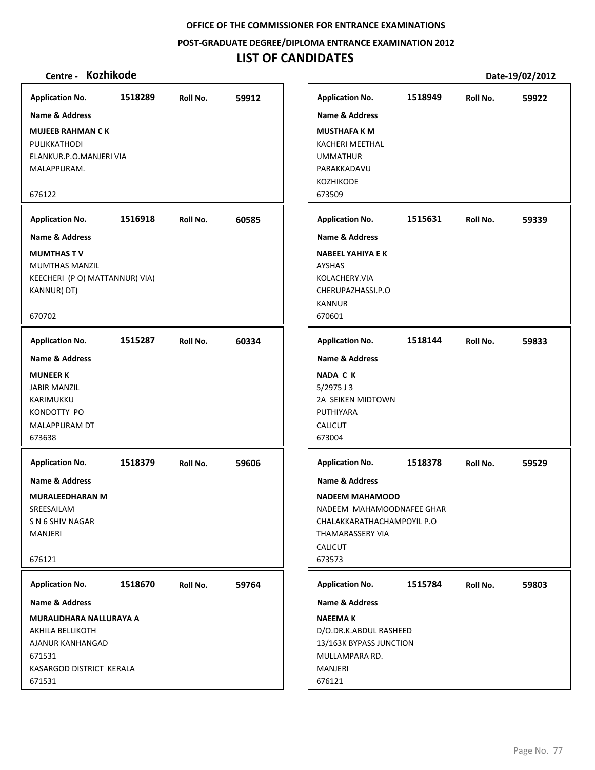OFFICE OF THE COMMISSIONER FOR ENTRANCE EXAMINATIONS

POST-GRADUATE DEGREE/DIPLOMA ENTRANCE EXAMINATION 2012

# LIST OF CANDIDATES

**Centre - Kozhikode** **Date-19/02/2012**

| Application No. | Roll No. | Name & Address |
|---|---|---|
| 1518289 | 59912 | **MUJEEB RAHMAN C K**<br>PULIKKATHODI<br>ELANKUR.P.O.MANJERI VIA<br>MALAPPURAM.<br>676122 |
| 1516918 | 60585 | **MUMTHAS T V**<br>MUMTHAS MANZIL<br>KEECHERI (P O) MATTANNUR( VIA)<br>KANNUR( DT)<br>670702 |
| 1515287 | 60334 | **MUNEER K**<br>JABIR MANZIL<br>KARIMUKKU<br>KONDOTTY PO<br>MALAPPURAM DT<br>673638 |
| 1518379 | 59606 | **MURALEEDHARAN M**<br>SREESAILAM<br>S N 6 SHIV NAGAR<br>MANJERI<br>676121 |
| 1518670 | 59764 | **MURALIDHARA NALLURAYA A**<br>AKHILA BELLIKOTH<br>AJANUR KANHANGAD<br>671531<br>KASARGOD DISTRICT KERALA<br>671531 |
| 1518949 | 59922 | **MUSTHAFA K M**<br>KACHERI MEETHAL<br>UMMATHUR<br>PARAKKADAVU<br>KOZHIKODE<br>673509 |
| 1515631 | 59339 | **NABEEL YAHIYA E K**<br>AYSHAS<br>KOLACHERY.VIA<br>CHERUPAZHASSI.P.O<br>KANNUR<br>670601 |
| 1518144 | 59833 | **NADA C K**<br>5/2975 J 3<br>2A SEIKEN MIDTOWN<br>PUTHIYARA<br>CALICUT<br>673004 |
| 1518378 | 59529 | **NADEEM MAHAMOOD**<br>NADEEM MAHAMOODNAFEE GHAR<br>CHALAKKARATHACHAMPOYIL P.O<br>THAMARASSERY VIA<br>CALICUT<br>673573 |
| 1515784 | 59803 | **NAEEMA K**<br>D/O.DR.K.ABDUL RASHEED<br>13/163K BYPASS JUNCTION<br>MULLAMPARA RD.<br>MANJERI<br>676121 |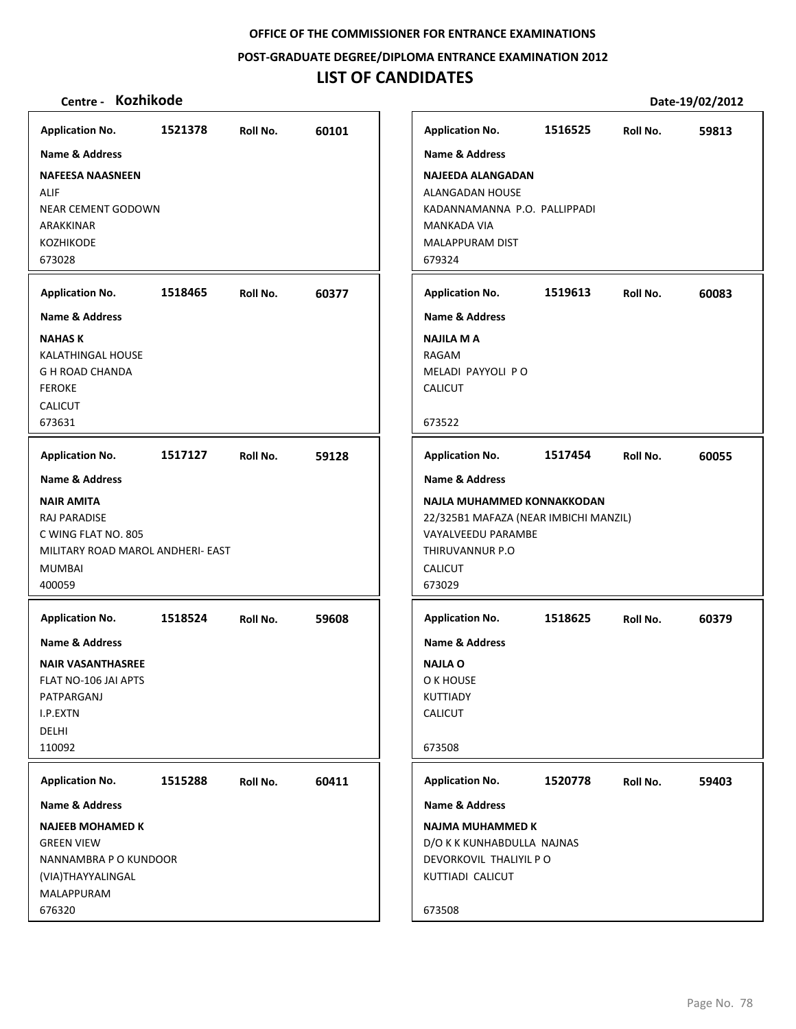**OFFICE OF THE COMMISSIONER FOR ENTRANCE EXAMINATIONS**

**POST-GRADUATE DEGREE/DIPLOMA ENTRANCE EXAMINATION 2012**

# LIST OF CANDIDATES

**Centre - Kozhikode** **Date-19/02/2012**

---

**Application No.** 1521378 **Roll No.** 60101

**Name & Address**

**NAFEESA NAASNEEN**
ALIF
NEAR CEMENT GODOWN
ARAKKINAR
KOZHIKODE
673028

---

**Application No.** 1518465 **Roll No.** 60377

**Name & Address**

**NAHAS K**
KALATHINGAL HOUSE
G H ROAD CHANDA
FEROKE
CALICUT
673631

---

**Application No.** 1517127 **Roll No.** 59128

**Name & Address**

**NAIR AMITA**
RAJ PARADISE
C WING FLAT NO. 805
MILITARY ROAD MAROL ANDHERI- EAST
MUMBAI
400059

---

**Application No.** 1518524 **Roll No.** 59608

**Name & Address**

**NAIR VASANTHASREE**
FLAT NO-106 JAI APTS
PATPARGANJ
I.P.EXTN
DELHI
110092

---

**Application No.** 1515288 **Roll No.** 60411

**Name & Address**

**NAJEEB MOHAMED K**
GREEN VIEW
NANNAMBRA P O KUNDOOR
(VIA)THAYYALINGAL
MALAPPURAM
676320

---

**Application No.** 1516525 **Roll No.** 59813

**Name & Address**

**NAJEEDA ALANGADAN**
ALANGADAN HOUSE
KADANNAMANNA P.O. PALLIPPADI
MANKADA VIA
MALAPPURAM DIST
679324

---

**Application No.** 1519613 **Roll No.** 60083

**Name & Address**

**NAJILA M A**
RAGAM
MELADI PAYYOLI P O
CALICUT

673522

---

**Application No.** 1517454 **Roll No.** 60055

**Name & Address**

**NAJLA MUHAMMED KONNAKKODAN**
22/325B1 MAFAZA (NEAR IMBICHI MANZIL)
VAYALVEEDU PARAMBE
THIRUVANNUR P.O
CALICUT
673029

---

**Application No.** 1518625 **Roll No.** 60379

**Name & Address**

**NAJLA O**
O K HOUSE
KUTTIADY
CALICUT

673508

---

**Application No.** 1520778 **Roll No.** 59403

**Name & Address**

**NAJMA MUHAMMED K**
D/O K K KUNHABDULLA NAJNAS
DEVORKOVIL THALIYIL P O
KUTTIADI CALICUT

673508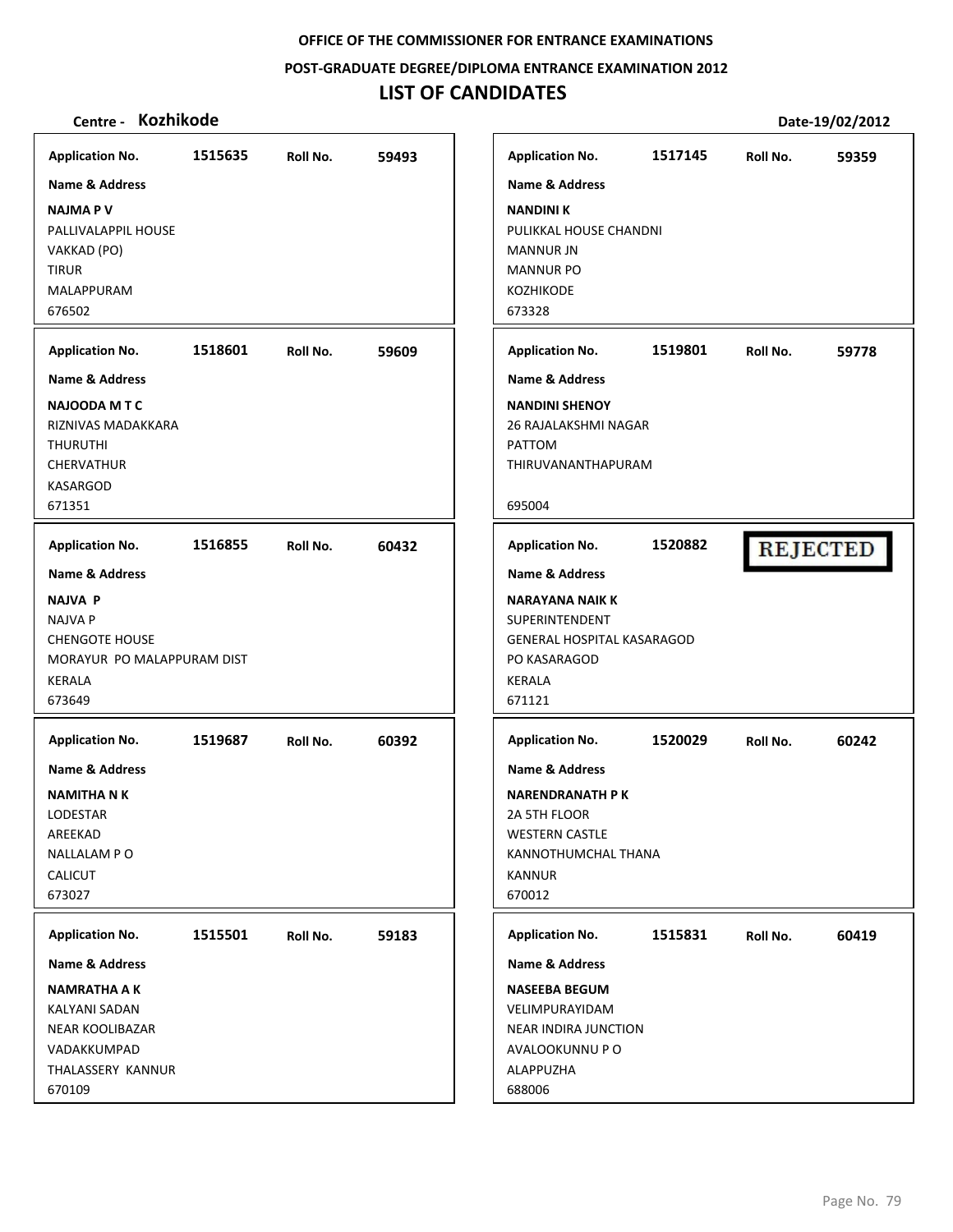OFFICE OF THE COMMISSIONER FOR ENTRANCE EXAMINATIONS

POST-GRADUATE DEGREE/DIPLOMA ENTRANCE EXAMINATION 2012

# LIST OF CANDIDATES

**Centre - Kozhikode** | **Date-19/02/2012**

---

**Application No.** 1515635 **Roll No.** 59493

**Name & Address**

**NAJMA P V**
PALLIVALAPPIL HOUSE
VAKKAD (PO)
TIRUR
MALAPPURAM
676502

---

**Application No.** 1518601 **Roll No.** 59609

**Name & Address**

**NAJOODA M T C**
RIZNIVAS MADAKKARA
THURUTHI
CHERVATHUR
KASARGOD
671351

---

**Application No.** 1516855 **Roll No.** 60432

**Name & Address**

**NAJVA P**
NAJVA P
CHENGOTE HOUSE
MORAYUR PO MALAPPURAM DIST
KERALA
673649

---

**Application No.** 1519687 **Roll No.** 60392

**Name & Address**

**NAMITHA N K**
LODESTAR
AREEKAD
NALLALAM P O
CALICUT
673027

---

**Application No.** 1515501 **Roll No.** 59183

**Name & Address**

**NAMRATHA A K**
KALYANI SADAN
NEAR KOOLIBAZAR
VADAKKUMPAD
THALASSERY KANNUR
670109

---

**Application No.** 1517145 **Roll No.** 59359

**Name & Address**

**NANDINI K**
PULIKKAL HOUSE CHANDNI
MANNUR JN
MANNUR PO
KOZHIKODE
673328

---

**Application No.** 1519801 **Roll No.** 59778

**Name & Address**

**NANDINI SHENOY**
26 RAJALAKSHMI NAGAR
PATTOM
THIRUVANANTHAPURAM

695004

---

**Application No.** 1520882 **REJECTED**

**Name & Address**

**NARAYANA NAIK K**
SUPERINTENDENT
GENERAL HOSPITAL KASARAGOD
PO KASARAGOD
KERALA
671121

---

**Application No.** 1520029 **Roll No.** 60242

**Name & Address**

**NARENDRANATH P K**
2A 5TH FLOOR
WESTERN CASTLE
KANNOTHUMCHAL THANA
KANNUR
670012

---

**Application No.** 1515831 **Roll No.** 60419

**Name & Address**

**NASEEBA BEGUM**
VELIMPURAYIDAM
NEAR INDIRA JUNCTION
AVALOOKUNNU P O
ALAPPUZHA
688006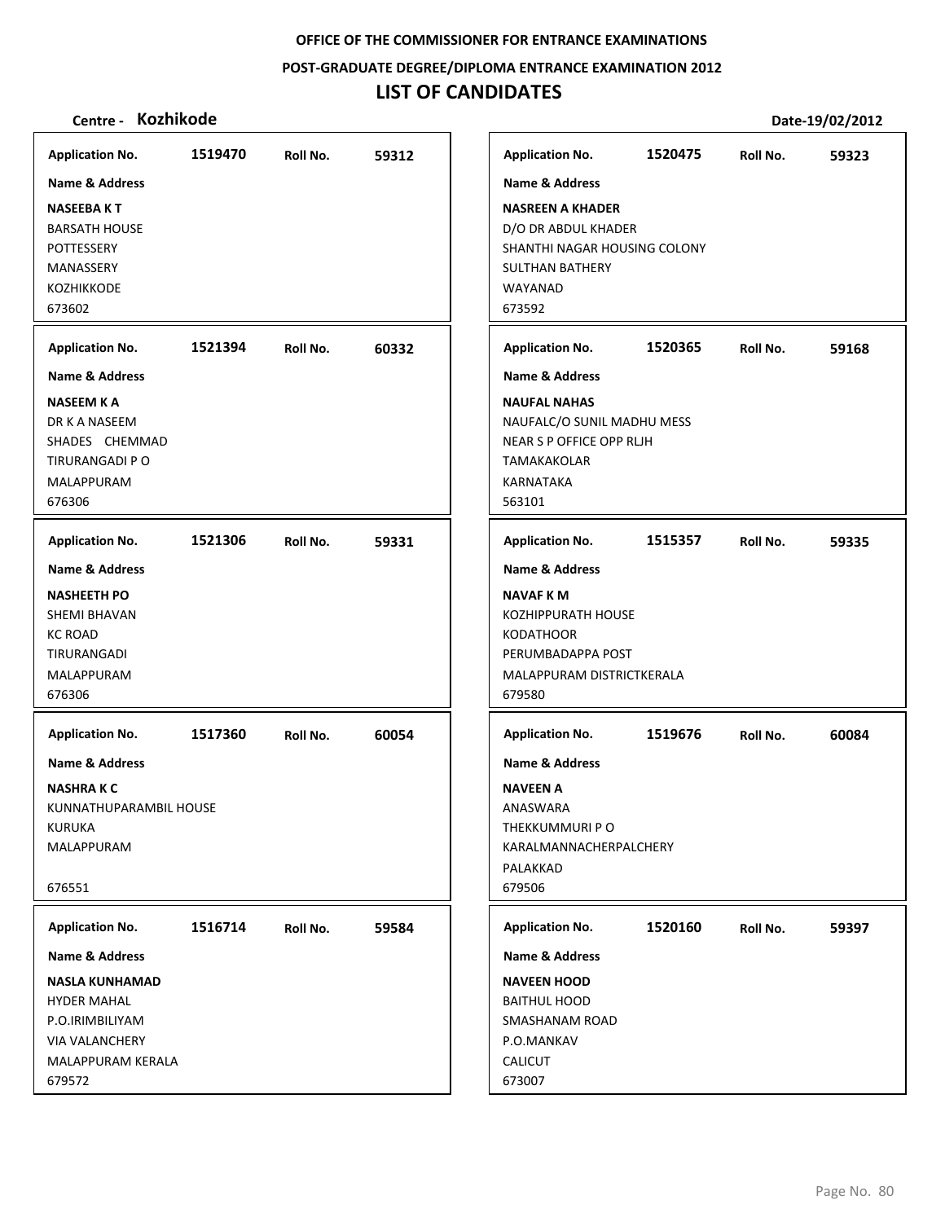OFFICE OF THE COMMISSIONER FOR ENTRANCE EXAMINATIONS

POST-GRADUATE DEGREE/DIPLOMA ENTRANCE EXAMINATION 2012

# LIST OF CANDIDATES

**Centre - Kozhikode** **Date-19/02/2012**

| Application No. | Roll No. | Name & Address |
|---|---|---|
| 1519470 | 59312 | **NASEEBA K T**<br>BARSATH HOUSE<br>POTTESSERY<br>MANASSERY<br>KOZHIKKODE<br>673602 |
| 1521394 | 60332 | **NASEEM K A**<br>DR K A NASEEM<br>SHADES CHEMMAD<br>TIRURANGADI P O<br>MALAPPURAM<br>676306 |
| 1521306 | 59331 | **NASHEETH PO**<br>SHEMI BHAVAN<br>KC ROAD<br>TIRURANGADI<br>MALAPPURAM<br>676306 |
| 1517360 | 60054 | **NASHRA K C**<br>KUNNATHUPARAMBIL HOUSE<br>KURUKA<br>MALAPPURAM<br>676551 |
| 1516714 | 59584 | **NASLA KUNHAMAD**<br>HYDER MAHAL<br>P.O.IRIMBILIYAM<br>VIA VALANCHERY<br>MALAPPURAM KERALA<br>679572 |
| 1520475 | 59323 | **NASREEN A KHADER**<br>D/O DR ABDUL KHADER<br>SHANTHI NAGAR HOUSING COLONY<br>SULTHAN BATHERY<br>WAYANAD<br>673592 |
| 1520365 | 59168 | **NAUFAL NAHAS**<br>NAUFALC/O SUNIL MADHU MESS<br>NEAR S P OFFICE OPP RLJH<br>TAMAKAKOLAR<br>KARNATAKA<br>563101 |
| 1515357 | 59335 | **NAVAF K M**<br>KOZHIPPURATH HOUSE<br>KODATHOOR<br>PERUMBADAPPA POST<br>MALAPPURAM DISTRICTKERALA<br>679580 |
| 1519676 | 60084 | **NAVEEN A**<br>ANASWARA<br>THEKKUMMURI P O<br>KARALMANNACHERPALCHERY<br>PALAKKAD<br>679506 |
| 1520160 | 59397 | **NAVEEN HOOD**<br>BAITHUL HOOD<br>SMASHANAM ROAD<br>P.O.MANKAV<br>CALICUT<br>673007 |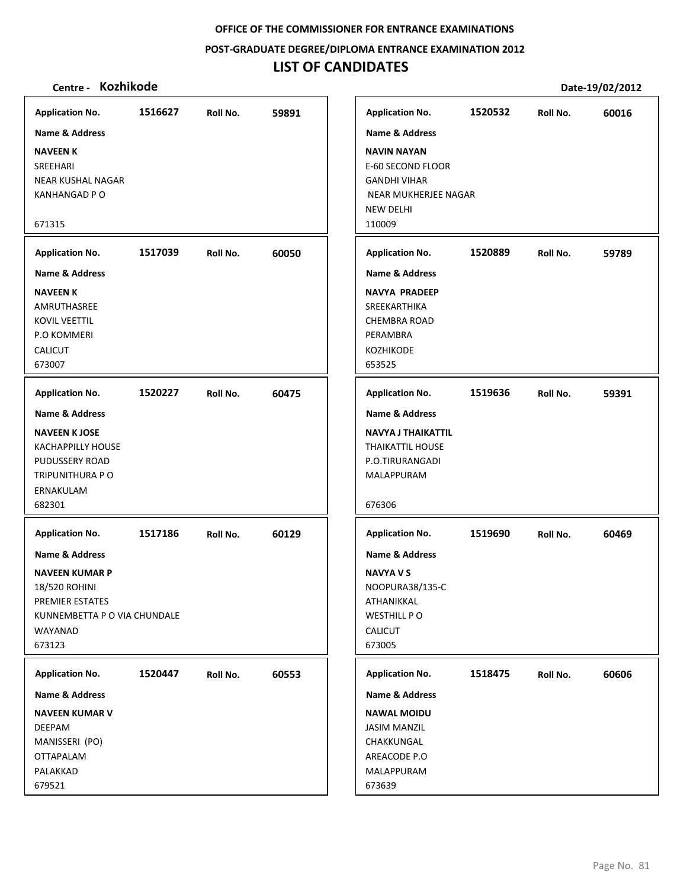**OFFICE OF THE COMMISSIONER FOR ENTRANCE EXAMINATIONS**

**POST-GRADUATE DEGREE/DIPLOMA ENTRANCE EXAMINATION 2012**

# LIST OF CANDIDATES

**Centre - Kozhikode** **Date-19/02/2012**

| Application No. | Roll No. | Name & Address |
|---|---|---|
| 1516627 | 59891 | **NAVEEN K**<br>SREEHARI<br>NEAR KUSHAL NAGAR<br>KANHANGAD P O<br>671315 |
| 1517039 | 60050 | **NAVEEN K**<br>AMRUTHASREE<br>KOVIL VEETTIL<br>P.O KOMMERI<br>CALICUT<br>673007 |
| 1520227 | 60475 | **NAVEEN K JOSE**<br>KACHAPPILLY HOUSE<br>PUDUSSERY ROAD<br>TRIPUNITHURA P O<br>ERNAKULAM<br>682301 |
| 1517186 | 60129 | **NAVEEN KUMAR P**<br>18/520 ROHINI<br>PREMIER ESTATES<br>KUNNEMBETTA P O VIA CHUNDALE<br>WAYANAD<br>673123 |
| 1520447 | 60553 | **NAVEEN KUMAR V**<br>DEEPAM<br>MANISSERI (PO)<br>OTTAPALAM<br>PALAKKAD<br>679521 |
| 1520532 | 60016 | **NAVIN NAYAN**<br>E-60 SECOND FLOOR<br>GANDHI VIHAR<br>NEAR MUKHERJEE NAGAR<br>NEW DELHI<br>110009 |
| 1520889 | 59789 | **NAVYA PRADEEP**<br>SREEKARTHIKA<br>CHEMBRA ROAD<br>PERAMBRA<br>KOZHIKODE<br>653525 |
| 1519636 | 59391 | **NAVYA J THAIKATTIL**<br>THAIKATTIL HOUSE<br>P.O.TIRURANGADI<br>MALAPPURAM<br>676306 |
| 1519690 | 60469 | **NAVYA V S**<br>NOOPURA38/135-C<br>ATHANIKKAL<br>WESTHILL P O<br>CALICUT<br>673005 |
| 1518475 | 60606 | **NAWAL MOIDU**<br>JASIM MANZIL<br>CHAKKUNGAL<br>AREACODE P.O<br>MALAPPURAM<br>673639 |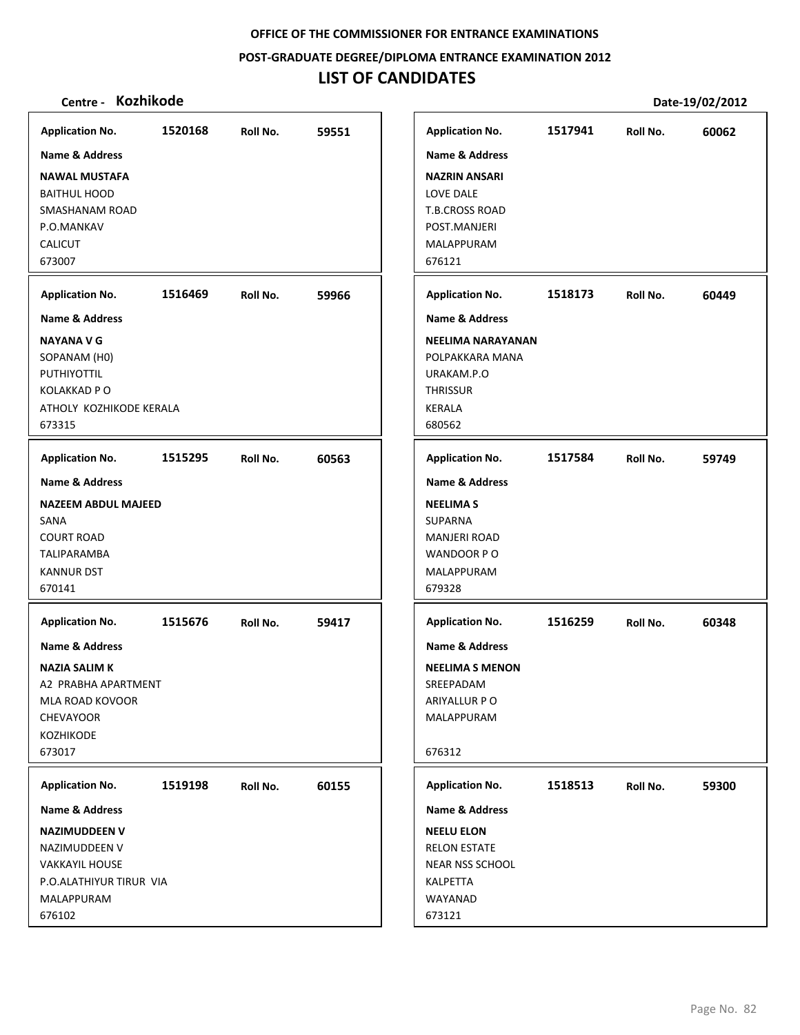**OFFICE OF THE COMMISSIONER FOR ENTRANCE EXAMINATIONS**

**POST-GRADUATE DEGREE/DIPLOMA ENTRANCE EXAMINATION 2012**

# LIST OF CANDIDATES

**Centre - Kozhikode** | **Date-19/02/2012**

---

**Application No.** 1520168 **Roll No.** 59551

**Name & Address**

**NAWAL MUSTAFA**
BAITHUL HOOD
SMASHANAM ROAD
P.O.MANKAV
CALICUT
673007

---

**Application No.** 1516469 **Roll No.** 59966

**Name & Address**

**NAYANA V G**
SOPANAM (H0)
PUTHIYOTTIL
KOLAKKAD P O
ATHOLY KOZHIKODE KERALA
673315

---

**Application No.** 1515295 **Roll No.** 60563

**Name & Address**

**NAZEEM ABDUL MAJEED**
SANA
COURT ROAD
TALIPARAMBA
KANNUR DST
670141

---

**Application No.** 1515676 **Roll No.** 59417

**Name & Address**

**NAZIA SALIM K**
A2 PRABHA APARTMENT
MLA ROAD KOVOOR
CHEVAYOOR
KOZHIKODE
673017

---

**Application No.** 1519198 **Roll No.** 60155

**Name & Address**

**NAZIMUDDEEN V**
NAZIMUDDEEN V
VAKKAYIL HOUSE
P.O.ALATHIYUR TIRUR VIA
MALAPPURAM
676102

---

**Application No.** 1517941 **Roll No.** 60062

**Name & Address**

**NAZRIN ANSARI**
LOVE DALE
T.B.CROSS ROAD
POST.MANJERI
MALAPPURAM
676121

---

**Application No.** 1518173 **Roll No.** 60449

**Name & Address**

**NEELIMA NARAYANAN**
POLPAKKARA MANA
URAKAM.P.O
THRISSUR
KERALA
680562

---

**Application No.** 1517584 **Roll No.** 59749

**Name & Address**

**NEELIMA S**
SUPARNA
MANJERI ROAD
WANDOOR P O
MALAPPURAM
679328

---

**Application No.** 1516259 **Roll No.** 60348

**Name & Address**

**NEELIMA S MENON**
SREEPADAM
ARIYALLUR P O
MALAPPURAM

676312

---

**Application No.** 1518513 **Roll No.** 59300

**Name & Address**

**NEELU ELON**
RELON ESTATE
NEAR NSS SCHOOL
KALPETTA
WAYANAD
673121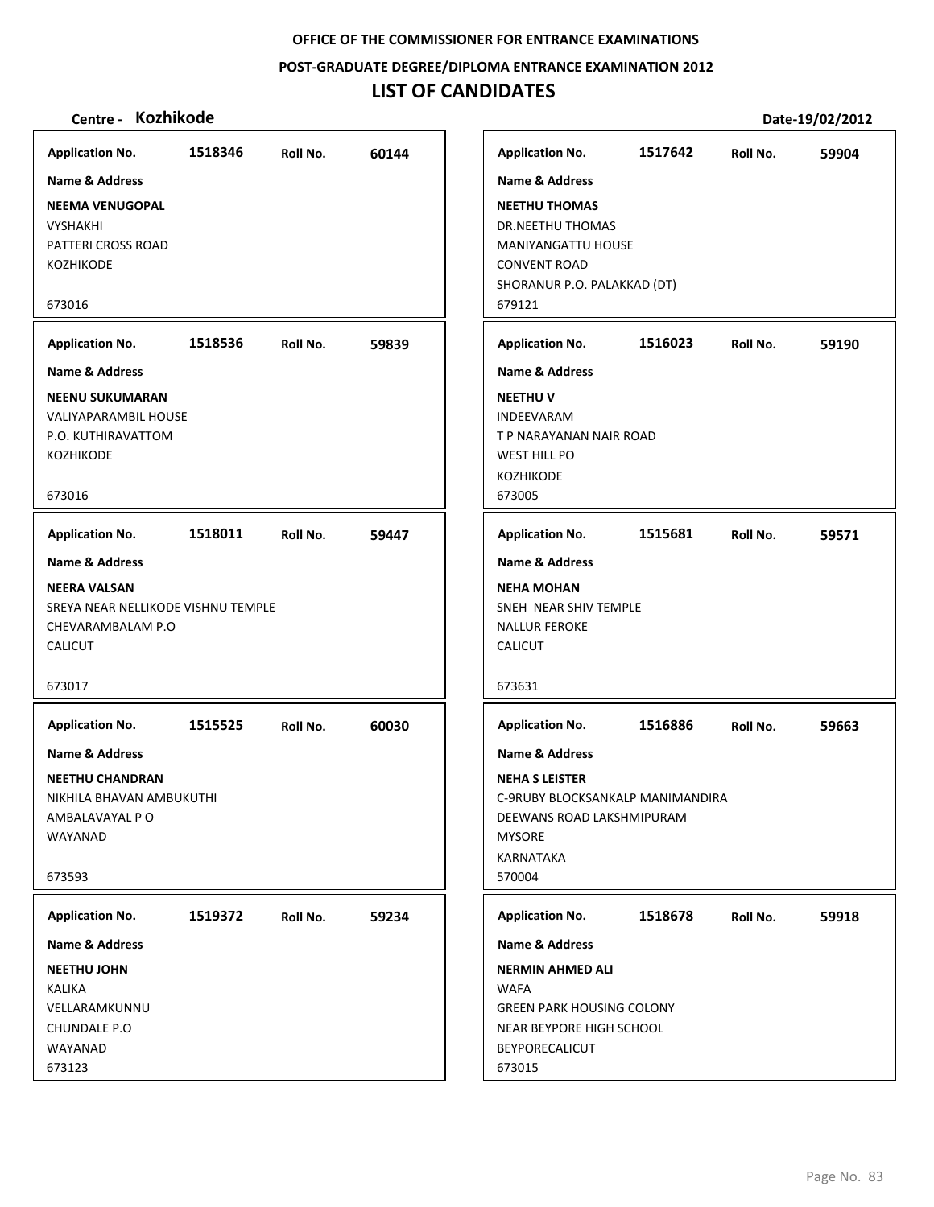**OFFICE OF THE COMMISSIONER FOR ENTRANCE EXAMINATIONS**

**POST-GRADUATE DEGREE/DIPLOMA ENTRANCE EXAMINATION 2012**

# LIST OF CANDIDATES

**Centre - Kozhikode** **Date-19/02/2012**

**Application No.** 1518346 **Roll No.** 60144

**Name & Address**

**NEEMA VENUGOPAL**
VYSHAKHI
PATTERI CROSS ROAD
KOZHIKODE

673016

---

**Application No.** 1517642 **Roll No.** 59904

**Name & Address**

**NEETHU THOMAS**
DR.NEETHU THOMAS
MANIYANGATTU HOUSE
CONVENT ROAD
SHORANUR P.O. PALAKKAD (DT)
679121

---

**Application No.** 1518536 **Roll No.** 59839

**Name & Address**

**NEENU SUKUMARAN**
VALIYAPARAMBIL HOUSE
P.O. KUTHIRAVATTOM
KOZHIKODE

673016

---

**Application No.** 1516023 **Roll No.** 59190

**Name & Address**

**NEETHU V**
INDEEVARAM
T P NARAYANAN NAIR ROAD
WEST HILL PO
KOZHIKODE
673005

---

**Application No.** 1518011 **Roll No.** 59447

**Name & Address**

**NEERA VALSAN**
SREYA NEAR NELLIKODE VISHNU TEMPLE
CHEVARAMBALAM P.O
CALICUT

673017

---

**Application No.** 1515681 **Roll No.** 59571

**Name & Address**

**NEHA MOHAN**
SNEH NEAR SHIV TEMPLE
NALLUR FEROKE
CALICUT

673631

---

**Application No.** 1515525 **Roll No.** 60030

**Name & Address**

**NEETHU CHANDRAN**
NIKHILA BHAVAN AMBUKUTHI
AMBALAVAYAL P O
WAYANAD

673593

---

**Application No.** 1516886 **Roll No.** 59663

**Name & Address**

**NEHA S LEISTER**
C-9RUBY BLOCKSANKALP MANIMANDIRA
DEEWANS ROAD LAKSHMIPURAM
MYSORE
KARNATAKA
570004

---

**Application No.** 1519372 **Roll No.** 59234

**Name & Address**

**NEETHU JOHN**
KALIKA
VELLARAMKUNNU
CHUNDALE P.O
WAYANAD
673123

---

**Application No.** 1518678 **Roll No.** 59918

**Name & Address**

**NERMIN AHMED ALI**
WAFA
GREEN PARK HOUSING COLONY
NEAR BEYPORE HIGH SCHOOL
BEYPORECALICUT
673015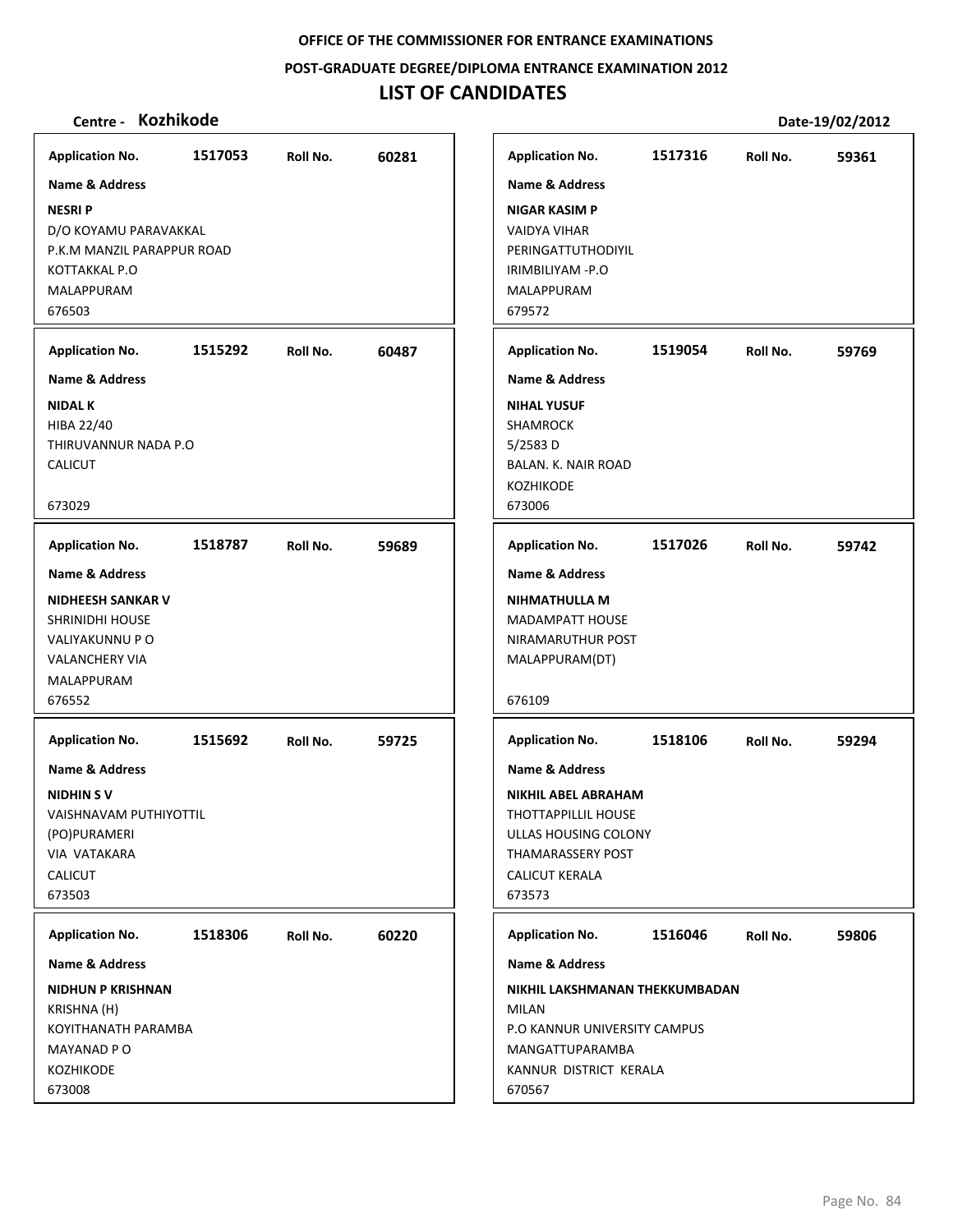OFFICE OF THE COMMISSIONER FOR ENTRANCE EXAMINATIONS

POST-GRADUATE DEGREE/DIPLOMA ENTRANCE EXAMINATION 2012

# LIST OF CANDIDATES

**Centre - Kozhikode** **Date-19/02/2012**

| Application No. | Roll No. | Name & Address |
|---|---|---|
| 1517053 | 60281 | **NESRI P**<br>D/O KOYAMU PARAVAKKAL<br>P.K.M MANZIL PARAPPUR ROAD<br>KOTTAKKAL P.O<br>MALAPPURAM<br>676503 |
| 1515292 | 60487 | **NIDAL K**<br>HIBA 22/40<br>THIRUVANNUR NADA P.O<br>CALICUT<br>673029 |
| 1518787 | 59689 | **NIDHEESH SANKAR V**<br>SHRINIDHI HOUSE<br>VALIYAKUNNU P O<br>VALANCHERY VIA<br>MALAPPURAM<br>676552 |
| 1515692 | 59725 | **NIDHIN S V**<br>VAISHNAVAM PUTHIYOTTIL<br>(PO)PURAMERI<br>VIA VATAKARA<br>CALICUT<br>673503 |
| 1518306 | 60220 | **NIDHUN P KRISHNAN**<br>KRISHNA (H)<br>KOYITHANATH PARAMBA<br>MAYANAD P O<br>KOZHIKODE<br>673008 |
| 1517316 | 59361 | **NIGAR KASIM P**<br>VAIDYA VIHAR<br>PERINGATTUTHODIYIL<br>IRIMBILIYAM -P.O<br>MALAPPURAM<br>679572 |
| 1519054 | 59769 | **NIHAL YUSUF**<br>SHAMROCK<br>5/2583 D<br>BALAN. K. NAIR ROAD<br>KOZHIKODE<br>673006 |
| 1517026 | 59742 | **NIHMATHULLA M**<br>MADAMPATT HOUSE<br>NIRAMARUTHUR POST<br>MALAPPURAM(DT)<br>676109 |
| 1518106 | 59294 | **NIKHIL ABEL ABRAHAM**<br>THOTTAPPILLIL HOUSE<br>ULLAS HOUSING COLONY<br>THAMARASSERY POST<br>CALICUT KERALA<br>673573 |
| 1516046 | 59806 | **NIKHIL LAKSHMANAN THEKKUMBADAN**<br>MILAN<br>P.O KANNUR UNIVERSITY CAMPUS<br>MANGATTUPARAMBA<br>KANNUR DISTRICT KERALA<br>670567 |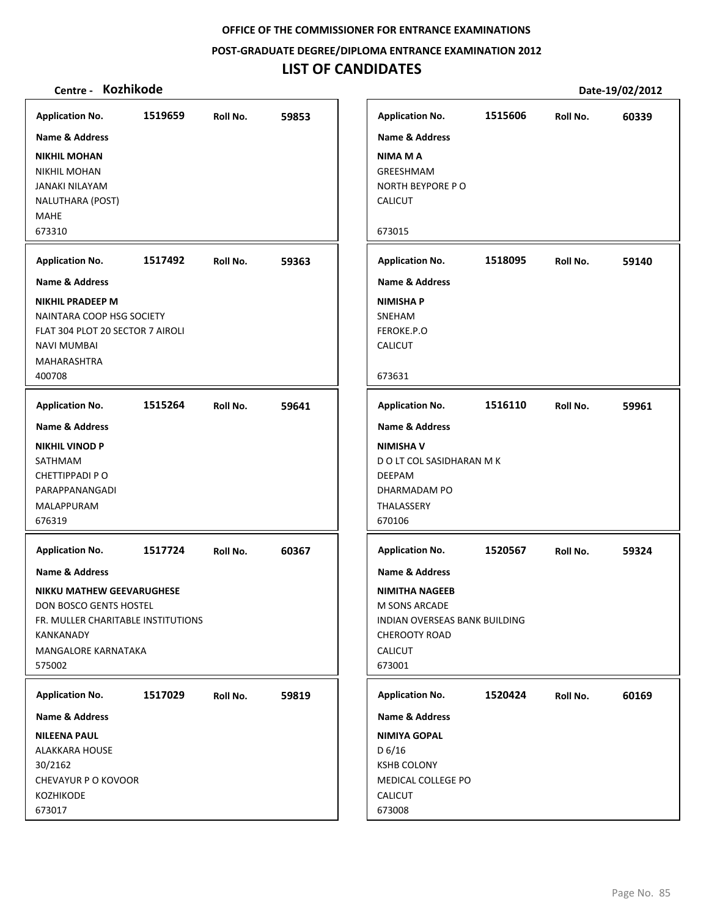**OFFICE OF THE COMMISSIONER FOR ENTRANCE EXAMINATIONS**

**POST-GRADUATE DEGREE/DIPLOMA ENTRANCE EXAMINATION 2012**

# LIST OF CANDIDATES

**Centre - Kozhikode** | **Date-19/02/2012**

| Application No. | Roll No. | Name & Address |
|---|---|---|
| 1519659 | 59853 | **NIKHIL MOHAN**<br>NIKHIL MOHAN<br>JANAKI NILAYAM<br>NALUTHARA (POST)<br>MAHE<br>673310 |
| 1517492 | 59363 | **NIKHIL PRADEEP M**<br>NAINTARA COOP HSG SOCIETY<br>FLAT 304 PLOT 20 SECTOR 7 AIROLI<br>NAVI MUMBAI<br>MAHARASHTRA<br>400708 |
| 1515264 | 59641 | **NIKHIL VINOD P**<br>SATHMAM<br>CHETTIPPADI P O<br>PARAPPANANGADI<br>MALAPPURAM<br>676319 |
| 1517724 | 60367 | **NIKKU MATHEW GEEVARUGHESE**<br>DON BOSCO GENTS HOSTEL<br>FR. MULLER CHARITABLE INSTITUTIONS<br>KANKANADY<br>MANGALORE KARNATAKA<br>575002 |
| 1517029 | 59819 | **NILEENA PAUL**<br>ALAKKARA HOUSE<br>30/2162<br>CHEVAYUR P O KOVOOR<br>KOZHIKODE<br>673017 |
| 1515606 | 60339 | **NIMA M A**<br>GREESHMAM<br>NORTH BEYPORE P O<br>CALICUT<br>673015 |
| 1518095 | 59140 | **NIMISHA P**<br>SNEHAM<br>FEROKE.P.O<br>CALICUT<br>673631 |
| 1516110 | 59961 | **NIMISHA V**<br>D O LT COL SASIDHARAN M K<br>DEEPAM<br>DHARMADAM PO<br>THALASSERY<br>670106 |
| 1520567 | 59324 | **NIMITHA NAGEEB**<br>M SONS ARCADE<br>INDIAN OVERSEAS BANK BUILDING<br>CHEROOTY ROAD<br>CALICUT<br>673001 |
| 1520424 | 60169 | **NIMIYA GOPAL**<br>D 6/16<br>KSHB COLONY<br>MEDICAL COLLEGE PO<br>CALICUT<br>673008 |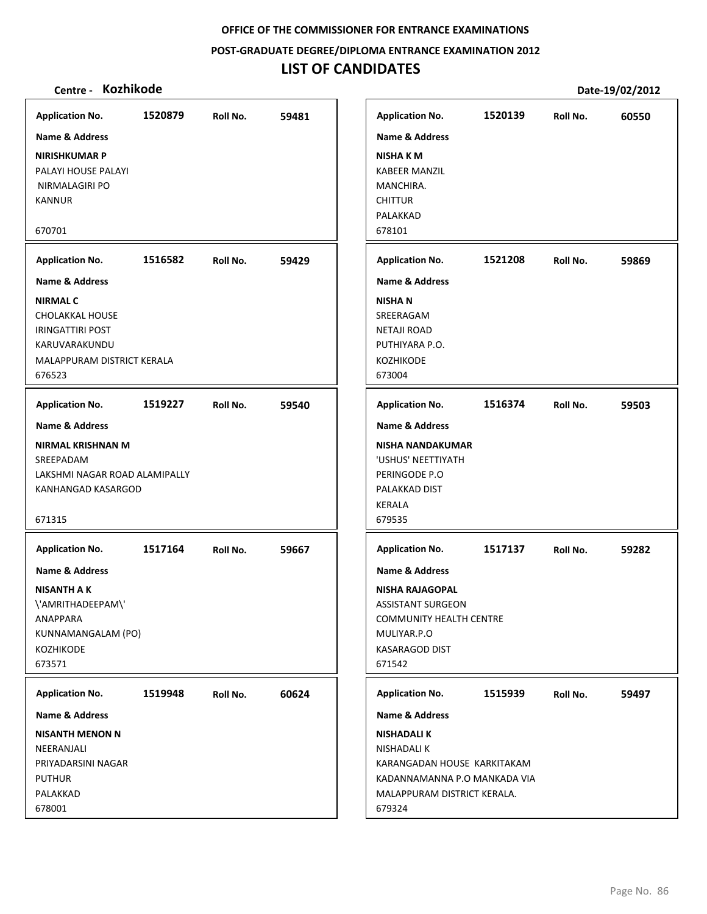OFFICE OF THE COMMISSIONER FOR ENTRANCE EXAMINATIONS

POST-GRADUATE DEGREE/DIPLOMA ENTRANCE EXAMINATION 2012

# LIST OF CANDIDATES

**Centre - Kozhikode** Date-19/02/2012

| Application No. | Roll No. | Name & Address |
|---|---|---|
| 1520879 | 59481 | **NIRISHKUMAR P**<br>PALAYI HOUSE PALAYI<br>NIRMALAGIRI PO<br>KANNUR<br><br>670701 |
| 1516582 | 59429 | **NIRMAL C**<br>CHOLAKKAL HOUSE<br>IRINGATTIRI POST<br>KARUVARAKUNDU<br>MALAPPURAM DISTRICT KERALA<br>676523 |
| 1519227 | 59540 | **NIRMAL KRISHNAN M**<br>SREEPADAM<br>LAKSHMI NAGAR ROAD ALAMIPALLY<br>KANHANGAD KASARGOD<br><br>671315 |
| 1517164 | 59667 | **NISANTH A K**<br>\'AMRITHADEEPAM\'<br>ANAPPARA<br>KUNNAMANGALAM (PO)<br>KOZHIKODE<br>673571 |
| 1519948 | 60624 | **NISANTH MENON N**<br>NEERANJALI<br>PRIYADARSINI NAGAR<br>PUTHUR<br>PALAKKAD<br>678001 |
| 1520139 | 60550 | **NISHA K M**<br>KABEER MANZIL<br>MANCHIRA.<br>CHITTUR<br>PALAKKAD<br>678101 |
| 1521208 | 59869 | **NISHA N**<br>SREERAGAM<br>NETAJI ROAD<br>PUTHIYARA P.O.<br>KOZHIKODE<br>673004 |
| 1516374 | 59503 | **NISHA NANDAKUMAR**<br>'USHUS' NEETTIYATH<br>PERINGODE P.O<br>PALAKKAD DIST<br>KERALA<br>679535 |
| 1517137 | 59282 | **NISHA RAJAGOPAL**<br>ASSISTANT SURGEON<br>COMMUNITY HEALTH CENTRE<br>MULIYAR.P.O<br>KASARAGOD DIST<br>671542 |
| 1515939 | 59497 | **NISHADALI K**<br>NISHADALI K<br>KARANGADAN HOUSE KARKITAKAM<br>KADANNAMANNA P.O MANKADA VIA<br>MALAPPURAM DISTRICT KERALA.<br>679324 |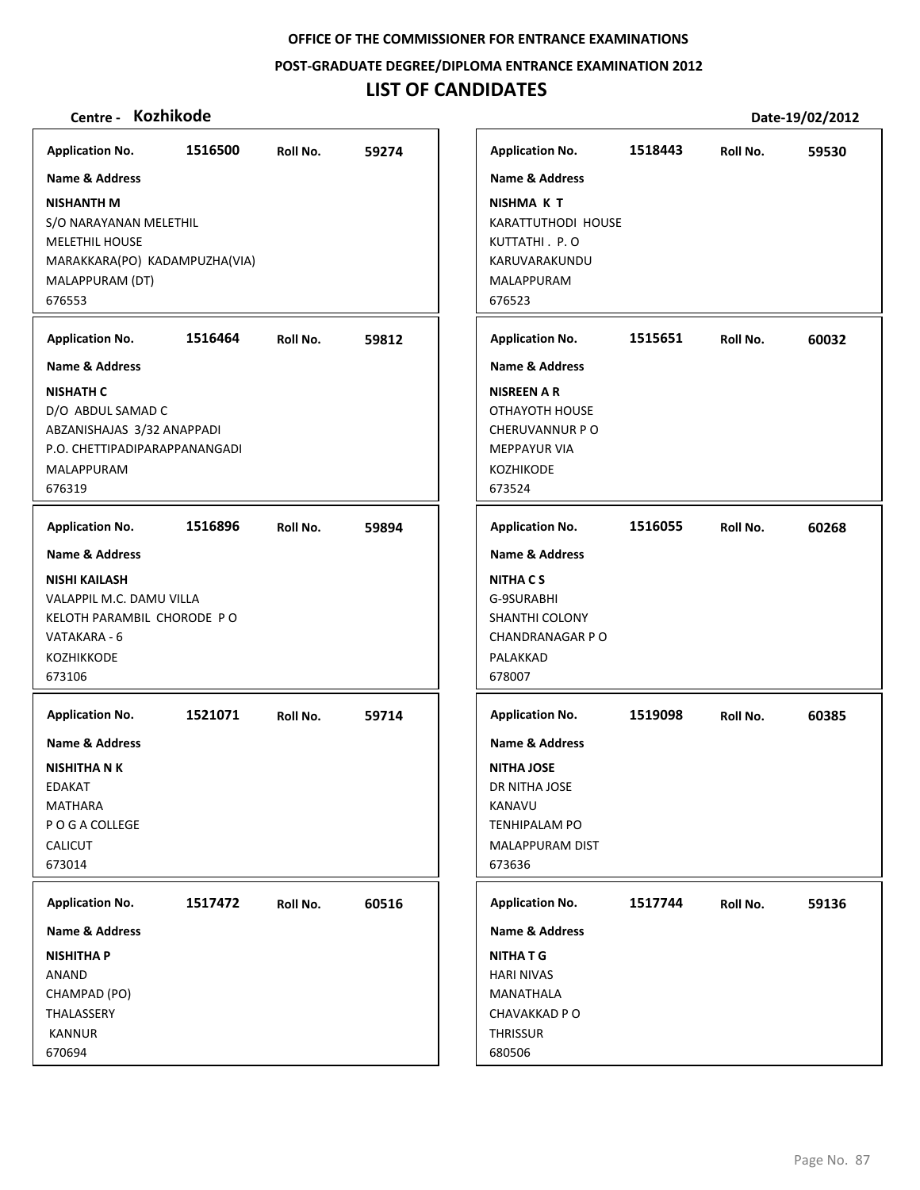**OFFICE OF THE COMMISSIONER FOR ENTRANCE EXAMINATIONS**

**POST-GRADUATE DEGREE/DIPLOMA ENTRANCE EXAMINATION 2012**

# LIST OF CANDIDATES

**Centre - Kozhikode** **Date-19/02/2012**

| Application No. | Roll No. | Name & Address |
|---|---|---|
| 1516500 | 59274 | **NISHANTH M**<br>S/O NARAYANAN MELETHIL<br>MELETHIL HOUSE<br>MARAKKARA(PO) KADAMPUZHA(VIA)<br>MALAPPURAM (DT)<br>676553 |
| 1516464 | 59812 | **NISHATH C**<br>D/O ABDUL SAMAD C<br>ABZANISHAJAS 3/32 ANAPPADI<br>P.O. CHETTIPADIPARAPPANANGADI<br>MALAPPURAM<br>676319 |
| 1516896 | 59894 | **NISHI KAILASH**<br>VALAPPIL M.C. DAMU VILLA<br>KELOTH PARAMBIL CHORODE P O<br>VATAKARA - 6<br>KOZHIKKODE<br>673106 |
| 1521071 | 59714 | **NISHITHA N K**<br>EDAKAT<br>MATHARA<br>P O G A COLLEGE<br>CALICUT<br>673014 |
| 1517472 | 60516 | **NISHITHA P**<br>ANAND<br>CHAMPAD (PO)<br>THALASSERY<br>KANNUR<br>670694 |
| 1518443 | 59530 | **NISHMA K T**<br>KARATTUTHODI HOUSE<br>KUTTATHI . P. O<br>KARUVARAKUNDU<br>MALAPPURAM<br>676523 |
| 1515651 | 60032 | **NISREEN A R**<br>OTHAYOTH HOUSE<br>CHERUVANNUR P O<br>MEPPAYUR VIA<br>KOZHIKODE<br>673524 |
| 1516055 | 60268 | **NITHA C S**<br>G-9SURABHI<br>SHANTHI COLONY<br>CHANDRANAGAR P O<br>PALAKKAD<br>678007 |
| 1519098 | 60385 | **NITHA JOSE**<br>DR NITHA JOSE<br>KANAVU<br>TENHIPALAM PO<br>MALAPPURAM DIST<br>673636 |
| 1517744 | 59136 | **NITHA T G**<br>HARI NIVAS<br>MANATHALA<br>CHAVAKKAD P O<br>THRISSUR<br>680506 |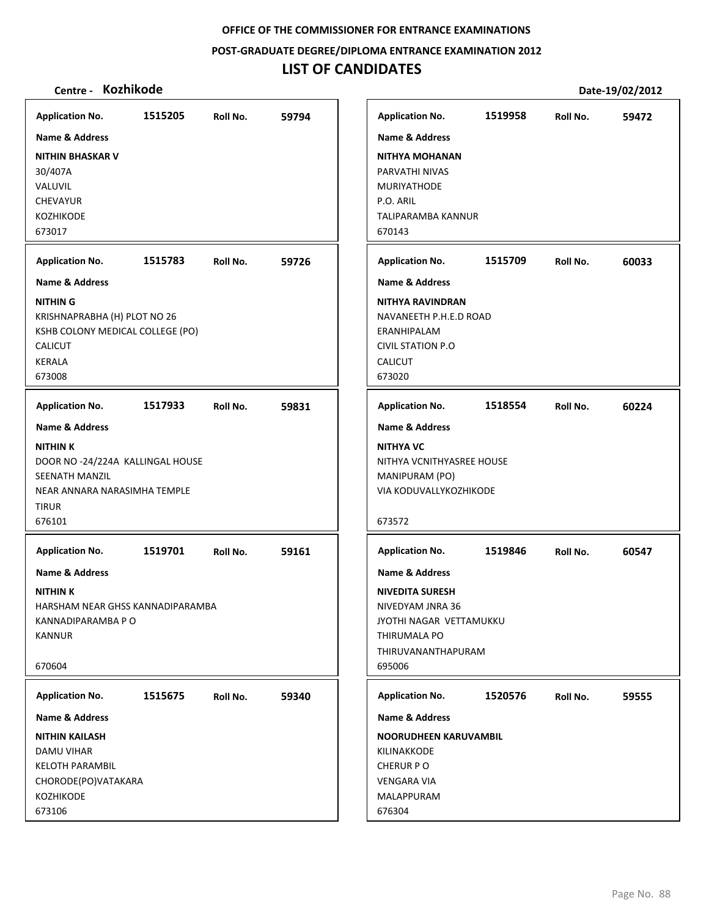**OFFICE OF THE COMMISSIONER FOR ENTRANCE EXAMINATIONS**

**POST-GRADUATE DEGREE/DIPLOMA ENTRANCE EXAMINATION 2012**

# LIST OF CANDIDATES

**Centre - Kozhikode** | **Date-19/02/2012**

---

**Application No.** 1515205 **Roll No.** 59794

**Name & Address**

**NITHIN BHASKAR V**
30/407A
VALUVIL
CHEVAYUR
KOZHIKODE
673017

---

**Application No.** 1515783 **Roll No.** 59726

**Name & Address**

**NITHIN G**
KRISHNAPRABHA (H) PLOT NO 26
KSHB COLONY MEDICAL COLLEGE (PO)
CALICUT
KERALA
673008

---

**Application No.** 1517933 **Roll No.** 59831

**Name & Address**

**NITHIN K**
DOOR NO -24/224A KALLINGAL HOUSE
SEENATH MANZIL
NEAR ANNARA NARASIMHA TEMPLE
TIRUR
676101

---

**Application No.** 1519701 **Roll No.** 59161

**Name & Address**

**NITHIN K**
HARSHAM NEAR GHSS KANNADIPARAMBA
KANNADIPARAMBA P O
KANNUR

670604

---

**Application No.** 1515675 **Roll No.** 59340

**Name & Address**

**NITHIN KAILASH**
DAMU VIHAR
KELOTH PARAMBIL
CHORODE(PO)VATAKARA
KOZHIKODE
673106

---

**Application No.** 1519958 **Roll No.** 59472

**Name & Address**

**NITHYA MOHANAN**
PARVATHI NIVAS
MURIYATHODE
P.O. ARIL
TALIPARAMBA KANNUR
670143

---

**Application No.** 1515709 **Roll No.** 60033

**Name & Address**

**NITHYA RAVINDRAN**
NAVANEETH P.H.E.D ROAD
ERANHIPALAM
CIVIL STATION P.O
CALICUT
673020

---

**Application No.** 1518554 **Roll No.** 60224

**Name & Address**

**NITHYA VC**
NITHYA VCNITHYASREE HOUSE
MANIPURAM (PO)
VIA KODUVALLYKOZHIKODE

673572

---

**Application No.** 1519846 **Roll No.** 60547

**Name & Address**

**NIVEDITA SURESH**
NIVEDYAM JNRA 36
JYOTHI NAGAR VETTAMUKKU
THIRUMALA PO
THIRUVANANTHAPURAM
695006

---

**Application No.** 1520576 **Roll No.** 59555

**Name & Address**

**NOORUDHEEN KARUVAMBIL**
KILINAKKODE
CHERUR P O
VENGARA VIA
MALAPPURAM
676304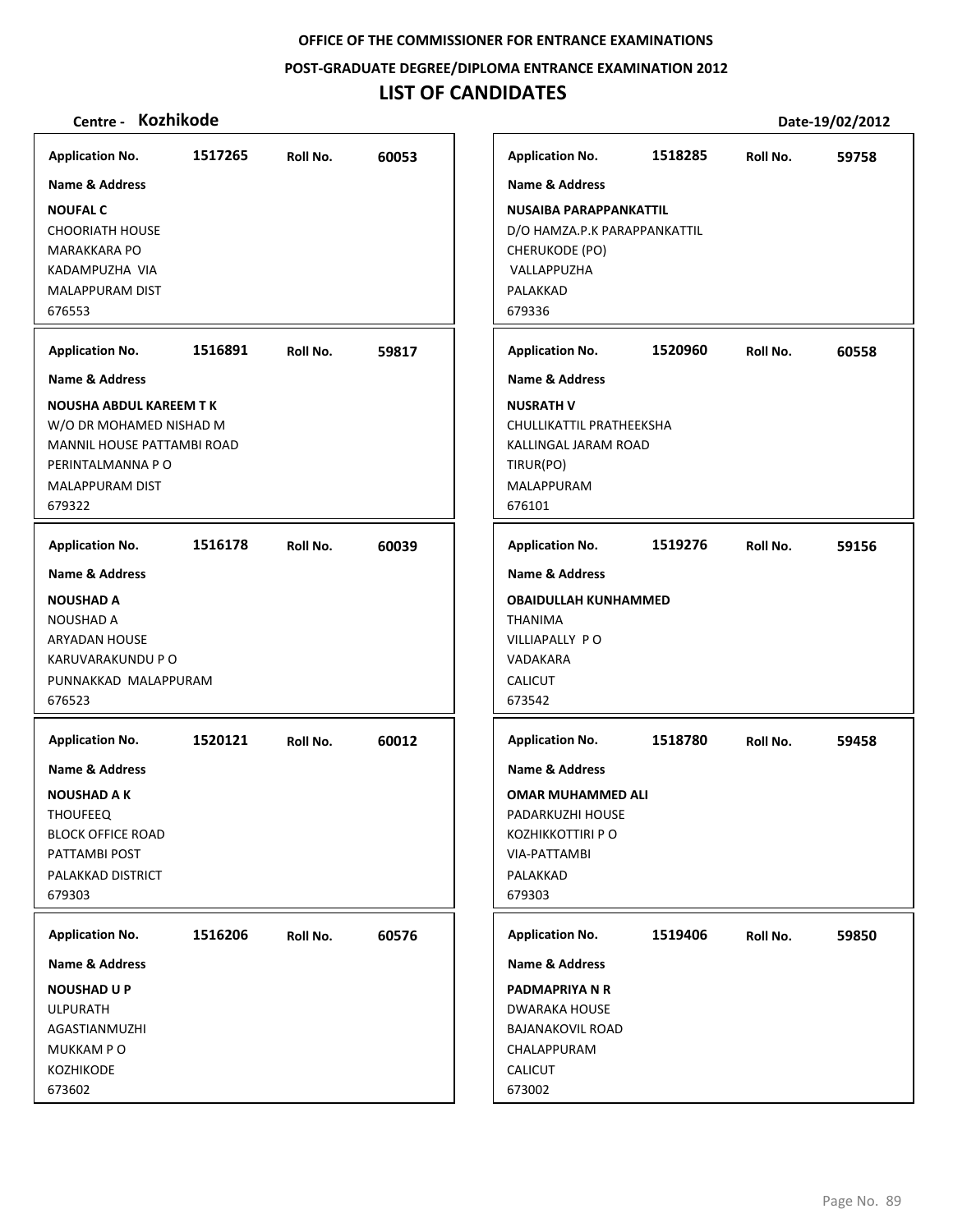**OFFICE OF THE COMMISSIONER FOR ENTRANCE EXAMINATIONS**

**POST-GRADUATE DEGREE/DIPLOMA ENTRANCE EXAMINATION 2012**

# LIST OF CANDIDATES

**Centre - Kozhikode** | **Date-19/02/2012**

| Application No. | Roll No. | Name & Address |
|---|---|---|
| 1517265 | 60053 | **NOUFAL C**<br>CHOORIATH HOUSE<br>MARAKKARA PO<br>KADAMPUZHA VIA<br>MALAPPURAM DIST<br>676553 |
| 1516891 | 59817 | **NOUSHA ABDUL KAREEM T K**<br>W/O DR MOHAMED NISHAD M<br>MANNIL HOUSE PATTAMBI ROAD<br>PERINTALMANNA P O<br>MALAPPURAM DIST<br>679322 |
| 1516178 | 60039 | **NOUSHAD A**<br>NOUSHAD A<br>ARYADAN HOUSE<br>KARUVARAKUNDU P O<br>PUNNAKKAD MALAPPURAM<br>676523 |
| 1520121 | 60012 | **NOUSHAD A K**<br>THOUFEEQ<br>BLOCK OFFICE ROAD<br>PATTAMBI POST<br>PALAKKAD DISTRICT<br>679303 |
| 1516206 | 60576 | **NOUSHAD U P**<br>ULPURATH<br>AGASTIANMUZHI<br>MUKKAM P O<br>KOZHIKODE<br>673602 |
| 1518285 | 59758 | **NUSAIBA PARAPPANKATTIL**<br>D/O HAMZA.P.K PARAPPANKATTIL<br>CHERUKODE (PO)<br>VALLAPPUZHA<br>PALAKKAD<br>679336 |
| 1520960 | 60558 | **NUSRATH V**<br>CHULLIKATTIL PRATHEEKSHA<br>KALLINGAL JARAM ROAD<br>TIRUR(PO)<br>MALAPPURAM<br>676101 |
| 1519276 | 59156 | **OBAIDULLAH KUNHAMMED**<br>THANIMA<br>VILLIAPALLY P O<br>VADAKARA<br>CALICUT<br>673542 |
| 1518780 | 59458 | **OMAR MUHAMMED ALI**<br>PADARKUZHI HOUSE<br>KOZHIKKOTTIRI P O<br>VIA-PATTAMBI<br>PALAKKAD<br>679303 |
| 1519406 | 59850 | **PADMAPRIYA N R**<br>DWARAKA HOUSE<br>BAJANAKOVIL ROAD<br>CHALAPPURAM<br>CALICUT<br>673002 |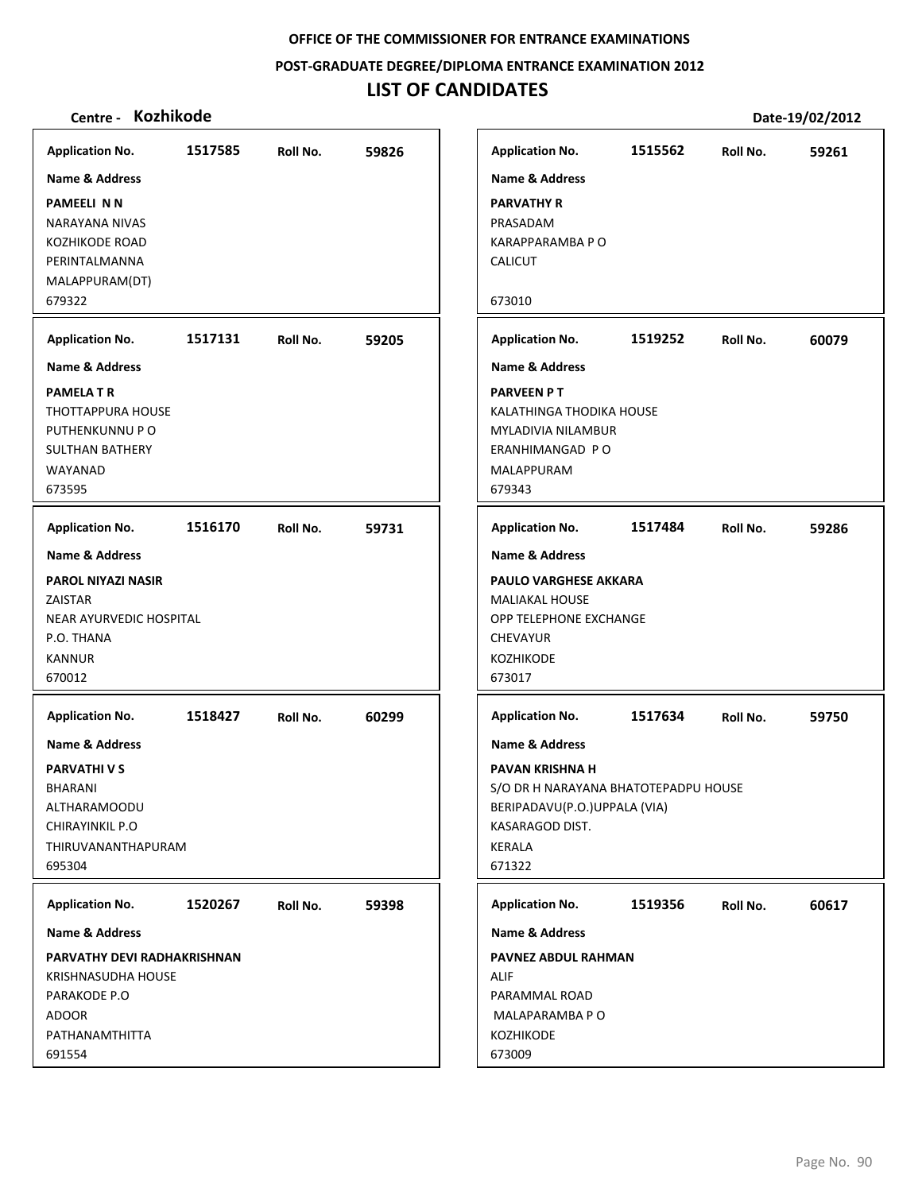**OFFICE OF THE COMMISSIONER FOR ENTRANCE EXAMINATIONS**

**POST-GRADUATE DEGREE/DIPLOMA ENTRANCE EXAMINATION 2012**

# LIST OF CANDIDATES

**Centre - Kozhikode** **Date-19/02/2012**

---

**Application No.** 1517585 **Roll No.** 59826

**Name & Address**

**PAMEELI N N**
NARAYANA NIVAS
KOZHIKODE ROAD
PERINTALMANNA
MALAPPURAM(DT)
679322

---

**Application No.** 1517131 **Roll No.** 59205

**Name & Address**

**PAMELA T R**
THOTTAPPURA HOUSE
PUTHENKUNNU P O
SULTHAN BATHERY
WAYANAD
673595

---

**Application No.** 1516170 **Roll No.** 59731

**Name & Address**

**PAROL NIYAZI NASIR**
ZAISTAR
NEAR AYURVEDIC HOSPITAL
P.O. THANA
KANNUR
670012

---

**Application No.** 1518427 **Roll No.** 60299

**Name & Address**

**PARVATHI V S**
BHARANI
ALTHARAMOODU
CHIRAYINKIL P.O
THIRUVANANTHAPURAM
695304

---

**Application No.** 1520267 **Roll No.** 59398

**Name & Address**

**PARVATHY DEVI RADHAKRISHNAN**
KRISHNASUDHA HOUSE
PARAKODE P.O
ADOOR
PATHANAMTHITTA
691554

---

**Application No.** 1515562 **Roll No.** 59261

**Name & Address**

**PARVATHY R**
PRASADAM
KARAPPARAMBA P O
CALICUT
673010

---

**Application No.** 1519252 **Roll No.** 60079

**Name & Address**

**PARVEEN P T**
KALATHINGA THODIKA HOUSE
MYLADIVIA NILAMBUR
ERANHIMANGAD P O
MALAPPURAM
679343

---

**Application No.** 1517484 **Roll No.** 59286

**Name & Address**

**PAULO VARGHESE AKKARA**
MALIAKAL HOUSE
OPP TELEPHONE EXCHANGE
CHEVAYUR
KOZHIKODE
673017

---

**Application No.** 1517634 **Roll No.** 59750

**Name & Address**

**PAVAN KRISHNA H**
S/O DR H NARAYANA BHATOTEPADPU HOUSE
BERIPADAVU(P.O.)UPPALA (VIA)
KASARAGOD DIST.
KERALA
671322

---

**Application No.** 1519356 **Roll No.** 60617

**Name & Address**

**PAVNEZ ABDUL RAHMAN**
ALIF
PARAMMAL ROAD
MALAPARAMBA P O
KOZHIKODE
673009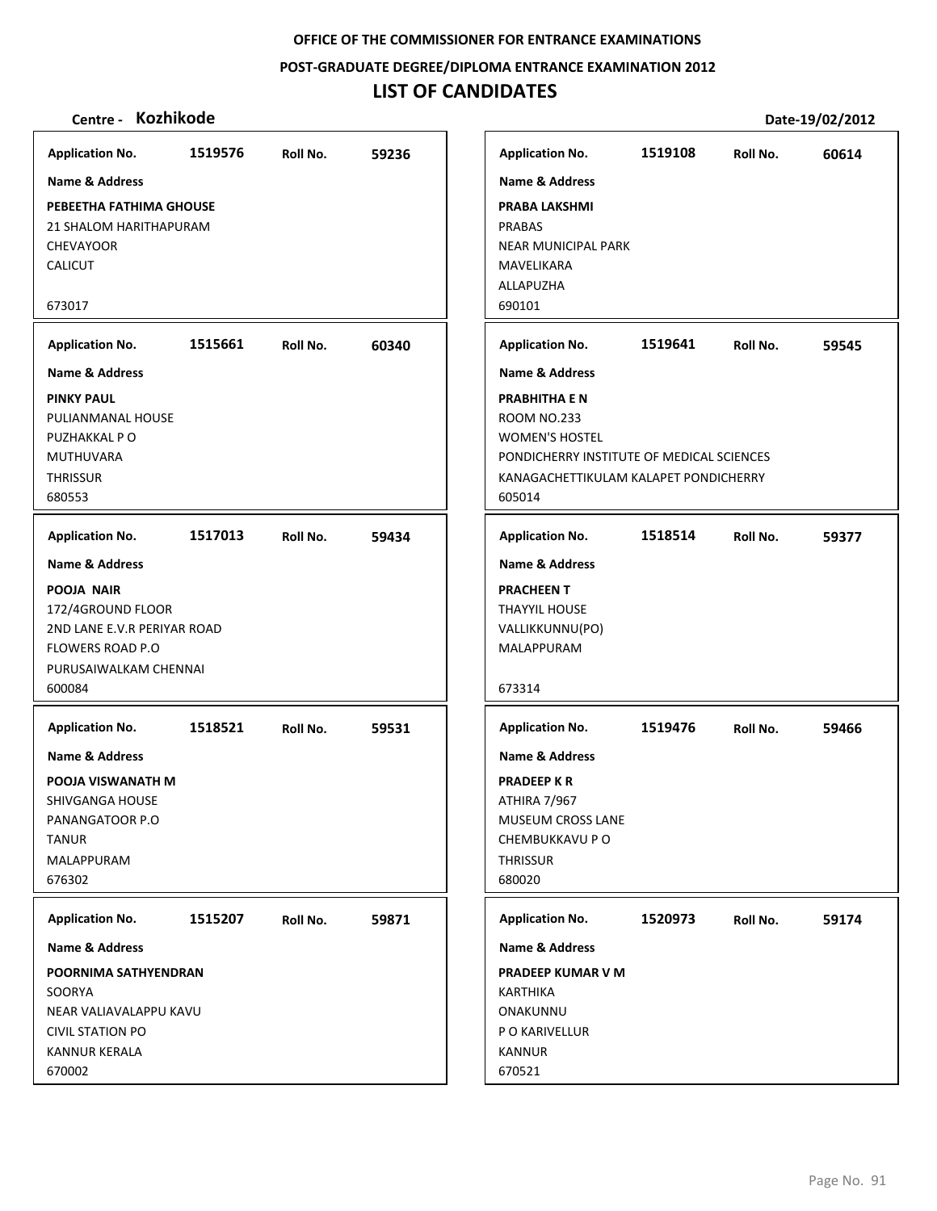**OFFICE OF THE COMMISSIONER FOR ENTRANCE EXAMINATIONS**

**POST-GRADUATE DEGREE/DIPLOMA ENTRANCE EXAMINATION 2012**

# LIST OF CANDIDATES

**Centre - Kozhikode** **Date-19/02/2012**

**Application No.** 1519576 **Roll No.** 59236
**Name & Address**
**PEBEETHA FATHIMA GHOUSE**
21 SHALOM HARITHAPURAM
CHEVAYOOR
CALICUT
673017

**Application No.** 1515661 **Roll No.** 60340
**Name & Address**
**PINKY PAUL**
PULIANMANAL HOUSE
PUZHAKKAL P O
MUTHUVARA
THRISSUR
680553

**Application No.** 1517013 **Roll No.** 59434
**Name & Address**
**POOJA NAIR**
172/4GROUND FLOOR
2ND LANE E.V.R PERIYAR ROAD
FLOWERS ROAD P.O
PURUSAIWALKAM CHENNAI
600084

**Application No.** 1518521 **Roll No.** 59531
**Name & Address**
**POOJA VISWANATH M**
SHIVGANGA HOUSE
PANANGATOOR P.O
TANUR
MALAPPURAM
676302

**Application No.** 1515207 **Roll No.** 59871
**Name & Address**
**POORNIMA SATHYENDRAN**
SOORYA
NEAR VALIAVALAPPU KAVU
CIVIL STATION PO
KANNUR KERALA
670002

**Application No.** 1519108 **Roll No.** 60614
**Name & Address**
**PRABA LAKSHMI**
PRABAS
NEAR MUNICIPAL PARK
MAVELIKARA
ALLAPUZHA
690101

**Application No.** 1519641 **Roll No.** 59545
**Name & Address**
**PRABHITHA E N**
ROOM NO.233
WOMEN'S HOSTEL
PONDICHERRY INSTITUTE OF MEDICAL SCIENCES
KANAGACHETTIKULAM KALAPET PONDICHERRY
605014

**Application No.** 1518514 **Roll No.** 59377
**Name & Address**
**PRACHEEN T**
THAYYIL HOUSE
VALLIKKUNNU(PO)
MALAPPURAM
673314

**Application No.** 1519476 **Roll No.** 59466
**Name & Address**
**PRADEEP K R**
ATHIRA 7/967
MUSEUM CROSS LANE
CHEMBUKKAVU P O
THRISSUR
680020

**Application No.** 1520973 **Roll No.** 59174
**Name & Address**
**PRADEEP KUMAR V M**
KARTHIKA
ONAKUNNU
P O KARIVELLUR
KANNUR
670521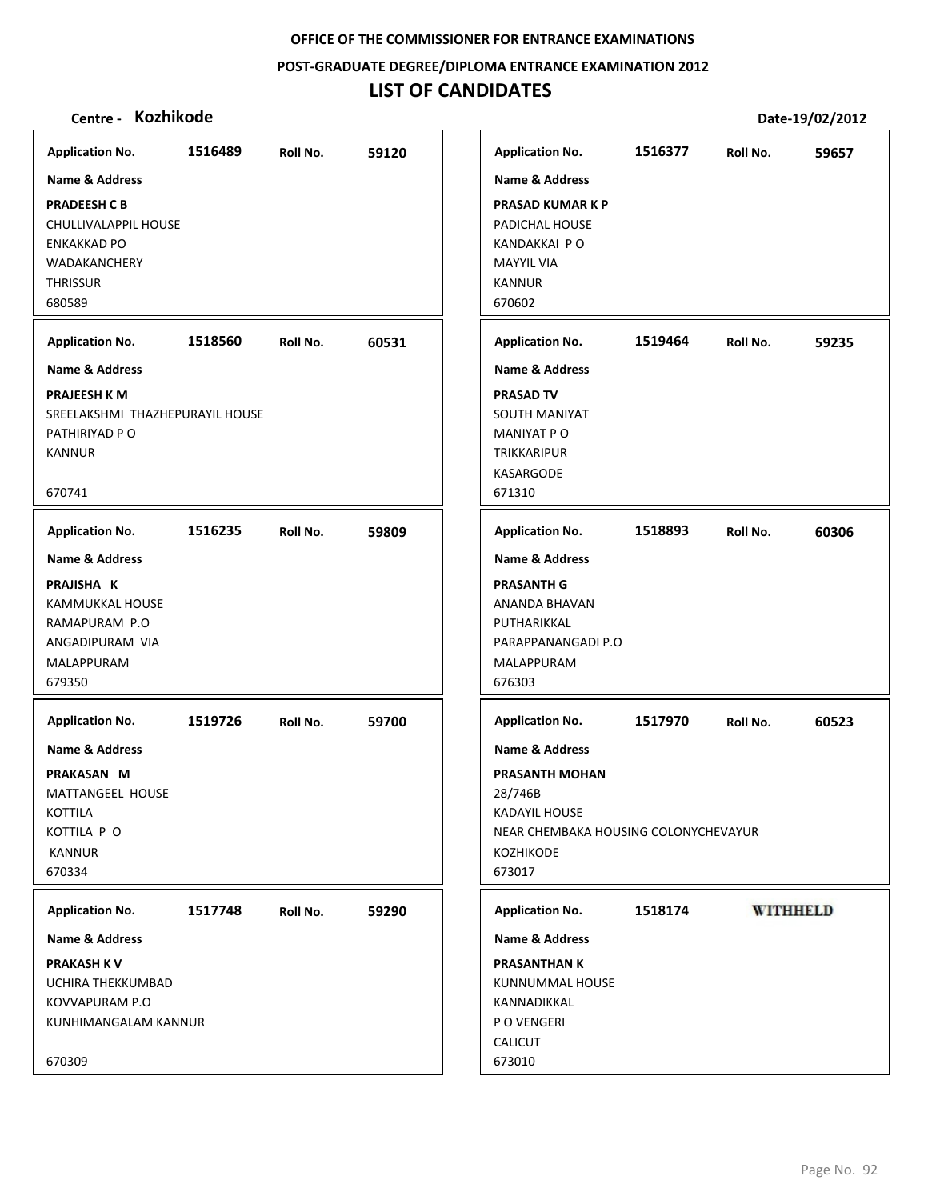**OFFICE OF THE COMMISSIONER FOR ENTRANCE EXAMINATIONS**

**POST-GRADUATE DEGREE/DIPLOMA ENTRANCE EXAMINATION 2012**

# LIST OF CANDIDATES

**Centre - Kozhikode** **Date-19/02/2012**

| Application No. | Roll No. | Name & Address |
|---|---|---|
| 1516489 | 59120 | **PRADEESH C B**<br>CHULLIVALAPPIL HOUSE<br>ENKAKKAD PO<br>WADAKANCHERY<br>THRISSUR<br>680589 |
| 1518560 | 60531 | **PRAJEESH K M**<br>SREELAKSHMI THAZHEPURAYIL HOUSE<br>PATHIRIYAD P O<br>KANNUR<br>670741 |
| 1516235 | 59809 | **PRAJISHA K**<br>KAMMUKKAL HOUSE<br>RAMAPURAM P.O<br>ANGADIPURAM VIA<br>MALAPPURAM<br>679350 |
| 1519726 | 59700 | **PRAKASAN M**<br>MATTANGEEL HOUSE<br>KOTTILA<br>KOTTILA P O<br>KANNUR<br>670334 |
| 1517748 | 59290 | **PRAKASH K V**<br>UCHIRA THEKKUMBAD<br>KOVVAPURAM P.O<br>KUNHIMANGALAM KANNUR<br>670309 |
| 1516377 | 59657 | **PRASAD KUMAR K P**<br>PADICHAL HOUSE<br>KANDAKKAI P O<br>MAYYIL VIA<br>KANNUR<br>670602 |
| 1519464 | 59235 | **PRASAD TV**<br>SOUTH MANIYAT<br>MANIYAT P O<br>TRIKKARIPUR<br>KASARGODE<br>671310 |
| 1518893 | 60306 | **PRASANTH G**<br>ANANDA BHAVAN<br>PUTHARIKKAL<br>PARAPPANANGADI P.O<br>MALAPPURAM<br>676303 |
| 1517970 | 60523 | **PRASANTH MOHAN**<br>28/746B<br>KADAYIL HOUSE<br>NEAR CHEMBAKA HOUSING COLONYCHEVAYUR<br>KOZHIKODE<br>673017 |
| 1518174 | WITHHELD | **PRASANTHAN K**<br>KUNNUMMAL HOUSE<br>KANNADIKKAL<br>P O VENGERI<br>CALICUT<br>673010 |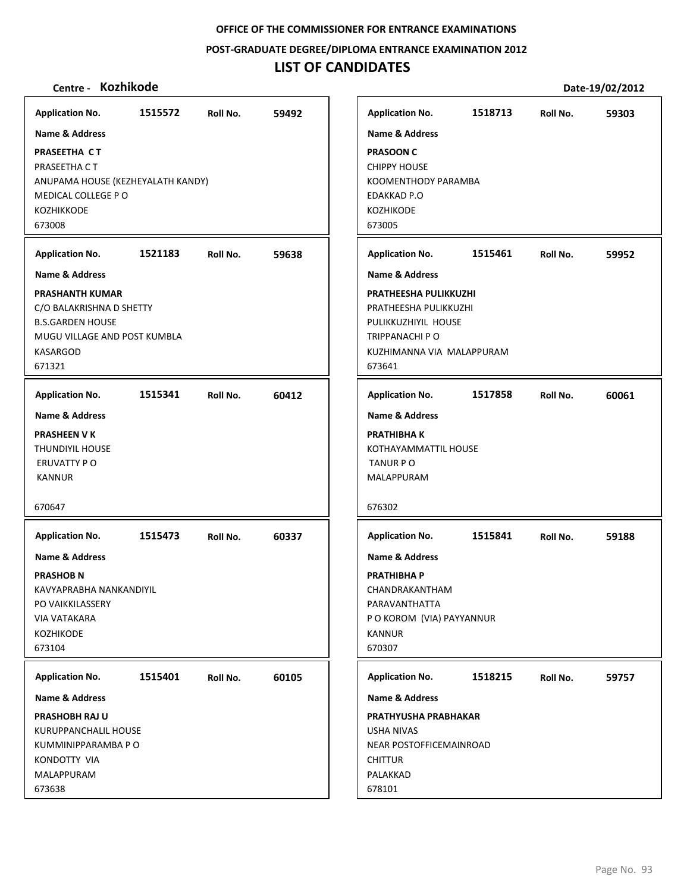**OFFICE OF THE COMMISSIONER FOR ENTRANCE EXAMINATIONS**

**POST-GRADUATE DEGREE/DIPLOMA ENTRANCE EXAMINATION 2012**

# LIST OF CANDIDATES

**Centre - Kozhikode** **Date-19/02/2012**

| Application No. | Roll No. | Name & Address |
|---|---|---|
| 1515572 | 59492 | **PRASEETHA C T**<br>PRASEETHA C T<br>ANUPAMA HOUSE (KEZHEYALATH KANDY)<br>MEDICAL COLLEGE P O<br>KOZHIKKODE<br>673008 |
| 1521183 | 59638 | **PRASHANTH KUMAR**<br>C/O BALAKRISHNA D SHETTY<br>B.S.GARDEN HOUSE<br>MUGU VILLAGE AND POST KUMBLA<br>KASARGOD<br>671321 |
| 1515341 | 60412 | **PRASHEEN V K**<br>THUNDIYIL HOUSE<br>ERUVATTY P O<br>KANNUR<br>670647 |
| 1515473 | 60337 | **PRASHOB N**<br>KAVYAPRABHA NANKANDIYIL<br>PO VAIKKILASSERY<br>VIA VATAKARA<br>KOZHIKODE<br>673104 |
| 1515401 | 60105 | **PRASHOBH RAJ U**<br>KURUPPANCHALIL HOUSE<br>KUMMINIPPARAMBA P O<br>KONDOTTY VIA<br>MALAPPURAM<br>673638 |
| 1518713 | 59303 | **PRASOON C**<br>CHIPPY HOUSE<br>KOOMENTHODY PARAMBA<br>EDAKKAD P.O<br>KOZHIKODE<br>673005 |
| 1515461 | 59952 | **PRATHEESHA PULIKKUZHI**<br>PRATHEESHA PULIKKUZHI<br>PULIKKUZHIYIL HOUSE<br>TRIPPANACHI P O<br>KUZHIMANNA VIA MALAPPURAM<br>673641 |
| 1517858 | 60061 | **PRATHIBHA K**<br>KOTHAYAMMATTIL HOUSE<br>TANUR P O<br>MALAPPURAM<br>676302 |
| 1515841 | 59188 | **PRATHIBHA P**<br>CHANDRAKANTHAM<br>PARAVANTHATTA<br>P O KOROM (VIA) PAYYANNUR<br>KANNUR<br>670307 |
| 1518215 | 59757 | **PRATHYUSHA PRABHAKAR**<br>USHA NIVAS<br>NEAR POSTOFFICEMAINROAD<br>CHITTUR<br>PALAKKAD<br>678101 |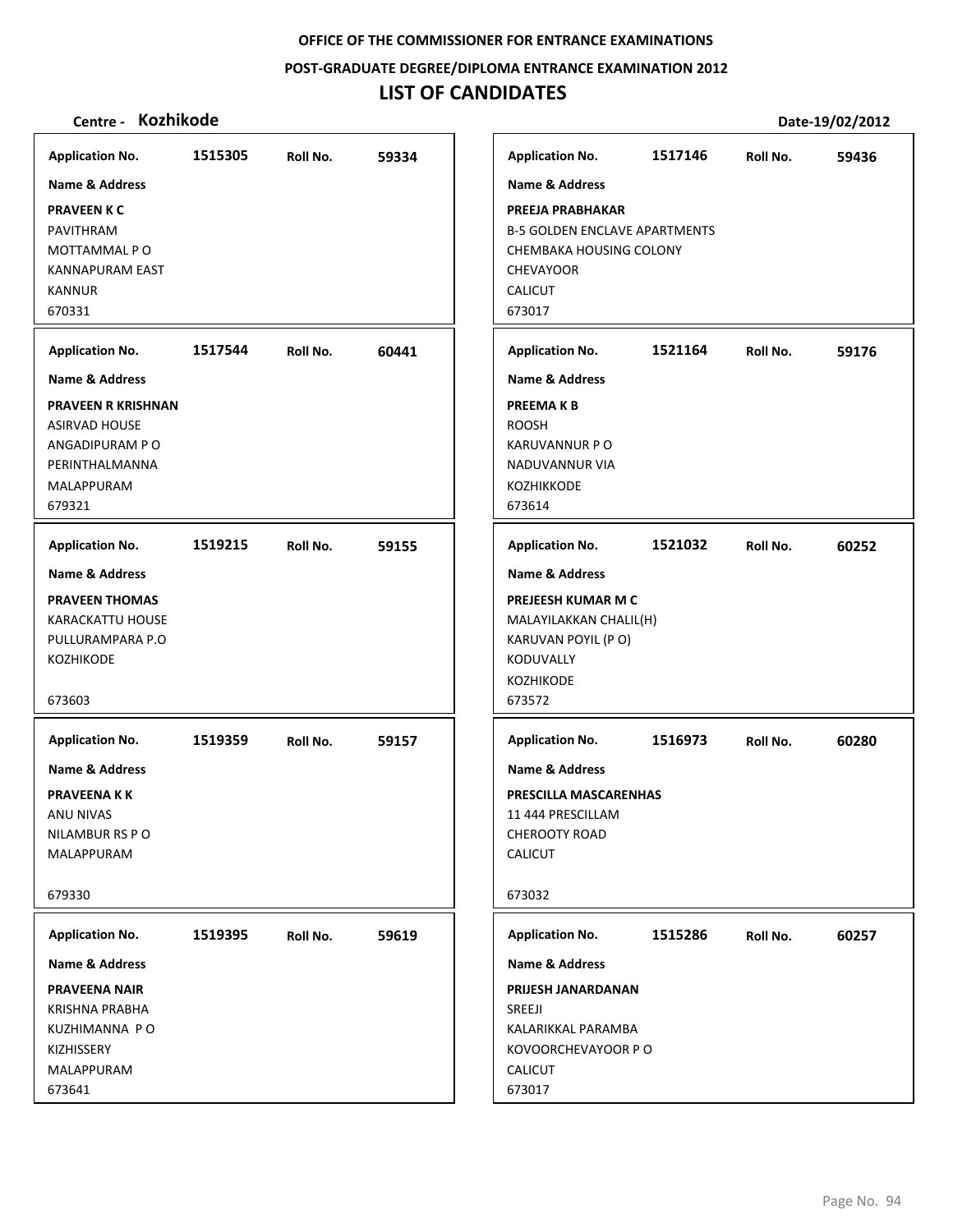OFFICE OF THE COMMISSIONER FOR ENTRANCE EXAMINATIONS

POST-GRADUATE DEGREE/DIPLOMA ENTRANCE EXAMINATION 2012

# LIST OF CANDIDATES

**Centre - Kozhikode** | **Date-19/02/2012**

| Application No. | Roll No. | Name & Address |
|---|---|---|
| 1515305 | 59334 | **PRAVEEN K C**<br>PAVITHRAM<br>MOTTAMMAL P O<br>KANNAPURAM EAST<br>KANNUR<br>670331 |
| 1517544 | 60441 | **PRAVEEN R KRISHNAN**<br>ASIRVAD HOUSE<br>ANGADIPURAM P O<br>PERINTHALMANNA<br>MALAPPURAM<br>679321 |
| 1519215 | 59155 | **PRAVEEN THOMAS**<br>KARACKATTU HOUSE<br>PULLURAMPARA P.O<br>KOZHIKODE<br>673603 |
| 1519359 | 59157 | **PRAVEENA K K**<br>ANU NIVAS<br>NILAMBUR RS P O<br>MALAPPURAM<br>679330 |
| 1519395 | 59619 | **PRAVEENA NAIR**<br>KRISHNA PRABHA<br>KUZHIMANNA P O<br>KIZHISSERY<br>MALAPPURAM<br>673641 |
| 1517146 | 59436 | **PREEJA PRABHAKAR**<br>B-5 GOLDEN ENCLAVE APARTMENTS<br>CHEMBAKA HOUSING COLONY<br>CHEVAYOOR<br>CALICUT<br>673017 |
| 1521164 | 59176 | **PREEMA K B**<br>ROOSH<br>KARUVANNUR P O<br>NADUVANNUR VIA<br>KOZHIKKODE<br>673614 |
| 1521032 | 60252 | **PREJEESH KUMAR M C**<br>MALAYILAKKAN CHALIL(H)<br>KARUVAN POYIL (P O)<br>KODUVALLY<br>KOZHIKODE<br>673572 |
| 1516973 | 60280 | **PRESCILLA MASCARENHAS**<br>11 444 PRESCILLAM<br>CHEROOTY ROAD<br>CALICUT<br>673032 |
| 1515286 | 60257 | **PRIJESH JANARDANAN**<br>SREEJI<br>KALARIKKAL PARAMBA<br>KOVOORCHEVAYOOR P O<br>CALICUT<br>673017 |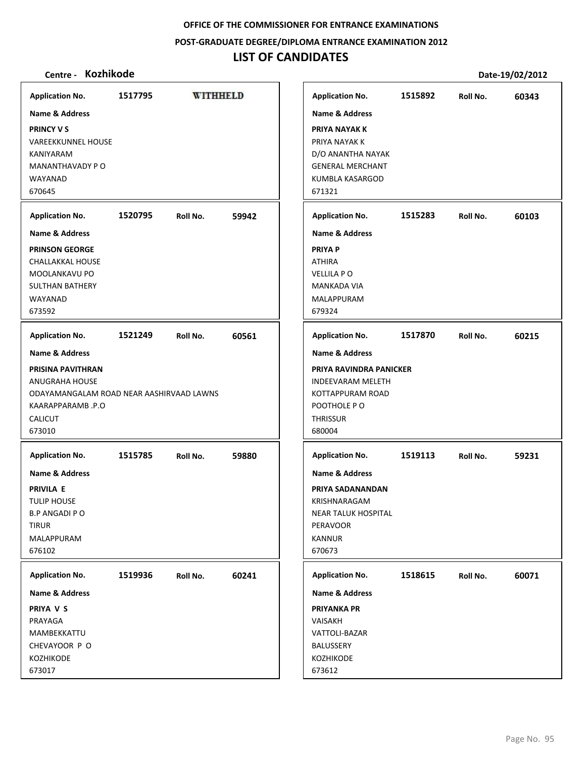OFFICE OF THE COMMISSIONER FOR ENTRANCE EXAMINATIONS

POST-GRADUATE DEGREE/DIPLOMA ENTRANCE EXAMINATION 2012

# LIST OF CANDIDATES

**Centre - Kozhikode** | **Date-19/02/2012**

| Application No. | Roll No. | Name & Address |
|---|---|---|
| 1517795 | WITHHELD | **PRINCY V S**<br>VAREEKKUNNEL HOUSE<br>KANIYARAM<br>MANANTHAVADY P O<br>WAYANAD<br>670645 |
| 1520795 | 59942 | **PRINSON GEORGE**<br>CHALLAKKAL HOUSE<br>MOOLANKAVU PO<br>SULTHAN BATHERY<br>WAYANAD<br>673592 |
| 1521249 | 60561 | **PRISINA PAVITHRAN**<br>ANUGRAHA HOUSE<br>ODAYAMANGALAM ROAD NEAR AASHIRVAAD LAWNS<br>KAARAPPARAMB .P.O<br>CALICUT<br>673010 |
| 1515785 | 59880 | **PRIVILA E**<br>TULIP HOUSE<br>B.P ANGADI P O<br>TIRUR<br>MALAPPURAM<br>676102 |
| 1519936 | 60241 | **PRIYA V S**<br>PRAYAGA<br>MAMBEKKATTU<br>CHEVAYOOR P O<br>KOZHIKODE<br>673017 |
| 1515892 | 60343 | **PRIYA NAYAK K**<br>PRIYA NAYAK K<br>D/O ANANTHA NAYAK<br>GENERAL MERCHANT<br>KUMBLA KASARGOD<br>671321 |
| 1515283 | 60103 | **PRIYA P**<br>ATHIRA<br>VELLILA P O<br>MANKADA VIA<br>MALAPPURAM<br>679324 |
| 1517870 | 60215 | **PRIYA RAVINDRA PANICKER**<br>INDEEVARAM MELETH<br>KOTTAPPURAM ROAD<br>POOTHOLE P O<br>THRISSUR<br>680004 |
| 1519113 | 59231 | **PRIYA SADANANDAN**<br>KRISHNARAGAM<br>NEAR TALUK HOSPITAL<br>PERAVOOR<br>KANNUR<br>670673 |
| 1518615 | 60071 | **PRIYANKA PR**<br>VAISAKH<br>VATTOLI-BAZAR<br>BALUSSERY<br>KOZHIKODE<br>673612 |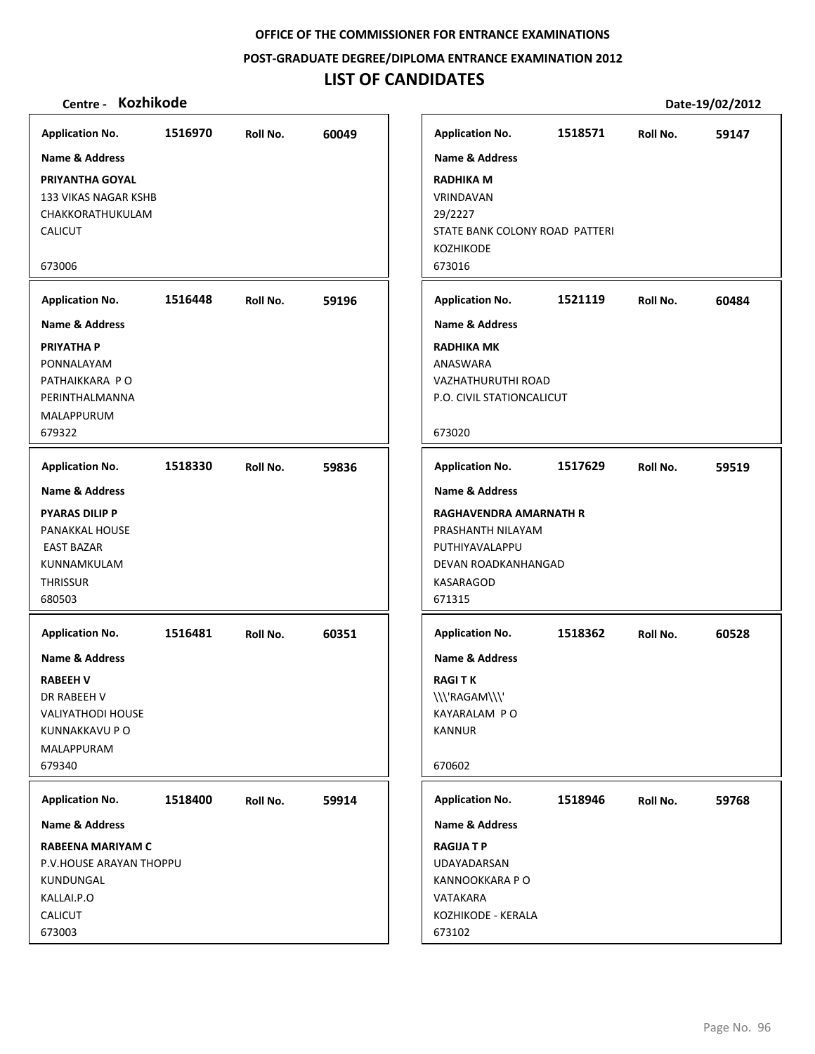**OFFICE OF THE COMMISSIONER FOR ENTRANCE EXAMINATIONS**

**POST-GRADUATE DEGREE/DIPLOMA ENTRANCE EXAMINATION 2012**

# LIST OF CANDIDATES

**Centre - Kozhikode** **Date-19/02/2012**

| Application No. | Roll No. | Name & Address |
|---|---|---|
| 1516970 | 60049 | **PRIYANTHA GOYAL**<br>133 VIKAS NAGAR KSHB<br>CHAKKORATHUKULAM<br>CALICUT<br>673006 |
| 1516448 | 59196 | **PRIYATHA P**<br>PONNALAYAM<br>PATHAIKKARA P O<br>PERINTHALMANNA<br>MALAPPURUM<br>679322 |
| 1518330 | 59836 | **PYARAS DILIP P**<br>PANAKKAL HOUSE<br>EAST BAZAR<br>KUNNAMKULAM<br>THRISSUR<br>680503 |
| 1516481 | 60351 | **RABEEH V**<br>DR RABEEH V<br>VALIYATHODI HOUSE<br>KUNNAKKAVU P O<br>MALAPPURAM<br>679340 |
| 1518400 | 59914 | **RABEENA MARIYAM C**<br>P.V.HOUSE ARAYAN THOPPU<br>KUNDUNGAL<br>KALLAI.P.O<br>CALICUT<br>673003 |
| 1518571 | 59147 | **RADHIKA M**<br>VRINDAVAN<br>29/2227<br>STATE BANK COLONY ROAD PATTERI<br>KOZHIKODE<br>673016 |
| 1521119 | 60484 | **RADHIKA MK**<br>ANASWARA<br>VAZHATHURUTHI ROAD<br>P.O. CIVIL STATIONCALICUT<br>673020 |
| 1517629 | 59519 | **RAGHAVENDRA AMARNATH R**<br>PRASHANTH NILAYAM<br>PUTHIYAVALAPPU<br>DEVAN ROADKANHANGAD<br>KASARAGOD<br>671315 |
| 1518362 | 60528 | **RAGI T K**<br>\\\\'RAGAM\\\\'<br>KAYARALAM P O<br>KANNUR<br>670602 |
| 1518946 | 59768 | **RAGIJA T P**<br>UDAYADARSAN<br>KANNOOKKARA P O<br>VATAKARA<br>KOZHIKODE - KERALA<br>673102 |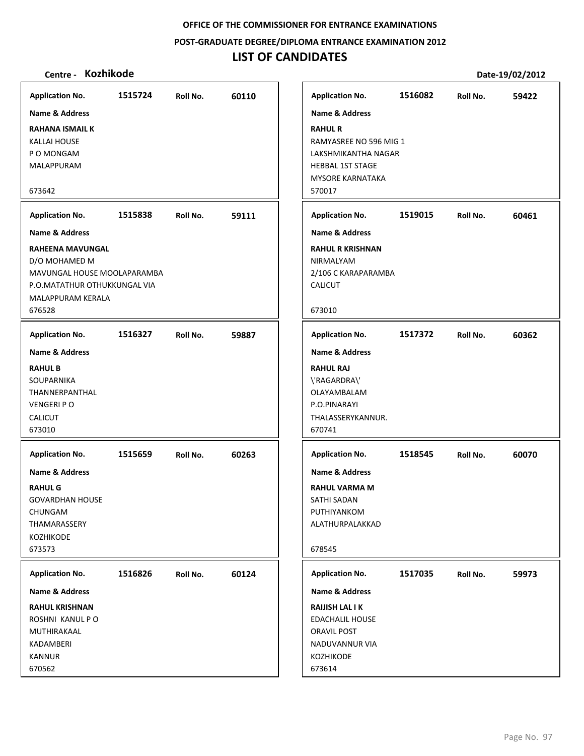**OFFICE OF THE COMMISSIONER FOR ENTRANCE EXAMINATIONS**

**POST-GRADUATE DEGREE/DIPLOMA ENTRANCE EXAMINATION 2012**

# LIST OF CANDIDATES

**Centre - Kozhikode** **Date-19/02/2012**

**Application No.** 1515724 **Roll No.** 60110
**Name & Address**
**RAHANA ISMAIL K**
KALLAI HOUSE
P O MONGAM
MALAPPURAM
673642

**Application No.** 1515838 **Roll No.** 59111
**Name & Address**
**RAHEENA MAVUNGAL**
D/O MOHAMED M
MAVUNGAL HOUSE MOOLAPARAMBA
P.O.MATATHUR OTHUKKUNGAL VIA
MALAPPURAM KERALA
676528

**Application No.** 1516327 **Roll No.** 59887
**Name & Address**
**RAHUL B**
SOUPARNIKA
THANNERPANTHAL
VENGERI P O
CALICUT
673010

**Application No.** 1515659 **Roll No.** 60263
**Name & Address**
**RAHUL G**
GOVARDHAN HOUSE
CHUNGAM
THAMARASSERY
KOZHIKODE
673573

**Application No.** 1516826 **Roll No.** 60124
**Name & Address**
**RAHUL KRISHNAN**
ROSHNI KANUL P O
MUTHIRAKAAL
KADAMBERI
KANNUR
670562

**Application No.** 1516082 **Roll No.** 59422
**Name & Address**
**RAHUL R**
RAMYASREE NO 596 MIG 1
LAKSHMIKANTHA NAGAR
HEBBAL 1ST STAGE
MYSORE KARNATAKA
570017

**Application No.** 1519015 **Roll No.** 60461
**Name & Address**
**RAHUL R KRISHNAN**
NIRMALYAM
2/106 C KARAPARAMBA
CALICUT
673010

**Application No.** 1517372 **Roll No.** 60362
**Name & Address**
**RAHUL RAJ**
\'RAGARDRA\'
OLAYAMBALAM
P.O.PINARAYI
THALASSERYKANNUR.
670741

**Application No.** 1518545 **Roll No.** 60070
**Name & Address**
**RAHUL VARMA M**
SATHI SADAN
PUTHIYANKOM
ALATHURPALAKKAD
678545

**Application No.** 1517035 **Roll No.** 59973
**Name & Address**
**RAIJISH LAL I K**
EDACHALIL HOUSE
ORAVIL POST
NADUVANNUR VIA
KOZHIKODE
673614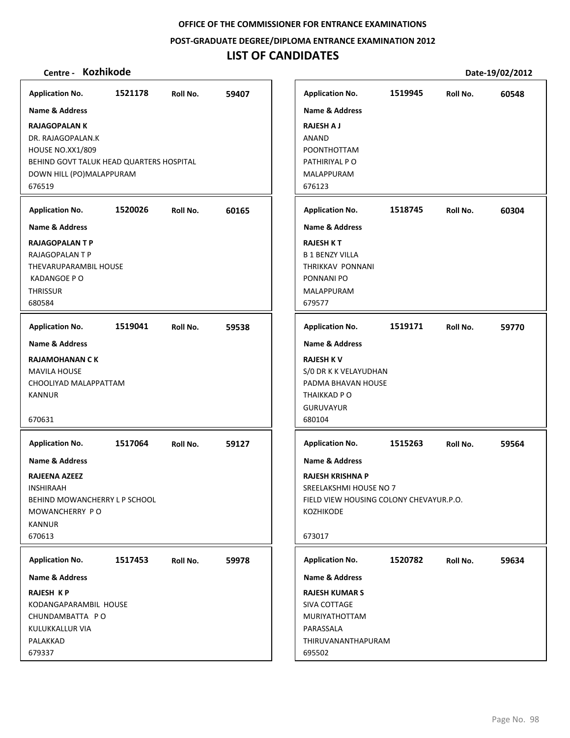**OFFICE OF THE COMMISSIONER FOR ENTRANCE EXAMINATIONS**

**POST-GRADUATE DEGREE/DIPLOMA ENTRANCE EXAMINATION 2012**

# LIST OF CANDIDATES

**Centre - Kozhikode** **Date-19/02/2012**

| Application No. | Roll No. | Name & Address |
|---|---|---|
| 1521178 | 59407 | **RAJAGOPALAN K**<br>DR. RAJAGOPALAN.K<br>HOUSE NO.XX1/809<br>BEHIND GOVT TALUK HEAD QUARTERS HOSPITAL<br>DOWN HILL (PO)MALAPPURAM<br>676519 |
| 1520026 | 60165 | **RAJAGOPALAN T P**<br>RAJAGOPALAN T P<br>THEVARUPARAMBIL HOUSE<br>KADANGOE P O<br>THRISSUR<br>680584 |
| 1519041 | 59538 | **RAJAMOHANAN C K**<br>MAVILA HOUSE<br>CHOOLIYAD MALAPPATTAM<br>KANNUR<br>670631 |
| 1517064 | 59127 | **RAJEENA AZEEZ**<br>INSHIRAAH<br>BEHIND MOWANCHERRY L P SCHOOL<br>MOWANCHERRY P O<br>KANNUR<br>670613 |
| 1517453 | 59978 | **RAJESH K P**<br>KODANGAPARAMBIL HOUSE<br>CHUNDAMBATTA P O<br>KULUKKALLUR VIA<br>PALAKKAD<br>679337 |
| 1519945 | 60548 | **RAJESH A J**<br>ANAND<br>POONTHOTTAM<br>PATHIRIYAL P O<br>MALAPPURAM<br>676123 |
| 1518745 | 60304 | **RAJESH K T**<br>B 1 BENZY VILLA<br>THRIKKAV PONNANI<br>PONNANI PO<br>MALAPPURAM<br>679577 |
| 1519171 | 59770 | **RAJESH K V**<br>S/0 DR K K VELAYUDHAN<br>PADMA BHAVAN HOUSE<br>THAIKKAD P O<br>GURUVAYUR<br>680104 |
| 1515263 | 59564 | **RAJESH KRISHNA P**<br>SREELAKSHMI HOUSE NO 7<br>FIELD VIEW HOUSING COLONY CHEVAYUR.P.O.<br>KOZHIKODE<br>673017 |
| 1520782 | 59634 | **RAJESH KUMAR S**<br>SIVA COTTAGE<br>MURIYATHOTTAM<br>PARASSALA<br>THIRUVANANTHAPURAM<br>695502 |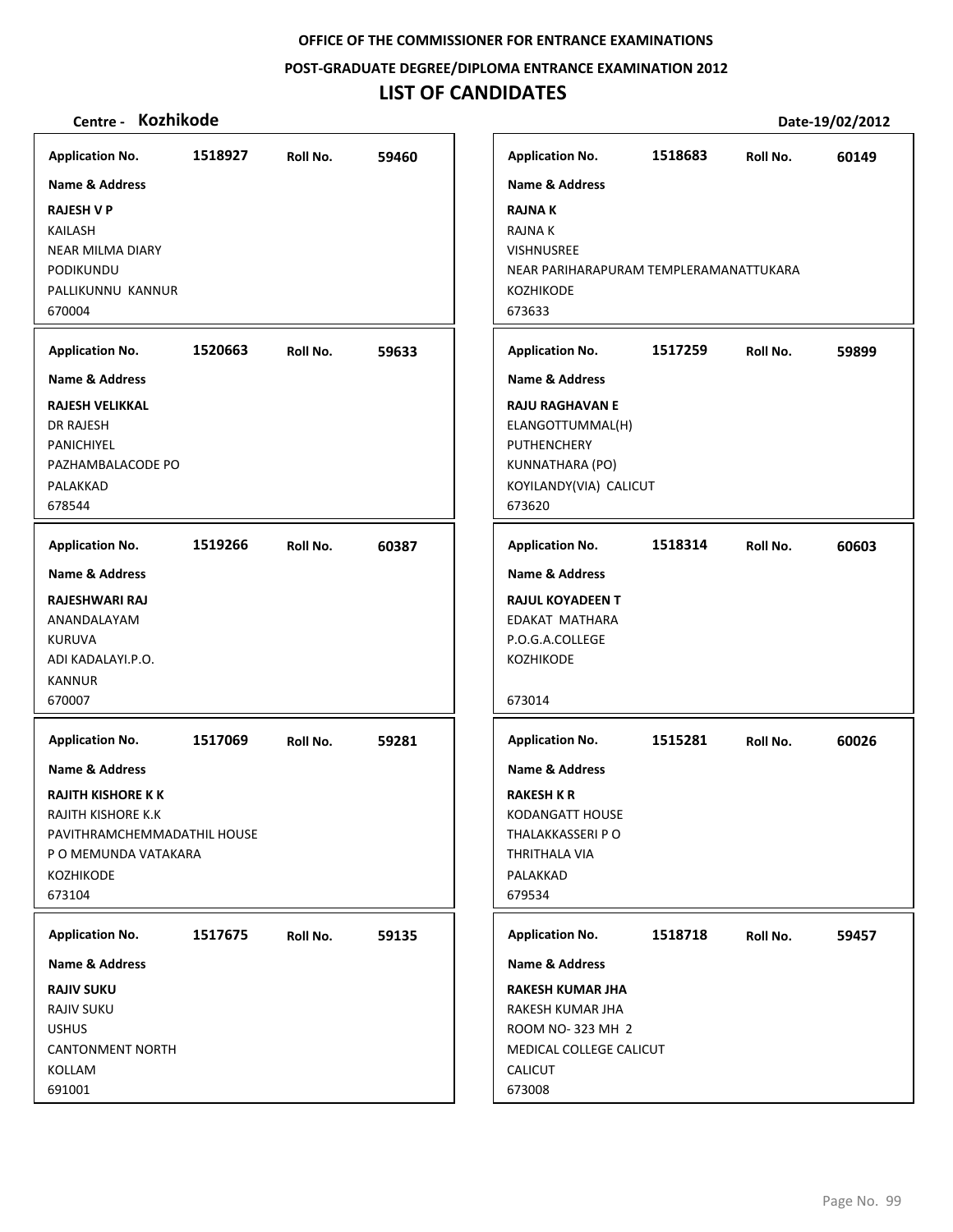**OFFICE OF THE COMMISSIONER FOR ENTRANCE EXAMINATIONS**

**POST-GRADUATE DEGREE/DIPLOMA ENTRANCE EXAMINATION 2012**

# LIST OF CANDIDATES

**Centre - Kozhikode** **Date-19/02/2012**

| Application No. | Roll No. | Name & Address |
|---|---|---|
| 1518927 | 59460 | **RAJESH V P**<br>KAILASH<br>NEAR MILMA DIARY<br>PODIKUNDU<br>PALLIKUNNU KANNUR<br>670004 |
| 1518683 | 60149 | **RAJNA K**<br>RAJNA K<br>VISHNUSREE<br>NEAR PARIHARAPURAM TEMPLERAMANATTUKARA<br>KOZHIKODE<br>673633 |
| 1520663 | 59633 | **RAJESH VELIKKAL**<br>DR RAJESH<br>PANICHIYEL<br>PAZHAMBALACODE PO<br>PALAKKAD<br>678544 |
| 1517259 | 59899 | **RAJU RAGHAVAN E**<br>ELANGOTTUMMAL(H)<br>PUTHENCHERY<br>KUNNATHARA (PO)<br>KOYILANDY(VIA) CALICUT<br>673620 |
| 1519266 | 60387 | **RAJESHWARI RAJ**<br>ANANDALAYAM<br>KURUVA<br>ADI KADALAYI.P.O.<br>KANNUR<br>670007 |
| 1518314 | 60603 | **RAJUL KOYADEEN T**<br>EDAKAT MATHARA<br>P.O.G.A.COLLEGE<br>KOZHIKODE<br>673014 |
| 1517069 | 59281 | **RAJITH KISHORE K K**<br>RAJITH KISHORE K.K<br>PAVITHRAMCHEMMADATHIL HOUSE<br>P O MEMUNDA VATAKARA<br>KOZHIKODE<br>673104 |
| 1515281 | 60026 | **RAKESH K R**<br>KODANGATT HOUSE<br>THALAKKASSERI P O<br>THRITHALA VIA<br>PALAKKAD<br>679534 |
| 1517675 | 59135 | **RAJIV SUKU**<br>RAJIV SUKU<br>USHUS<br>CANTONMENT NORTH<br>KOLLAM<br>691001 |
| 1518718 | 59457 | **RAKESH KUMAR JHA**<br>RAKESH KUMAR JHA<br>ROOM NO- 323 MH 2<br>MEDICAL COLLEGE CALICUT<br>CALICUT<br>673008 |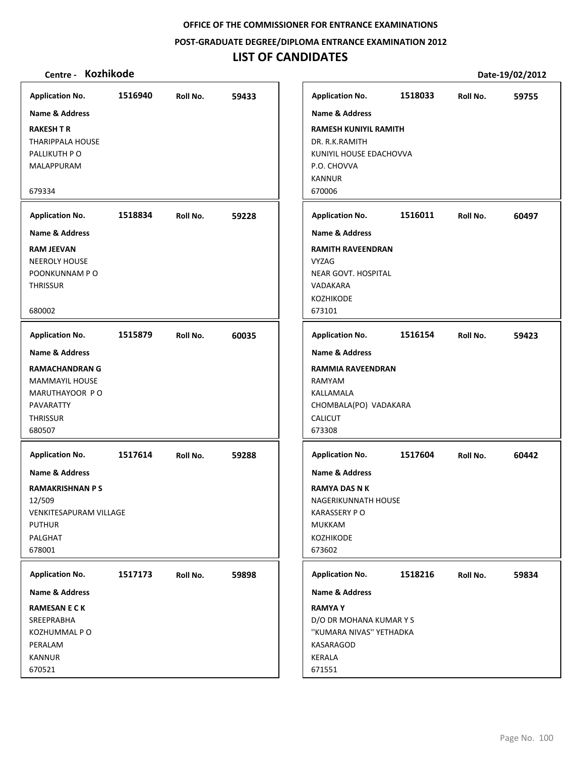OFFICE OF THE COMMISSIONER FOR ENTRANCE EXAMINATIONS

POST-GRADUATE DEGREE/DIPLOMA ENTRANCE EXAMINATION 2012

# LIST OF CANDIDATES

**Centre - Kozhikode** **Date-19/02/2012**

| Application No. | Roll No. | Name & Address |
|---|---|---|
| 1516940 | 59433 | **RAKESH T R**<br>THARIPPALA HOUSE<br>PALLIKUTH P O<br>MALAPPURAM<br>679334 |
| 1518834 | 59228 | **RAM JEEVAN**<br>NEEROLY HOUSE<br>POONKUNNAM P O<br>THRISSUR<br>680002 |
| 1515879 | 60035 | **RAMACHANDRAN G**<br>MAMMAYIL HOUSE<br>MARUTHAYOOR P O<br>PAVARATTY<br>THRISSUR<br>680507 |
| 1517614 | 59288 | **RAMAKRISHNAN P S**<br>12/509<br>VENKITESAPURAM VILLAGE<br>PUTHUR<br>PALGHAT<br>678001 |
| 1517173 | 59898 | **RAMESAN E C K**<br>SREEPRABHA<br>KOZHUMMAL P O<br>PERALAM<br>KANNUR<br>670521 |
| 1518033 | 59755 | **RAMESH KUNIYIL RAMITH**<br>DR. R.K.RAMITH<br>KUNIYIL HOUSE EDACHOVVA<br>P.O. CHOVVA<br>KANNUR<br>670006 |
| 1516011 | 60497 | **RAMITH RAVEENDRAN**<br>VYZAG<br>NEAR GOVT. HOSPITAL<br>VADAKARA<br>KOZHIKODE<br>673101 |
| 1516154 | 59423 | **RAMMIA RAVEENDRAN**<br>RAMYAM<br>KALLAMALA<br>CHOMBALA(PO) VADAKARA<br>CALICUT<br>673308 |
| 1517604 | 60442 | **RAMYA DAS N K**<br>NAGERIKUNNATH HOUSE<br>KARASSERY P O<br>MUKKAM<br>KOZHIKODE<br>673602 |
| 1518216 | 59834 | **RAMYA Y**<br>D/O DR MOHANA KUMAR Y S<br>''KUMARA NIVAS'' YETHADKA<br>KASARAGOD<br>KERALA<br>671551 |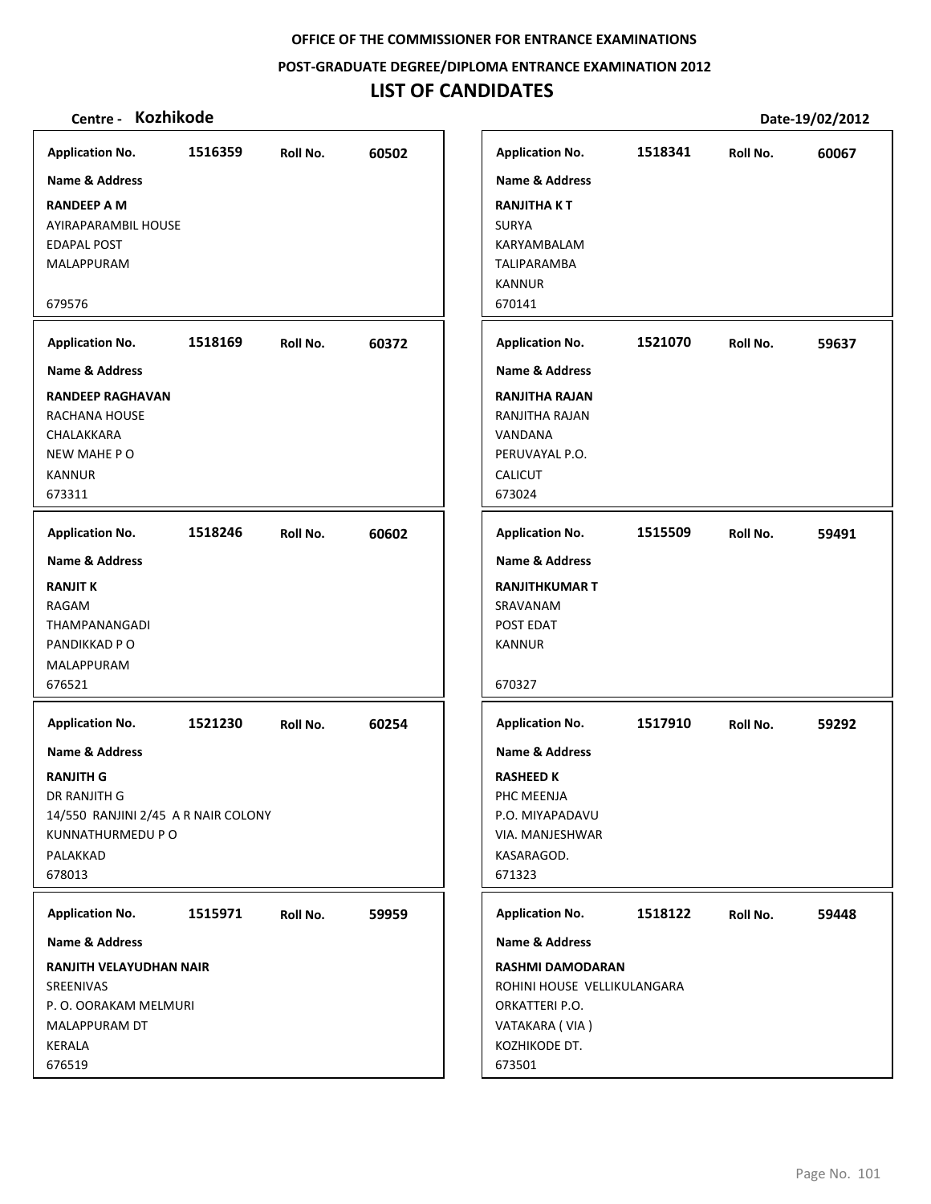**OFFICE OF THE COMMISSIONER FOR ENTRANCE EXAMINATIONS**

**POST-GRADUATE DEGREE/DIPLOMA ENTRANCE EXAMINATION 2012**

# LIST OF CANDIDATES

**Centre - Kozhikode** **Date-19/02/2012**

| Application No. | Roll No. | Name & Address |
|---|---|---|
| 1516359 | 60502 | **RANDEEP A M**<br>AYIRAPARAMBIL HOUSE<br>EDAPAL POST<br>MALAPPURAM<br>679576 |
| 1518169 | 60372 | **RANDEEP RAGHAVAN**<br>RACHANA HOUSE<br>CHALAKKARA<br>NEW MAHE P O<br>KANNUR<br>673311 |
| 1518246 | 60602 | **RANJIT K**<br>RAGAM<br>THAMPANANGADI<br>PANDIKKAD P O<br>MALAPPURAM<br>676521 |
| 1521230 | 60254 | **RANJITH G**<br>DR RANJITH G<br>14/550 RANJINI 2/45 A R NAIR COLONY<br>KUNNATHURMEDU P O<br>PALAKKAD<br>678013 |
| 1515971 | 59959 | **RANJITH VELAYUDHAN NAIR**<br>SREENIVAS<br>P. O. OORAKAM MELMURI<br>MALAPPURAM DT<br>KERALA<br>676519 |
| 1518341 | 60067 | **RANJITHA K T**<br>SURYA<br>KARYAMBALAM<br>TALIPARAMBA<br>KANNUR<br>670141 |
| 1521070 | 59637 | **RANJITHA RAJAN**<br>RANJITHA RAJAN<br>VANDANA<br>PERUVAYAL P.O.<br>CALICUT<br>673024 |
| 1515509 | 59491 | **RANJITHKUMAR T**<br>SRAVANAM<br>POST EDAT<br>KANNUR<br>670327 |
| 1517910 | 59292 | **RASHEED K**<br>PHC MEENJA<br>P.O. MIYAPADAVU<br>VIA. MANJESHWAR<br>KASARAGOD.<br>671323 |
| 1518122 | 59448 | **RASHMI DAMODARAN**<br>ROHINI HOUSE VELLIKULANGARA<br>ORKATTERI P.O.<br>VATAKARA ( VIA )<br>KOZHIKODE DT.<br>673501 |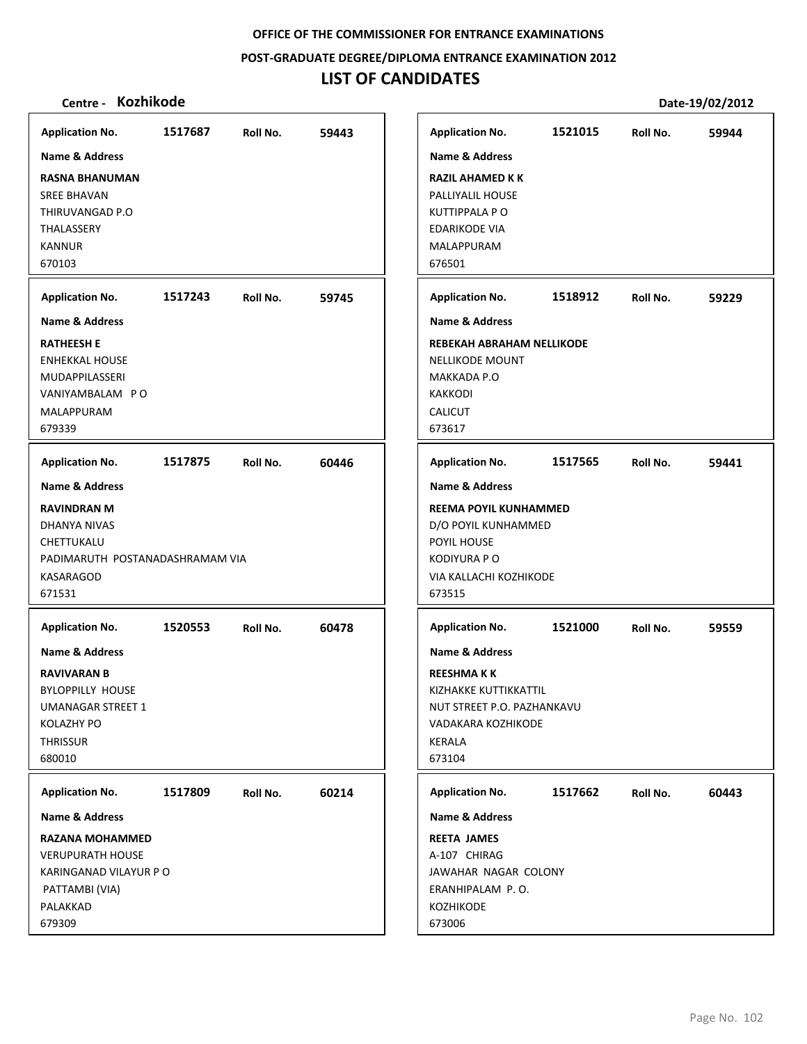**OFFICE OF THE COMMISSIONER FOR ENTRANCE EXAMINATIONS**

**POST-GRADUATE DEGREE/DIPLOMA ENTRANCE EXAMINATION 2012**

# LIST OF CANDIDATES

**Centre - Kozhikode** **Date-19/02/2012**

| Application No. | Roll No. | Name & Address |
|---|---|---|
| 1517687 | 59443 | **RASNA BHANUMAN**<br>SREE BHAVAN<br>THIRUVANGAD P.O<br>THALASSERY<br>KANNUR<br>670103 |
| 1517243 | 59745 | **RATHEESH E**<br>ENHEKKAL HOUSE<br>MUDAPPILASSERI<br>VANIYAMBALAM P O<br>MALAPPURAM<br>679339 |
| 1517875 | 60446 | **RAVINDRAN M**<br>DHANYA NIVAS<br>CHETTUKALU<br>PADIMARUTH POSTANADASHRAMAM VIA<br>KASARAGOD<br>671531 |
| 1520553 | 60478 | **RAVIVARAN B**<br>BYLOPPILLY HOUSE<br>UMANAGAR STREET 1<br>KOLAZHY PO<br>THRISSUR<br>680010 |
| 1517809 | 60214 | **RAZANA MOHAMMED**<br>VERUPURATH HOUSE<br>KARINGANAD VILAYUR P O<br>PATTAMBI (VIA)<br>PALAKKAD<br>679309 |
| 1521015 | 59944 | **RAZIL AHAMED K K**<br>PALLIYALIL HOUSE<br>KUTTIPPALA P O<br>EDARIKODE VIA<br>MALAPPURAM<br>676501 |
| 1518912 | 59229 | **REBEKAH ABRAHAM NELLIKODE**<br>NELLIKODE MOUNT<br>MAKKADA P.O<br>KAKKODI<br>CALICUT<br>673617 |
| 1517565 | 59441 | **REEMA POYIL KUNHAMMED**<br>D/O POYIL KUNHAMMED<br>POYIL HOUSE<br>KODIYURA P O<br>VIA KALLACHI KOZHIKODE<br>673515 |
| 1521000 | 59559 | **REESHMA K K**<br>KIZHAKKE KUTTIKKATTIL<br>NUT STREET P.O. PAZHANKAVU<br>VADAKARA KOZHIKODE<br>KERALA<br>673104 |
| 1517662 | 60443 | **REETA JAMES**<br>A-107 CHIRAG<br>JAWAHAR NAGAR COLONY<br>ERANHIPALAM P. O.<br>KOZHIKODE<br>673006 |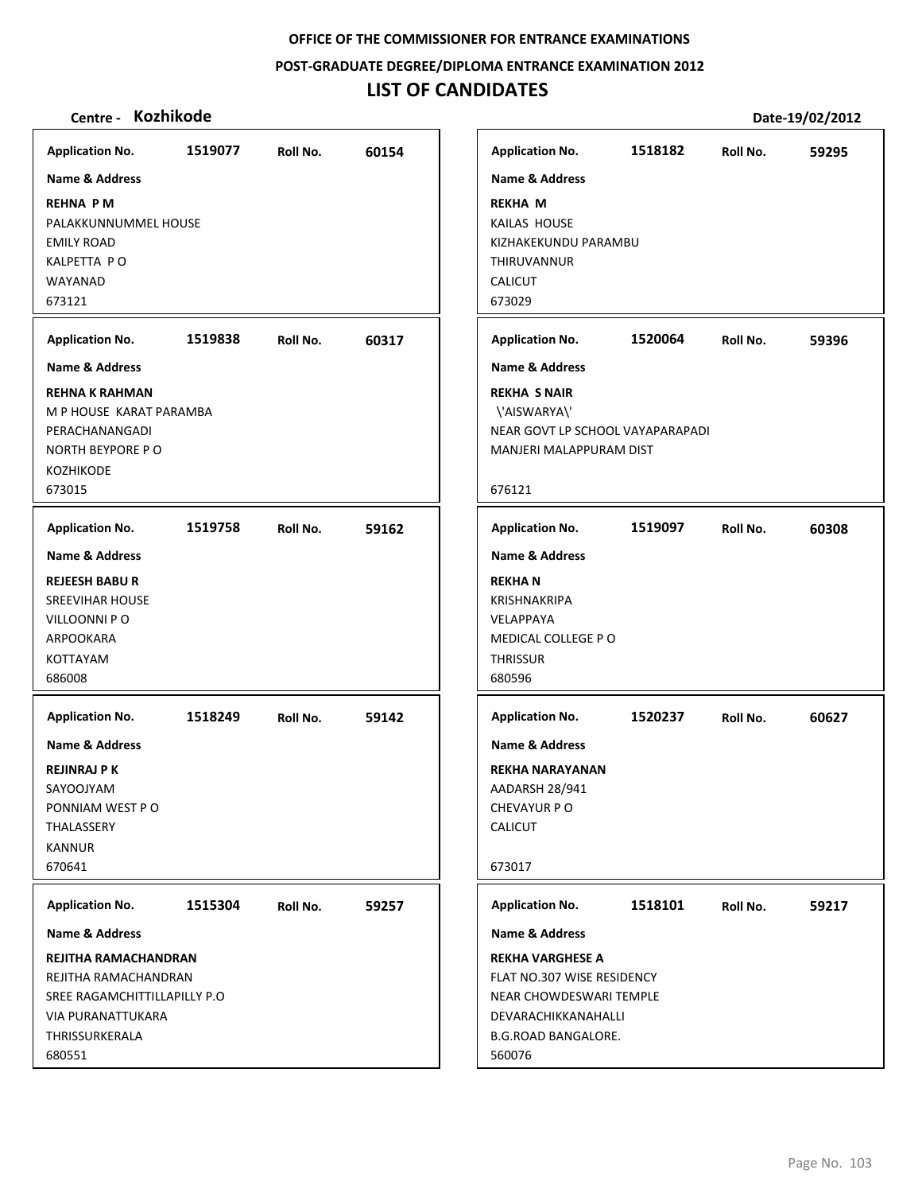OFFICE OF THE COMMISSIONER FOR ENTRANCE EXAMINATIONS

POST-GRADUATE DEGREE/DIPLOMA ENTRANCE EXAMINATION 2012

# LIST OF CANDIDATES

**Centre - Kozhikode** **Date-19/02/2012**

**Application No.** 1519077 **Roll No.** 60154
**Name & Address**
**REHNA P M**
PALAKKUNNUMMEL HOUSE
EMILY ROAD
KALPETTA P O
WAYANAD
673121

**Application No.** 1519838 **Roll No.** 60317
**Name & Address**
**REHNA K RAHMAN**
M P HOUSE KARAT PARAMBA
PERACHANANGADI
NORTH BEYPORE P O
KOZHIKODE
673015

**Application No.** 1519758 **Roll No.** 59162
**Name & Address**
**REJEESH BABU R**
SREEVIHAR HOUSE
VILLOONNI P O
ARPOOKARA
KOTTAYAM
686008

**Application No.** 1518249 **Roll No.** 59142
**Name & Address**
**REJINRAJ P K**
SAYOOJYAM
PONNIAM WEST P O
THALASSERY
KANNUR
670641

**Application No.** 1515304 **Roll No.** 59257
**Name & Address**
**REJITHA RAMACHANDRAN**
REJITHA RAMACHANDRAN
SREE RAGAMCHITTILLAPILLY P.O
VIA PURANATTUKARA
THRISSURKERALA
680551

**Application No.** 1518182 **Roll No.** 59295
**Name & Address**
**REKHA M**
KAILAS HOUSE
KIZHAKEKUNDU PARAMBU
THIRUVANNUR
CALICUT
673029

**Application No.** 1520064 **Roll No.** 59396
**Name & Address**
**REKHA S NAIR**
\'AISWARYA\'
NEAR GOVT LP SCHOOL VAYAPARAPADI
MANJERI MALAPPURAM DIST
676121

**Application No.** 1519097 **Roll No.** 60308
**Name & Address**
**REKHA N**
KRISHNAKRIPA
VELAPPAYA
MEDICAL COLLEGE P O
THRISSUR
680596

**Application No.** 1520237 **Roll No.** 60627
**Name & Address**
**REKHA NARAYANAN**
AADARSH 28/941
CHEVAYUR P O
CALICUT
673017

**Application No.** 1518101 **Roll No.** 59217
**Name & Address**
**REKHA VARGHESE A**
FLAT NO.307 WISE RESIDENCY
NEAR CHOWDESWARI TEMPLE
DEVARACHIKKANAHALLI
B.G.ROAD BANGALORE.
560076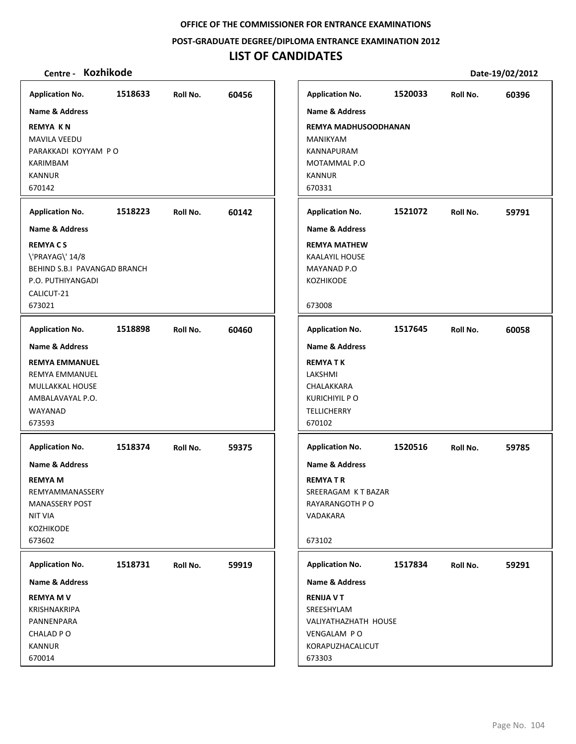**OFFICE OF THE COMMISSIONER FOR ENTRANCE EXAMINATIONS**

**POST-GRADUATE DEGREE/DIPLOMA ENTRANCE EXAMINATION 2012**

# LIST OF CANDIDATES

**Centre - Kozhikode** **Date-19/02/2012**

| Application No. | Roll No. | Name & Address |
|---|---|---|
| 1518633 | 60456 | **REMYA K N**<br>MAVILA VEEDU<br>PARAKKADI KOYYAM P O<br>KARIMBAM<br>KANNUR<br>670142 |
| 1518223 | 60142 | **REMYA C S**<br>\'PRAYAG\' 14/8<br>BEHIND S.B.I PAVANGAD BRANCH<br>P.O. PUTHIYANGADI<br>CALICUT-21<br>673021 |
| 1518898 | 60460 | **REMYA EMMANUEL**<br>REMYA EMMANUEL<br>MULLAKKAL HOUSE<br>AMBALAVAYAL P.O.<br>WAYANAD<br>673593 |
| 1518374 | 59375 | **REMYA M**<br>REMYAMMANASSERY<br>MANASSERY POST<br>NIT VIA<br>KOZHIKODE<br>673602 |
| 1518731 | 59919 | **REMYA M V**<br>KRISHNAKRIPA<br>PANNENPARA<br>CHALAD P O<br>KANNUR<br>670014 |
| 1520033 | 60396 | **REMYA MADHUSOODHANAN**<br>MANIKYAM<br>KANNAPURAM<br>MOTAMMAL P.O<br>KANNUR<br>670331 |
| 1521072 | 59791 | **REMYA MATHEW**<br>KAALAYIL HOUSE<br>MAYANAD P.O<br>KOZHIKODE<br>673008 |
| 1517645 | 60058 | **REMYA T K**<br>LAKSHMI<br>CHALAKKARA<br>KURICHIYIL P O<br>TELLICHERRY<br>670102 |
| 1520516 | 59785 | **REMYA T R**<br>SREERAGAM K T BAZAR<br>RAYARANGOTH P O<br>VADAKARA<br>673102 |
| 1517834 | 59291 | **RENIJA V T**<br>SREESHYLAM<br>VALIYATHAZHATH HOUSE<br>VENGALAM P O<br>KORAPUZHACALICUT<br>673303 |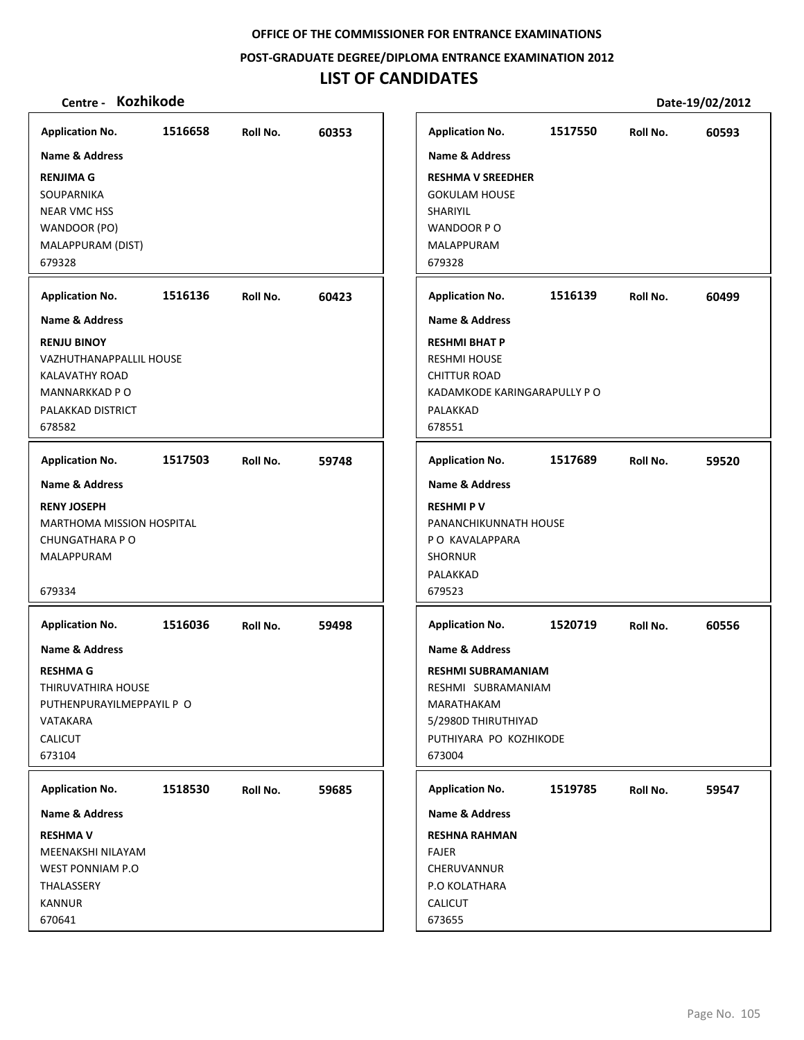OFFICE OF THE COMMISSIONER FOR ENTRANCE EXAMINATIONS

POST-GRADUATE DEGREE/DIPLOMA ENTRANCE EXAMINATION 2012

# LIST OF CANDIDATES

**Centre - Kozhikode** Date-19/02/2012

| Application No. | Roll No. | Name & Address |
|---|---|---|
| 1516658 | 60353 | **RENJIMA G**<br>SOUPARNIKA<br>NEAR VMC HSS<br>WANDOOR (PO)<br>MALAPPURAM (DIST)<br>679328 |
| 1516136 | 60423 | **RENJU BINOY**<br>VAZHUTHANAPPALLIL HOUSE<br>KALAVATHY ROAD<br>MANNARKKAD P O<br>PALAKKAD DISTRICT<br>678582 |
| 1517503 | 59748 | **RENY JOSEPH**<br>MARTHOMA MISSION HOSPITAL<br>CHUNGATHARA P O<br>MALAPPURAM<br><br>679334 |
| 1516036 | 59498 | **RESHMA G**<br>THIRUVATHIRA HOUSE<br>PUTHENPURAYILMEPPAYIL P O<br>VATAKARA<br>CALICUT<br>673104 |
| 1518530 | 59685 | **RESHMA V**<br>MEENAKSHI NILAYAM<br>WEST PONNIAM P.O<br>THALASSERY<br>KANNUR<br>670641 |
| 1517550 | 60593 | **RESHMA V SREEDHER**<br>GOKULAM HOUSE<br>SHARIYIL<br>WANDOOR P O<br>MALAPPURAM<br>679328 |
| 1516139 | 60499 | **RESHMI BHAT P**<br>RESHMI HOUSE<br>CHITTUR ROAD<br>KADAMKODE KARINGARAPULLY P O<br>PALAKKAD<br>678551 |
| 1517689 | 59520 | **RESHMI P V**<br>PANANCHIKUNNATH HOUSE<br>P O KAVALAPPARA<br>SHORNUR<br>PALAKKAD<br>679523 |
| 1520719 | 60556 | **RESHMI SUBRAMANIAM**<br>RESHMI SUBRAMANIAM<br>MARATHAKAM<br>5/2980D THIRUTHIYAD<br>PUTHIYARA PO KOZHIKODE<br>673004 |
| 1519785 | 59547 | **RESHNA RAHMAN**<br>FAJER<br>CHERUVANNUR<br>P.O KOLATHARA<br>CALICUT<br>673655 |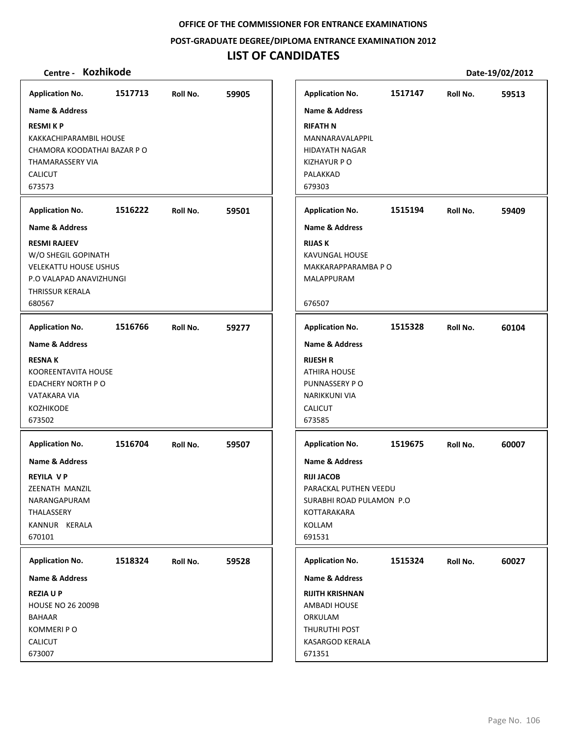**OFFICE OF THE COMMISSIONER FOR ENTRANCE EXAMINATIONS**

**POST-GRADUATE DEGREE/DIPLOMA ENTRANCE EXAMINATION 2012**

# LIST OF CANDIDATES

**Centre - Kozhikode** **Date-19/02/2012**

| Application No. | Roll No. | Name & Address |
|---|---|---|
| 1517713 | 59905 | **RESMI K P**<br>KAKKACHIPARAMBIL HOUSE<br>CHAMORA KOODATHAI BAZAR P O<br>THAMARASSERY VIA<br>CALICUT<br>673573 |
| 1516222 | 59501 | **RESMI RAJEEV**<br>W/O SHEGIL GOPINATH<br>VELEKATTU HOUSE USHUS<br>P.O VALAPAD ANAVIZHUNGI<br>THRISSUR KERALA<br>680567 |
| 1516766 | 59277 | **RESNA K**<br>KOOREENTAVITA HOUSE<br>EDACHERY NORTH P O<br>VATAKARA VIA<br>KOZHIKODE<br>673502 |
| 1516704 | 59507 | **REYILA V P**<br>ZEENATH MANZIL<br>NARANGAPURAM<br>THALASSERY<br>KANNUR KERALA<br>670101 |
| 1518324 | 59528 | **REZIA U P**<br>HOUSE NO 26 2009B<br>BAHAAR<br>KOMMERI P O<br>CALICUT<br>673007 |
| 1517147 | 59513 | **RIFATH N**<br>MANNARAVALAPPIL<br>HIDAYATH NAGAR<br>KIZHAYUR P O<br>PALAKKAD<br>679303 |
| 1515194 | 59409 | **RIJAS K**<br>KAVUNGAL HOUSE<br>MAKKARAPPARAMBA P O<br>MALAPPURAM<br>676507 |
| 1515328 | 60104 | **RIJESH R**<br>ATHIRA HOUSE<br>PUNNASSERY P O<br>NARIKKUNI VIA<br>CALICUT<br>673585 |
| 1519675 | 60007 | **RIJI JACOB**<br>PARACKAL PUTHEN VEEDU<br>SURABHI ROAD PULAMON P.O<br>KOTTARAKARA<br>KOLLAM<br>691531 |
| 1515324 | 60027 | **RIJITH KRISHNAN**<br>AMBADI HOUSE<br>ORKULAM<br>THURUTHI POST<br>KASARGOD KERALA<br>671351 |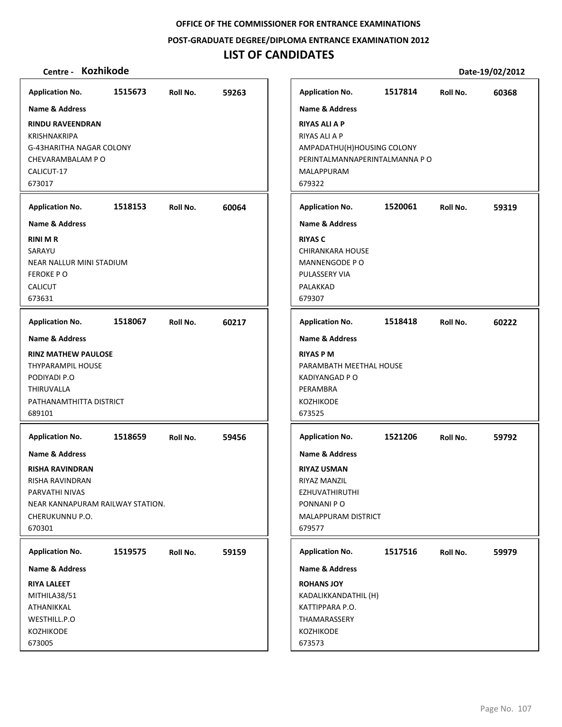**OFFICE OF THE COMMISSIONER FOR ENTRANCE EXAMINATIONS**

**POST-GRADUATE DEGREE/DIPLOMA ENTRANCE EXAMINATION 2012**

# LIST OF CANDIDATES

**Centre - Kozhikode** **Date-19/02/2012**

| Application No. | Roll No. | Name & Address |
|---|---|---|
| 1515673 | 59263 | **RINDU RAVEENDRAN**<br>KRISHNAKRIPA<br>G-43HARITHA NAGAR COLONY<br>CHEVARAMBALAM P O<br>CALICUT-17<br>673017 |
| 1518153 | 60064 | **RINI M R**<br>SARAYU<br>NEAR NALLUR MINI STADIUM<br>FEROKE P O<br>CALICUT<br>673631 |
| 1518067 | 60217 | **RINZ MATHEW PAULOSE**<br>THYPARAMPIL HOUSE<br>PODIYADI P.O<br>THIRUVALLA<br>PATHANAMTHITTA DISTRICT<br>689101 |
| 1518659 | 59456 | **RISHA RAVINDRAN**<br>RISHA RAVINDRAN<br>PARVATHI NIVAS<br>NEAR KANNAPURAM RAILWAY STATION.<br>CHERUKUNNU P.O.<br>670301 |
| 1519575 | 59159 | **RIYA LALEET**<br>MITHILA38/51<br>ATHANIKKAL<br>WESTHILL.P.O<br>KOZHIKODE<br>673005 |
| 1517814 | 60368 | **RIYAS ALI A P**<br>RIYAS ALI A P<br>AMPADATHU(H)HOUSING COLONY<br>PERINTALMANNAPERINTALMANNA P O<br>MALAPPURAM<br>679322 |
| 1520061 | 59319 | **RIYAS C**<br>CHIRANKARA HOUSE<br>MANNENGODE P O<br>PULASSERY VIA<br>PALAKKAD<br>679307 |
| 1518418 | 60222 | **RIYAS P M**<br>PARAMBATH MEETHAL HOUSE<br>KADIYANGAD P O<br>PERAMBRA<br>KOZHIKODE<br>673525 |
| 1521206 | 59792 | **RIYAZ USMAN**<br>RIYAZ MANZIL<br>EZHUVATHIRUTHI<br>PONNANI P O<br>MALAPPURAM DISTRICT<br>679577 |
| 1517516 | 59979 | **ROHANS JOY**<br>KADALIKKANDATHIL (H)<br>KATTIPPARA P.O.<br>THAMARASSERY<br>KOZHIKODE<br>673573 |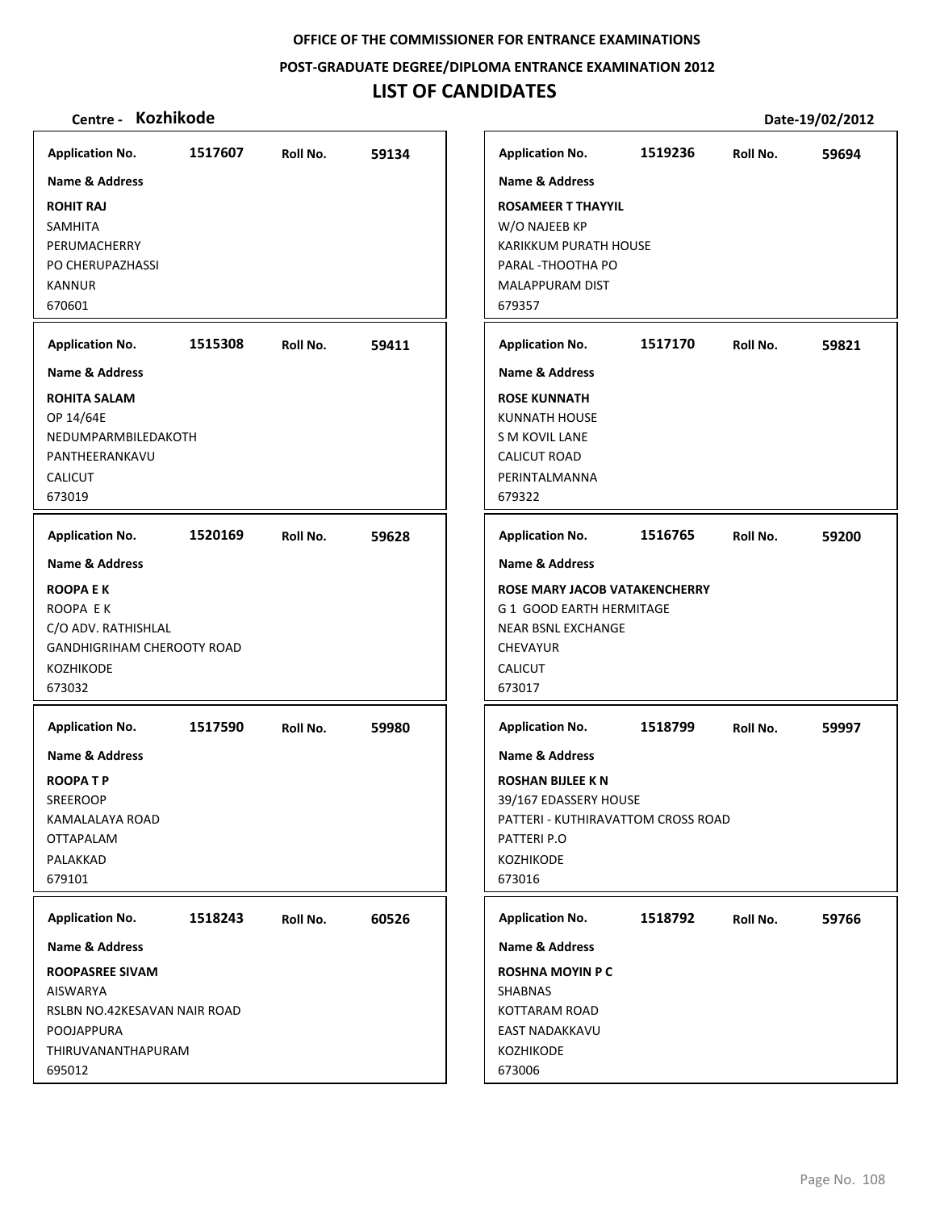**OFFICE OF THE COMMISSIONER FOR ENTRANCE EXAMINATIONS**

**POST-GRADUATE DEGREE/DIPLOMA ENTRANCE EXAMINATION 2012**

# LIST OF CANDIDATES

**Centre - Kozhikode** **Date-19/02/2012**

| Application No. | Roll No. | Name & Address |
|---|---|---|
| 1517607 | 59134 | **ROHIT RAJ**<br>SAMHITA<br>PERUMACHERRY<br>PO CHERUPAZHASSI<br>KANNUR<br>670601 |
| 1515308 | 59411 | **ROHITA SALAM**<br>OP 14/64E<br>NEDUMPARMBILEDAKOTH<br>PANTHEERANKAVU<br>CALICUT<br>673019 |
| 1520169 | 59628 | **ROOPA E K**<br>ROOPA E K<br>C/O ADV. RATHISHLAL<br>GANDHIGRIHAM CHEROOTY ROAD<br>KOZHIKODE<br>673032 |
| 1517590 | 59980 | **ROOPA T P**<br>SREEROOP<br>KAMALALAYA ROAD<br>OTTAPALAM<br>PALAKKAD<br>679101 |
| 1518243 | 60526 | **ROOPASREE SIVAM**<br>AISWARYA<br>RSLBN NO.42KESAVAN NAIR ROAD<br>POOJAPPURA<br>THIRUVANANTHAPURAM<br>695012 |
| 1519236 | 59694 | **ROSAMEER T THAYYIL**<br>W/O NAJEEB KP<br>KARIKKUM PURATH HOUSE<br>PARAL -THOOTHA PO<br>MALAPPURAM DIST<br>679357 |
| 1517170 | 59821 | **ROSE KUNNATH**<br>KUNNATH HOUSE<br>S M KOVIL LANE<br>CALICUT ROAD<br>PERINTALMANNA<br>679322 |
| 1516765 | 59200 | **ROSE MARY JACOB VATAKENCHERRY**<br>G 1 GOOD EARTH HERMITAGE<br>NEAR BSNL EXCHANGE<br>CHEVAYUR<br>CALICUT<br>673017 |
| 1518799 | 59997 | **ROSHAN BIJLEE K N**<br>39/167 EDASSERY HOUSE<br>PATTERI - KUTHIRAVATTOM CROSS ROAD<br>PATTERI P.O<br>KOZHIKODE<br>673016 |
| 1518792 | 59766 | **ROSHNA MOYIN P C**<br>SHABNAS<br>KOTTARAM ROAD<br>EAST NADAKKAVU<br>KOZHIKODE<br>673006 |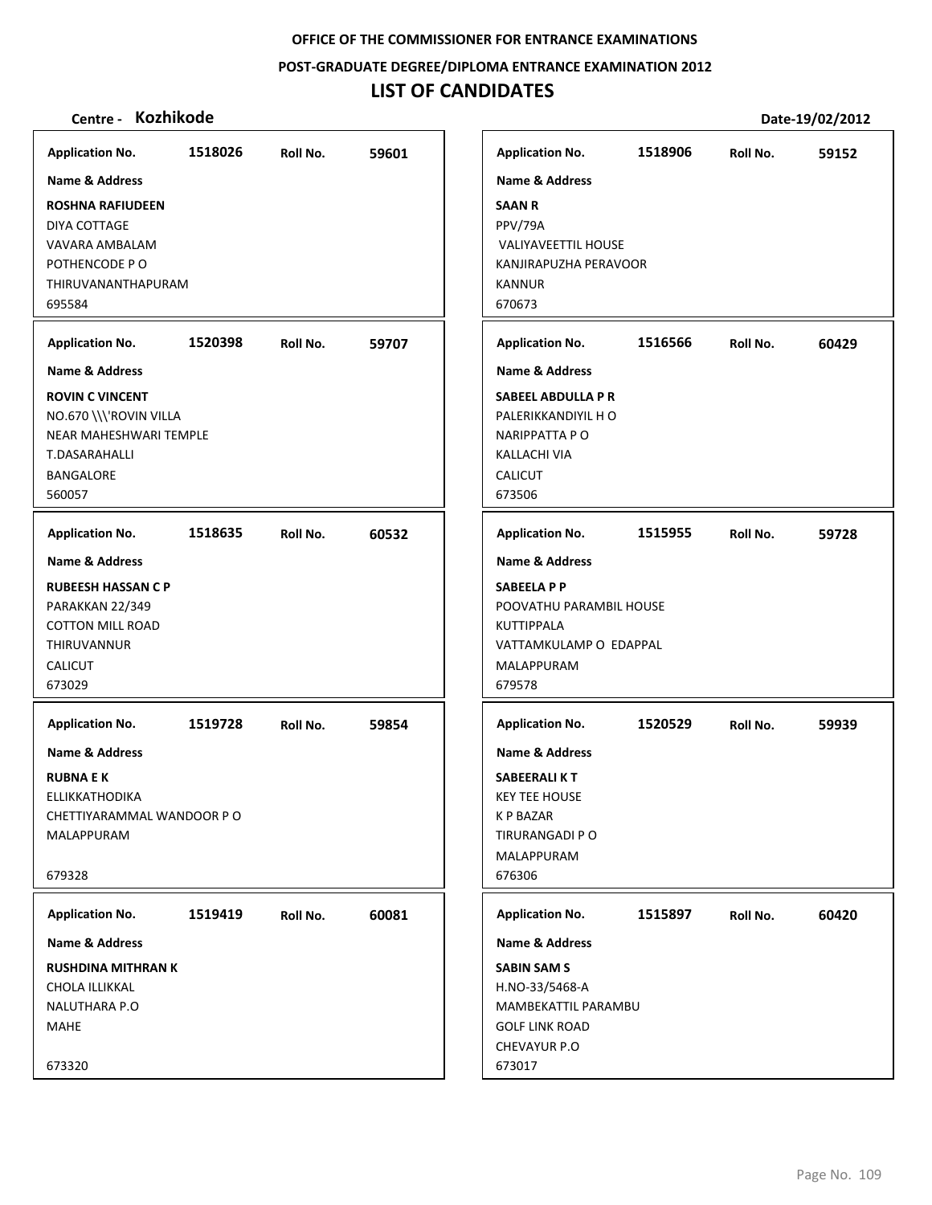OFFICE OF THE COMMISSIONER FOR ENTRANCE EXAMINATIONS

POST-GRADUATE DEGREE/DIPLOMA ENTRANCE EXAMINATION 2012

# LIST OF CANDIDATES

**Centre - Kozhikode** Date-19/02/2012

| Application No. | Roll No. | Name & Address |
|---|---|---|
| 1518026 | 59601 | **ROSHNA RAFIUDEEN**<br>DIYA COTTAGE<br>VAVARA AMBALAM<br>POTHENCODE P O<br>THIRUVANANTHAPURAM<br>695584 |
| 1520398 | 59707 | **ROVIN C VINCENT**<br>NO.670 \\\'ROVIN VILLA<br>NEAR MAHESHWARI TEMPLE<br>T.DASARAHALLI<br>BANGALORE<br>560057 |
| 1518635 | 60532 | **RUBEESH HASSAN C P**<br>PARAKKAN 22/349<br>COTTON MILL ROAD<br>THIRUVANNUR<br>CALICUT<br>673029 |
| 1519728 | 59854 | **RUBNA E K**<br>ELLIKKATHODIKA<br>CHETTIYARAMMAL WANDOOR P O<br>MALAPPURAM<br>679328 |
| 1519419 | 60081 | **RUSHDINA MITHRAN K**<br>CHOLA ILLIKKAL<br>NALUTHARA P.O<br>MAHE<br>673320 |
| 1518906 | 59152 | **SAAN R**<br>PPV/79A<br>VALIYAVEETTIL HOUSE<br>KANJIRAPUZHA PERAVOOR<br>KANNUR<br>670673 |
| 1516566 | 60429 | **SABEEL ABDULLA P R**<br>PALERIKKANDIYIL H O<br>NARIPPATTA P O<br>KALLACHI VIA<br>CALICUT<br>673506 |
| 1515955 | 59728 | **SABEELA P P**<br>POOVATHU PARAMBIL HOUSE<br>KUTTIPPALA<br>VATTAMKULAMP O EDAPPAL<br>MALAPPURAM<br>679578 |
| 1520529 | 59939 | **SABEERALI K T**<br>KEY TEE HOUSE<br>K P BAZAR<br>TIRURANGADI P O<br>MALAPPURAM<br>676306 |
| 1515897 | 60420 | **SABIN SAM S**<br>H.NO-33/5468-A<br>MAMBEKATTIL PARAMBU<br>GOLF LINK ROAD<br>CHEVAYUR P.O<br>673017 |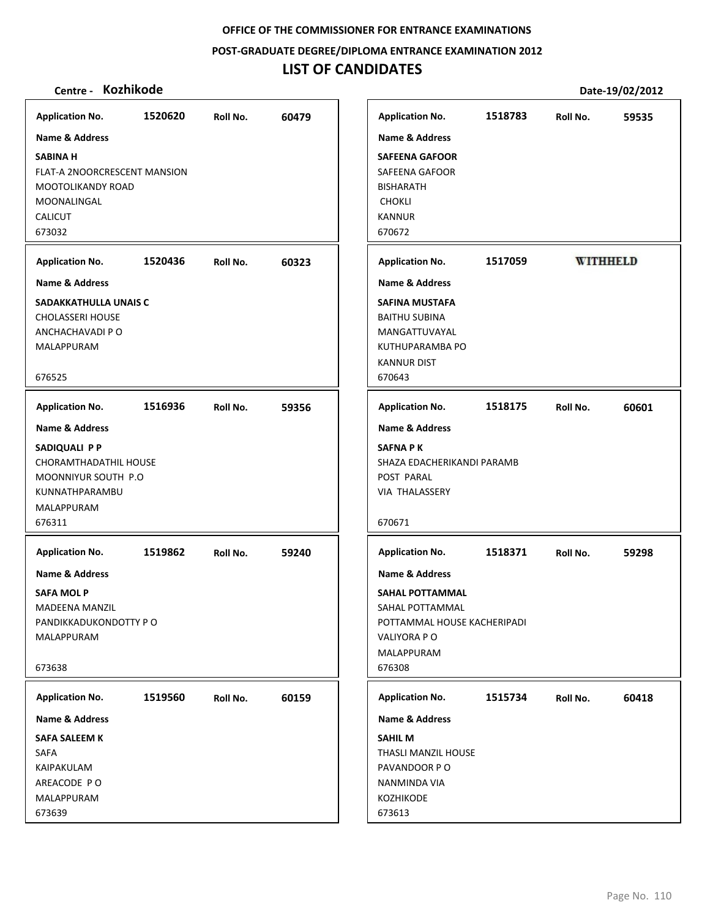OFFICE OF THE COMMISSIONER FOR ENTRANCE EXAMINATIONS

POST-GRADUATE DEGREE/DIPLOMA ENTRANCE EXAMINATION 2012

# LIST OF CANDIDATES

**Centre - Kozhikode** **Date-19/02/2012**

**Application No.** 1520620 **Roll No.** 60479

**Name & Address**

**SABINA H**
FLAT-A 2NOORCRESCENT MANSION
MOOTOLIKANDY ROAD
MOONALINGAL
CALICUT
673032

**Application No.** 1518783 **Roll No.** 59535

**Name & Address**

**SAFEENA GAFOOR**
SAFEENA GAFOOR
BISHARATH
CHOKLI
KANNUR
670672

**Application No.** 1520436 **Roll No.** 60323

**Name & Address**

**SADAKKATHULLA UNAIS C**
CHOLASSERI HOUSE
ANCHACHAVADI P O
MALAPPURAM

676525

**Application No.** 1517059 **WITHHELD**

**Name & Address**

**SAFINA MUSTAFA**
BAITHU SUBINA
MANGATTUVAYAL
KUTHUPARAMBA PO
KANNUR DIST
670643

**Application No.** 1516936 **Roll No.** 59356

**Name & Address**

**SADIQUALI P P**
CHORAMTHADATHIL HOUSE
MOONNIYUR SOUTH P.O
KUNNATHPARAMBU
MALAPPURAM
676311

**Application No.** 1518175 **Roll No.** 60601

**Name & Address**

**SAFNA P K**
SHAZA EDACHERIKANDI PARAMB
POST PARAL
VIA THALASSERY

670671

**Application No.** 1519862 **Roll No.** 59240

**Name & Address**

**SAFA MOL P**
MADEENA MANZIL
PANDIKKADUKONDOTTY P O
MALAPPURAM

673638

**Application No.** 1518371 **Roll No.** 59298

**Name & Address**

**SAHAL POTTAMMAL**
SAHAL POTTAMMAL
POTTAMMAL HOUSE KACHERIPADI
VALIYORA P O
MALAPPURAM
676308

**Application No.** 1519560 **Roll No.** 60159

**Name & Address**

**SAFA SALEEM K**
SAFA
KAIPAKULAM
AREACODE P O
MALAPPURAM
673639

**Application No.** 1515734 **Roll No.** 60418

**Name & Address**

**SAHIL M**
THASLI MANZIL HOUSE
PAVANDOOR P O
NANMINDA VIA
KOZHIKODE
673613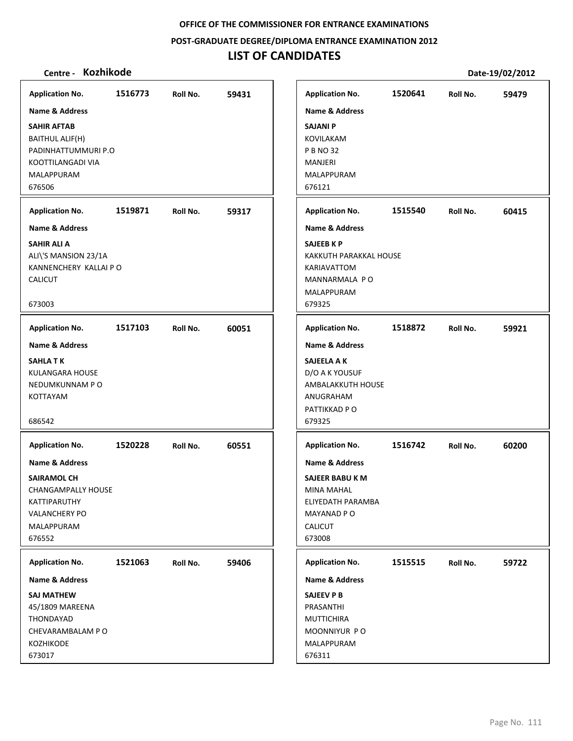OFFICE OF THE COMMISSIONER FOR ENTRANCE EXAMINATIONS

POST-GRADUATE DEGREE/DIPLOMA ENTRANCE EXAMINATION 2012

# LIST OF CANDIDATES

**Centre - Kozhikode** | **Date-19/02/2012**

| Application No. | Roll No. | Name & Address |
|---|---|---|
| 1516773 | 59431 | **SAHIR AFTAB**<br>BAITHUL ALIF(H)<br>PADINHATTUMMURI P.O<br>KOOTTILANGADI VIA<br>MALAPPURAM<br>676506 |
| 1519871 | 59317 | **SAHIR ALI A**<br>ALI\'S MANSION 23/1A<br>KANNENCHERY KALLAI P O<br>CALICUT<br>673003 |
| 1517103 | 60051 | **SAHLA T K**<br>KULANGARA HOUSE<br>NEDUMKUNNAM P O<br>KOTTAYAM<br>686542 |
| 1520228 | 60551 | **SAIRAMOL CH**<br>CHANGAMPALLY HOUSE<br>KATTIPARUTHY<br>VALANCHERY PO<br>MALAPPURAM<br>676552 |
| 1521063 | 59406 | **SAJ MATHEW**<br>45/1809 MAREENA<br>THONDAYAD<br>CHEVARAMBALAM P O<br>KOZHIKODE<br>673017 |
| 1520641 | 59479 | **SAJANI P**<br>KOVILAKAM<br>P B NO 32<br>MANJERI<br>MALAPPURAM<br>676121 |
| 1515540 | 60415 | **SAJEEB K P**<br>KAKKUTH PARAKKAL HOUSE<br>KARIAVATTOM<br>MANNARMALA P O<br>MALAPPURAM<br>679325 |
| 1518872 | 59921 | **SAJEELA A K**<br>D/O A K YOUSUF<br>AMBALAKKUTH HOUSE<br>ANUGRAHAM<br>PATTIKKAD P O<br>679325 |
| 1516742 | 60200 | **SAJEER BABU K M**<br>MINA MAHAL<br>ELIYEDATH PARAMBA<br>MAYANAD P O<br>CALICUT<br>673008 |
| 1515515 | 59722 | **SAJEEV P B**<br>PRASANTHI<br>MUTTICHIRA<br>MOONNIYUR P O<br>MALAPPURAM<br>676311 |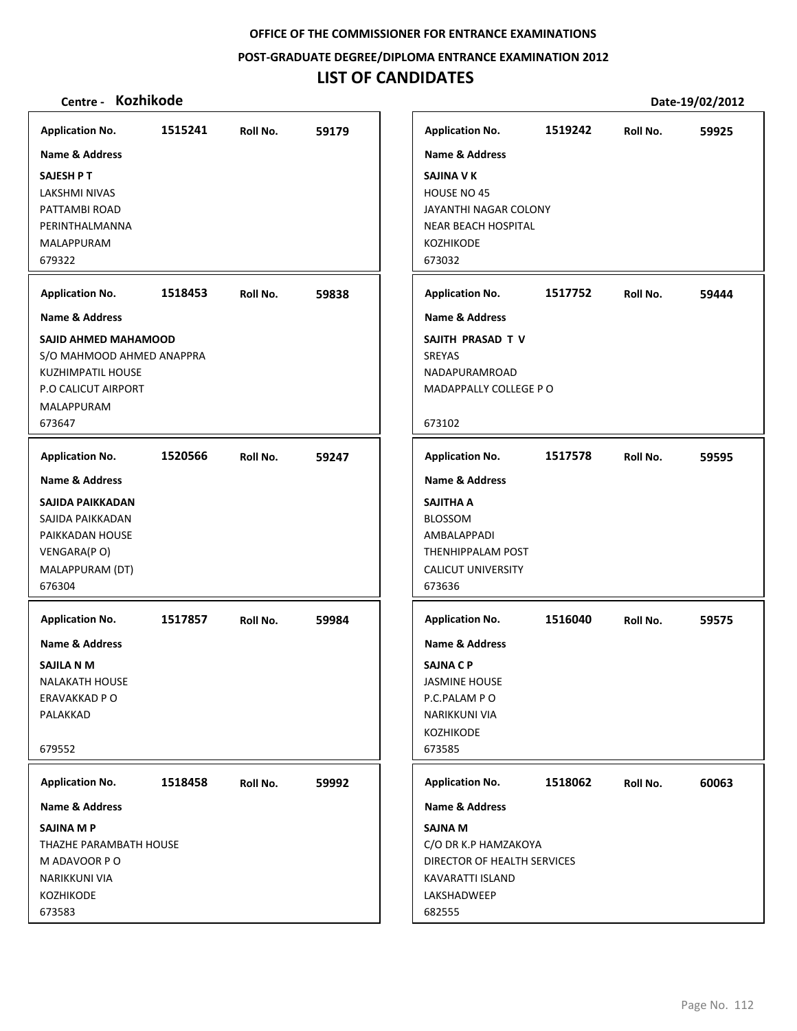OFFICE OF THE COMMISSIONER FOR ENTRANCE EXAMINATIONS

POST-GRADUATE DEGREE/DIPLOMA ENTRANCE EXAMINATION 2012

# LIST OF CANDIDATES

**Centre - Kozhikode** **Date-19/02/2012**

**Application No.** 1515241 **Roll No.** 59179
**Name & Address**
**SAJESH P T**
LAKSHMI NIVAS
PATTAMBI ROAD
PERINTHALMANNA
MALAPPURAM
679322

**Application No.** 1519242 **Roll No.** 59925
**Name & Address**
**SAJINA V K**
HOUSE NO 45
JAYANTHI NAGAR COLONY
NEAR BEACH HOSPITAL
KOZHIKODE
673032

**Application No.** 1518453 **Roll No.** 59838
**Name & Address**
**SAJID AHMED MAHAMOOD**
S/O MAHMOOD AHMED ANAPPRA
KUZHIMPATIL HOUSE
P.O CALICUT AIRPORT
MALAPPURAM
673647

**Application No.** 1517752 **Roll No.** 59444
**Name & Address**
**SAJITH PRASAD T V**
SREYAS
NADAPURAMROAD
MADAPPALLY COLLEGE P O
673102

**Application No.** 1520566 **Roll No.** 59247
**Name & Address**
**SAJIDA PAIKKADAN**
SAJIDA PAIKKADAN
PAIKKADAN HOUSE
VENGARA(P O)
MALAPPURAM (DT)
676304

**Application No.** 1517578 **Roll No.** 59595
**Name & Address**
**SAJITHA A**
BLOSSOM
AMBALAPPADI
THENHIPPALAM POST
CALICUT UNIVERSITY
673636

**Application No.** 1517857 **Roll No.** 59984
**Name & Address**
**SAJILA N M**
NALAKATH HOUSE
ERAVAKKAD P O
PALAKKAD
679552

**Application No.** 1516040 **Roll No.** 59575
**Name & Address**
**SAJNA C P**
JASMINE HOUSE
P.C.PALAM P O
NARIKKUNI VIA
KOZHIKODE
673585

**Application No.** 1518458 **Roll No.** 59992
**Name & Address**
**SAJINA M P**
THAZHE PARAMBATH HOUSE
M ADAVOOR P O
NARIKKUNI VIA
KOZHIKODE
673583

**Application No.** 1518062 **Roll No.** 60063
**Name & Address**
**SAJNA M**
C/O DR K.P HAMZAKOYA
DIRECTOR OF HEALTH SERVICES
KAVARATTI ISLAND
LAKSHADWEEP
682555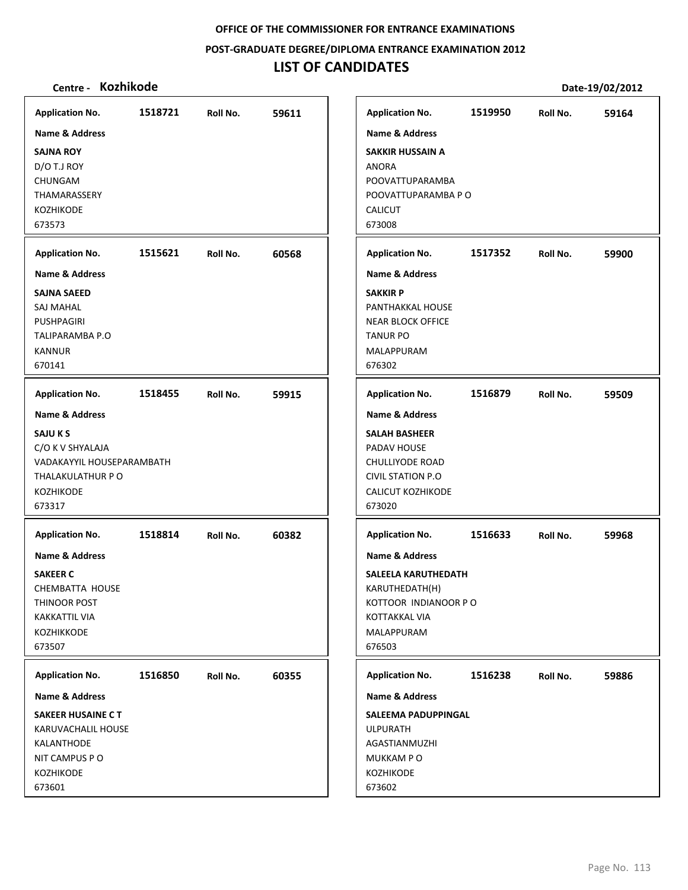**OFFICE OF THE COMMISSIONER FOR ENTRANCE EXAMINATIONS**

**POST-GRADUATE DEGREE/DIPLOMA ENTRANCE EXAMINATION 2012**

# LIST OF CANDIDATES

**Centre - Kozhikode** **Date-19/02/2012**

**Application No.** 1518721 **Roll No.** 59611
**Name & Address**
**SAJNA ROY**
D/O T.J ROY
CHUNGAM
THAMARASSERY
KOZHIKODE
673573

**Application No.** 1515621 **Roll No.** 60568
**Name & Address**
**SAJNA SAEED**
SAJ MAHAL
PUSHPAGIRI
TALIPARAMBA P.O
KANNUR
670141

**Application No.** 1518455 **Roll No.** 59915
**Name & Address**
**SAJU K S**
C/O K V SHYALAJA
VADAKAYYIL HOUSEPARAMBATH
THALAKULATHUR P O
KOZHIKODE
673317

**Application No.** 1518814 **Roll No.** 60382
**Name & Address**
**SAKEER C**
CHEMBATTA HOUSE
THINOOR POST
KAKKATTIL VIA
KOZHIKKODE
673507

**Application No.** 1516850 **Roll No.** 60355
**Name & Address**
**SAKEER HUSAINE C T**
KARUVACHALIL HOUSE
KALANTHODE
NIT CAMPUS P O
KOZHIKODE
673601

**Application No.** 1519950 **Roll No.** 59164
**Name & Address**
**SAKKIR HUSSAIN A**
ANORA
POOVATTUPARAMBA
POOVATTUPARAMBA P O
CALICUT
673008

**Application No.** 1517352 **Roll No.** 59900
**Name & Address**
**SAKKIR P**
PANTHAKKAL HOUSE
NEAR BLOCK OFFICE
TANUR PO
MALAPPURAM
676302

**Application No.** 1516879 **Roll No.** 59509
**Name & Address**
**SALAH BASHEER**
PADAV HOUSE
CHULLIYODE ROAD
CIVIL STATION P.O
CALICUT KOZHIKODE
673020

**Application No.** 1516633 **Roll No.** 59968
**Name & Address**
**SALEELA KARUTHEDATH**
KARUTHEDATH(H)
KOTTOOR INDIANOOR P O
KOTTAKKAL VIA
MALAPPURAM
676503

**Application No.** 1516238 **Roll No.** 59886
**Name & Address**
**SALEEMA PADUPPINGAL**
ULPURATH
AGASTIANMUZHI
MUKKAM P O
KOZHIKODE
673602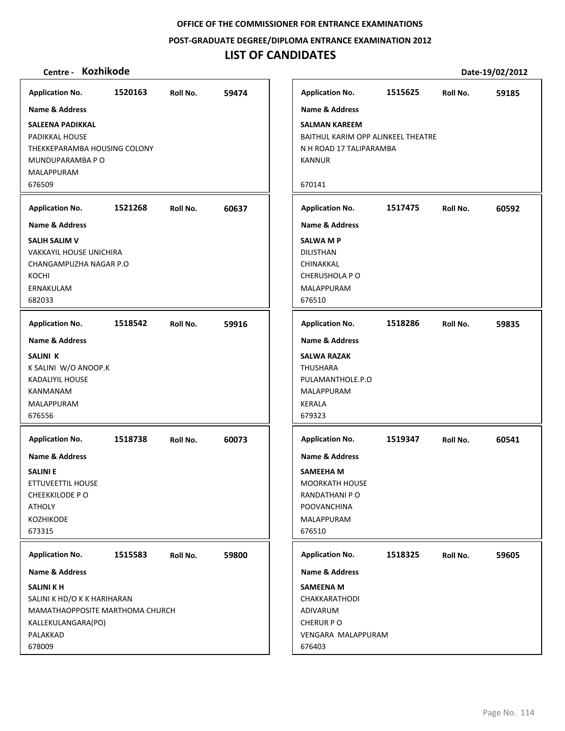OFFICE OF THE COMMISSIONER FOR ENTRANCE EXAMINATIONS

POST-GRADUATE DEGREE/DIPLOMA ENTRANCE EXAMINATION 2012

# LIST OF CANDIDATES

**Centre - Kozhikode** Date-19/02/2012

**Application No.** 1520163 **Roll No.** 59474

**Name & Address**

**SALEENA PADIKKAL**
PADIKKAL HOUSE
THEKKEPARAMBA HOUSING COLONY
MUNDUPARAMBA P O
MALAPPURAM
676509

---

**Application No.** 1521268 **Roll No.** 60637

**Name & Address**

**SALIH SALIM V**
VAKKAYIL HOUSE UNICHIRA
CHANGAMPUZHA NAGAR P.O
KOCHI
ERNAKULAM
682033

---

**Application No.** 1518542 **Roll No.** 59916

**Name & Address**

**SALINI K**
K SALINI W/O ANOOP.K
KADALIYIL HOUSE
KANMANAM
MALAPPURAM
676556

---

**Application No.** 1518738 **Roll No.** 60073

**Name & Address**

**SALINI E**
ETTUVEETTIL HOUSE
CHEEKKILODE P O
ATHOLY
KOZHIKODE
673315

---

**Application No.** 1515583 **Roll No.** 59800

**Name & Address**

**SALINI K H**
SALINI K HD/O K K HARIHARAN
MAMATHAOPPOSITE MARTHOMA CHURCH
KALLEKULANGARA(PO)
PALAKKAD
678009

---

**Application No.** 1515625 **Roll No.** 59185

**Name & Address**

**SALMAN KAREEM**
BAITHUL KARIM OPP ALINKEEL THEATRE
N H ROAD 17 TALIPARAMBA
KANNUR
670141

---

**Application No.** 1517475 **Roll No.** 60592

**Name & Address**

**SALWA M P**
DILISTHAN
CHINAKKAL
CHERUSHOLA P O
MALAPPURAM
676510

---

**Application No.** 1518286 **Roll No.** 59835

**Name & Address**

**SALWA RAZAK**
THUSHARA
PULAMANTHOLE.P.O
MALAPPURAM
KERALA
679323

---

**Application No.** 1519347 **Roll No.** 60541

**Name & Address**

**SAMEEHA M**
MOORKATH HOUSE
RANDATHANI P O
POOVANCHINA
MALAPPURAM
676510

---

**Application No.** 1518325 **Roll No.** 59605

**Name & Address**

**SAMEENA M**
CHAKKARATHODI
ADIVARUM
CHERUR P O
VENGARA MALAPPURAM
676403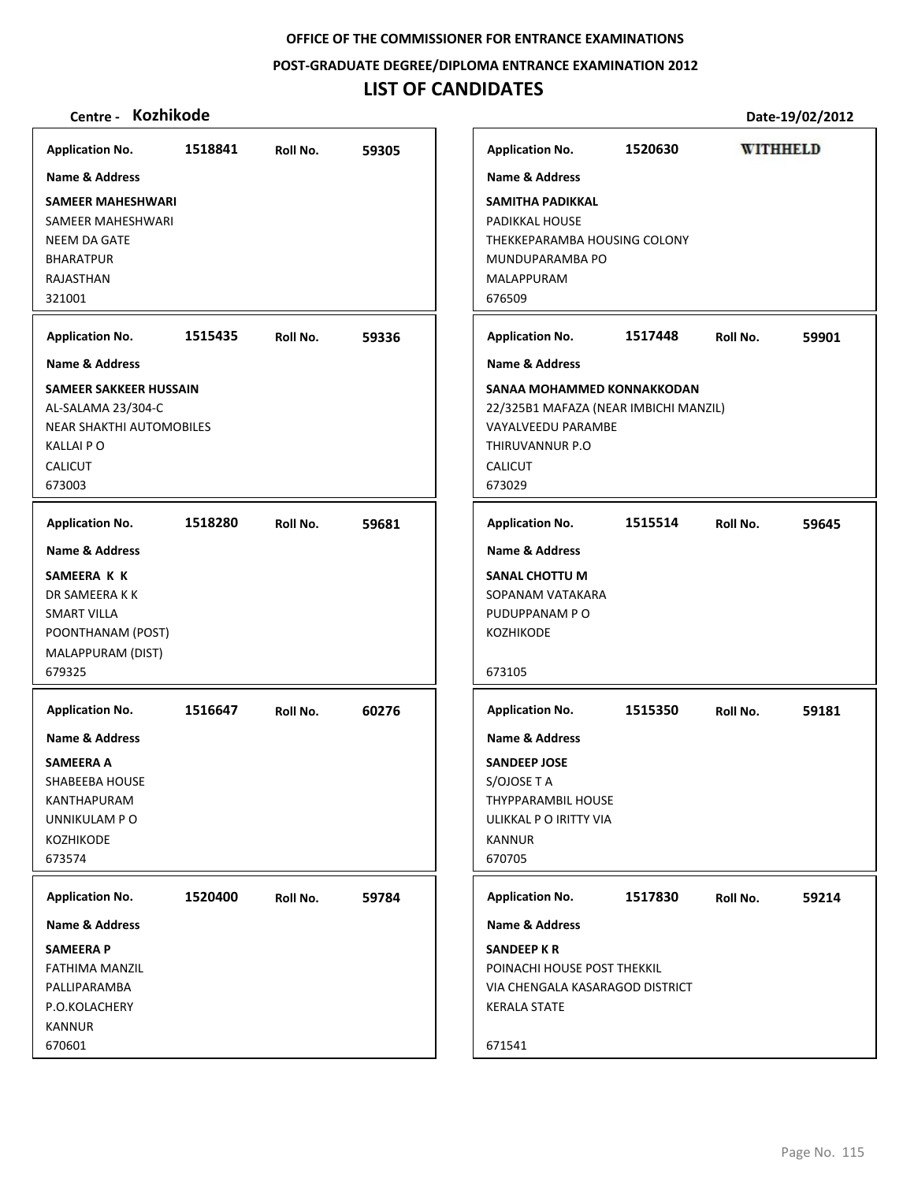OFFICE OF THE COMMISSIONER FOR ENTRANCE EXAMINATIONS

POST-GRADUATE DEGREE/DIPLOMA ENTRANCE EXAMINATION 2012

# LIST OF CANDIDATES

**Centre - Kozhikode** **Date-19/02/2012**

---

**Application No.** 1518841 **Roll No.** 59305

**Name & Address**

**SAMEER MAHESHWARI**
SAMEER MAHESHWARI
NEEM DA GATE
BHARATPUR
RAJASTHAN
321001

---

**Application No.** 1515435 **Roll No.** 59336

**Name & Address**

**SAMEER SAKKEER HUSSAIN**
AL-SALAMA 23/304-C
NEAR SHAKTHI AUTOMOBILES
KALLAI P O
CALICUT
673003

---

**Application No.** 1518280 **Roll No.** 59681

**Name & Address**

**SAMEERA K K**
DR SAMEERA K K
SMART VILLA
POONTHANAM (POST)
MALAPPURAM (DIST)
679325

---

**Application No.** 1516647 **Roll No.** 60276

**Name & Address**

**SAMEERA A**
SHABEEBA HOUSE
KANTHAPURAM
UNNIKULAM P O
KOZHIKODE
673574

---

**Application No.** 1520400 **Roll No.** 59784

**Name & Address**

**SAMEERA P**
FATHIMA MANZIL
PALLIPARAMBA
P.O.KOLACHERY
KANNUR
670601

---

**Application No.** 1520630 **WITHHELD**

**Name & Address**

**SAMITHA PADIKKAL**
PADIKKAL HOUSE
THEKKEPARAMBA HOUSING COLONY
MUNDUPARAMBA PO
MALAPPURAM
676509

---

**Application No.** 1517448 **Roll No.** 59901

**Name & Address**

**SANAA MOHAMMED KONNAKKODAN**
22/325B1 MAFAZA (NEAR IMBICHI MANZIL)
VAYALVEEDU PARAMBE
THIRUVANNUR P.O
CALICUT
673029

---

**Application No.** 1515514 **Roll No.** 59645

**Name & Address**

**SANAL CHOTTU M**
SOPANAM VATAKARA
PUDUPPANAM P O
KOZHIKODE

673105

---

**Application No.** 1515350 **Roll No.** 59181

**Name & Address**

**SANDEEP JOSE**
S/OJOSE T A
THYPPARAMBIL HOUSE
ULIKKAL P O IRITTY VIA
KANNUR
670705

---

**Application No.** 1517830 **Roll No.** 59214

**Name & Address**

**SANDEEP K R**
POINACHI HOUSE POST THEKKIL
VIA CHENGALA KASARAGOD DISTRICT
KERALA STATE

671541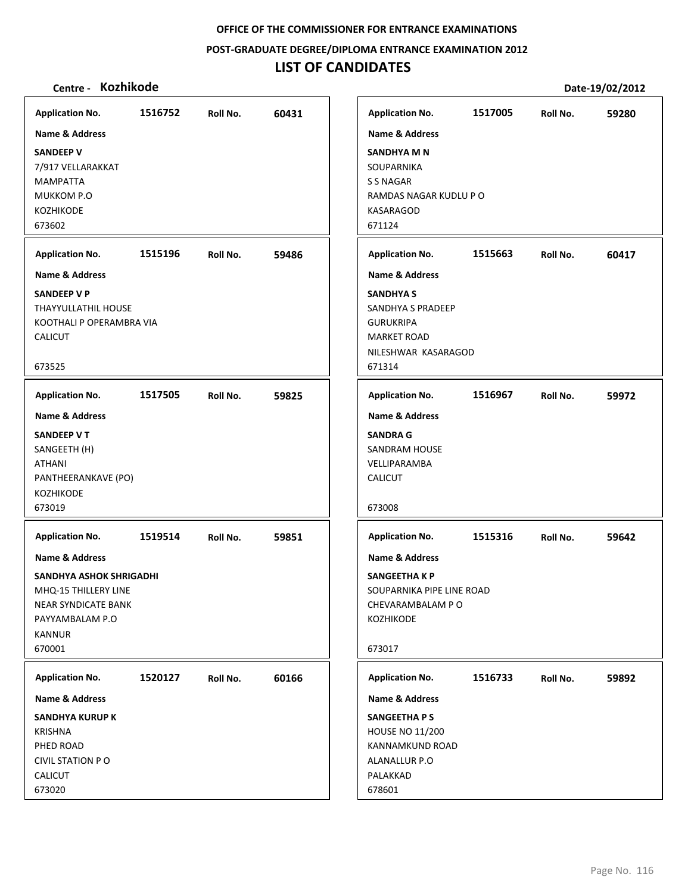**OFFICE OF THE COMMISSIONER FOR ENTRANCE EXAMINATIONS**

**POST-GRADUATE DEGREE/DIPLOMA ENTRANCE EXAMINATION 2012**

# LIST OF CANDIDATES

**Centre - Kozhikode** **Date-19/02/2012**

---

**Application No.** 1516752 **Roll No.** 60431

**Name & Address**

**SANDEEP V**
7/917 VELLARAKKAT
MAMPATTA
MUKKOM P.O
KOZHIKODE
673602

---

**Application No.** 1515196 **Roll No.** 59486

**Name & Address**

**SANDEEP V P**
THAYYULLATHIL HOUSE
KOOTHALI P OPERAMBRA VIA
CALICUT

673525

---

**Application No.** 1517505 **Roll No.** 59825

**Name & Address**

**SANDEEP V T**
SANGEETH (H)
ATHANI
PANTHEERANKAVE (PO)
KOZHIKODE
673019

---

**Application No.** 1519514 **Roll No.** 59851

**Name & Address**

**SANDHYA ASHOK SHRIGADHI**
MHQ-15 THILLERY LINE
NEAR SYNDICATE BANK
PAYYAMBALAM P.O
KANNUR
670001

---

**Application No.** 1520127 **Roll No.** 60166

**Name & Address**

**SANDHYA KURUP K**
KRISHNA
PHED ROAD
CIVIL STATION P O
CALICUT
673020

---

**Application No.** 1517005 **Roll No.** 59280

**Name & Address**

**SANDHYA M N**
SOUPARNIKA
S S NAGAR
RAMDAS NAGAR KUDLU P O
KASARAGOD
671124

---

**Application No.** 1515663 **Roll No.** 60417

**Name & Address**

**SANDHYA S**
SANDHYA S PRADEEP
GURUKRIPA
MARKET ROAD
NILESHWAR KASARAGOD
671314

---

**Application No.** 1516967 **Roll No.** 59972

**Name & Address**

**SANDRA G**
SANDRAM HOUSE
VELLIPARAMBA
CALICUT

673008

---

**Application No.** 1515316 **Roll No.** 59642

**Name & Address**

**SANGEETHA K P**
SOUPARNIKA PIPE LINE ROAD
CHEVARAMBALAM P O
KOZHIKODE

673017

---

**Application No.** 1516733 **Roll No.** 59892

**Name & Address**

**SANGEETHA P S**
HOUSE NO 11/200
KANNAMKUND ROAD
ALANALLUR P.O
PALAKKAD
678601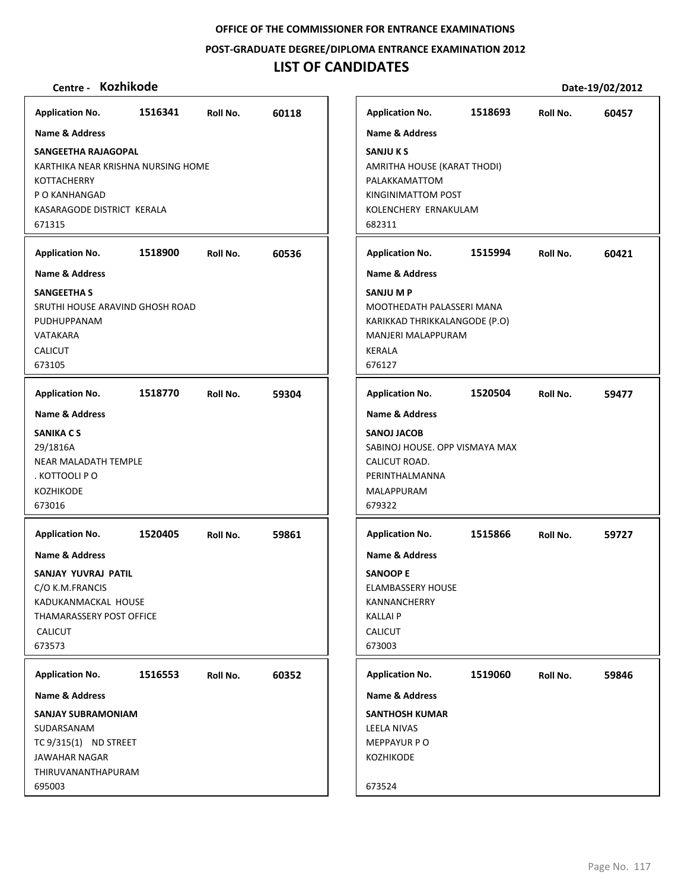OFFICE OF THE COMMISSIONER FOR ENTRANCE EXAMINATIONS

POST-GRADUATE DEGREE/DIPLOMA ENTRANCE EXAMINATION 2012

# LIST OF CANDIDATES

**Centre - Kozhikode** **Date-19/02/2012**

**Application No.** 1516341 **Roll No.** 60118

**Name & Address**

**SANGEETHA RAJAGOPAL**
KARTHIKA NEAR KRISHNA NURSING HOME
KOTTACHERRY
P O KANHANGAD
KASARAGODE DISTRICT KERALA
671315

**Application No.** 1518900 **Roll No.** 60536

**Name & Address**

**SANGEETHA S**
SRUTHI HOUSE ARAVIND GHOSH ROAD
PUDHUPPANAM
VATAKARA
CALICUT
673105

**Application No.** 1518770 **Roll No.** 59304

**Name & Address**

**SANIKA C S**
29/1816A
NEAR MALADATH TEMPLE
. KOTTOOLI P O
KOZHIKODE
673016

**Application No.** 1520405 **Roll No.** 59861

**Name & Address**

**SANJAY YUVRAJ PATIL**
C/O K.M.FRANCIS
KADUKANMACKAL HOUSE
THAMARASSERY POST OFFICE
CALICUT
673573

**Application No.** 1516553 **Roll No.** 60352

**Name & Address**

**SANJAY SUBRAMONIAM**
SUDARSANAM
TC 9/315(1) ND STREET
JAWAHAR NAGAR
THIRUVANANTHAPURAM
695003

**Application No.** 1518693 **Roll No.** 60457

**Name & Address**

**SANJU K S**
AMRITHA HOUSE (KARAT THODI)
PALAKKAMATTOM
KINGINIMATTOM POST
KOLENCHERY ERNAKULAM
682311

**Application No.** 1515994 **Roll No.** 60421

**Name & Address**

**SANJU M P**
MOOTHEDATH PALASSERI MANA
KARIKKAD THRIKKALANGODE (P.O)
MANJERI MALAPPURAM
KERALA
676127

**Application No.** 1520504 **Roll No.** 59477

**Name & Address**

**SANOJ JACOB**
SABINOJ HOUSE. OPP VISMAYA MAX
CALICUT ROAD.
PERINTHALMANNA
MALAPPURAM
679322

**Application No.** 1515866 **Roll No.** 59727

**Name & Address**

**SANOOP E**
ELAMBASSERY HOUSE
KANNANCHERRY
KALLAI P
CALICUT
673003

**Application No.** 1519060 **Roll No.** 59846

**Name & Address**

**SANTHOSH KUMAR**
LEELA NIVAS
MEPPAYUR P O
KOZHIKODE

673524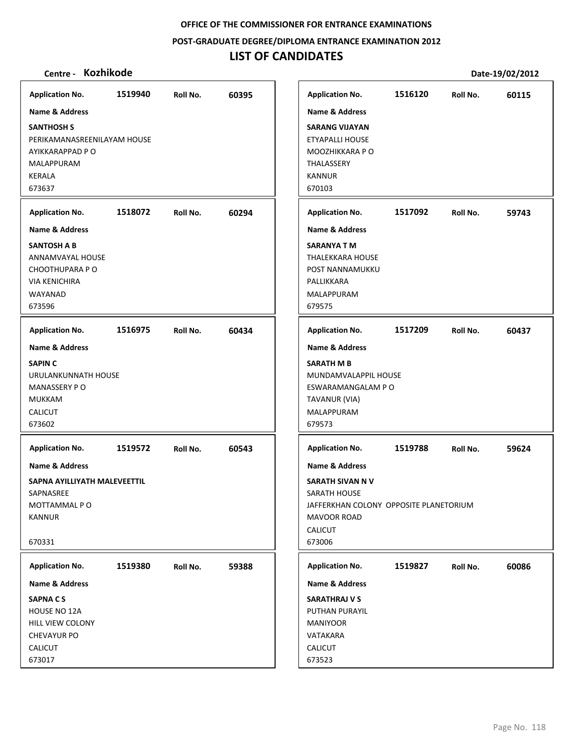OFFICE OF THE COMMISSIONER FOR ENTRANCE EXAMINATIONS

POST-GRADUATE DEGREE/DIPLOMA ENTRANCE EXAMINATION 2012

# LIST OF CANDIDATES

**Centre - Kozhikode** **Date-19/02/2012**

**Application No.** 1519940 **Roll No.** 60395

**Name & Address**

**SANTHOSH S**
PERIKAMANASREENILAYAM HOUSE
AYIKKARAPPAD P O
MALAPPURAM
KERALA
673637

**Application No.** 1518072 **Roll No.** 60294

**Name & Address**

**SANTOSH A B**
ANNAMVAYAL HOUSE
CHOOTHUPARA P O
VIA KENICHIRA
WAYANAD
673596

**Application No.** 1516975 **Roll No.** 60434

**Name & Address**

**SAPIN C**
URULANKUNNATH HOUSE
MANASSERY P O
MUKKAM
CALICUT
673602

**Application No.** 1519572 **Roll No.** 60543

**Name & Address**

**SAPNA AYILLIYATH MALEVEETTIL**
SAPNASREE
MOTTAMMAL P O
KANNUR

670331

**Application No.** 1519380 **Roll No.** 59388

**Name & Address**

**SAPNA C S**
HOUSE NO 12A
HILL VIEW COLONY
CHEVAYUR PO
CALICUT
673017

**Application No.** 1516120 **Roll No.** 60115

**Name & Address**

**SARANG VIJAYAN**
ETYAPALLI HOUSE
MOOZHIKKARA P O
THALASSERY
KANNUR
670103

**Application No.** 1517092 **Roll No.** 59743

**Name & Address**

**SARANYA T M**
THALEKKARA HOUSE
POST NANNAMUKKU
PALLIKKARA
MALAPPURAM
679575

**Application No.** 1517209 **Roll No.** 60437

**Name & Address**

**SARATH M B**
MUNDAMVALAPPIL HOUSE
ESWARAMANGALAM P O
TAVANUR (VIA)
MALAPPURAM
679573

**Application No.** 1519788 **Roll No.** 59624

**Name & Address**

**SARATH SIVAN N V**
SARATH HOUSE
JAFFERKHAN COLONY OPPOSITE PLANETORIUM
MAVOOR ROAD
CALICUT
673006

**Application No.** 1519827 **Roll No.** 60086

**Name & Address**

**SARATHRAJ V S**
PUTHAN PURAYIL
MANIYOOR
VATAKARA
CALICUT
673523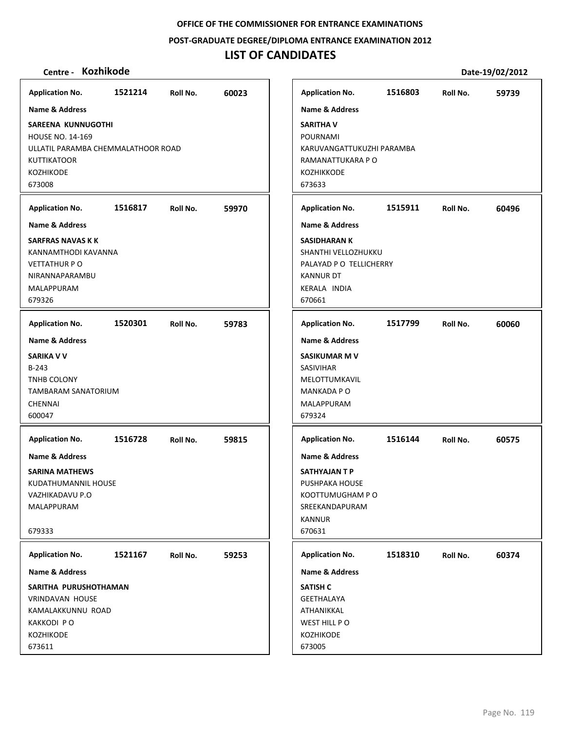**OFFICE OF THE COMMISSIONER FOR ENTRANCE EXAMINATIONS**

**POST-GRADUATE DEGREE/DIPLOMA ENTRANCE EXAMINATION 2012**

# LIST OF CANDIDATES

**Centre - Kozhikode** **Date-19/02/2012**

**Application No.** 1521214 **Roll No.** 60023

**Name & Address**

**SAREENA KUNNUGOTHI**
HOUSE NO. 14-169
ULLATIL PARAMBA CHEMMALATHOOR ROAD
KUTTIKATOOR
KOZHIKODE
673008

---

**Application No.** 1516817 **Roll No.** 59970

**Name & Address**

**SARFRAS NAVAS K K**
KANNAMTHODI KAVANNA
VETTATHUR P O
NIRANNAPARAMBU
MALAPPURAM
679326

---

**Application No.** 1520301 **Roll No.** 59783

**Name & Address**

**SARIKA V V**
B-243
TNHB COLONY
TAMBARAM SANATORIUM
CHENNAI
600047

---

**Application No.** 1516728 **Roll No.** 59815

**Name & Address**

**SARINA MATHEWS**
KUDATHUMANNIL HOUSE
VAZHIKADAVU P.O
MALAPPURAM

679333

---

**Application No.** 1521167 **Roll No.** 59253

**Name & Address**

**SARITHA PURUSHOTHAMAN**
VRINDAVAN HOUSE
KAMALAKKUNNU ROAD
KAKKODI P O
KOZHIKODE
673611

---

**Application No.** 1516803 **Roll No.** 59739

**Name & Address**

**SARITHA V**
POURNAMI
KARUVANGATTUKUZHI PARAMBA
RAMANATTUKARA P O
KOZHIKKODE
673633

---

**Application No.** 1515911 **Roll No.** 60496

**Name & Address**

**SASIDHARAN K**
SHANTHI VELLOZHUKKU
PALAYAD P O TELLICHERRY
KANNUR DT
KERALA INDIA
670661

---

**Application No.** 1517799 **Roll No.** 60060

**Name & Address**

**SASIKUMAR M V**
SASIVIHAR
MELOTTUMKAVIL
MANKADA P O
MALAPPURAM
679324

---

**Application No.** 1516144 **Roll No.** 60575

**Name & Address**

**SATHYAJAN T P**
PUSHPAKA HOUSE
KOOTTUMUGHAM P O
SREEKANDAPURAM
KANNUR
670631

---

**Application No.** 1518310 **Roll No.** 60374

**Name & Address**

**SATISH C**
GEETHALAYA
ATHANIKKAL
WEST HILL P O
KOZHIKODE
673005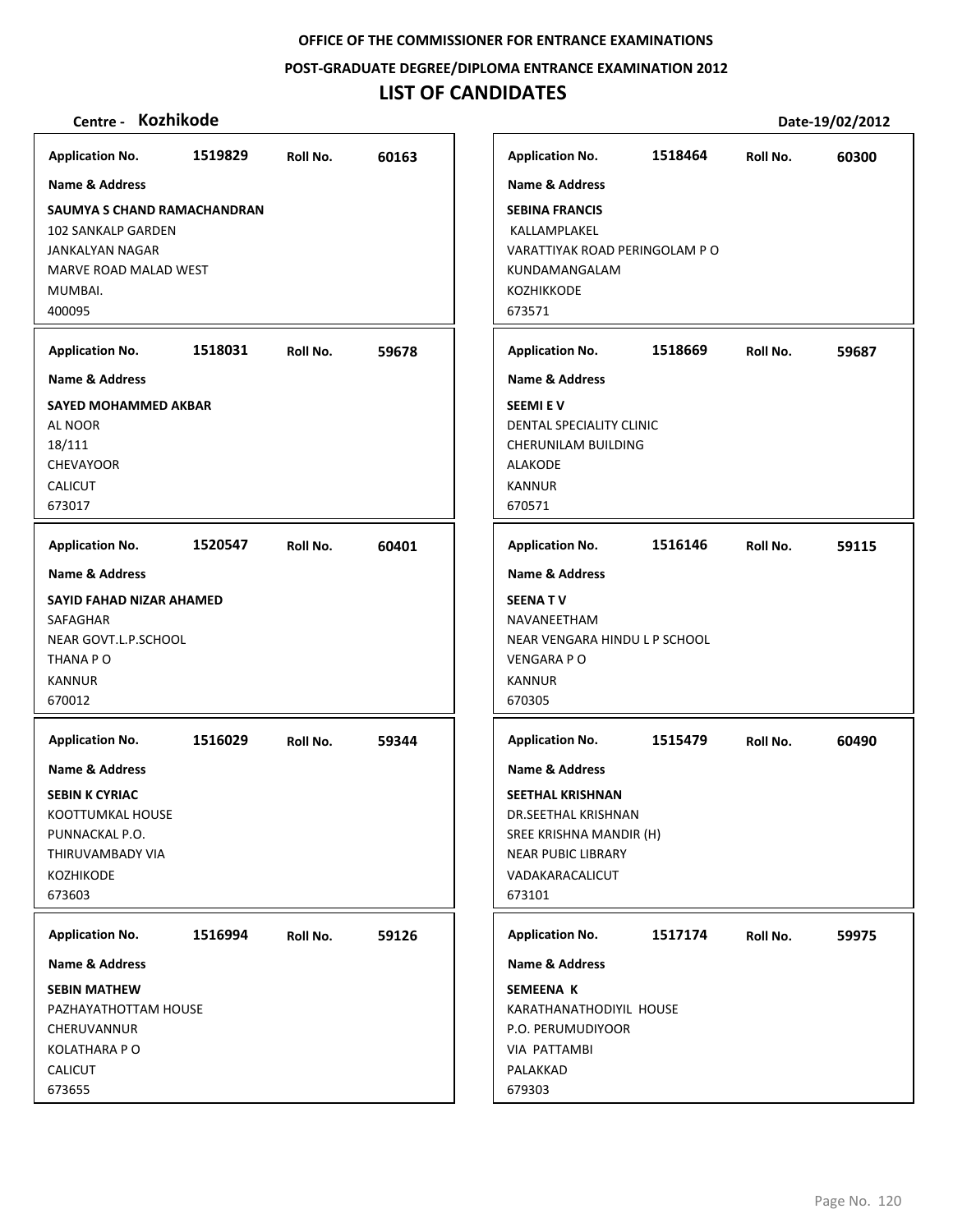OFFICE OF THE COMMISSIONER FOR ENTRANCE EXAMINATIONS

POST-GRADUATE DEGREE/DIPLOMA ENTRANCE EXAMINATION 2012

# LIST OF CANDIDATES

**Centre - Kozhikode** | **Date-19/02/2012**

**Application No.** 1519829 **Roll No.** 60163

**Name & Address**

**SAUMYA S CHAND RAMACHANDRAN**
102 SANKALP GARDEN
JANKALYAN NAGAR
MARVE ROAD MALAD WEST
MUMBAI.
400095

**Application No.** 1518031 **Roll No.** 59678

**Name & Address**

**SAYED MOHAMMED AKBAR**
AL NOOR
18/111
CHEVAYOOR
CALICUT
673017

**Application No.** 1520547 **Roll No.** 60401

**Name & Address**

**SAYID FAHAD NIZAR AHAMED**
SAFAGHAR
NEAR GOVT.L.P.SCHOOL
THANA P O
KANNUR
670012

**Application No.** 1516029 **Roll No.** 59344

**Name & Address**

**SEBIN K CYRIAC**
KOOTTUMKAL HOUSE
PUNNACKAL P.O.
THIRUVAMBADY VIA
KOZHIKODE
673603

**Application No.** 1516994 **Roll No.** 59126

**Name & Address**

**SEBIN MATHEW**
PAZHAYATHOTTAM HOUSE
CHERUVANNUR
KOLATHARA P O
CALICUT
673655

**Application No.** 1518464 **Roll No.** 60300

**Name & Address**

**SEBINA FRANCIS**
KALLAMPLAKEL
VARATTIYAK ROAD PERINGOLAM P O
KUNDAMANGALAM
KOZHIKKODE
673571

**Application No.** 1518669 **Roll No.** 59687

**Name & Address**

**SEEMI E V**
DENTAL SPECIALITY CLINIC
CHERUNILAM BUILDING
ALAKODE
KANNUR
670571

**Application No.** 1516146 **Roll No.** 59115

**Name & Address**

**SEENA T V**
NAVANEETHAM
NEAR VENGARA HINDU L P SCHOOL
VENGARA P O
KANNUR
670305

**Application No.** 1515479 **Roll No.** 60490

**Name & Address**

**SEETHAL KRISHNAN**
DR.SEETHAL KRISHNAN
SREE KRISHNA MANDIR (H)
NEAR PUBIC LIBRARY
VADAKARACALICUT
673101

**Application No.** 1517174 **Roll No.** 59975

**Name & Address**

**SEMEENA K**
KARATHANATHODIYIL HOUSE
P.O. PERUMUDIYOOR
VIA PATTAMBI
PALAKKAD
679303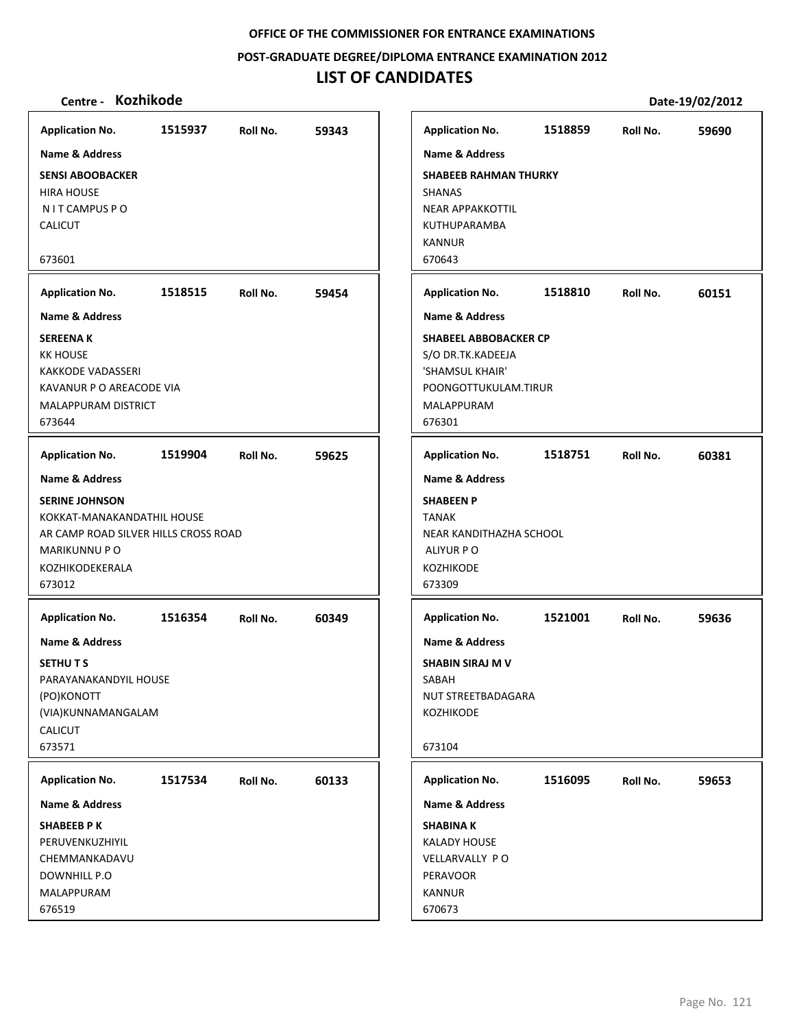OFFICE OF THE COMMISSIONER FOR ENTRANCE EXAMINATIONS

POST-GRADUATE DEGREE/DIPLOMA ENTRANCE EXAMINATION 2012

# LIST OF CANDIDATES

**Centre - Kozhikode** | **Date-19/02/2012**

---

**Application No.** 1515937 **Roll No.** 59343

**Name & Address**

**SENSI ABOOBACKER**
HIRA HOUSE
N I T CAMPUS P O
CALICUT

673601

---

**Application No.** 1518515 **Roll No.** 59454

**Name & Address**

**SEREENA K**
KK HOUSE
KAKKODE VADASSERI
KAVANUR P O AREACODE VIA
MALAPPURAM DISTRICT
673644

---

**Application No.** 1519904 **Roll No.** 59625

**Name & Address**

**SERINE JOHNSON**
KOKKAT-MANAKANDATHIL HOUSE
AR CAMP ROAD SILVER HILLS CROSS ROAD
MARIKUNNU P O
KOZHIKODEKERALA
673012

---

**Application No.** 1516354 **Roll No.** 60349

**Name & Address**

**SETHU T S**
PARAYANAKANDYIL HOUSE
(PO)KONOTT
(VIA)KUNNAMANGALAM
CALICUT
673571

---

**Application No.** 1517534 **Roll No.** 60133

**Name & Address**

**SHABEEB P K**
PERUVENKUZHIYIL
CHEMMANKADAVU
DOWNHILL P.O
MALAPPURAM
676519

---

**Application No.** 1518859 **Roll No.** 59690

**Name & Address**

**SHABEEB RAHMAN THURKY**
SHANAS
NEAR APPAKKOTTIL
KUTHUPARAMBA
KANNUR
670643

---

**Application No.** 1518810 **Roll No.** 60151

**Name & Address**

**SHABEEL ABBOBACKER CP**
S/O DR.TK.KADEEJA
'SHAMSUL KHAIR'
POONGOTTUKULAM.TIRUR
MALAPPURAM
676301

---

**Application No.** 1518751 **Roll No.** 60381

**Name & Address**

**SHABEEN P**
TANAK
NEAR KANDITHAZHA SCHOOL
ALIYUR P O
KOZHIKODE
673309

---

**Application No.** 1521001 **Roll No.** 59636

**Name & Address**

**SHABIN SIRAJ M V**
SABAH
NUT STREETBADAGARA
KOZHIKODE

673104

---

**Application No.** 1516095 **Roll No.** 59653

**Name & Address**

**SHABINA K**
KALADY HOUSE
VELLARVALLY P O
PERAVOOR
KANNUR
670673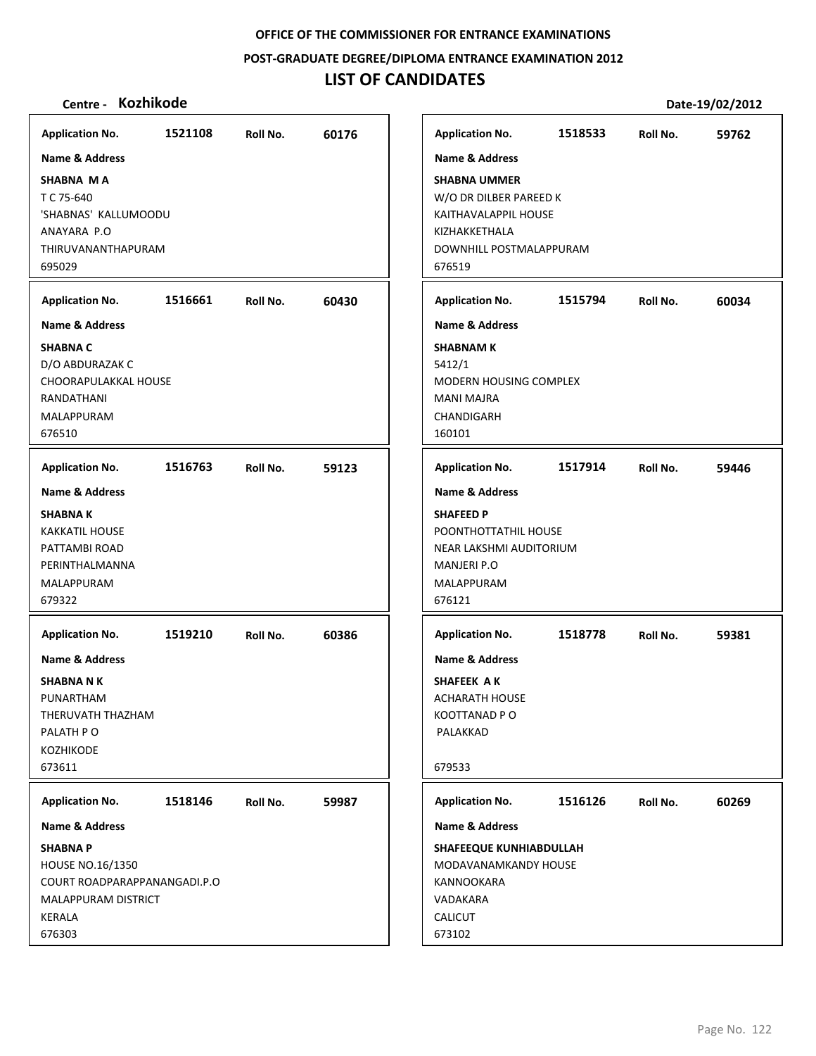**OFFICE OF THE COMMISSIONER FOR ENTRANCE EXAMINATIONS**

**POST-GRADUATE DEGREE/DIPLOMA ENTRANCE EXAMINATION 2012**

# LIST OF CANDIDATES

**Centre - Kozhikode** **Date-19/02/2012**

| Application No. | Roll No. | Name & Address |
|---|---|---|
| 1521108 | 60176 | **SHABNA M A**<br>T C 75-640<br>'SHABNAS' KALLUMOODU<br>ANAYARA P.O<br>THIRUVANANTHAPURAM<br>695029 |
| 1516661 | 60430 | **SHABNA C**<br>D/O ABDURAZAK C<br>CHOORAPULAKKAL HOUSE<br>RANDATHANI<br>MALAPPURAM<br>676510 |
| 1516763 | 59123 | **SHABNA K**<br>KAKKATIL HOUSE<br>PATTAMBI ROAD<br>PERINTHALMANNA<br>MALAPPURAM<br>679322 |
| 1519210 | 60386 | **SHABNA N K**<br>PUNARTHAM<br>THERUVATH THAZHAM<br>PALATH P O<br>KOZHIKODE<br>673611 |
| 1518146 | 59987 | **SHABNA P**<br>HOUSE NO.16/1350<br>COURT ROADPARAPPANANGADI.P.O<br>MALAPPURAM DISTRICT<br>KERALA<br>676303 |
| 1518533 | 59762 | **SHABNA UMMER**<br>W/O DR DILBER PAREED K<br>KAITHAVALAPPIL HOUSE<br>KIZHAKKETHALA<br>DOWNHILL POSTMALAPPURAM<br>676519 |
| 1515794 | 60034 | **SHABNAM K**<br>5412/1<br>MODERN HOUSING COMPLEX<br>MANI MAJRA<br>CHANDIGARH<br>160101 |
| 1517914 | 59446 | **SHAFEED P**<br>POONTHOTTATHIL HOUSE<br>NEAR LAKSHMI AUDITORIUM<br>MANJERI P.O<br>MALAPPURAM<br>676121 |
| 1518778 | 59381 | **SHAFEEK A K**<br>ACHARATH HOUSE<br>KOOTTANAD P O<br>PALAKKAD<br>679533 |
| 1516126 | 60269 | **SHAFEEQUE KUNHIABDULLAH**<br>MODAVANAMKANDY HOUSE<br>KANNOOKARA<br>VADAKARA<br>CALICUT<br>673102 |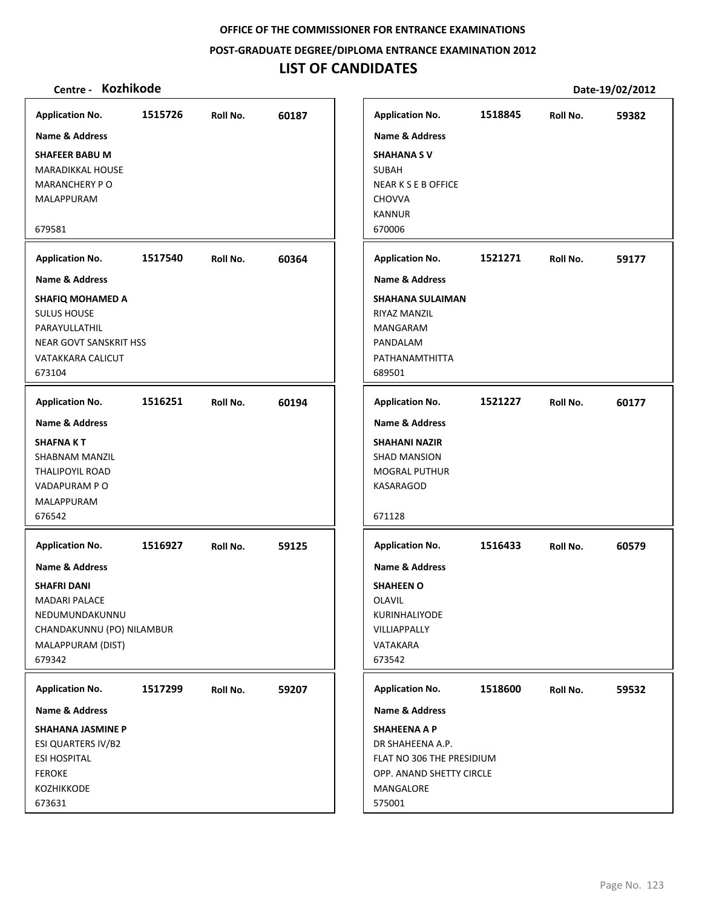**OFFICE OF THE COMMISSIONER FOR ENTRANCE EXAMINATIONS**

**POST-GRADUATE DEGREE/DIPLOMA ENTRANCE EXAMINATION 2012**

# LIST OF CANDIDATES

**Centre - Kozhikode** **Date-19/02/2012**

**Application No.** 1515726 **Roll No.** 60187

**Name & Address**

**SHAFEER BABU M**
MARADIKKAL HOUSE
MARANCHERY P O
MALAPPURAM

679581

**Application No.** 1517540 **Roll No.** 60364

**Name & Address**

**SHAFIQ MOHAMED A**
SULUS HOUSE
PARAYULLATHIL
NEAR GOVT SANSKRIT HSS
VATAKKARA CALICUT
673104

**Application No.** 1516251 **Roll No.** 60194

**Name & Address**

**SHAFNA K T**
SHABNAM MANZIL
THALIPOYIL ROAD
VADAPURAM P O
MALAPPURAM
676542

**Application No.** 1516927 **Roll No.** 59125

**Name & Address**

**SHAFRI DANI**
MADARI PALACE
NEDUMUNDAKUNNU
CHANDAKUNNU (PO) NILAMBUR
MALAPPURAM (DIST)
679342

**Application No.** 1517299 **Roll No.** 59207

**Name & Address**

**SHAHANA JASMINE P**
ESI QUARTERS IV/B2
ESI HOSPITAL
FEROKE
KOZHIKKODE
673631

**Application No.** 1518845 **Roll No.** 59382

**Name & Address**

**SHAHANA S V**
SUBAH
NEAR K S E B OFFICE
CHOVVA
KANNUR
670006

**Application No.** 1521271 **Roll No.** 59177

**Name & Address**

**SHAHANA SULAIMAN**
RIYAZ MANZIL
MANGARAM
PANDALAM
PATHANAMTHITTA
689501

**Application No.** 1521227 **Roll No.** 60177

**Name & Address**

**SHAHANI NAZIR**
SHAD MANSION
MOGRAL PUTHUR
KASARAGOD

671128

**Application No.** 1516433 **Roll No.** 60579

**Name & Address**

**SHAHEEN O**
OLAVIL
KURINHALIYODE
VILLIAPPALLY
VATAKARA
673542

**Application No.** 1518600 **Roll No.** 59532

**Name & Address**

**SHAHEENA A P**
DR SHAHEENA A.P.
FLAT NO 306 THE PRESIDIUM
OPP. ANAND SHETTY CIRCLE
MANGALORE
575001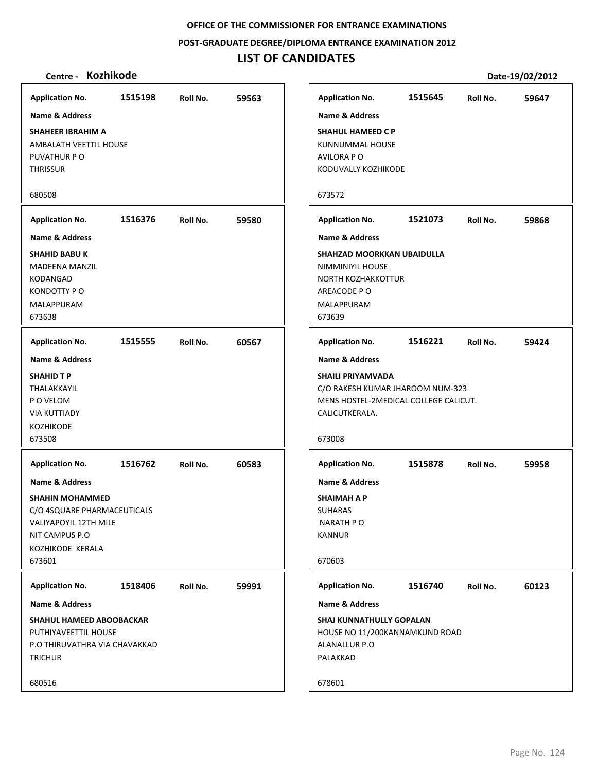OFFICE OF THE COMMISSIONER FOR ENTRANCE EXAMINATIONS

POST-GRADUATE DEGREE/DIPLOMA ENTRANCE EXAMINATION 2012

# LIST OF CANDIDATES

**Centre - Kozhikode** **Date-19/02/2012**

| Application No. | Roll No. | Name & Address |
|---|---|---|
| 1515198 | 59563 | **SHAHEER IBRAHIM A**<br>AMBALATH VEETTIL HOUSE<br>PUVATHUR P O<br>THRISSUR<br>680508 |
| 1516376 | 59580 | **SHAHID BABU K**<br>MADEENA MANZIL<br>KODANGAD<br>KONDOTTY P O<br>MALAPPURAM<br>673638 |
| 1515555 | 60567 | **SHAHID T P**<br>THALAKKAYIL<br>P O VELOM<br>VIA KUTTIADY<br>KOZHIKODE<br>673508 |
| 1516762 | 60583 | **SHAHIN MOHAMMED**<br>C/O 4SQUARE PHARMACEUTICALS<br>VALIYAPOYIL 12TH MILE<br>NIT CAMPUS P.O<br>KOZHIKODE KERALA<br>673601 |
| 1518406 | 59991 | **SHAHUL HAMEED ABOOBACKAR**<br>PUTHIYAVEETTIL HOUSE<br>P.O THIRUVATHRA VIA CHAVAKKAD<br>TRICHUR<br>680516 |
| 1515645 | 59647 | **SHAHUL HAMEED C P**<br>KUNNUMMAL HOUSE<br>AVILORA P O<br>KODUVALLY KOZHIKODE<br>673572 |
| 1521073 | 59868 | **SHAHZAD MOORKKAN UBAIDULLA**<br>NIMMINIYIL HOUSE<br>NORTH KOZHAKKOTTUR<br>AREACODE P O<br>MALAPPURAM<br>673639 |
| 1516221 | 59424 | **SHAILI PRIYAMVADA**<br>C/O RAKESH KUMAR JHAROOM NUM-323<br>MENS HOSTEL-2MEDICAL COLLEGE CALICUT.<br>CALICUTKERALA.<br>673008 |
| 1515878 | 59958 | **SHAIMAH A P**<br>SUHARAS<br>NARATH P O<br>KANNUR<br>670603 |
| 1516740 | 60123 | **SHAJ KUNNATHULLY GOPALAN**<br>HOUSE NO 11/200KANNAMKUND ROAD<br>ALANALLUR P.O<br>PALAKKAD<br>678601 |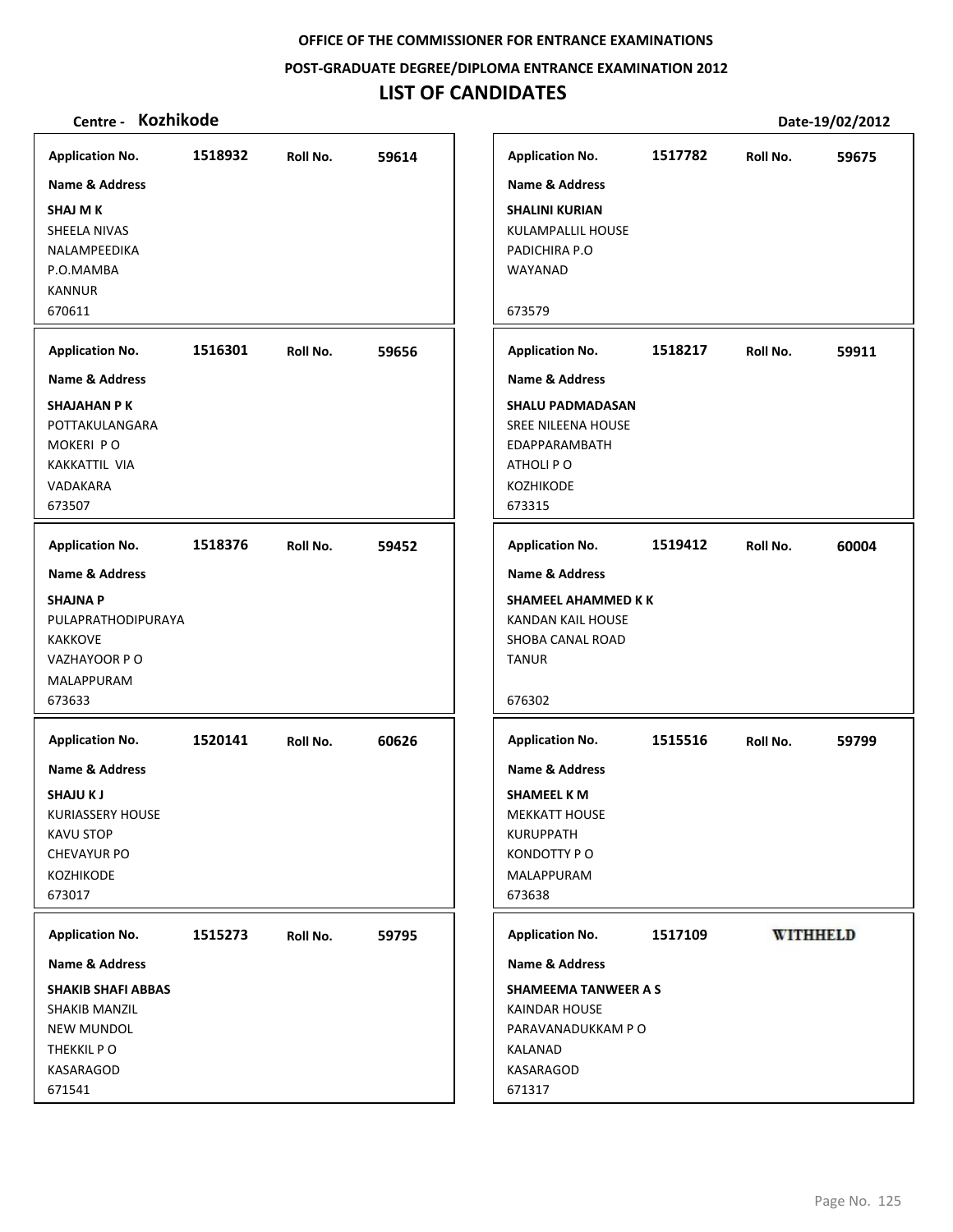OFFICE OF THE COMMISSIONER FOR ENTRANCE EXAMINATIONS

POST-GRADUATE DEGREE/DIPLOMA ENTRANCE EXAMINATION 2012

# LIST OF CANDIDATES

**Centre - Kozhikode** **Date-19/02/2012**

**Application No.** 1518932 **Roll No.** 59614

**Name & Address**

**SHAJ M K**
SHEELA NIVAS
NALAMPEEDIKA
P.O.MAMBA
KANNUR
670611

**Application No.** 1516301 **Roll No.** 59656

**Name & Address**

**SHAJAHAN P K**
POTTAKULANGARA
MOKERI P O
KAKKATTIL VIA
VADAKARA
673507

**Application No.** 1518376 **Roll No.** 59452

**Name & Address**

**SHAJNA P**
PULAPRATHODIPURAYA
KAKKOVE
VAZHAYOOR P O
MALAPPURAM
673633

**Application No.** 1520141 **Roll No.** 60626

**Name & Address**

**SHAJU K J**
KURIASSERY HOUSE
KAVU STOP
CHEVAYUR PO
KOZHIKODE
673017

**Application No.** 1515273 **Roll No.** 59795

**Name & Address**

**SHAKIB SHAFI ABBAS**
SHAKIB MANZIL
NEW MUNDOL
THEKKIL P O
KASARAGOD
671541

**Application No.** 1517782 **Roll No.** 59675

**Name & Address**

**SHALINI KURIAN**
KULAMPALLIL HOUSE
PADICHIRA P.O
WAYANAD
673579

**Application No.** 1518217 **Roll No.** 59911

**Name & Address**

**SHALU PADMADASAN**
SREE NILEENA HOUSE
EDAPPARAMBATH
ATHOLI P O
KOZHIKODE
673315

**Application No.** 1519412 **Roll No.** 60004

**Name & Address**

**SHAMEEL AHAMMED K K**
KANDAN KAIL HOUSE
SHOBA CANAL ROAD
TANUR
676302

**Application No.** 1515516 **Roll No.** 59799

**Name & Address**

**SHAMEEL K M**
MEKKATT HOUSE
KURUPPATH
KONDOTTY P O
MALAPPURAM
673638

**Application No.** 1517109 **WITHHELD**

**Name & Address**

**SHAMEEMA TANWEER A S**
KAINDAR HOUSE
PARAVANADUKKAM P O
KALANAD
KASARAGOD
671317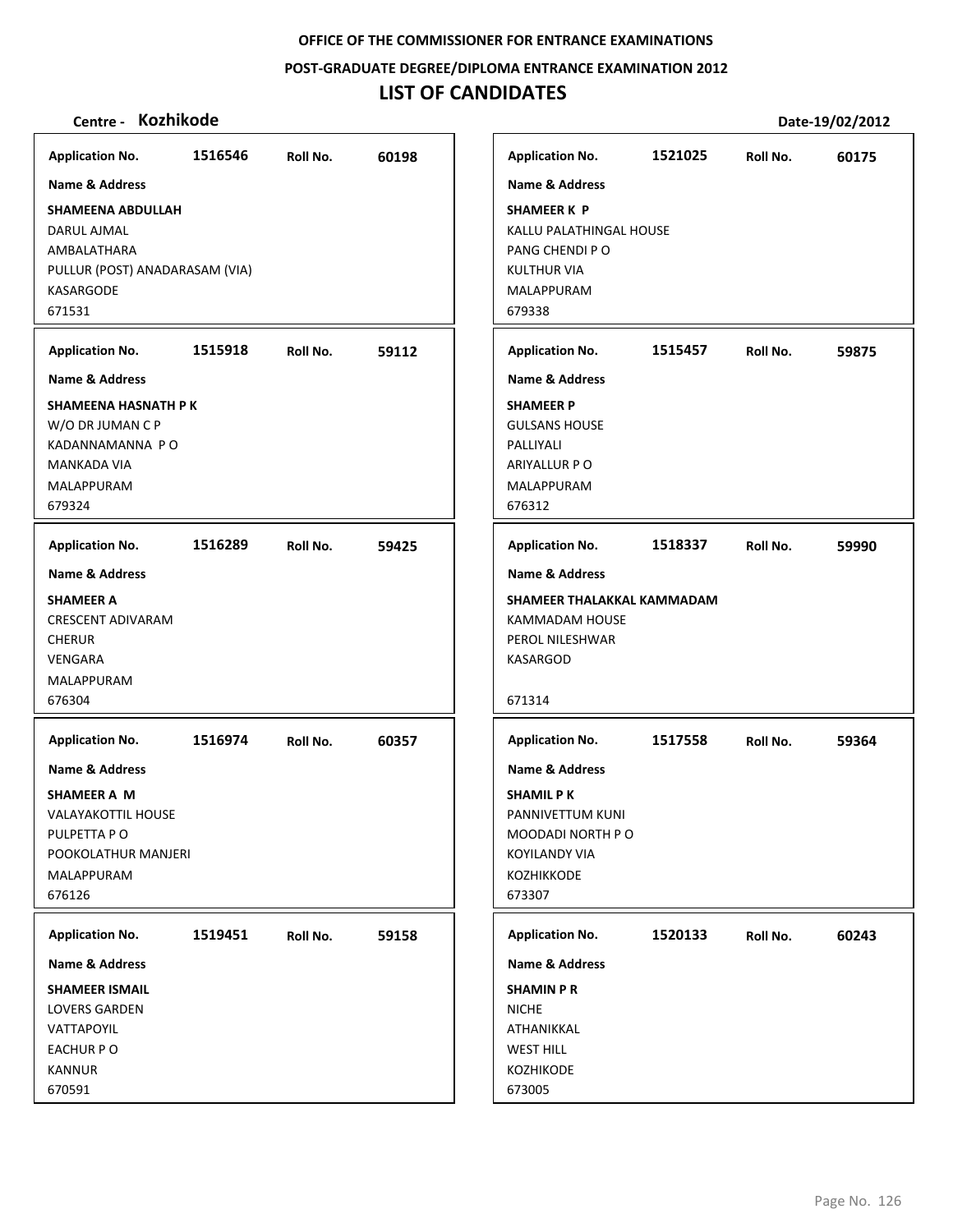**OFFICE OF THE COMMISSIONER FOR ENTRANCE EXAMINATIONS**

**POST-GRADUATE DEGREE/DIPLOMA ENTRANCE EXAMINATION 2012**

# LIST OF CANDIDATES

**Centre - Kozhikode** **Date-19/02/2012**

| Application No. | Roll No. | Name & Address |
|---|---|---|
| 1516546 | 60198 | **SHAMEENA ABDULLAH**<br>DARUL AJMAL<br>AMBALATHARA<br>PULLUR (POST) ANADARASAM (VIA)<br>KASARGODE<br>671531 |
| 1515918 | 59112 | **SHAMEENA HASNATH P K**<br>W/O DR JUMAN C P<br>KADANNAMANNA P O<br>MANKADA VIA<br>MALAPPURAM<br>679324 |
| 1516289 | 59425 | **SHAMEER A**<br>CRESCENT ADIVARAM<br>CHERUR<br>VENGARA<br>MALAPPURAM<br>676304 |
| 1516974 | 60357 | **SHAMEER A M**<br>VALAYAKOTTIL HOUSE<br>PULPETTA P O<br>POOKOLATHUR MANJERI<br>MALAPPURAM<br>676126 |
| 1519451 | 59158 | **SHAMEER ISMAIL**<br>LOVERS GARDEN<br>VATTAPOYIL<br>EACHUR P O<br>KANNUR<br>670591 |
| 1521025 | 60175 | **SHAMEER K P**<br>KALLU PALATHINGAL HOUSE<br>PANG CHENDI P O<br>KULTHUR VIA<br>MALAPPURAM<br>679338 |
| 1515457 | 59875 | **SHAMEER P**<br>GULSANS HOUSE<br>PALLIYALI<br>ARIYALLUR P O<br>MALAPPURAM<br>676312 |
| 1518337 | 59990 | **SHAMEER THALAKKAL KAMMADAM**<br>KAMMADAM HOUSE<br>PEROL NILESHWAR<br>KASARGOD<br>671314 |
| 1517558 | 59364 | **SHAMIL P K**<br>PANNIVETTUM KUNI<br>MOODADI NORTH P O<br>KOYILANDY VIA<br>KOZHIKKODE<br>673307 |
| 1520133 | 60243 | **SHAMIN P R**<br>NICHE<br>ATHANIKKAL<br>WEST HILL<br>KOZHIKODE<br>673005 |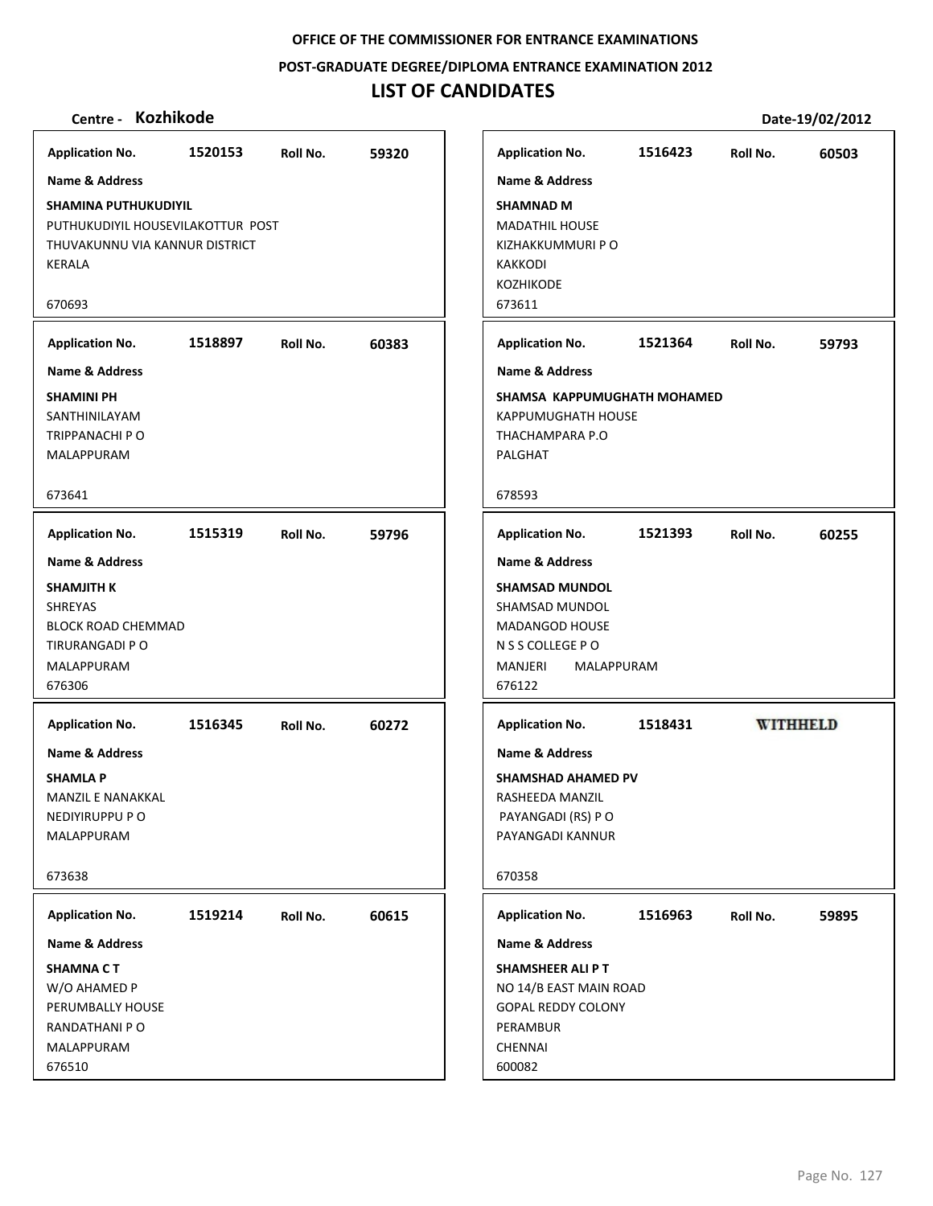OFFICE OF THE COMMISSIONER FOR ENTRANCE EXAMINATIONS

POST-GRADUATE DEGREE/DIPLOMA ENTRANCE EXAMINATION 2012

# LIST OF CANDIDATES

**Centre - Kozhikode** **Date-19/02/2012**

| Application No. | Roll No. | Name & Address |
|---|---|---|
| 1520153 | 59320 | **SHAMINA PUTHUKUDIYIL**<br>PUTHUKUDIYIL HOUSEVILAKOTTUR POST<br>THUVAKUNNU VIA KANNUR DISTRICT<br>KERALA<br>670693 |
| 1518897 | 60383 | **SHAMINI PH**<br>SANTHINILAYAM<br>TRIPPANACHI P O<br>MALAPPURAM<br>673641 |
| 1515319 | 59796 | **SHAMJITH K**<br>SHREYAS<br>BLOCK ROAD CHEMMAD<br>TIRURANGADI P O<br>MALAPPURAM<br>676306 |
| 1516345 | 60272 | **SHAMLA P**<br>MANZIL E NANAKKAL<br>NEDIYIRUPPU P O<br>MALAPPURAM<br>673638 |
| 1519214 | 60615 | **SHAMNA C T**<br>W/O AHAMED P<br>PERUMBALLY HOUSE<br>RANDATHANI P O<br>MALAPPURAM<br>676510 |
| 1516423 | 60503 | **SHAMNAD M**<br>MADATHIL HOUSE<br>KIZHAKKUMMURI P O<br>KAKKODI<br>KOZHIKODE<br>673611 |
| 1521364 | 59793 | **SHAMSA KAPPUMUGHATH MOHAMED**<br>KAPPUMUGHATH HOUSE<br>THACHAMPARA P.O<br>PALGHAT<br>678593 |
| 1521393 | 60255 | **SHAMSAD MUNDOL**<br>SHAMSAD MUNDOL<br>MADANGOD HOUSE<br>N S S COLLEGE P O<br>MANJERI MALAPPURAM<br>676122 |
| 1518431 | WITHHELD | **SHAMSHAD AHAMED PV**<br>RASHEEDA MANZIL<br>PAYANGADI (RS) P O<br>PAYANGADI KANNUR<br>670358 |
| 1516963 | 59895 | **SHAMSHEER ALI P T**<br>NO 14/B EAST MAIN ROAD<br>GOPAL REDDY COLONY<br>PERAMBUR<br>CHENNAI<br>600082 |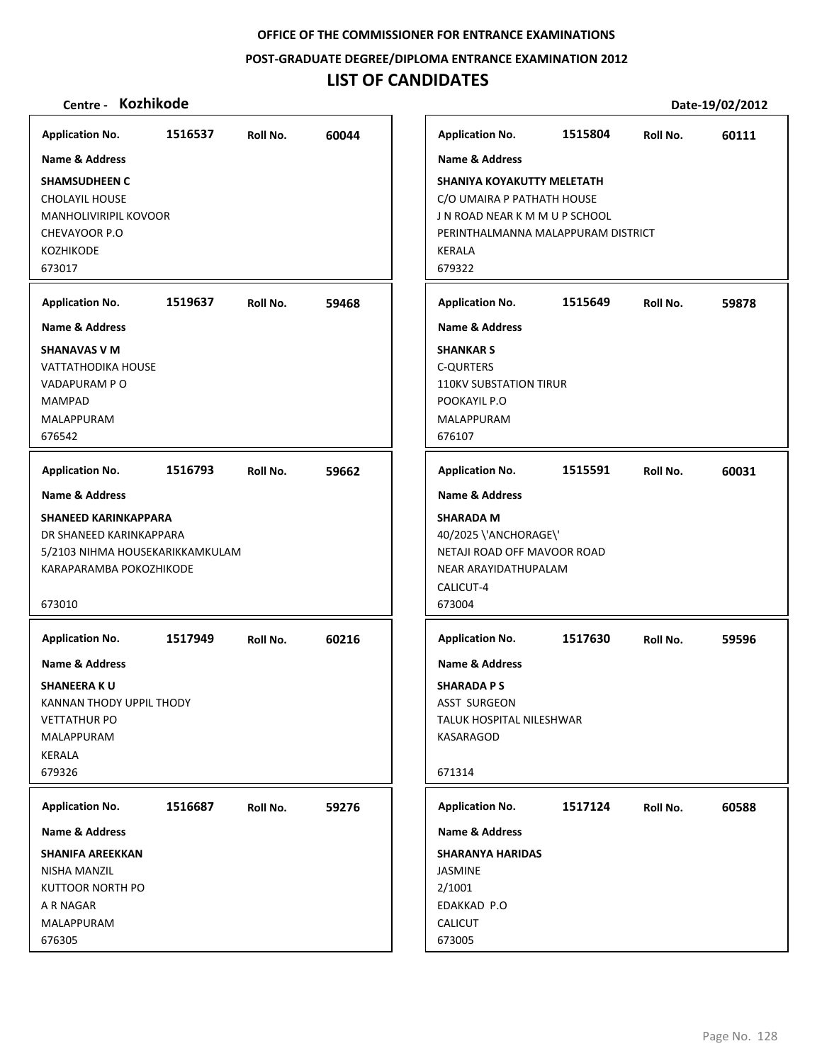**OFFICE OF THE COMMISSIONER FOR ENTRANCE EXAMINATIONS**

**POST-GRADUATE DEGREE/DIPLOMA ENTRANCE EXAMINATION 2012**

# LIST OF CANDIDATES

**Centre - Kozhikode** **Date-19/02/2012**

---

**Application No.** 1516537 **Roll No.** 60044

**Name & Address**

**SHAMSUDHEEN C**
CHOLAYIL HOUSE
MANHOLIVIRIPIL KOVOOR
CHEVAYOOR P.O
KOZHIKODE
673017

---

**Application No.** 1519637 **Roll No.** 59468

**Name & Address**

**SHANAVAS V M**
VATTATHODIKA HOUSE
VADAPURAM P O
MAMPAD
MALAPPURAM
676542

---

**Application No.** 1516793 **Roll No.** 59662

**Name & Address**

**SHANEED KARINKAPPARA**
DR SHANEED KARINKAPPARA
5/2103 NIHMA HOUSEKARIKKAMKULAM
KARAPARAMBA POKOZHIKODE

673010

---

**Application No.** 1517949 **Roll No.** 60216

**Name & Address**

**SHANEERA K U**
KANNAN THODY UPPIL THODY
VETTATHUR PO
MALAPPURAM
KERALA
679326

---

**Application No.** 1516687 **Roll No.** 59276

**Name & Address**

**SHANIFA AREEKKAN**
NISHA MANZIL
KUTTOOR NORTH PO
A R NAGAR
MALAPPURAM
676305

---

**Application No.** 1515804 **Roll No.** 60111

**Name & Address**

**SHANIYA KOYAKUTTY MELETATH**
C/O UMAIRA P PATHATH HOUSE
J N ROAD NEAR K M M U P SCHOOL
PERINTHALMANNA MALAPPURAM DISTRICT
KERALA
679322

---

**Application No.** 1515649 **Roll No.** 59878

**Name & Address**

**SHANKAR S**
C-QURTERS
110KV SUBSTATION TIRUR
POOKAYIL P.O
MALAPPURAM
676107

---

**Application No.** 1515591 **Roll No.** 60031

**Name & Address**

**SHARADA M**
40/2025 \'ANCHORAGE\'
NETAJI ROAD OFF MAVOOR ROAD
NEAR ARAYIDATHUPALAM
CALICUT-4
673004

---

**Application No.** 1517630 **Roll No.** 59596

**Name & Address**

**SHARADA P S**
ASST SURGEON
TALUK HOSPITAL NILESHWAR
KASARAGOD

671314

---

**Application No.** 1517124 **Roll No.** 60588

**Name & Address**

**SHARANYA HARIDAS**
JASMINE
2/1001
EDAKKAD P.O
CALICUT
673005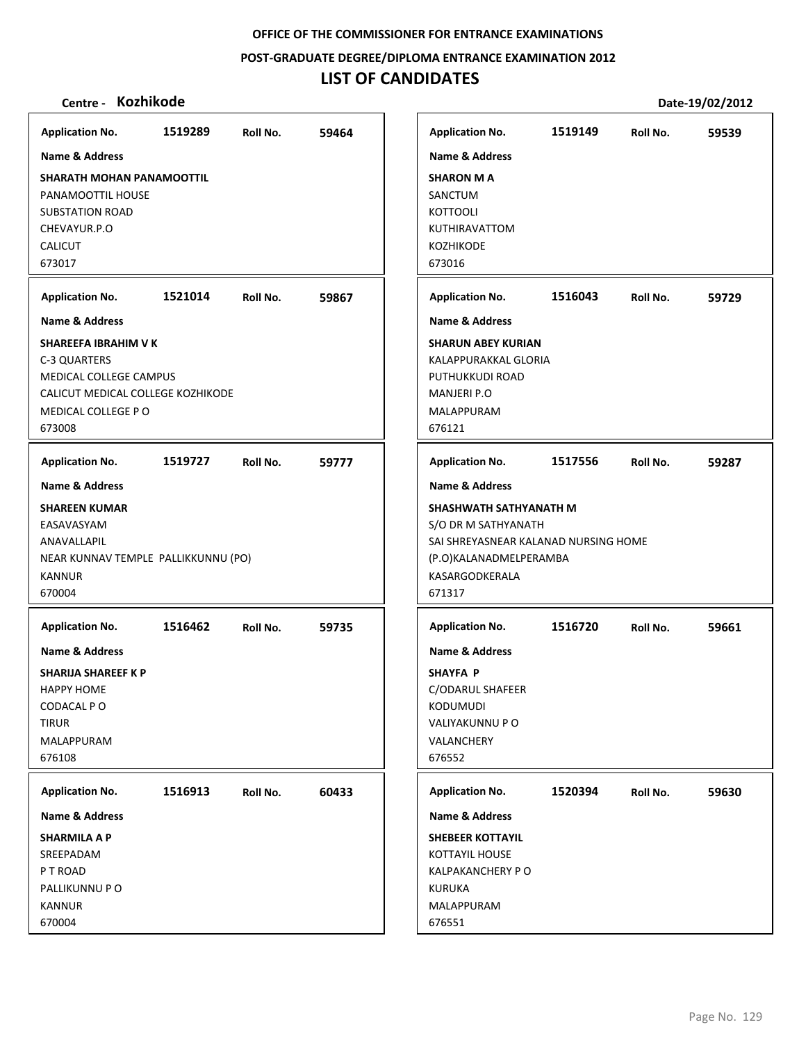OFFICE OF THE COMMISSIONER FOR ENTRANCE EXAMINATIONS

POST-GRADUATE DEGREE/DIPLOMA ENTRANCE EXAMINATION 2012

# LIST OF CANDIDATES

**Centre - Kozhikode** Date-19/02/2012

**Application No.** 1519289 **Roll No.** 59464

**Name & Address**

**SHARATH MOHAN PANAMOOTTIL**
PANAMOOTTIL HOUSE
SUBSTATION ROAD
CHEVAYUR.P.O
CALICUT
673017

**Application No.** 1519149 **Roll No.** 59539

**Name & Address**

**SHARON M A**
SANCTUM
KOTTOOLI
KUTHIRAVATTOM
KOZHIKODE
673016

**Application No.** 1521014 **Roll No.** 59867

**Name & Address**

**SHAREEFA IBRAHIM V K**
C-3 QUARTERS
MEDICAL COLLEGE CAMPUS
CALICUT MEDICAL COLLEGE KOZHIKODE
MEDICAL COLLEGE P O
673008

**Application No.** 1516043 **Roll No.** 59729

**Name & Address**

**SHARUN ABEY KURIAN**
KALAPPURAKKAL GLORIA
PUTHUKKUDI ROAD
MANJERI P.O
MALAPPURAM
676121

**Application No.** 1519727 **Roll No.** 59777

**Name & Address**

**SHAREEN KUMAR**
EASAVASYAM
ANAVALLAPIL
NEAR KUNNAV TEMPLE PALLIKKUNNU (PO)
KANNUR
670004

**Application No.** 1517556 **Roll No.** 59287

**Name & Address**

**SHASHWATH SATHYANATH M**
S/O DR M SATHYANATH
SAI SHREYASNEAR KALANAD NURSING HOME
(P.O)KALANADMELPERAMBA
KASARGODKERALA
671317

**Application No.** 1516462 **Roll No.** 59735

**Name & Address**

**SHARIJA SHAREEF K P**
HAPPY HOME
CODACAL P O
TIRUR
MALAPPURAM
676108

**Application No.** 1516720 **Roll No.** 59661

**Name & Address**

**SHAYFA P**
C/ODARUL SHAFEER
KODUMUDI
VALIYAKUNNU P O
VALANCHERY
676552

**Application No.** 1516913 **Roll No.** 60433

**Name & Address**

**SHARMILA A P**
SREEPADAM
P T ROAD
PALLIKUNNU P O
KANNUR
670004

**Application No.** 1520394 **Roll No.** 59630

**Name & Address**

**SHEBEER KOTTAYIL**
KOTTAYIL HOUSE
KALPAKANCHERY P O
KURUKA
MALAPPURAM
676551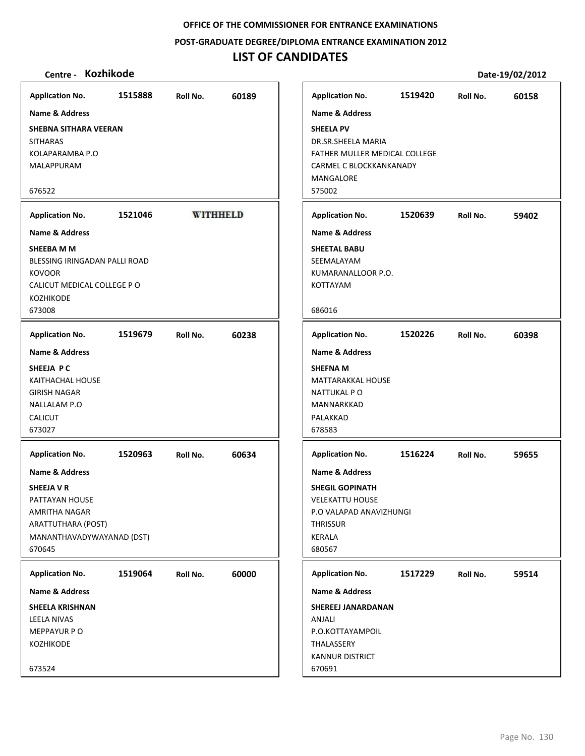**OFFICE OF THE COMMISSIONER FOR ENTRANCE EXAMINATIONS**

**POST-GRADUATE DEGREE/DIPLOMA ENTRANCE EXAMINATION 2012**

# LIST OF CANDIDATES

**Centre - Kozhikode** **Date-19/02/2012**

| Application No. | Roll No. | Name & Address |
|---|---|---|
| 1515888 | 60189 | **SHEBNA SITHARA VEERAN**<br>SITHARAS<br>KOLAPARAMBA P.O<br>MALAPPURAM<br>676522 |
| 1521046 | WITHHELD | **SHEEBA M M**<br>BLESSING IRINGADAN PALLI ROAD<br>KOVOOR<br>CALICUT MEDICAL COLLEGE P O<br>KOZHIKODE<br>673008 |
| 1519679 | 60238 | **SHEEJA P C**<br>KAITHACHAL HOUSE<br>GIRISH NAGAR<br>NALLALAM P.O<br>CALICUT<br>673027 |
| 1520963 | 60634 | **SHEEJA V R**<br>PATTAYAN HOUSE<br>AMRITHA NAGAR<br>ARATTUTHARA (POST)<br>MANANTHAVADYWAYANAD (DST)<br>670645 |
| 1519064 | 60000 | **SHEELA KRISHNAN**<br>LEELA NIVAS<br>MEPPAYUR P O<br>KOZHIKODE<br>673524 |
| 1519420 | 60158 | **SHEELA PV**<br>DR.SR.SHEELA MARIA<br>FATHER MULLER MEDICAL COLLEGE<br>CARMEL C BLOCKKANKANADY<br>MANGALORE<br>575002 |
| 1520639 | 59402 | **SHEETAL BABU**<br>SEEMALAYAM<br>KUMARANALLOOR P.O.<br>KOTTAYAM<br>686016 |
| 1520226 | 60398 | **SHEFNA M**<br>MATTARAKKAL HOUSE<br>NATTUKAL P O<br>MANNARKKAD<br>PALAKKAD<br>678583 |
| 1516224 | 59655 | **SHEGIL GOPINATH**<br>VELEKATTU HOUSE<br>P.O VALAPAD ANAVIZHUNGI<br>THRISSUR<br>KERALA<br>680567 |
| 1517229 | 59514 | **SHEREEJ JANARDANAN**<br>ANJALI<br>P.O.KOTTAYAMPOIL<br>THALASSERY<br>KANNUR DISTRICT<br>670691 |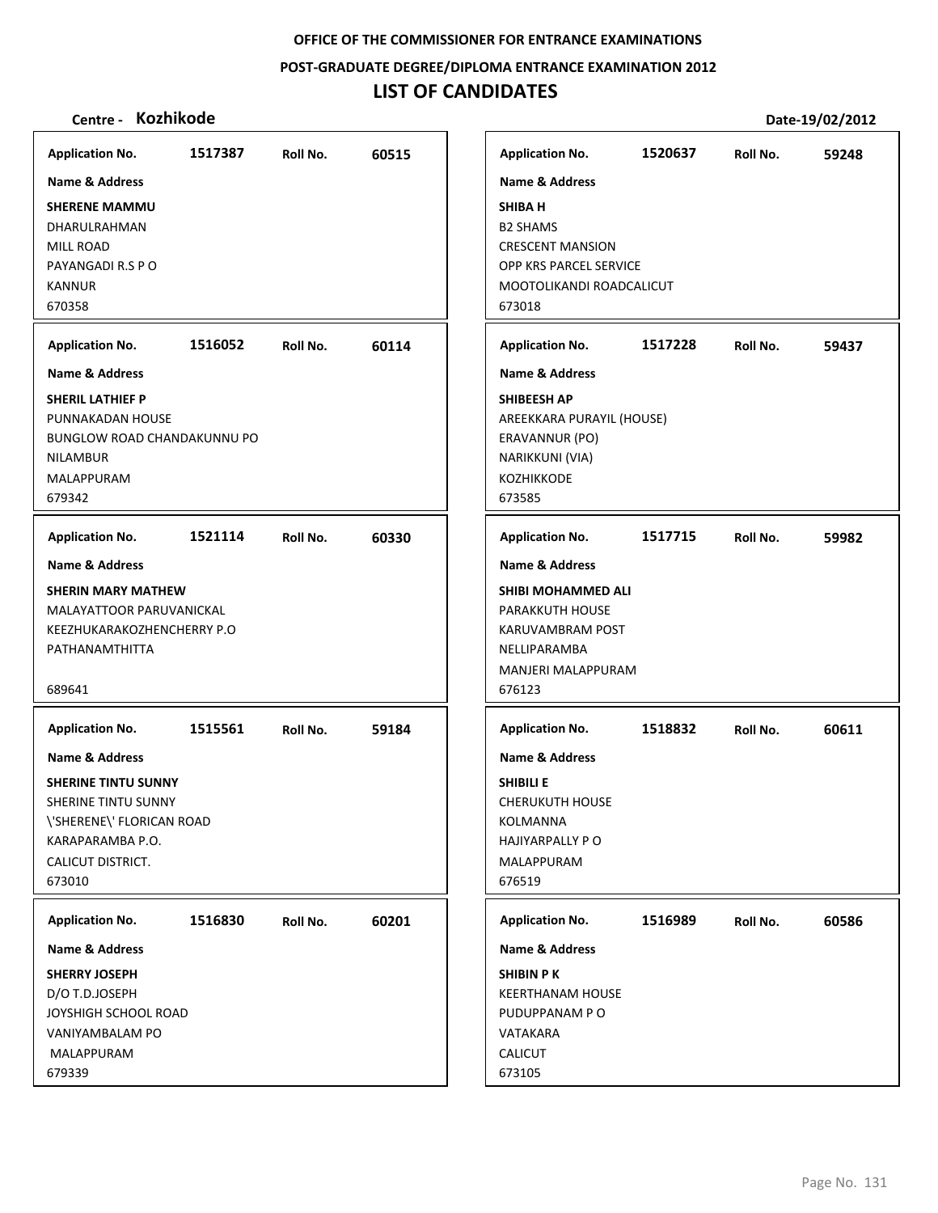OFFICE OF THE COMMISSIONER FOR ENTRANCE EXAMINATIONS

POST-GRADUATE DEGREE/DIPLOMA ENTRANCE EXAMINATION 2012

# LIST OF CANDIDATES

**Centre - Kozhikode** | **Date-19/02/2012**

**Application No.** 1517387 **Roll No.** 60515
**Name & Address**
**SHERENE MAMMU**
DHARULRAHMAN
MILL ROAD
PAYANGADI R.S P O
KANNUR
670358

**Application No.** 1516052 **Roll No.** 60114
**Name & Address**
**SHERIL LATHIEF P**
PUNNAKADAN HOUSE
BUNGLOW ROAD CHANDAKUNNU PO
NILAMBUR
MALAPPURAM
679342

**Application No.** 1521114 **Roll No.** 60330
**Name & Address**
**SHERIN MARY MATHEW**
MALAYATTOOR PARUVANICKAL
KEEZHUKARAKOZHENCHERRY P.O
PATHANAMTHITTA
689641

**Application No.** 1515561 **Roll No.** 59184
**Name & Address**
**SHERINE TINTU SUNNY**
SHERINE TINTU SUNNY
\'SHERENE\' FLORICAN ROAD
KARAPARAMBA P.O.
CALICUT DISTRICT.
673010

**Application No.** 1516830 **Roll No.** 60201
**Name & Address**
**SHERRY JOSEPH**
D/O T.D.JOSEPH
JOYSHIGH SCHOOL ROAD
VANIYAMBALAM PO
MALAPPURAM
679339

**Application No.** 1520637 **Roll No.** 59248
**Name & Address**
**SHIBA H**
B2 SHAMS
CRESCENT MANSION
OPP KRS PARCEL SERVICE
MOOTOLIKANDI ROADCALICUT
673018

**Application No.** 1517228 **Roll No.** 59437
**Name & Address**
**SHIBEESH AP**
AREEKKARA PURAYIL (HOUSE)
ERAVANNUR (PO)
NARIKKUNI (VIA)
KOZHIKKODE
673585

**Application No.** 1517715 **Roll No.** 59982
**Name & Address**
**SHIBI MOHAMMED ALI**
PARAKKUTH HOUSE
KARUVAMBRAM POST
NELLIPARAMBA
MANJERI MALAPPURAM
676123

**Application No.** 1518832 **Roll No.** 60611
**Name & Address**
**SHIBILI E**
CHERUKUTH HOUSE
KOLMANNA
HAJIYARPALLY P O
MALAPPURAM
676519

**Application No.** 1516989 **Roll No.** 60586
**Name & Address**
**SHIBIN P K**
KEERTHANAM HOUSE
PUDUPPANAM P O
VATAKARA
CALICUT
673105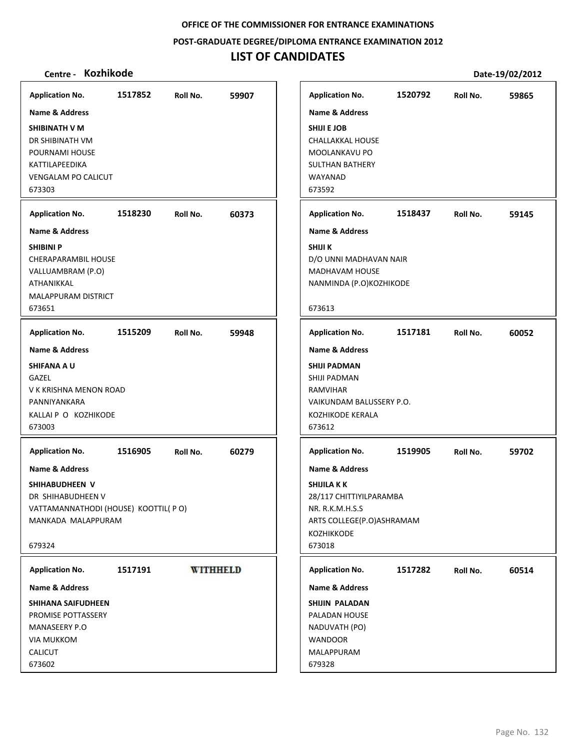**OFFICE OF THE COMMISSIONER FOR ENTRANCE EXAMINATIONS**

**POST-GRADUATE DEGREE/DIPLOMA ENTRANCE EXAMINATION 2012**

# LIST OF CANDIDATES

**Centre - Kozhikode** **Date-19/02/2012**

| Application No. | Roll No. | Name & Address |
|---|---|---|
| 1517852 | 59907 | **SHIBINATH V M**<br>DR SHIBINATH VM<br>POURNAMI HOUSE<br>KATTILAPEEDIKA<br>VENGALAM PO CALICUT<br>673303 |
| 1518230 | 60373 | **SHIBINI P**<br>CHERAPARAMBIL HOUSE<br>VALLUAMBRAM (P.O)<br>ATHANIKKAL<br>MALAPPURAM DISTRICT<br>673651 |
| 1515209 | 59948 | **SHIFANA A U**<br>GAZEL<br>V K KRISHNA MENON ROAD<br>PANNIYANKARA<br>KALLAI P O KOZHIKODE<br>673003 |
| 1516905 | 60279 | **SHIHABUDHEEN V**<br>DR SHIHABUDHEEN V<br>VATTAMANNATHODI (HOUSE) KOOTTIL( P O)<br>MANKADA MALAPPURAM<br>679324 |
| 1517191 | WITHHELD | **SHIHANA SAIFUDHEEN**<br>PROMISE POTTASSERY<br>MANASEERY P.O<br>VIA MUKKOM<br>CALICUT<br>673602 |
| 1520792 | 59865 | **SHIJI E JOB**<br>CHALLAKKAL HOUSE<br>MOOLANKAVU PO<br>SULTHAN BATHERY<br>WAYANAD<br>673592 |
| 1518437 | 59145 | **SHIJI K**<br>D/O UNNI MADHAVAN NAIR<br>MADHAVAM HOUSE<br>NANMINDA (P.O)KOZHIKODE<br>673613 |
| 1517181 | 60052 | **SHIJI PADMAN**<br>SHIJI PADMAN<br>RAMVIHAR<br>VAIKUNDAM BALUSSERY P.O.<br>KOZHIKODE KERALA<br>673612 |
| 1519905 | 59702 | **SHIJILA K K**<br>28/117 CHITTIYILPARAMBA<br>NR. R.K.M.H.S.S<br>ARTS COLLEGE(P.O)ASHRAMAM<br>KOZHIKKODE<br>673018 |
| 1517282 | 60514 | **SHIJIN PALADAN**<br>PALADAN HOUSE<br>NADUVATH (PO)<br>WANDOOR<br>MALAPPURAM<br>679328 |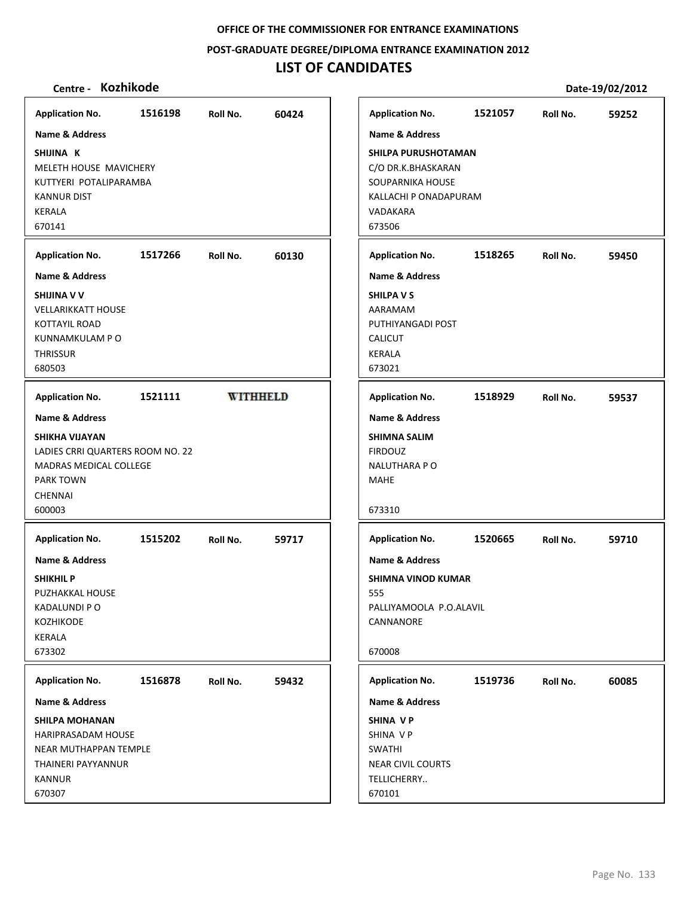OFFICE OF THE COMMISSIONER FOR ENTRANCE EXAMINATIONS

POST-GRADUATE DEGREE/DIPLOMA ENTRANCE EXAMINATION 2012

# LIST OF CANDIDATES

**Centre - Kozhikode** **Date-19/02/2012**

**Application No.** 1516198 **Roll No.** 60424

**Name & Address**

**SHIJINA K**
MELETH HOUSE MAVICHERY
KUTTYERI POTALIPARAMBA
KANNUR DIST
KERALA
670141

---

**Application No.** 1517266 **Roll No.** 60130

**Name & Address**

**SHIJINA V V**
VELLARIKKATT HOUSE
KOTTAYIL ROAD
KUNNAMKULAM P O
THRISSUR
680503

---

**Application No.** 1521111 **WITHHELD**

**Name & Address**

**SHIKHA VIJAYAN**
LADIES CRRI QUARTERS ROOM NO. 22
MADRAS MEDICAL COLLEGE
PARK TOWN
CHENNAI
600003

---

**Application No.** 1515202 **Roll No.** 59717

**Name & Address**

**SHIKHIL P**
PUZHAKKAL HOUSE
KADALUNDI P O
KOZHIKODE
KERALA
673302

---

**Application No.** 1516878 **Roll No.** 59432

**Name & Address**

**SHILPA MOHANAN**
HARIPRASADAM HOUSE
NEAR MUTHAPPAN TEMPLE
THAINERI PAYYANNUR
KANNUR
670307

---

**Application No.** 1521057 **Roll No.** 59252

**Name & Address**

**SHILPA PURUSHOTAMAN**
C/O DR.K.BHASKARAN
SOUPARNIKA HOUSE
KALLACHI P ONADAPURAM
VADAKARA
673506

---

**Application No.** 1518265 **Roll No.** 59450

**Name & Address**

**SHILPA V S**
AARAMAM
PUTHIYANGADI POST
CALICUT
KERALA
673021

---

**Application No.** 1518929 **Roll No.** 59537

**Name & Address**

**SHIMNA SALIM**
FIRDOUZ
NALUTHARA P O
MAHE

673310

---

**Application No.** 1520665 **Roll No.** 59710

**Name & Address**

**SHIMNA VINOD KUMAR**
555
PALLIYAMOOLA P.O.ALAVIL
CANNANORE

670008

---

**Application No.** 1519736 **Roll No.** 60085

**Name & Address**

**SHINA V P**
SHINA V P
SWATHI
NEAR CIVIL COURTS
TELLICHERRY..
670101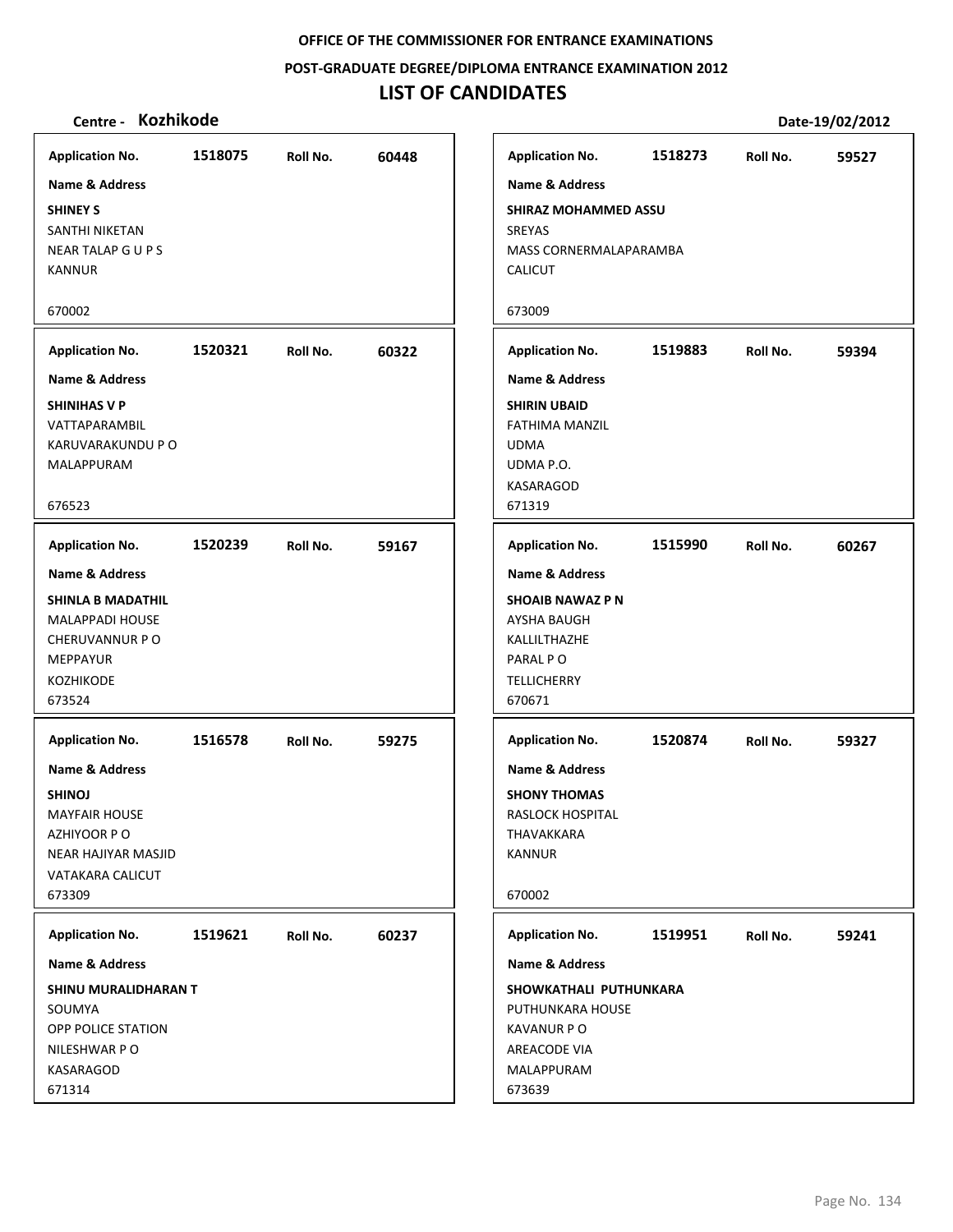OFFICE OF THE COMMISSIONER FOR ENTRANCE EXAMINATIONS

POST-GRADUATE DEGREE/DIPLOMA ENTRANCE EXAMINATION 2012

# LIST OF CANDIDATES

**Centre - Kozhikode** **Date-19/02/2012**

| Application No. | Roll No. | Name & Address |
|---|---|---|
| 1518075 | 60448 | **SHINEY S**<br>SANTHI NIKETAN<br>NEAR TALAP G U P S<br>KANNUR<br>670002 |
| 1518273 | 59527 | **SHIRAZ MOHAMMED ASSU**<br>SREYAS<br>MASS CORNERMALAPARAMBA<br>CALICUT<br>673009 |
| 1520321 | 60322 | **SHINIHAS V P**<br>VATTAPARAMBIL<br>KARUVARAKUNDU P O<br>MALAPPURAM<br>676523 |
| 1519883 | 59394 | **SHIRIN UBAID**<br>FATHIMA MANZIL<br>UDMA<br>UDMA P.O.<br>KASARAGOD<br>671319 |
| 1520239 | 59167 | **SHINLA B MADATHIL**<br>MALAPPADI HOUSE<br>CHERUVANNUR P O<br>MEPPAYUR<br>KOZHIKODE<br>673524 |
| 1515990 | 60267 | **SHOAIB NAWAZ P N**<br>AYSHA BAUGH<br>KALLILTHAZHE<br>PARAL P O<br>TELLICHERRY<br>670671 |
| 1516578 | 59275 | **SHINOJ**<br>MAYFAIR HOUSE<br>AZHIYOOR P O<br>NEAR HAJIYAR MASJID<br>VATAKARA CALICUT<br>673309 |
| 1520874 | 59327 | **SHONY THOMAS**<br>RASLOCK HOSPITAL<br>THAVAKKARA<br>KANNUR<br>670002 |
| 1519621 | 60237 | **SHINU MURALIDHARAN T**<br>SOUMYA<br>OPP POLICE STATION<br>NILESHWAR P O<br>KASARAGOD<br>671314 |
| 1519951 | 59241 | **SHOWKATHALI PUTHUNKARA**<br>PUTHUNKARA HOUSE<br>KAVANUR P O<br>AREACODE VIA<br>MALAPPURAM<br>673639 |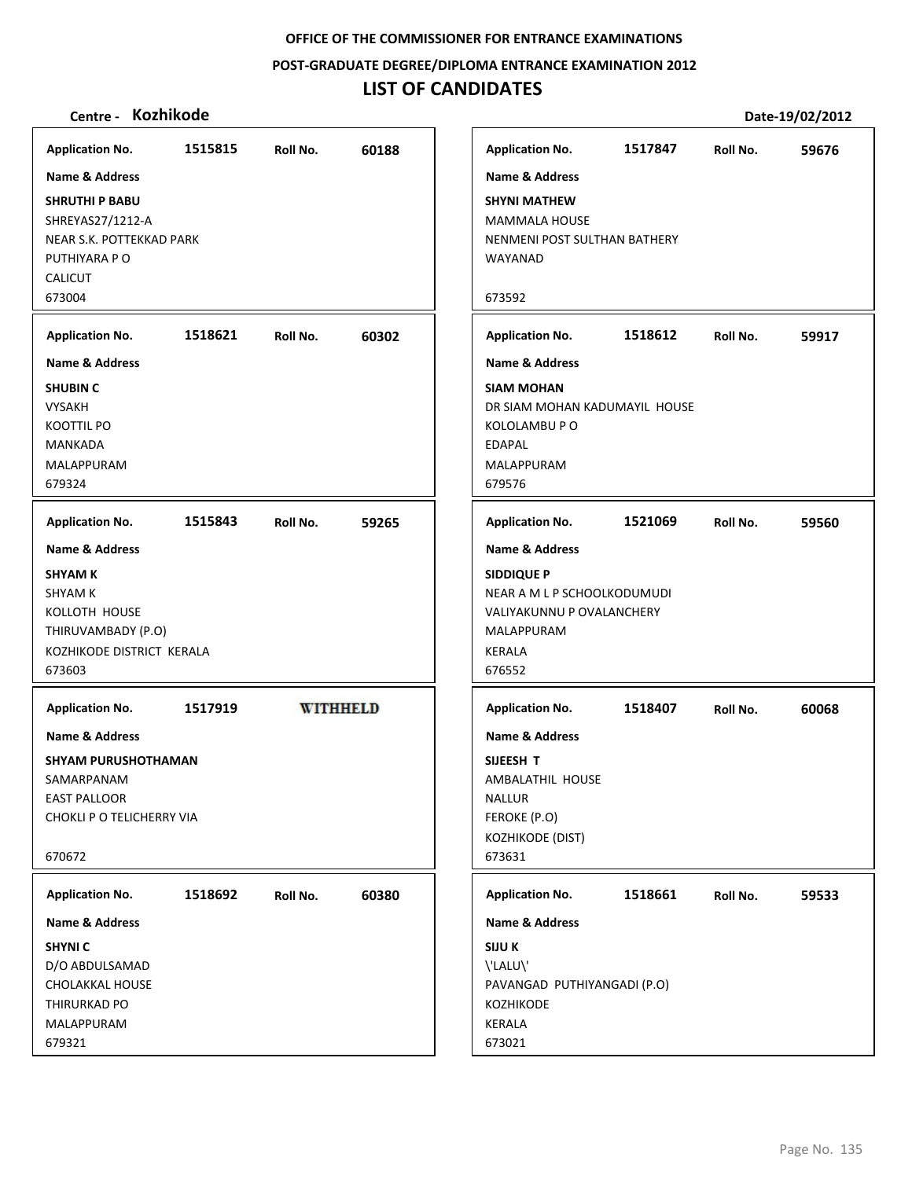OFFICE OF THE COMMISSIONER FOR ENTRANCE EXAMINATIONS

POST-GRADUATE DEGREE/DIPLOMA ENTRANCE EXAMINATION 2012

# LIST OF CANDIDATES

**Centre - Kozhikode** **Date-19/02/2012**

---

**Application No.** 1515815 **Roll No.** 60188

**Name & Address**

**SHRUTHI P BABU**
SHREYAS27/1212-A
NEAR S.K. POTTEKKAD PARK
PUTHIYARA P O
CALICUT
673004

---

**Application No.** 1518621 **Roll No.** 60302

**Name & Address**

**SHUBIN C**
VYSAKH
KOOTTIL PO
MANKADA
MALAPPURAM
679324

---

**Application No.** 1515843 **Roll No.** 59265

**Name & Address**

**SHYAM K**
SHYAM K
KOLLOTH HOUSE
THIRUVAMBADY (P.O)
KOZHIKODE DISTRICT KERALA
673603

---

**Application No.** 1517919 **WITHHELD**

**Name & Address**

**SHYAM PURUSHOTHAMAN**
SAMARPANAM
EAST PALLOOR
CHOKLI P O TELICHERRY VIA

670672

---

**Application No.** 1518692 **Roll No.** 60380

**Name & Address**

**SHYNI C**
D/O ABDULSAMAD
CHOLAKKAL HOUSE
THIRURKAD PO
MALAPPURAM
679321

---

**Application No.** 1517847 **Roll No.** 59676

**Name & Address**

**SHYNI MATHEW**
MAMMALA HOUSE
NENMENI POST SULTHAN BATHERY
WAYANAD

673592

---

**Application No.** 1518612 **Roll No.** 59917

**Name & Address**

**SIAM MOHAN**
DR SIAM MOHAN KADUMAYIL HOUSE
KOLOLAMBU P O
EDAPAL
MALAPPURAM
679576

---

**Application No.** 1521069 **Roll No.** 59560

**Name & Address**

**SIDDIQUE P**
NEAR A M L P SCHOOLKODUMUDI
VALIYAKUNNU P OVALANCHERY
MALAPPURAM
KERALA
676552

---

**Application No.** 1518407 **Roll No.** 60068

**Name & Address**

**SIJEESH T**
AMBALATHIL HOUSE
NALLUR
FEROKE (P.O)
KOZHIKODE (DIST)
673631

---

**Application No.** 1518661 **Roll No.** 59533

**Name & Address**

**SIJU K**
\'LALU\'
PAVANGAD PUTHIYANGADI (P.O)
KOZHIKODE
KERALA
673021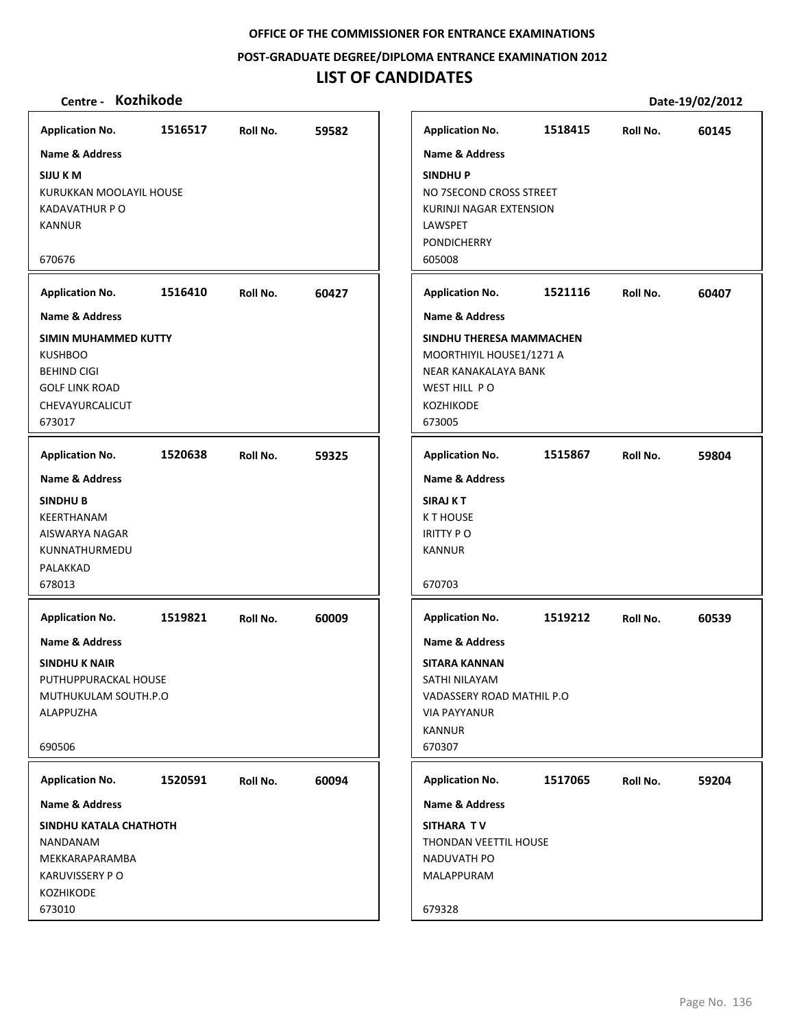**OFFICE OF THE COMMISSIONER FOR ENTRANCE EXAMINATIONS**

**POST-GRADUATE DEGREE/DIPLOMA ENTRANCE EXAMINATION 2012**

# LIST OF CANDIDATES

**Centre - Kozhikode** **Date-19/02/2012**

| Application No. | Roll No. | Name & Address |
|---|---|---|
| 1516517 | 59582 | **SIJU K M**<br>KURUKKAN MOOLAYIL HOUSE<br>KADAVATHUR P O<br>KANNUR<br>670676 |
| 1516410 | 60427 | **SIMIN MUHAMMED KUTTY**<br>KUSHBOO<br>BEHIND CIGI<br>GOLF LINK ROAD<br>CHEVAYURCALICUT<br>673017 |
| 1520638 | 59325 | **SINDHU B**<br>KEERTHANAM<br>AISWARYA NAGAR<br>KUNNATHURMEDU<br>PALAKKAD<br>678013 |
| 1519821 | 60009 | **SINDHU K NAIR**<br>PUTHUPPURACKAL HOUSE<br>MUTHUKULAM SOUTH.P.O<br>ALAPPUZHA<br>690506 |
| 1520591 | 60094 | **SINDHU KATALA CHATHOTH**<br>NANDANAM<br>MEKKARAPARAMBA<br>KARUVISSERY P O<br>KOZHIKODE<br>673010 |
| 1518415 | 60145 | **SINDHU P**<br>NO 7SECOND CROSS STREET<br>KURINJI NAGAR EXTENSION<br>LAWSPET<br>PONDICHERRY<br>605008 |
| 1521116 | 60407 | **SINDHU THERESA MAMMACHEN**<br>MOORTHIYIL HOUSE1/1271 A<br>NEAR KANAKALAYA BANK<br>WEST HILL P O<br>KOZHIKODE<br>673005 |
| 1515867 | 59804 | **SIRAJ K T**<br>K T HOUSE<br>IRITTY P O<br>KANNUR<br>670703 |
| 1519212 | 60539 | **SITARA KANNAN**<br>SATHI NILAYAM<br>VADASSERY ROAD MATHIL P.O<br>VIA PAYYANUR<br>KANNUR<br>670307 |
| 1517065 | 59204 | **SITHARA T V**<br>THONDAN VEETTIL HOUSE<br>NADUVATH PO<br>MALAPPURAM<br>679328 |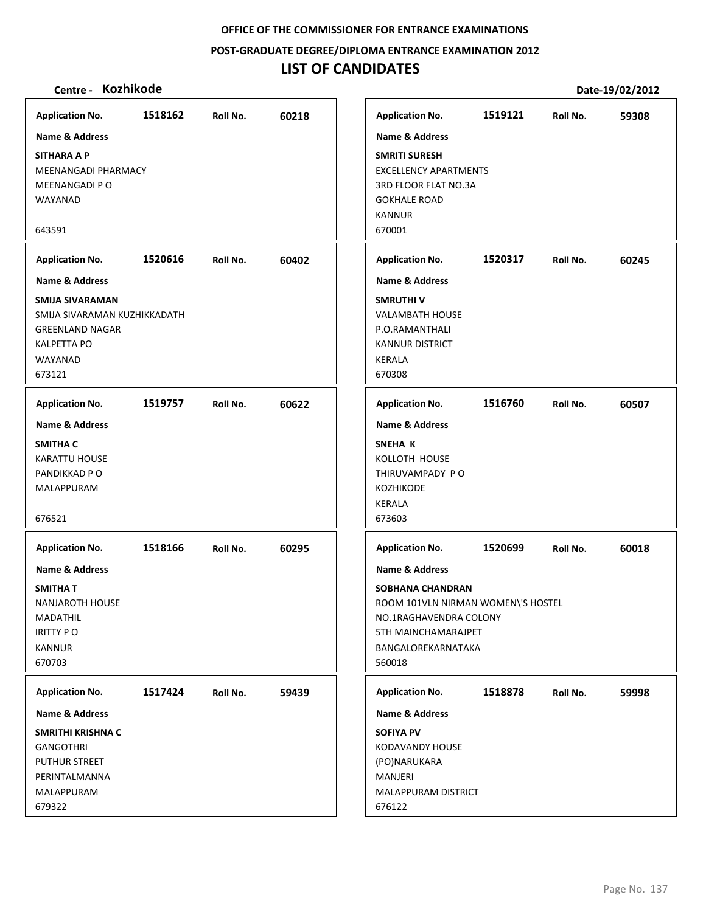**OFFICE OF THE COMMISSIONER FOR ENTRANCE EXAMINATIONS**

**POST-GRADUATE DEGREE/DIPLOMA ENTRANCE EXAMINATION 2012**

# LIST OF CANDIDATES

**Centre - Kozhikode** **Date-19/02/2012**

| Application No. | Roll No. | Name & Address |
|---|---|---|
| 1518162 | 60218 | **SITHARA A P**<br>MEENANGADI PHARMACY<br>MEENANGADI P O<br>WAYANAD<br>643591 |
| 1520616 | 60402 | **SMIJA SIVARAMAN**<br>SMIJA SIVARAMAN KUZHIKKADATH<br>GREENLAND NAGAR<br>KALPETTA PO<br>WAYANAD<br>673121 |
| 1519757 | 60622 | **SMITHA C**<br>KARATTU HOUSE<br>PANDIKKAD P O<br>MALAPPURAM<br>676521 |
| 1518166 | 60295 | **SMITHA T**<br>NANJAROTH HOUSE<br>MADATHIL<br>IRITTY P O<br>KANNUR<br>670703 |
| 1517424 | 59439 | **SMRITHI KRISHNA C**<br>GANGOTHRI<br>PUTHUR STREET<br>PERINTALMANNA<br>MALAPPURAM<br>679322 |
| 1519121 | 59308 | **SMRITI SURESH**<br>EXCELLENCY APARTMENTS<br>3RD FLOOR FLAT NO.3A<br>GOKHALE ROAD<br>KANNUR<br>670001 |
| 1520317 | 60245 | **SMRUTHI V**<br>VALAMBATH HOUSE<br>P.O.RAMANTHALI<br>KANNUR DISTRICT<br>KERALA<br>670308 |
| 1516760 | 60507 | **SNEHA K**<br>KOLLOTH HOUSE<br>THIRUVAMPADY P O<br>KOZHIKODE<br>KERALA<br>673603 |
| 1520699 | 60018 | **SOBHANA CHANDRAN**<br>ROOM 101VLN NIRMAN WOMEN\'S HOSTEL<br>NO.1RAGHAVENDRA COLONY<br>5TH MAINCHAMARAJPET<br>BANGALOREKARNATAKA<br>560018 |
| 1518878 | 59998 | **SOFIYA PV**<br>KODAVANDY HOUSE<br>(PO)NARUKARA<br>MANJERI<br>MALAPPURAM DISTRICT<br>676122 |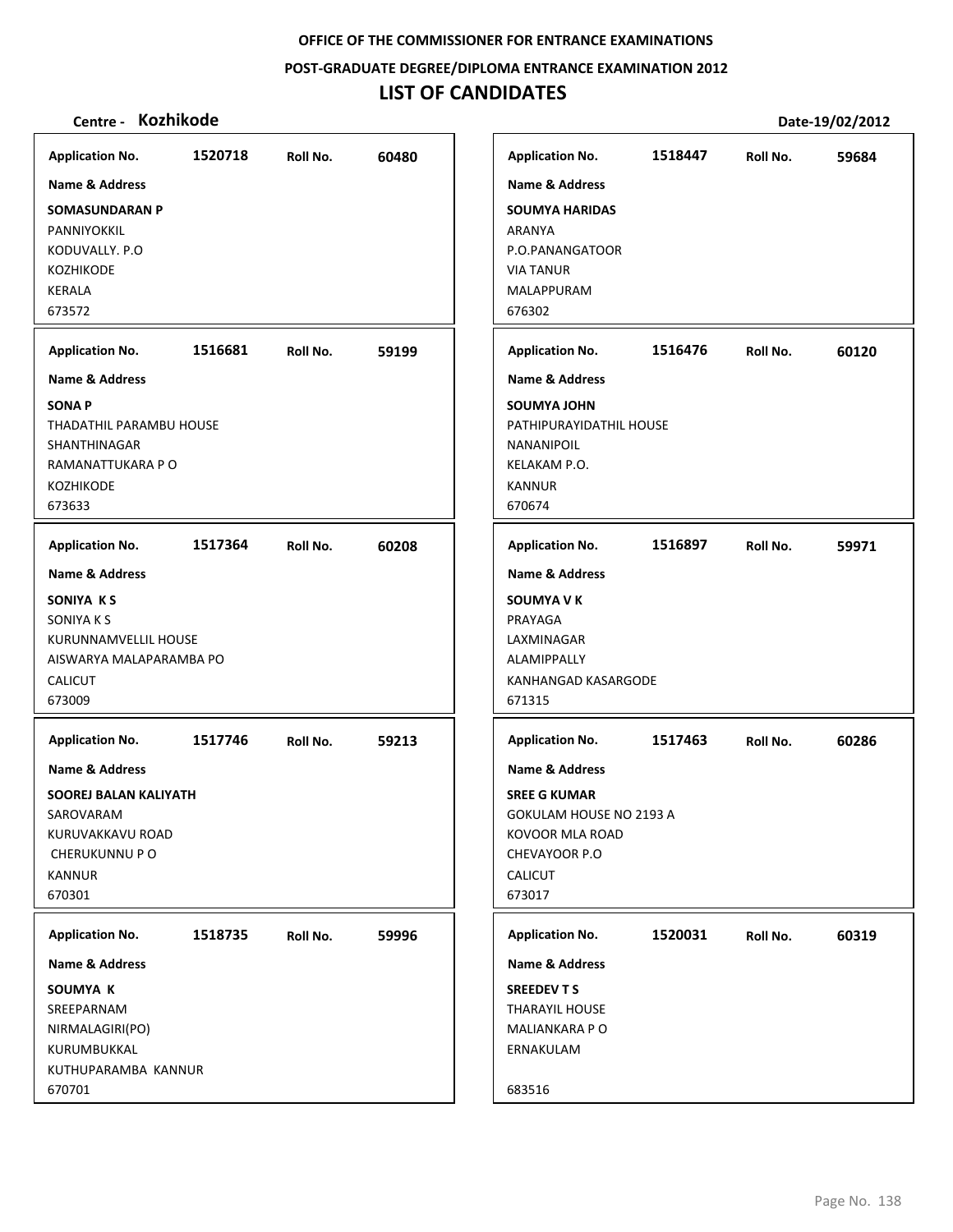**OFFICE OF THE COMMISSIONER FOR ENTRANCE EXAMINATIONS**

**POST-GRADUATE DEGREE/DIPLOMA ENTRANCE EXAMINATION 2012**

# LIST OF CANDIDATES

**Centre - Kozhikode** | **Date-19/02/2012**

| Application No. | Roll No. | Name & Address |
|---|---|---|
| 1520718 | 60480 | **SOMASUNDARAN P**<br>PANNIYOKKIL<br>KODUVALLY. P.O<br>KOZHIKODE<br>KERALA<br>673572 |
| 1516681 | 59199 | **SONA P**<br>THADATHIL PARAMBU HOUSE<br>SHANTHINAGAR<br>RAMANATTUKARA P O<br>KOZHIKODE<br>673633 |
| 1517364 | 60208 | **SONIYA K S**<br>SONIYA K S<br>KURUNNAMVELLIL HOUSE<br>AISWARYA MALAPARAMBA PO<br>CALICUT<br>673009 |
| 1517746 | 59213 | **SOOREJ BALAN KALIYATH**<br>SAROVARAM<br>KURUVAKKAVU ROAD<br>CHERUKUNNU P O<br>KANNUR<br>670301 |
| 1518735 | 59996 | **SOUMYA K**<br>SREEPARNAM<br>NIRMALAGIRI(PO)<br>KURUMBUKKAL<br>KUTHUPARAMBA KANNUR<br>670701 |
| 1518447 | 59684 | **SOUMYA HARIDAS**<br>ARANYA<br>P.O.PANANGATOOR<br>VIA TANUR<br>MALAPPURAM<br>676302 |
| 1516476 | 60120 | **SOUMYA JOHN**<br>PATHIPURAYIDATHIL HOUSE<br>NANANIPOIL<br>KELAKAM P.O.<br>KANNUR<br>670674 |
| 1516897 | 59971 | **SOUMYA V K**<br>PRAYAGA<br>LAXMINAGAR<br>ALAMIPPALLY<br>KANHANGAD KASARGODE<br>671315 |
| 1517463 | 60286 | **SREE G KUMAR**<br>GOKULAM HOUSE NO 2193 A<br>KOVOOR MLA ROAD<br>CHEVAYOOR P.O<br>CALICUT<br>673017 |
| 1520031 | 60319 | **SREEDEV T S**<br>THARAYIL HOUSE<br>MALIANKARA P O<br>ERNAKULAM<br>683516 |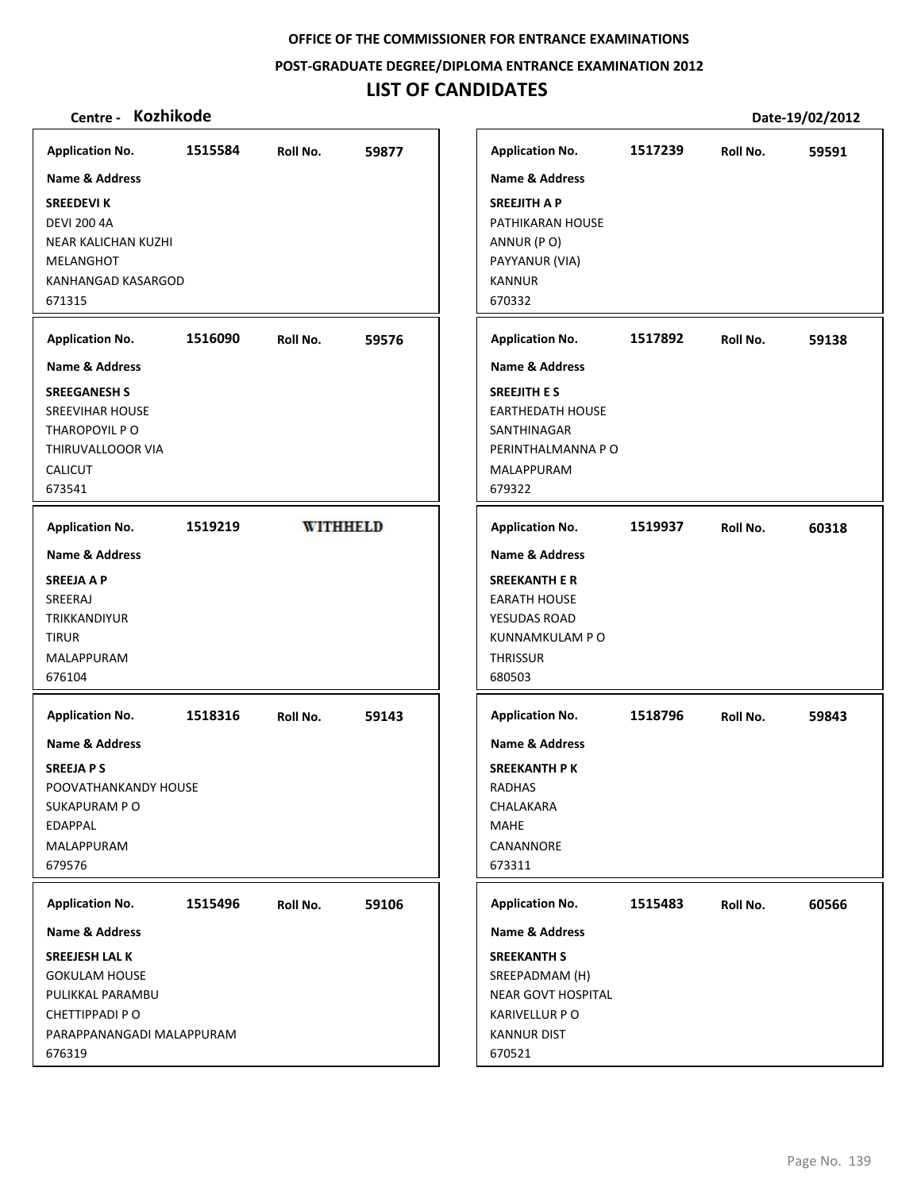**OFFICE OF THE COMMISSIONER FOR ENTRANCE EXAMINATIONS**

**POST-GRADUATE DEGREE/DIPLOMA ENTRANCE EXAMINATION 2012**

# LIST OF CANDIDATES

**Centre - Kozhikode** | **Date-19/02/2012**

| Application No. | Roll No. | Name & Address |
|---|---|---|
| 1515584 | 59877 | **SREEDEVI K**<br>DEVI 200 4A<br>NEAR KALICHAN KUZHI<br>MELANGHOT<br>KANHANGAD KASARGOD<br>671315 |
| 1516090 | 59576 | **SREEGANESH S**<br>SREEVIHAR HOUSE<br>THAROPOYIL P O<br>THIRUVALLOOOR VIA<br>CALICUT<br>673541 |
| 1519219 | WITHHELD | **SREEJA A P**<br>SREERAJ<br>TRIKKANDIYUR<br>TIRUR<br>MALAPPURAM<br>676104 |
| 1518316 | 59143 | **SREEJA P S**<br>POOVATHANKANDY HOUSE<br>SUKAPURAM P O<br>EDAPPAL<br>MALAPPURAM<br>679576 |
| 1515496 | 59106 | **SREEJESH LAL K**<br>GOKULAM HOUSE<br>PULIKKAL PARAMBU<br>CHETTIPPADI P O<br>PARAPPANANGADI MALAPPURAM<br>676319 |
| 1517239 | 59591 | **SREEJITH A P**<br>PATHIKARAN HOUSE<br>ANNUR (P O)<br>PAYYANUR (VIA)<br>KANNUR<br>670332 |
| 1517892 | 59138 | **SREEJITH E S**<br>EARTHEDATH HOUSE<br>SANTHINAGAR<br>PERINTHALMANNA P O<br>MALAPPURAM<br>679322 |
| 1519937 | 60318 | **SREEKANTH E R**<br>EARATH HOUSE<br>YESUDAS ROAD<br>KUNNAMKULAM P O<br>THRISSUR<br>680503 |
| 1518796 | 59843 | **SREEKANTH P K**<br>RADHAS<br>CHALAKARA<br>MAHE<br>CANANNORE<br>673311 |
| 1515483 | 60566 | **SREEKANTH S**<br>SREEPADMAM (H)<br>NEAR GOVT HOSPITAL<br>KARIVELLUR P O<br>KANNUR DIST<br>670521 |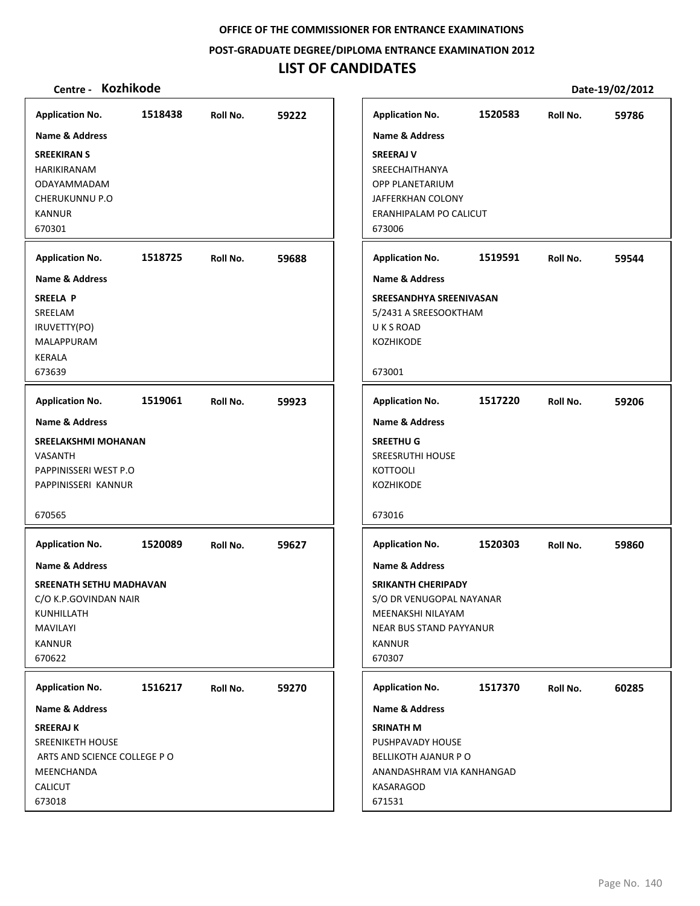**OFFICE OF THE COMMISSIONER FOR ENTRANCE EXAMINATIONS**

**POST-GRADUATE DEGREE/DIPLOMA ENTRANCE EXAMINATION 2012**

# LIST OF CANDIDATES

**Centre - Kozhikode** **Date-19/02/2012**

**Application No.** 1518438 **Roll No.** 59222

**Name & Address**

**SREEKIRAN S**
HARIKIRANAM
ODAYAMMADAM
CHERUKUNNU P.O
KANNUR
670301

**Application No.** 1518725 **Roll No.** 59688

**Name & Address**

**SREELA P**
SREELAM
IRUVETTY(PO)
MALAPPURAM
KERALA
673639

**Application No.** 1519061 **Roll No.** 59923

**Name & Address**

**SREELAKSHMI MOHANAN**
VASANTH
PAPPINISSERI WEST P.O
PAPPINISSERI KANNUR

670565

**Application No.** 1520089 **Roll No.** 59627

**Name & Address**

**SREENATH SETHU MADHAVAN**
C/O K.P.GOVINDAN NAIR
KUNHILLATH
MAVILAYI
KANNUR
670622

**Application No.** 1516217 **Roll No.** 59270

**Name & Address**

**SREERAJ K**
SREENIKETH HOUSE
ARTS AND SCIENCE COLLEGE P O
MEENCHANDA
CALICUT
673018

**Application No.** 1520583 **Roll No.** 59786

**Name & Address**

**SREERAJ V**
SREECHAITHANYA
OPP PLANETARIUM
JAFFERKHAN COLONY
ERANHIPALAM PO CALICUT
673006

**Application No.** 1519591 **Roll No.** 59544

**Name & Address**

**SREESANDHYA SREENIVASAN**
5/2431 A SREESOOKTHAM
U K S ROAD
KOZHIKODE

673001

**Application No.** 1517220 **Roll No.** 59206

**Name & Address**

**SREETHU G**
SREESRUTHI HOUSE
KOTTOOLI
KOZHIKODE

673016

**Application No.** 1520303 **Roll No.** 59860

**Name & Address**

**SRIKANTH CHERIPADY**
S/O DR VENUGOPAL NAYANAR
MEENAKSHI NILAYAM
NEAR BUS STAND PAYYANUR
KANNUR
670307

**Application No.** 1517370 **Roll No.** 60285

**Name & Address**

**SRINATH M**
PUSHPAVADY HOUSE
BELLIKOTH AJANUR P O
ANANDASHRAM VIA KANHANGAD
KASARAGOD
671531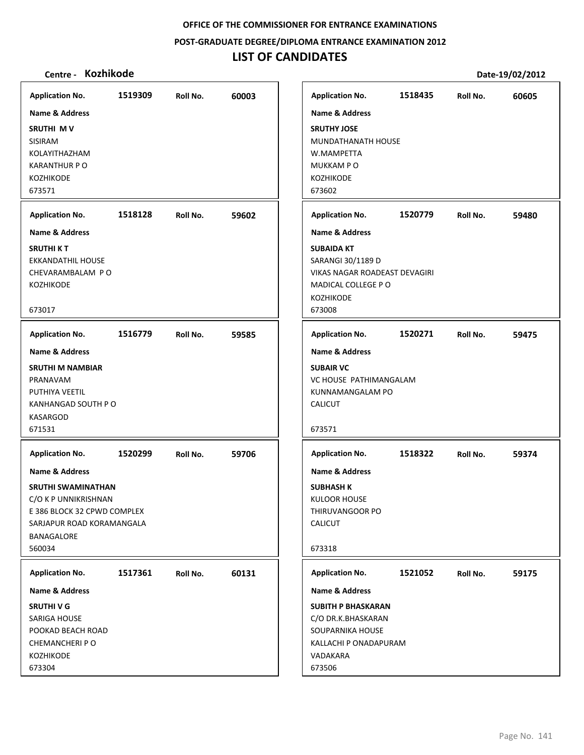OFFICE OF THE COMMISSIONER FOR ENTRANCE EXAMINATIONS

POST-GRADUATE DEGREE/DIPLOMA ENTRANCE EXAMINATION 2012

# LIST OF CANDIDATES

**Centre - Kozhikode** Date-19/02/2012

| Application No. | Roll No. | Name & Address |
|---|---|---|
| 1519309 | 60003 | **SRUTHI M V**<br>SISIRAM<br>KOLAYITHAZHAM<br>KARANTHUR P O<br>KOZHIKODE<br>673571 |
| 1518128 | 59602 | **SRUTHI K T**<br>EKKANDATHIL HOUSE<br>CHEVARAMBALAM P O<br>KOZHIKODE<br>673017 |
| 1516779 | 59585 | **SRUTHI M NAMBIAR**<br>PRANAVAM<br>PUTHIYA VEETIL<br>KANHANGAD SOUTH P O<br>KASARGOD<br>671531 |
| 1520299 | 59706 | **SRUTHI SWAMINATHAN**<br>C/O K P UNNIKRISHNAN<br>E 386 BLOCK 32 CPWD COMPLEX<br>SARJAPUR ROAD KORAMANGALA<br>BANAGALORE<br>560034 |
| 1517361 | 60131 | **SRUTHI V G**<br>SARIGA HOUSE<br>POOKAD BEACH ROAD<br>CHEMANCHERI P O<br>KOZHIKODE<br>673304 |
| 1518435 | 60605 | **SRUTHY JOSE**<br>MUNDATHANATH HOUSE<br>W.MAMPETTA<br>MUKKAM P O<br>KOZHIKODE<br>673602 |
| 1520779 | 59480 | **SUBAIDA KT**<br>SARANGI 30/1189 D<br>VIKAS NAGAR ROADEAST DEVAGIRI<br>MADICAL COLLEGE P O<br>KOZHIKODE<br>673008 |
| 1520271 | 59475 | **SUBAIR VC**<br>VC HOUSE PATHIMANGALAM<br>KUNNAMANGALAM PO<br>CALICUT<br>673571 |
| 1518322 | 59374 | **SUBHASH K**<br>KULOOR HOUSE<br>THIRUVANGOOR PO<br>CALICUT<br>673318 |
| 1521052 | 59175 | **SUBITH P BHASKARAN**<br>C/O DR.K.BHASKARAN<br>SOUPARNIKA HOUSE<br>KALLACHI P ONADAPURAM<br>VADAKARA<br>673506 |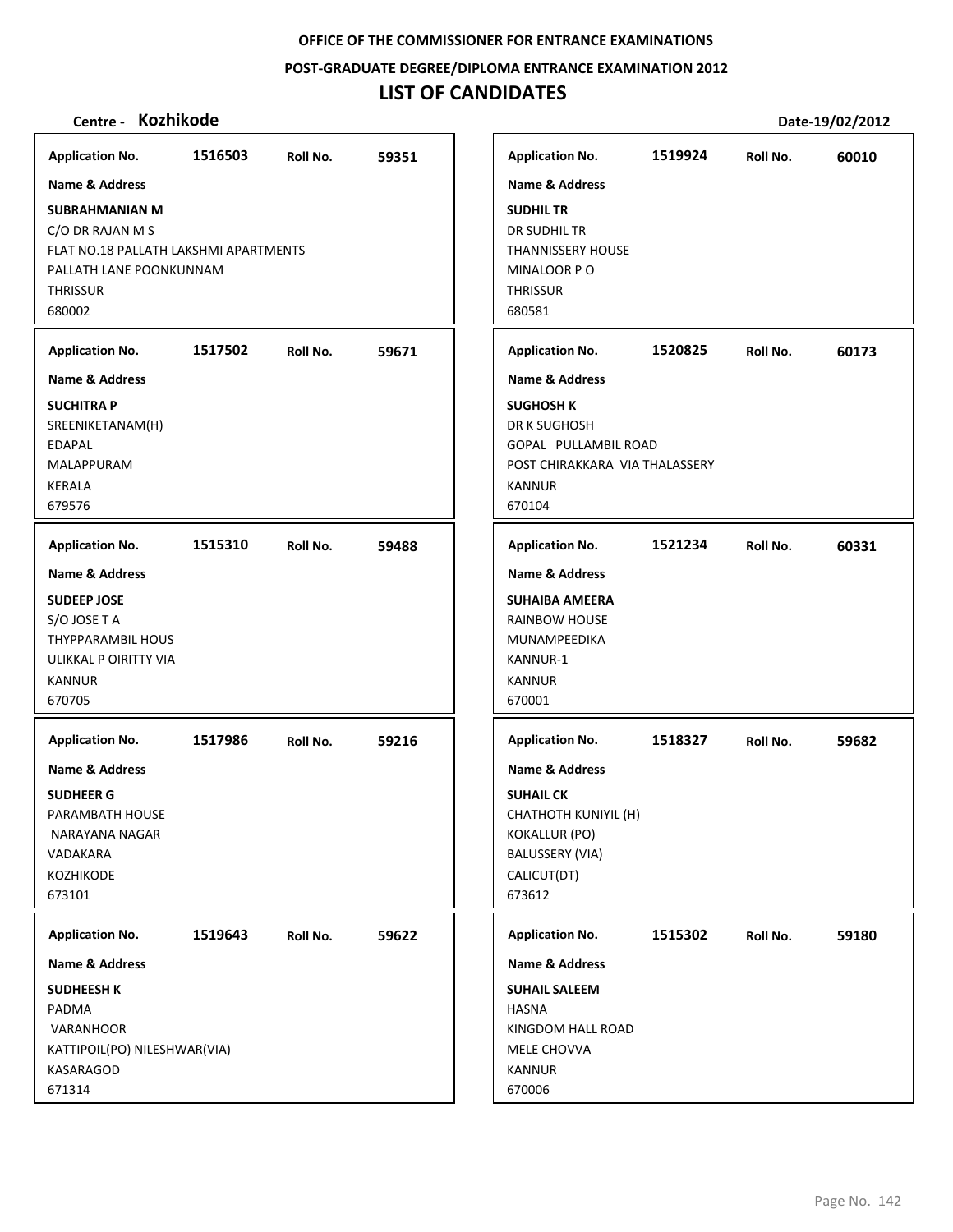**OFFICE OF THE COMMISSIONER FOR ENTRANCE EXAMINATIONS**

**POST-GRADUATE DEGREE/DIPLOMA ENTRANCE EXAMINATION 2012**

# LIST OF CANDIDATES

**Centre - Kozhikode** **Date-19/02/2012**

| Application No. | Roll No. | Name & Address |
|---|---|---|
| 1516503 | 59351 | **SUBRAHMANIAN M**<br>C/O DR RAJAN M S<br>FLAT NO.18 PALLATH LAKSHMI APARTMENTS<br>PALLATH LANE POONKUNNAM<br>THRISSUR<br>680002 |
| 1517502 | 59671 | **SUCHITRA P**<br>SREENIKETANAM(H)<br>EDAPAL<br>MALAPPURAM<br>KERALA<br>679576 |
| 1515310 | 59488 | **SUDEEP JOSE**<br>S/O JOSE T A<br>THYPPARAMBIL HOUS<br>ULIKKAL P OIRITTY VIA<br>KANNUR<br>670705 |
| 1517986 | 59216 | **SUDHEER G**<br>PARAMBATH HOUSE<br>NARAYANA NAGAR<br>VADAKARA<br>KOZHIKODE<br>673101 |
| 1519643 | 59622 | **SUDHEESH K**<br>PADMA<br>VARANHOOR<br>KATTIPOIL(PO) NILESHWAR(VIA)<br>KASARAGOD<br>671314 |
| 1519924 | 60010 | **SUDHIL TR**<br>DR SUDHIL TR<br>THANNISSERY HOUSE<br>MINALOOR P O<br>THRISSUR<br>680581 |
| 1520825 | 60173 | **SUGHOSH K**<br>DR K SUGHOSH<br>GOPAL PULLAMBIL ROAD<br>POST CHIRAKKARA VIA THALASSERY<br>KANNUR<br>670104 |
| 1521234 | 60331 | **SUHAIBA AMEERA**<br>RAINBOW HOUSE<br>MUNAMPEEDIKA<br>KANNUR-1<br>KANNUR<br>670001 |
| 1518327 | 59682 | **SUHAIL CK**<br>CHATHOTH KUNIYIL (H)<br>KOKALLUR (PO)<br>BALUSSERY (VIA)<br>CALICUT(DT)<br>673612 |
| 1515302 | 59180 | **SUHAIL SALEEM**<br>HASNA<br>KINGDOM HALL ROAD<br>MELE CHOVVA<br>KANNUR<br>670006 |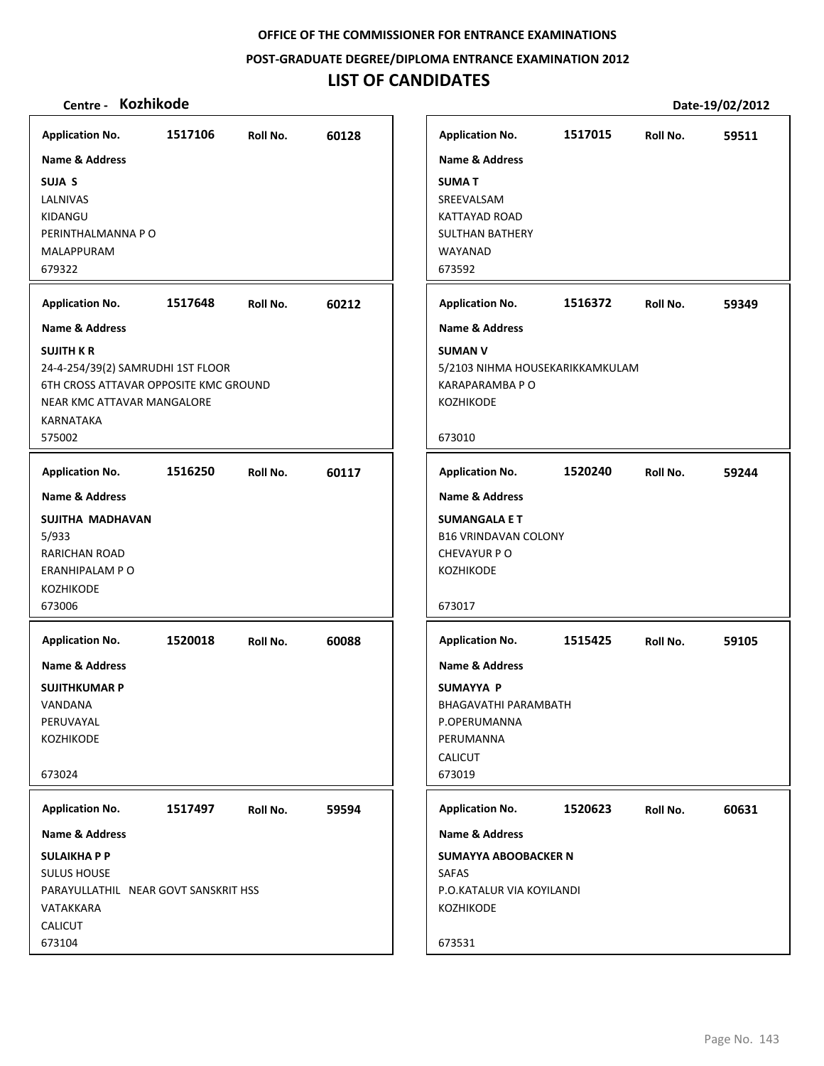**OFFICE OF THE COMMISSIONER FOR ENTRANCE EXAMINATIONS**

**POST-GRADUATE DEGREE/DIPLOMA ENTRANCE EXAMINATION 2012**

# LIST OF CANDIDATES

**Centre - Kozhikode** **Date-19/02/2012**

| Application No. | Roll No. | Name & Address |
|---|---|---|
| 1517106 | 60128 | **SUJA S**<br>LALNIVAS<br>KIDANGU<br>PERINTHALMANNA P O<br>MALAPPURAM<br>679322 |
| 1517648 | 60212 | **SUJITH K R**<br>24-4-254/39(2) SAMRUDHI 1ST FLOOR<br>6TH CROSS ATTAVAR OPPOSITE KMC GROUND<br>NEAR KMC ATTAVAR MANGALORE<br>KARNATAKA<br>575002 |
| 1516250 | 60117 | **SUJITHA MADHAVAN**<br>5/933<br>RARICHAN ROAD<br>ERANHIPALAM P O<br>KOZHIKODE<br>673006 |
| 1520018 | 60088 | **SUJITHKUMAR P**<br>VANDANA<br>PERUVAYAL<br>KOZHIKODE<br>673024 |
| 1517497 | 59594 | **SULAIKHA P P**<br>SULUS HOUSE<br>PARAYULLATHIL NEAR GOVT SANSKRIT HSS<br>VATAKKARA<br>CALICUT<br>673104 |
| 1517015 | 59511 | **SUMA T**<br>SREEVALSAM<br>KATTAYAD ROAD<br>SULTHAN BATHERY<br>WAYANAD<br>673592 |
| 1516372 | 59349 | **SUMAN V**<br>5/2103 NIHMA HOUSEKARIKKAMKULAM<br>KARAPARAMBA P O<br>KOZHIKODE<br>673010 |
| 1520240 | 59244 | **SUMANGALA E T**<br>B16 VRINDAVAN COLONY<br>CHEVAYUR P O<br>KOZHIKODE<br>673017 |
| 1515425 | 59105 | **SUMAYYA P**<br>BHAGAVATHI PARAMBATH<br>P.OPERUMANNA<br>PERUMANNA<br>CALICUT<br>673019 |
| 1520623 | 60631 | **SUMAYYA ABOOBACKER N**<br>SAFAS<br>P.O.KATALUR VIA KOYILANDI<br>KOZHIKODE<br>673531 |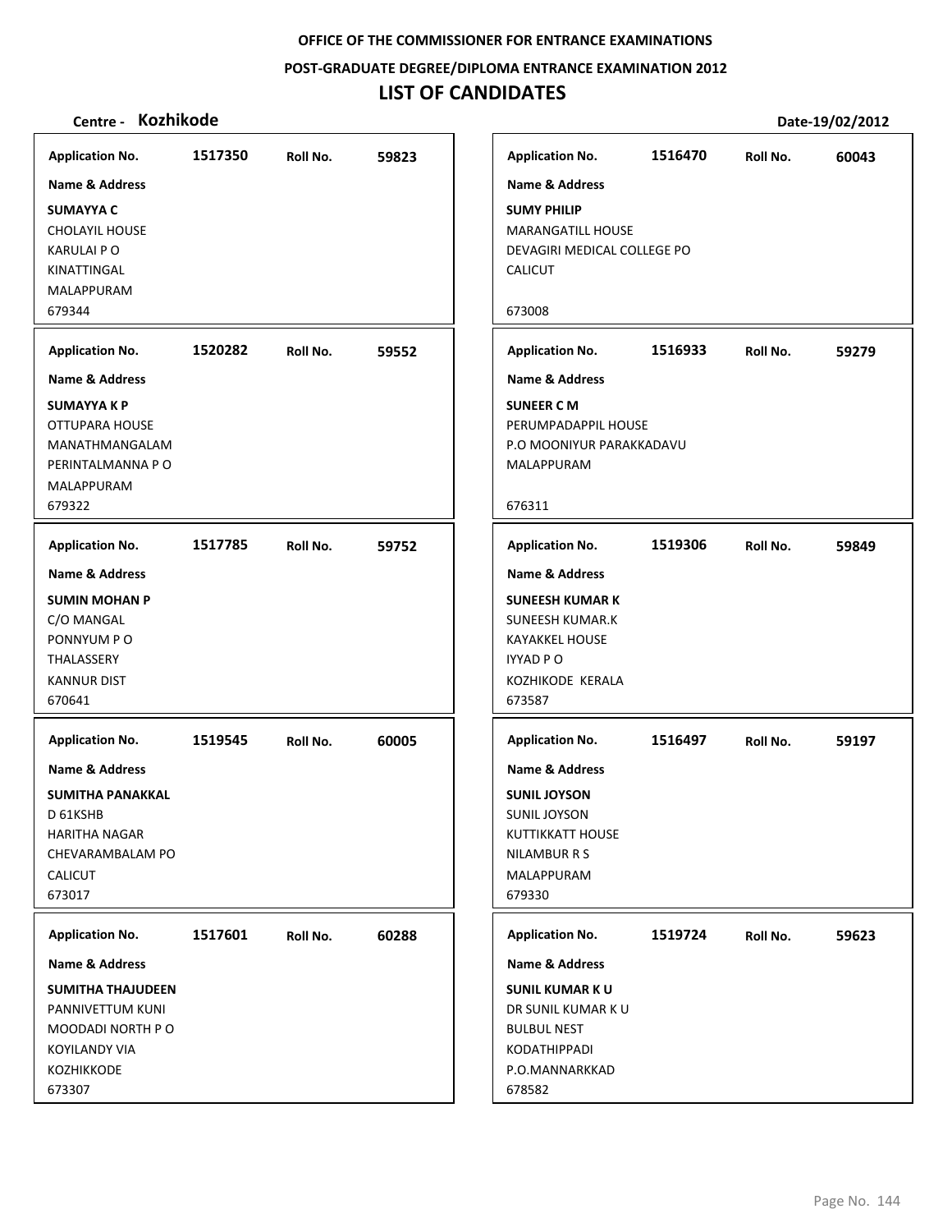OFFICE OF THE COMMISSIONER FOR ENTRANCE EXAMINATIONS

POST-GRADUATE DEGREE/DIPLOMA ENTRANCE EXAMINATION 2012

# LIST OF CANDIDATES

**Centre - Kozhikode** **Date-19/02/2012**

| Application No. | Roll No. | Name & Address |
|---|---|---|
| 1517350 | 59823 | **SUMAYYA C**<br>CHOLAYIL HOUSE<br>KARULAI P O<br>KINATTINGAL<br>MALAPPURAM<br>679344 |
| 1520282 | 59552 | **SUMAYYA K P**<br>OTTUPARA HOUSE<br>MANATHMANGALAM<br>PERINTALMANNA P O<br>MALAPPURAM<br>679322 |
| 1517785 | 59752 | **SUMIN MOHAN P**<br>C/O MANGAL<br>PONNYUM P O<br>THALASSERY<br>KANNUR DIST<br>670641 |
| 1519545 | 60005 | **SUMITHA PANAKKAL**<br>D 61KSHB<br>HARITHA NAGAR<br>CHEVARAMBALAM PO<br>CALICUT<br>673017 |
| 1517601 | 60288 | **SUMITHA THAJUDEEN**<br>PANNIVETTUM KUNI<br>MOODADI NORTH P O<br>KOYILANDY VIA<br>KOZHIKKODE<br>673307 |
| 1516470 | 60043 | **SUMY PHILIP**<br>MARANGATILL HOUSE<br>DEVAGIRI MEDICAL COLLEGE PO<br>CALICUT<br>673008 |
| 1516933 | 59279 | **SUNEER C M**<br>PERUMPADAPPIL HOUSE<br>P.O MOONIYUR PARAKKADAVU<br>MALAPPURAM<br>676311 |
| 1519306 | 59849 | **SUNEESH KUMAR K**<br>SUNEESH KUMAR.K<br>KAYAKKEL HOUSE<br>IYYAD P O<br>KOZHIKODE KERALA<br>673587 |
| 1516497 | 59197 | **SUNIL JOYSON**<br>SUNIL JOYSON<br>KUTTIKKATT HOUSE<br>NILAMBUR R S<br>MALAPPURAM<br>679330 |
| 1519724 | 59623 | **SUNIL KUMAR K U**<br>DR SUNIL KUMAR K U<br>BULBUL NEST<br>KODATHIPPADI<br>P.O.MANNARKKAD<br>678582 |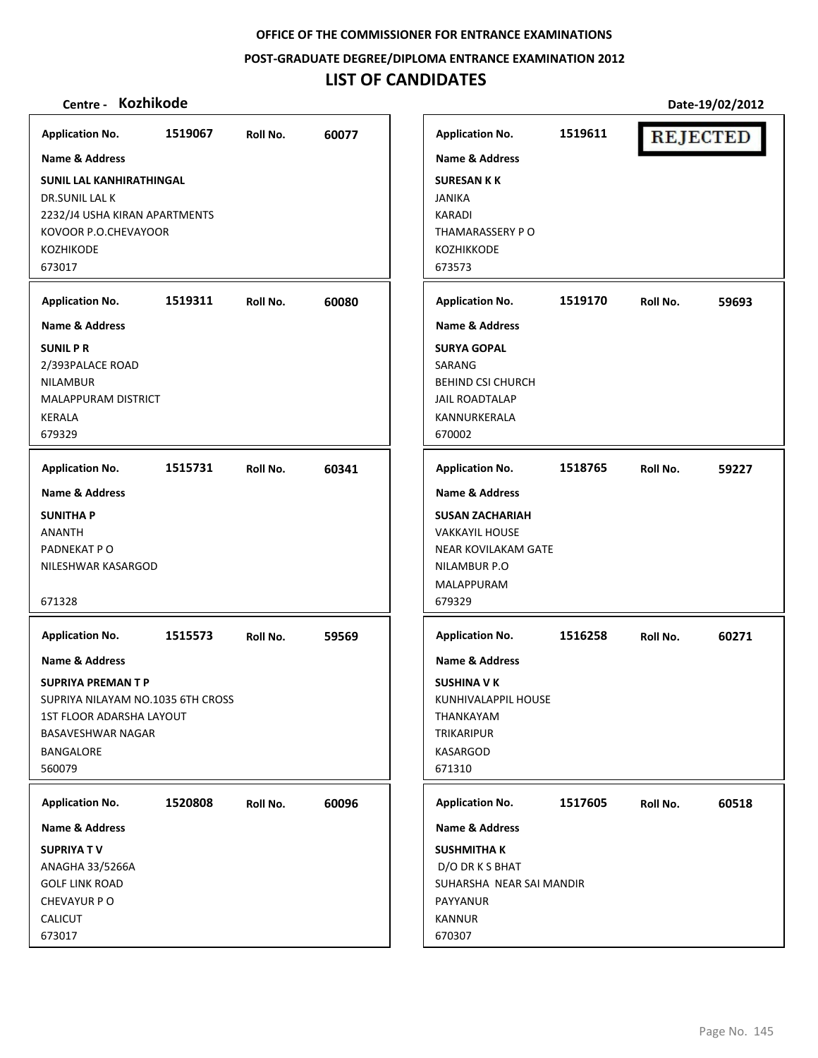OFFICE OF THE COMMISSIONER FOR ENTRANCE EXAMINATIONS

POST-GRADUATE DEGREE/DIPLOMA ENTRANCE EXAMINATION 2012

# LIST OF CANDIDATES

**Centre - Kozhikode** **Date-19/02/2012**

**Application No.** 1519067 **Roll No.** 60077

**Name & Address**

**SUNIL LAL KANHIRATHINGAL**
DR.SUNIL LAL K
2232/J4 USHA KIRAN APARTMENTS
KOVOOR P.O.CHEVAYOOR
KOZHIKODE
673017

**Application No.** 1519611 **REJECTED**

**Name & Address**

**SURESAN K K**
JANIKA
KARADI
THAMARASSERY P O
KOZHIKKODE
673573

**Application No.** 1519311 **Roll No.** 60080

**Name & Address**

**SUNIL P R**
2/393PALACE ROAD
NILAMBUR
MALAPPURAM DISTRICT
KERALA
679329

**Application No.** 1519170 **Roll No.** 59693

**Name & Address**

**SURYA GOPAL**
SARANG
BEHIND CSI CHURCH
JAIL ROADTALAP
KANNURKERALA
670002

**Application No.** 1515731 **Roll No.** 60341

**Name & Address**

**SUNITHA P**
ANANTH
PADNEKAT P O
NILESHWAR KASARGOD
671328

**Application No.** 1518765 **Roll No.** 59227

**Name & Address**

**SUSAN ZACHARIAH**
VAKKAYIL HOUSE
NEAR KOVILAKAM GATE
NILAMBUR P.O
MALAPPURAM
679329

**Application No.** 1515573 **Roll No.** 59569

**Name & Address**

**SUPRIYA PREMAN T P**
SUPRIYA NILAYAM NO.1035 6TH CROSS
1ST FLOOR ADARSHA LAYOUT
BASAVESHWAR NAGAR
BANGALORE
560079

**Application No.** 1516258 **Roll No.** 60271

**Name & Address**

**SUSHINA V K**
KUNHIVALAPPIL HOUSE
THANKAYAM
TRIKARIPUR
KASARGOD
671310

**Application No.** 1520808 **Roll No.** 60096

**Name & Address**

**SUPRIYA T V**
ANAGHA 33/5266A
GOLF LINK ROAD
CHEVAYUR P O
CALICUT
673017

**Application No.** 1517605 **Roll No.** 60518

**Name & Address**

**SUSHMITHA K**
D/O DR K S BHAT
SUHARSHA NEAR SAI MANDIR
PAYYANUR
KANNUR
670307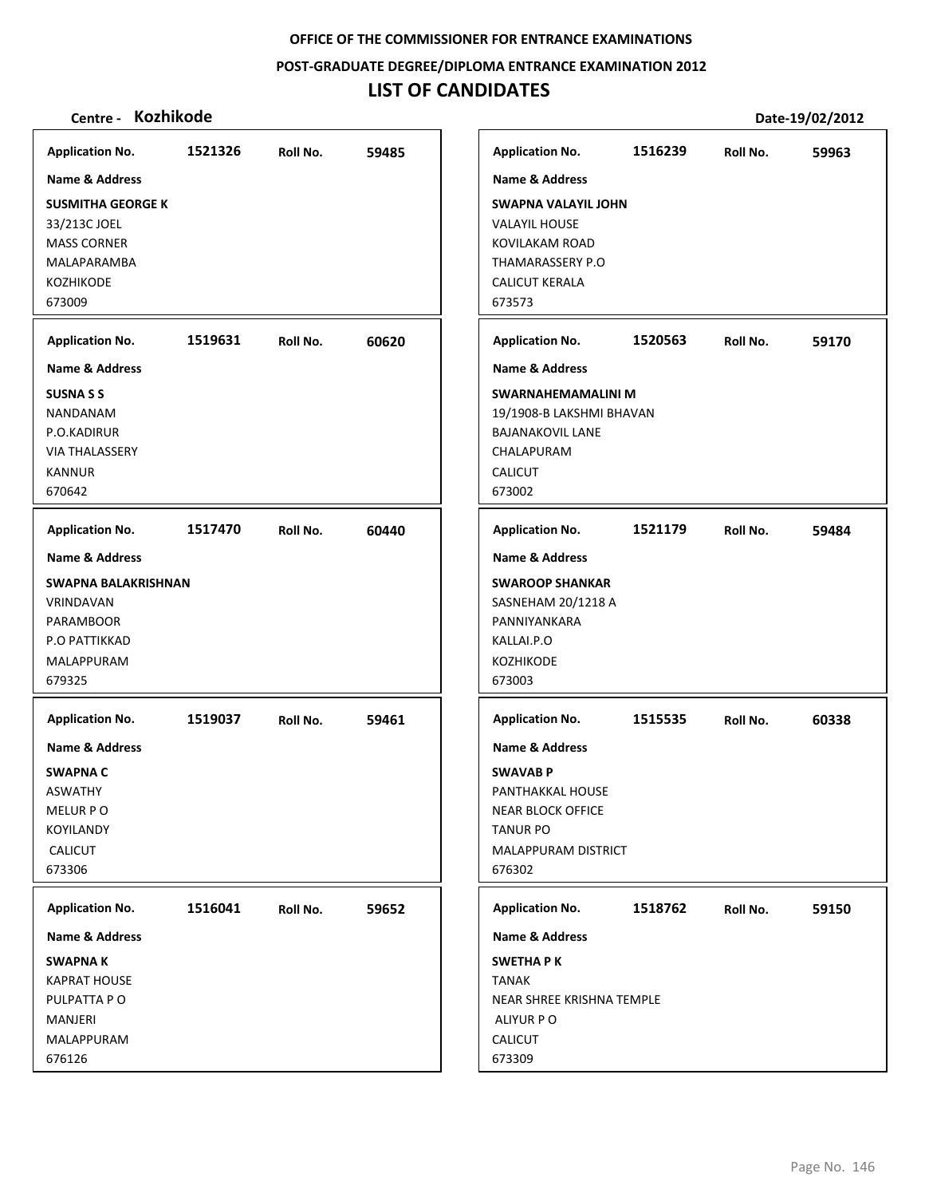OFFICE OF THE COMMISSIONER FOR ENTRANCE EXAMINATIONS

POST-GRADUATE DEGREE/DIPLOMA ENTRANCE EXAMINATION 2012

# LIST OF CANDIDATES

**Centre - Kozhikode** Date-19/02/2012

| Application No. | Roll No. | Name & Address |
|---|---|---|
| 1521326 | 59485 | **SUSMITHA GEORGE K**<br>33/213C JOEL<br>MASS CORNER<br>MALAPARAMBA<br>KOZHIKODE<br>673009 |
| 1519631 | 60620 | **SUSNA S S**<br>NANDANAM<br>P.O.KADIRUR<br>VIA THALASSERY<br>KANNUR<br>670642 |
| 1517470 | 60440 | **SWAPNA BALAKRISHNAN**<br>VRINDAVAN<br>PARAMBOOR<br>P.O PATTIKKAD<br>MALAPPURAM<br>679325 |
| 1519037 | 59461 | **SWAPNA C**<br>ASWATHY<br>MELUR P O<br>KOYILANDY<br>CALICUT<br>673306 |
| 1516041 | 59652 | **SWAPNA K**<br>KAPRAT HOUSE<br>PULPATTA P O<br>MANJERI<br>MALAPPURAM<br>676126 |
| 1516239 | 59963 | **SWAPNA VALAYIL JOHN**<br>VALAYIL HOUSE<br>KOVILAKAM ROAD<br>THAMARASSERY P.O<br>CALICUT KERALA<br>673573 |
| 1520563 | 59170 | **SWARNAHEMAMALINI M**<br>19/1908-B LAKSHMI BHAVAN<br>BAJANAKOVIL LANE<br>CHALAPURAM<br>CALICUT<br>673002 |
| 1521179 | 59484 | **SWAROOP SHANKAR**<br>SASNEHAM 20/1218 A<br>PANNIYANKARA<br>KALLAI.P.O<br>KOZHIKODE<br>673003 |
| 1515535 | 60338 | **SWAVAB P**<br>PANTHAKKAL HOUSE<br>NEAR BLOCK OFFICE<br>TANUR PO<br>MALAPPURAM DISTRICT<br>676302 |
| 1518762 | 59150 | **SWETHA P K**<br>TANAK<br>NEAR SHREE KRISHNA TEMPLE<br>ALIYUR P O<br>CALICUT<br>673309 |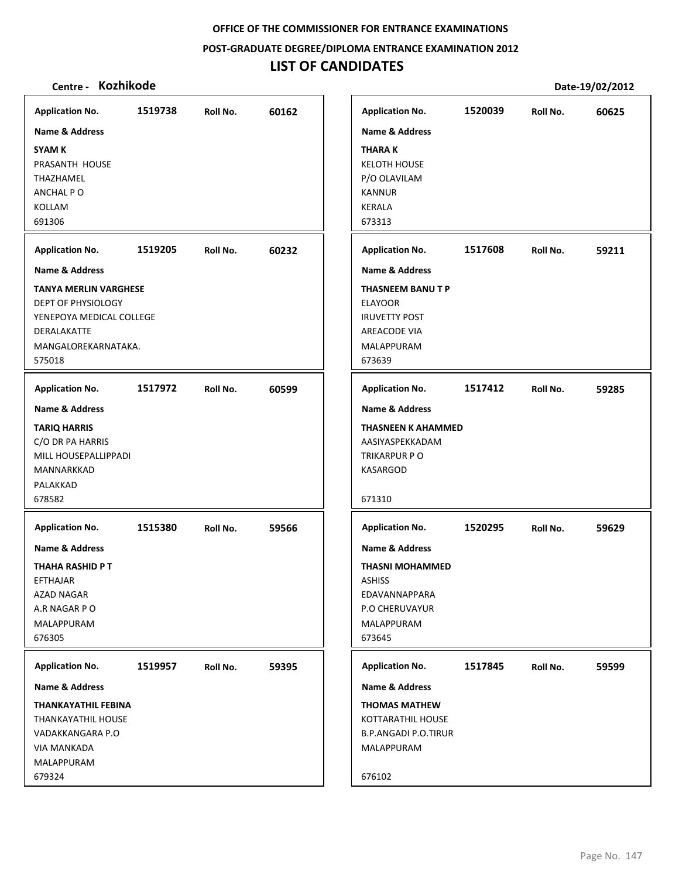OFFICE OF THE COMMISSIONER FOR ENTRANCE EXAMINATIONS

POST-GRADUATE DEGREE/DIPLOMA ENTRANCE EXAMINATION 2012

# LIST OF CANDIDATES

**Centre - Kozhikode** | **Date-19/02/2012**

| Application No. | Roll No. | Name & Address |
|---|---|---|
| 1519738 | 60162 | **SYAM K**<br>PRASANTH HOUSE<br>THAZHAMEL<br>ANCHAL P O<br>KOLLAM<br>691306 |
| 1519205 | 60232 | **TANYA MERLIN VARGHESE**<br>DEPT OF PHYSIOLOGY<br>YENEPOYA MEDICAL COLLEGE<br>DERALAKATTE<br>MANGALOREKARNATAKA.<br>575018 |
| 1517972 | 60599 | **TARIQ HARRIS**<br>C/O DR PA HARRIS<br>MILL HOUSEPALLIPPADI<br>MANNARKKAD<br>PALAKKAD<br>678582 |
| 1515380 | 59566 | **THAHA RASHID P T**<br>EFTHAJAR<br>AZAD NAGAR<br>A.R NAGAR P O<br>MALAPPURAM<br>676305 |
| 1519957 | 59395 | **THANKAYATHIL FEBINA**<br>THANKAYATHIL HOUSE<br>VADAKKANGARA P.O<br>VIA MANKADA<br>MALAPPURAM<br>679324 |
| 1520039 | 60625 | **THARA K**<br>KELOTH HOUSE<br>P/O OLAVILAM<br>KANNUR<br>KERALA<br>673313 |
| 1517608 | 59211 | **THASNEEM BANU T P**<br>ELAYOOR<br>IRUVETTY POST<br>AREACODE VIA<br>MALAPPURAM<br>673639 |
| 1517412 | 59285 | **THASNEEN K AHAMMED**<br>AASIYASPEKKADAM<br>TRIKARPUR P O<br>KASARGOD<br>671310 |
| 1520295 | 59629 | **THASNI MOHAMMED**<br>ASHISS<br>EDAVANNAPPARA<br>P.O CHERUVAYUR<br>MALAPPURAM<br>673645 |
| 1517845 | 59599 | **THOMAS MATHEW**<br>KOTTARATHIL HOUSE<br>B.P.ANGADI P.O.TIRUR<br>MALAPPURAM<br>676102 |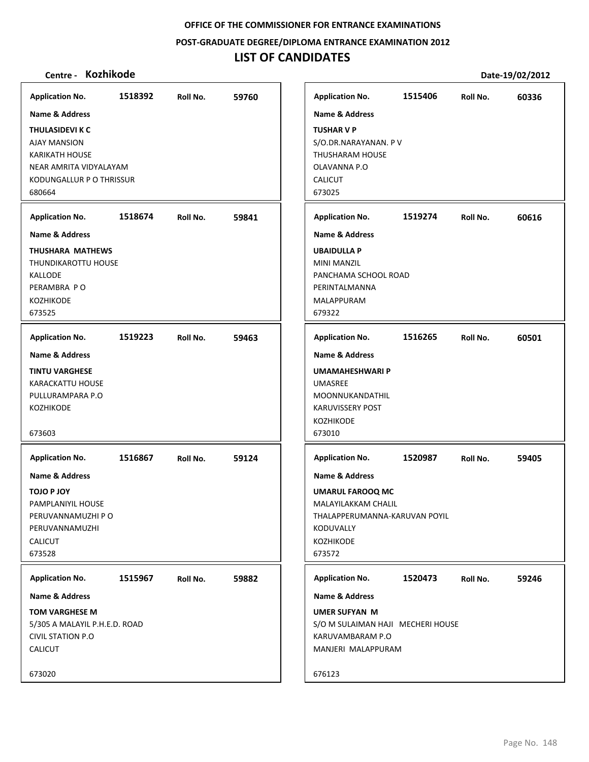**OFFICE OF THE COMMISSIONER FOR ENTRANCE EXAMINATIONS**

**POST-GRADUATE DEGREE/DIPLOMA ENTRANCE EXAMINATION 2012**

# LIST OF CANDIDATES

**Centre - Kozhikode** **Date-19/02/2012**

| Application No. | Roll No. | Name & Address |
|---|---|---|
| 1518392 | 59760 | **THULASIDEVI K C**<br>AJAY MANSION<br>KARIKATH HOUSE<br>NEAR AMRITA VIDYALAYAM<br>KODUNGALLUR P O THRISSUR<br>680664 |
| 1518674 | 59841 | **THUSHARA MATHEWS**<br>THUNDIKAROTTU HOUSE<br>KALLODE<br>PERAMBRA P O<br>KOZHIKODE<br>673525 |
| 1519223 | 59463 | **TINTU VARGHESE**<br>KARACKATTU HOUSE<br>PULLURAMPARA P.O<br>KOZHIKODE<br>673603 |
| 1516867 | 59124 | **TOJO P JOY**<br>PAMPLANIYIL HOUSE<br>PERUVANNAMUZHI P O<br>PERUVANNAMUZHI<br>CALICUT<br>673528 |
| 1515967 | 59882 | **TOM VARGHESE M**<br>5/305 A MALAYIL P.H.E.D. ROAD<br>CIVIL STATION P.O<br>CALICUT<br>673020 |
| 1515406 | 60336 | **TUSHAR V P**<br>S/O.DR.NARAYANAN. P V<br>THUSHARAM HOUSE<br>OLAVANNA P.O<br>CALICUT<br>673025 |
| 1519274 | 60616 | **UBAIDULLA P**<br>MINI MANZIL<br>PANCHAMA SCHOOL ROAD<br>PERINTALMANNA<br>MALAPPURAM<br>679322 |
| 1516265 | 60501 | **UMAMAHESHWARI P**<br>UMASREE<br>MOONNUKANDATHIL<br>KARUVISSERY POST<br>KOZHIKODE<br>673010 |
| 1520987 | 59405 | **UMARUL FAROOQ MC**<br>MALAYILAKKAM CHALIL<br>THALAPPERUMANNA-KARUVAN POYIL<br>KODUVALLY<br>KOZHIKODE<br>673572 |
| 1520473 | 59246 | **UMER SUFYAN M**<br>S/O M SULAIMAN HAJI MECHERI HOUSE<br>KARUVAMBARAM P.O<br>MANJERI MALAPPURAM<br>676123 |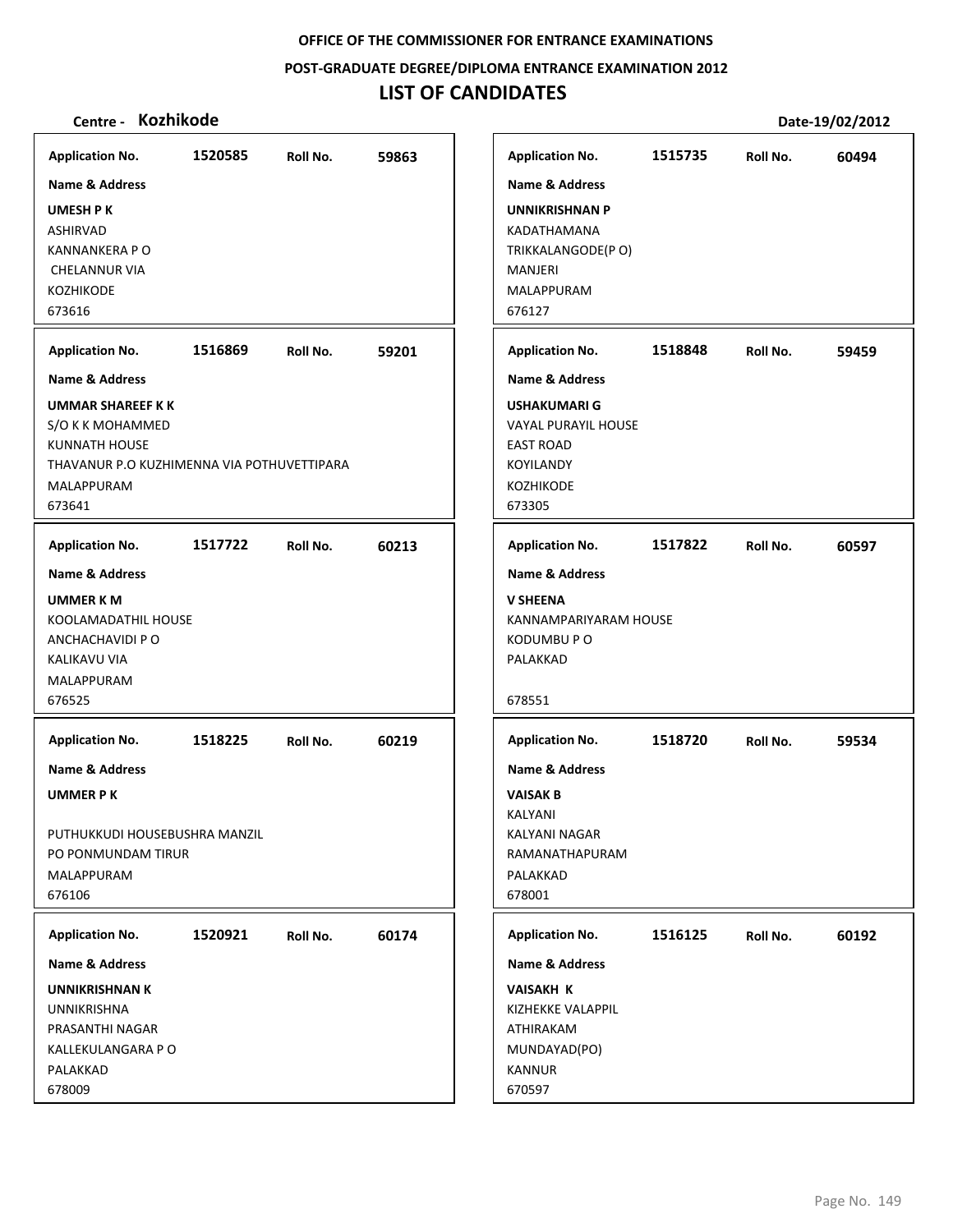OFFICE OF THE COMMISSIONER FOR ENTRANCE EXAMINATIONS

POST-GRADUATE DEGREE/DIPLOMA ENTRANCE EXAMINATION 2012

# LIST OF CANDIDATES

**Centre - Kozhikode** | **Date-19/02/2012**

| Application No. | Roll No. | Name & Address |
|---|---|---|
| 1520585 | 59863 | **UMESH P K**<br>ASHIRVAD<br>KANNANKERA P O<br>CHELANNUR VIA<br>KOZHIKODE<br>673616 |
| 1516869 | 59201 | **UMMAR SHAREEF K K**<br>S/O K K MOHAMMED<br>KUNNATH HOUSE<br>THAVANUR P.O KUZHIMENNA VIA POTHUVETTIPARA<br>MALAPPURAM<br>673641 |
| 1517722 | 60213 | **UMMER K M**<br>KOOLAMADATHIL HOUSE<br>ANCHACHAVIDI P O<br>KALIKAVU VIA<br>MALAPPURAM<br>676525 |
| 1518225 | 60219 | **UMMER P K**<br>PUTHUKKUDI HOUSEBUSHRA MANZIL<br>PO PONMUNDAM TIRUR<br>MALAPPURAM<br>676106 |
| 1520921 | 60174 | **UNNIKRISHNAN K**<br>UNNIKRISHNA<br>PRASANTHI NAGAR<br>KALLEKULANGARA P O<br>PALAKKAD<br>678009 |
| 1515735 | 60494 | **UNNIKRISHNAN P**<br>KADATHAMANA<br>TRIKKALANGODE(P O)<br>MANJERI<br>MALAPPURAM<br>676127 |
| 1518848 | 59459 | **USHAKUMARI G**<br>VAYAL PURAYIL HOUSE<br>EAST ROAD<br>KOYILANDY<br>KOZHIKODE<br>673305 |
| 1517822 | 60597 | **V SHEENA**<br>KANNAMPARIYARAM HOUSE<br>KODUMBU P O<br>PALAKKAD<br>678551 |
| 1518720 | 59534 | **VAISAK B**<br>KALYANI<br>KALYANI NAGAR<br>RAMANATHAPURAM<br>PALAKKAD<br>678001 |
| 1516125 | 60192 | **VAISAKH K**<br>KIZHEKKE VALAPPIL<br>ATHIRAKAM<br>MUNDAYAD(PO)<br>KANNUR<br>670597 |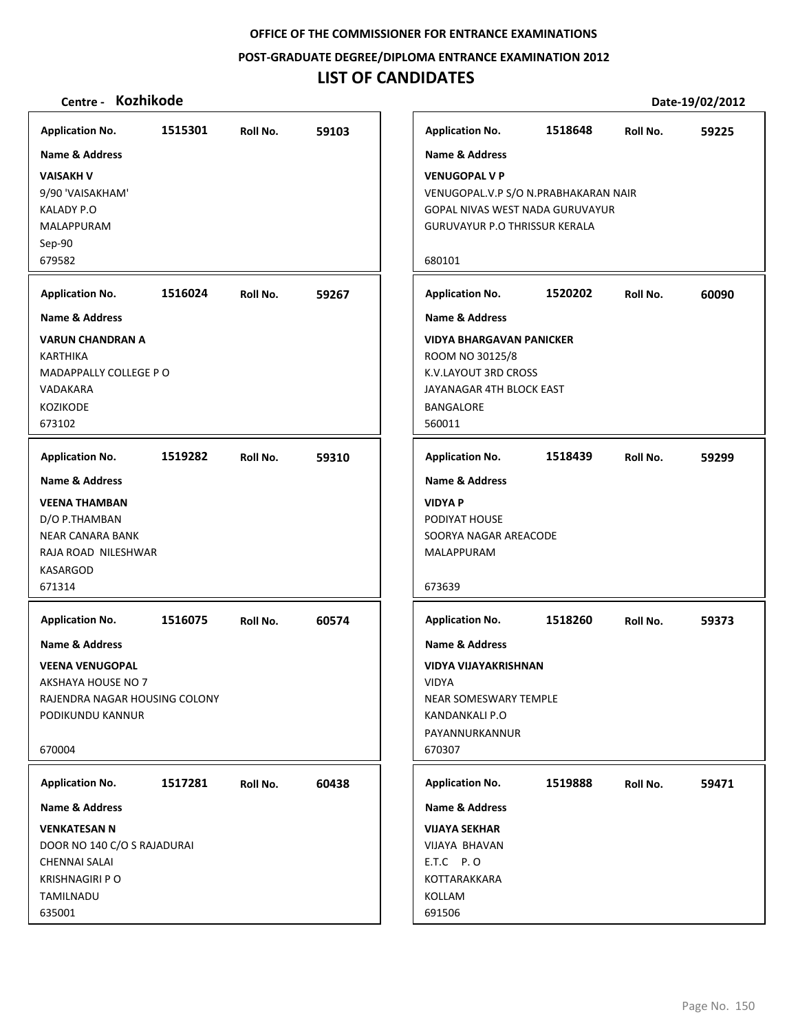**OFFICE OF THE COMMISSIONER FOR ENTRANCE EXAMINATIONS**

**POST-GRADUATE DEGREE/DIPLOMA ENTRANCE EXAMINATION 2012**

# LIST OF CANDIDATES

**Centre - Kozhikode** **Date-19/02/2012**

| Application No. | Roll No. | Name & Address |
|---|---|---|
| 1515301 | 59103 | **VAISAKH V**<br>9/90 'VAISAKHAM'<br>KALADY P.O<br>MALAPPURAM<br>Sep-90<br>679582 |
| 1516024 | 59267 | **VARUN CHANDRAN A**<br>KARTHIKA<br>MADAPPALLY COLLEGE P O<br>VADAKARA<br>KOZIKODE<br>673102 |
| 1519282 | 59310 | **VEENA THAMBAN**<br>D/O P.THAMBAN<br>NEAR CANARA BANK<br>RAJA ROAD NILESHWAR<br>KASARGOD<br>671314 |
| 1516075 | 60574 | **VEENA VENUGOPAL**<br>AKSHAYA HOUSE NO 7<br>RAJENDRA NAGAR HOUSING COLONY<br>PODIKUNDU KANNUR<br>670004 |
| 1517281 | 60438 | **VENKATESAN N**<br>DOOR NO 140 C/O S RAJADURAI<br>CHENNAI SALAI<br>KRISHNAGIRI P O<br>TAMILNADU<br>635001 |
| 1518648 | 59225 | **VENUGOPAL V P**<br>VENUGOPAL.V.P S/O N.PRABHAKARAN NAIR<br>GOPAL NIVAS WEST NADA GURUVAYUR<br>GURUVAYUR P.O THRISSUR KERALA<br>680101 |
| 1520202 | 60090 | **VIDYA BHARGAVAN PANICKER**<br>ROOM NO 30125/8<br>K.V.LAYOUT 3RD CROSS<br>JAYANAGAR 4TH BLOCK EAST<br>BANGALORE<br>560011 |
| 1518439 | 59299 | **VIDYA P**<br>PODIYAT HOUSE<br>SOORYA NAGAR AREACODE<br>MALAPPURAM<br>673639 |
| 1518260 | 59373 | **VIDYA VIJAYAKRISHNAN**<br>VIDYA<br>NEAR SOMESWARY TEMPLE<br>KANDANKALI P.O<br>PAYANNURKANNUR<br>670307 |
| 1519888 | 59471 | **VIJAYA SEKHAR**<br>VIJAYA BHAVAN<br>E.T.C P. O<br>KOTTARAKKARA<br>KOLLAM<br>691506 |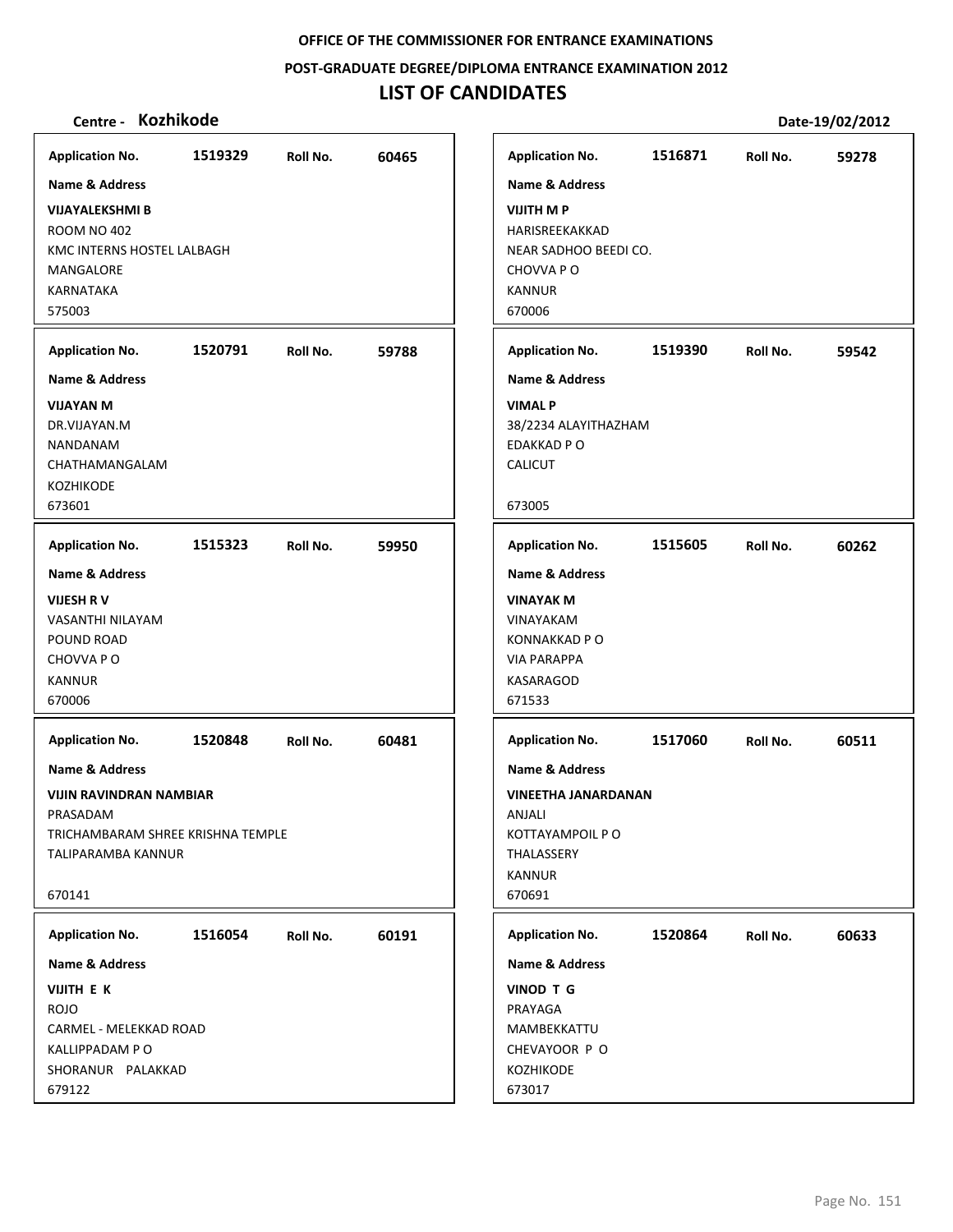OFFICE OF THE COMMISSIONER FOR ENTRANCE EXAMINATIONS

POST-GRADUATE DEGREE/DIPLOMA ENTRANCE EXAMINATION 2012

# LIST OF CANDIDATES

**Centre - Kozhikode** Date-19/02/2012

**Application No.** 1519329 **Roll No.** 60465
**Name & Address**
**VIJAYALEKSHMI B**
ROOM NO 402
KMC INTERNS HOSTEL LALBAGH
MANGALORE
KARNATAKA
575003

**Application No.** 1516871 **Roll No.** 59278
**Name & Address**
**VIJITH M P**
HARISREEKAKKAD
NEAR SADHOO BEEDI CO.
CHOVVA P O
KANNUR
670006

**Application No.** 1520791 **Roll No.** 59788
**Name & Address**
**VIJAYAN M**
DR.VIJAYAN.M
NANDANAM
CHATHAMANGALAM
KOZHIKODE
673601

**Application No.** 1519390 **Roll No.** 59542
**Name & Address**
**VIMAL P**
38/2234 ALAYITHAZHAM
EDAKKAD P O
CALICUT
673005

**Application No.** 1515323 **Roll No.** 59950
**Name & Address**
**VIJESH R V**
VASANTHI NILAYAM
POUND ROAD
CHOVVA P O
KANNUR
670006

**Application No.** 1515605 **Roll No.** 60262
**Name & Address**
**VINAYAK M**
VINAYAKAM
KONNAKKAD P O
VIA PARAPPA
KASARAGOD
671533

**Application No.** 1520848 **Roll No.** 60481
**Name & Address**
**VIJIN RAVINDRAN NAMBIAR**
PRASADAM
TRICHAMBARAM SHREE KRISHNA TEMPLE
TALIPARAMBA KANNUR
670141

**Application No.** 1517060 **Roll No.** 60511
**Name & Address**
**VINEETHA JANARDANAN**
ANJALI
KOTTAYAMPOIL P O
THALASSERY
KANNUR
670691

**Application No.** 1516054 **Roll No.** 60191
**Name & Address**
**VIJITH E K**
ROJO
CARMEL - MELEKKAD ROAD
KALLIPPADAM P O
SHORANUR PALAKKAD
679122

**Application No.** 1520864 **Roll No.** 60633
**Name & Address**
**VINOD T G**
PRAYAGA
MAMBEKKATTU
CHEVAYOOR P O
KOZHIKODE
673017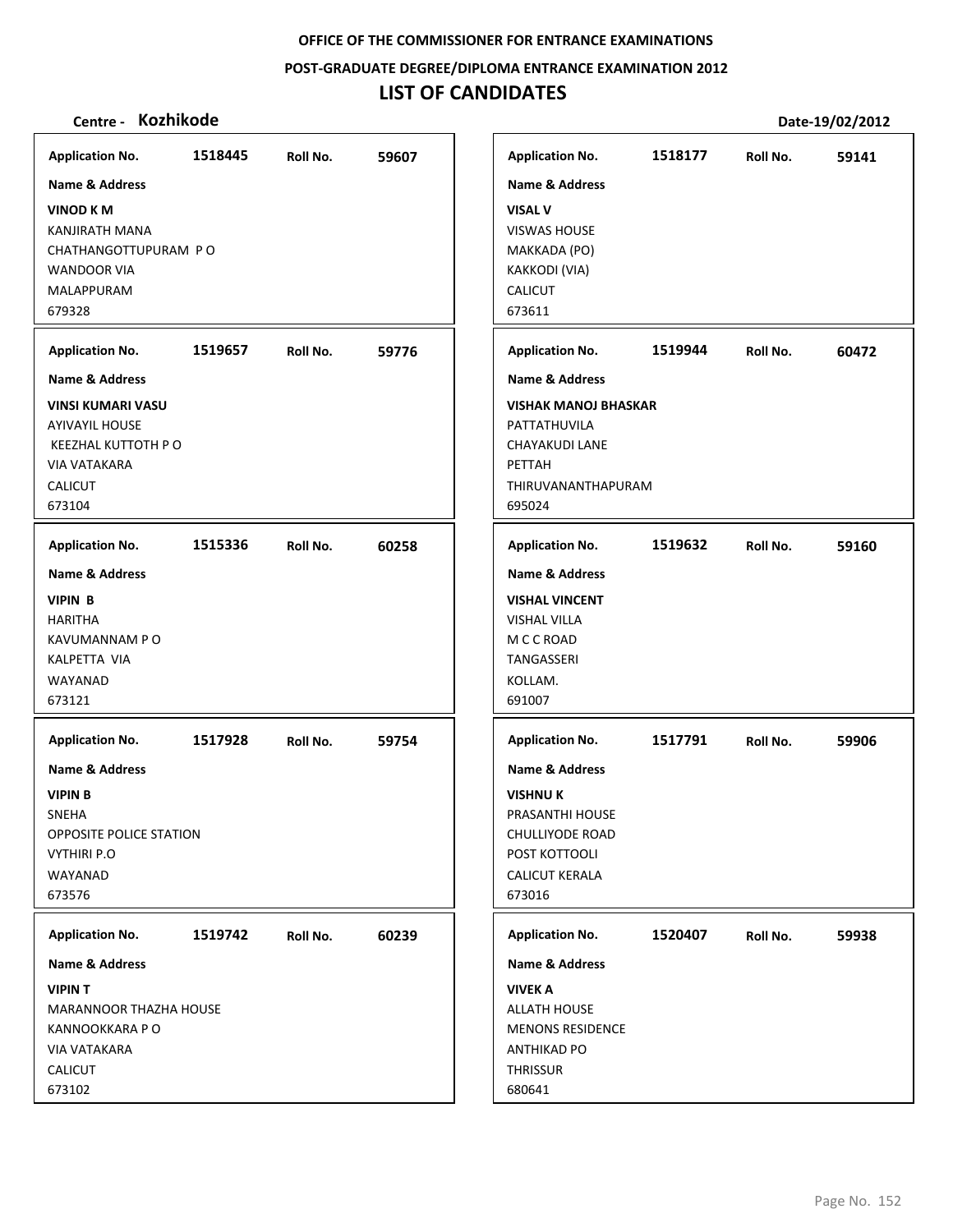OFFICE OF THE COMMISSIONER FOR ENTRANCE EXAMINATIONS

POST-GRADUATE DEGREE/DIPLOMA ENTRANCE EXAMINATION 2012

# LIST OF CANDIDATES

**Centre - Kozhikode** **Date-19/02/2012**

**Application No.** 1518445 **Roll No.** 59607

**Name & Address**

**VINOD K M**
KANJIRATH MANA
CHATHANGOTTUPURAM P O
WANDOOR VIA
MALAPPURAM
679328

**Application No.** 1519657 **Roll No.** 59776

**Name & Address**

**VINSI KUMARI VASU**
AYIVAYIL HOUSE
KEEZHAL KUTTOTH P O
VIA VATAKARA
CALICUT
673104

**Application No.** 1515336 **Roll No.** 60258

**Name & Address**

**VIPIN B**
HARITHA
KAVUMANNAM P O
KALPETTA VIA
WAYANAD
673121

**Application No.** 1517928 **Roll No.** 59754

**Name & Address**

**VIPIN B**
SNEHA
OPPOSITE POLICE STATION
VYTHIRI P.O
WAYANAD
673576

**Application No.** 1519742 **Roll No.** 60239

**Name & Address**

**VIPIN T**
MARANNOOR THAZHA HOUSE
KANNOOKKARA P O
VIA VATAKARA
CALICUT
673102

**Application No.** 1518177 **Roll No.** 59141

**Name & Address**

**VISAL V**
VISWAS HOUSE
MAKKADA (PO)
KAKKODI (VIA)
CALICUT
673611

**Application No.** 1519944 **Roll No.** 60472

**Name & Address**

**VISHAK MANOJ BHASKAR**
PATTATHUVILA
CHAYAKUDI LANE
PETTAH
THIRUVANANTHAPURAM
695024

**Application No.** 1519632 **Roll No.** 59160

**Name & Address**

**VISHAL VINCENT**
VISHAL VILLA
M C C ROAD
TANGASSERI
KOLLAM.
691007

**Application No.** 1517791 **Roll No.** 59906

**Name & Address**

**VISHNU K**
PRASANTHI HOUSE
CHULLIYODE ROAD
POST KOTTOOLI
CALICUT KERALA
673016

**Application No.** 1520407 **Roll No.** 59938

**Name & Address**

**VIVEK A**
ALLATH HOUSE
MENONS RESIDENCE
ANTHIKAD PO
THRISSUR
680641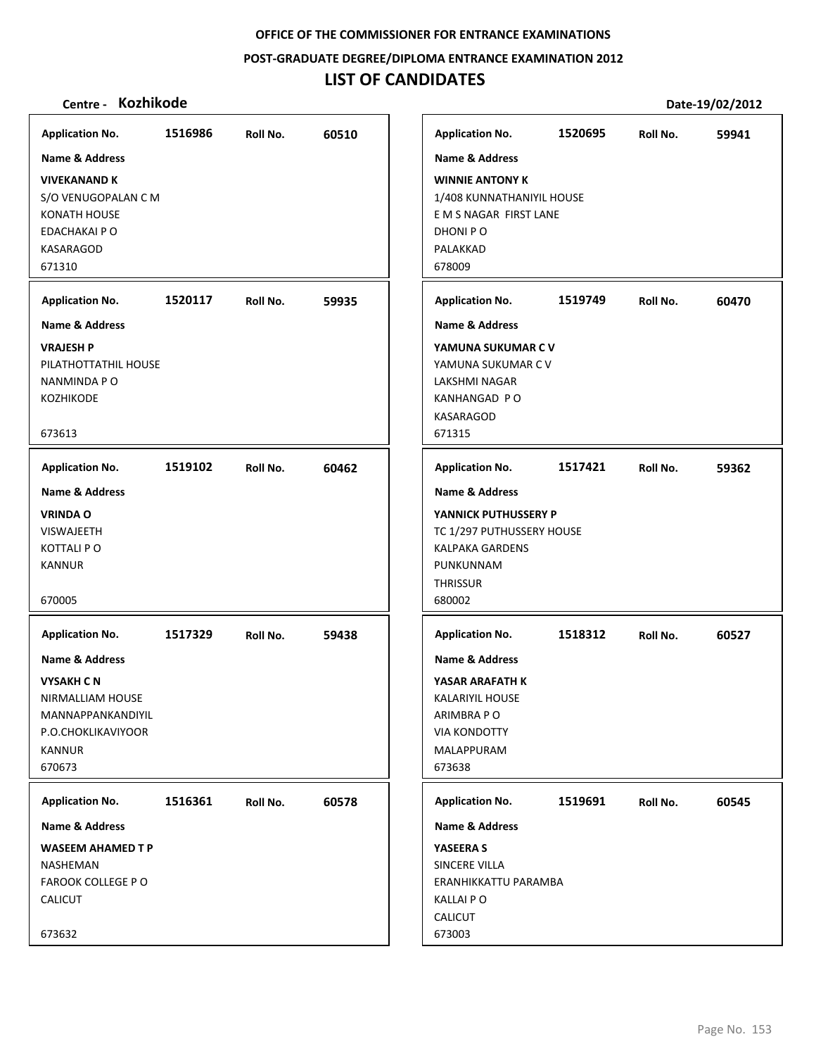**OFFICE OF THE COMMISSIONER FOR ENTRANCE EXAMINATIONS**

**POST-GRADUATE DEGREE/DIPLOMA ENTRANCE EXAMINATION 2012**

# LIST OF CANDIDATES

**Centre - Kozhikode** **Date-19/02/2012**

| Application No. | Roll No. | Name & Address |
|---|---|---|
| 1516986 | 60510 | **VIVEKANAND K**<br>S/O VENUGOPALAN C M<br>KONATH HOUSE<br>EDACHAKAI P O<br>KASARAGOD<br>671310 |
| 1520117 | 59935 | **VRAJESH P**<br>PILATHOTTATHIL HOUSE<br>NANMINDA P O<br>KOZHIKODE<br>673613 |
| 1519102 | 60462 | **VRINDA O**<br>VISWAJEETH<br>KOTTALI P O<br>KANNUR<br>670005 |
| 1517329 | 59438 | **VYSAKH C N**<br>NIRMALLIAM HOUSE<br>MANNAPPANKANDIYIL<br>P.O.CHOKLIKAVIYOOR<br>KANNUR<br>670673 |
| 1516361 | 60578 | **WASEEM AHAMED T P**<br>NASHEMAN<br>FAROOK COLLEGE P O<br>CALICUT<br>673632 |
| 1520695 | 59941 | **WINNIE ANTONY K**<br>1/408 KUNNATHANIYIL HOUSE<br>E M S NAGAR FIRST LANE<br>DHONI P O<br>PALAKKAD<br>678009 |
| 1519749 | 60470 | **YAMUNA SUKUMAR C V**<br>YAMUNA SUKUMAR C V<br>LAKSHMI NAGAR<br>KANHANGAD P O<br>KASARAGOD<br>671315 |
| 1517421 | 59362 | **YANNICK PUTHUSSERY P**<br>TC 1/297 PUTHUSSERY HOUSE<br>KALPAKA GARDENS<br>PUNKUNNAM<br>THRISSUR<br>680002 |
| 1518312 | 60527 | **YASAR ARAFATH K**<br>KALARIYIL HOUSE<br>ARIMBRA P O<br>VIA KONDOTTY<br>MALAPPURAM<br>673638 |
| 1519691 | 60545 | **YASEERA S**<br>SINCERE VILLA<br>ERANHIKKATTU PARAMBA<br>KALLAI P O<br>CALICUT<br>673003 |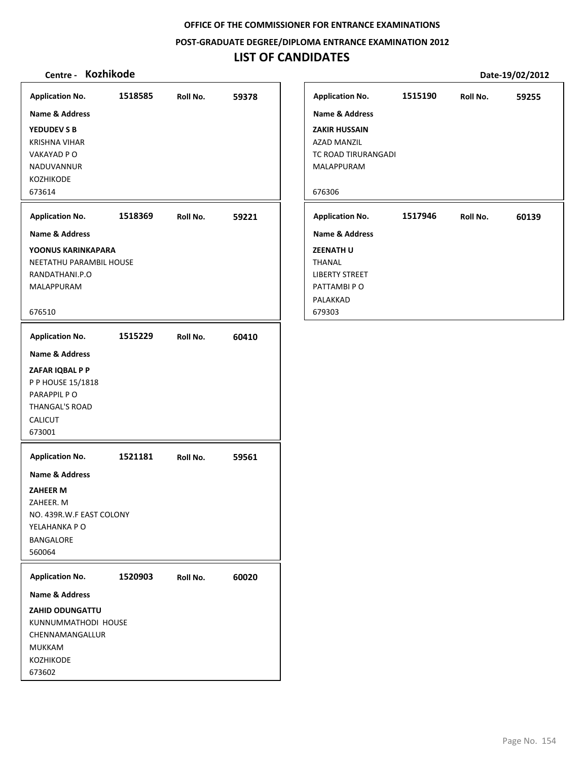**OFFICE OF THE COMMISSIONER FOR ENTRANCE EXAMINATIONS**

**POST-GRADUATE DEGREE/DIPLOMA ENTRANCE EXAMINATION 2012**

# LIST OF CANDIDATES

**Centre - Kozhikode**

**Date-19/02/2012**

**Application No.** 1518585 **Roll No.** 59378

**Name & Address**

**YEDUDEV S B**
KRISHNA VIHAR
VAKAYAD P O
NADUVANNUR
KOZHIKODE
673614

**Application No.** 1518369 **Roll No.** 59221

**Name & Address**

**YOONUS KARINKAPARA**
NEETATHU PARAMBIL HOUSE
RANDATHANI.P.O
MALAPPURAM

676510

**Application No.** 1515229 **Roll No.** 60410

**Name & Address**

**ZAFAR IQBAL P P**
P P HOUSE 15/1818
PARAPPIL P O
THANGAL'S ROAD
CALICUT
673001

**Application No.** 1521181 **Roll No.** 59561

**Name & Address**

**ZAHEER M**
ZAHEER. M
NO. 439R.W.F EAST COLONY
YELAHANKA P O
BANGALORE
560064

**Application No.** 1520903 **Roll No.** 60020

**Name & Address**

**ZAHID ODUNGATTU**
KUNNUMMATHODI HOUSE
CHENNAMANGALLUR
MUKKAM
KOZHIKODE
673602

**Application No.** 1515190 **Roll No.** 59255

**Name & Address**

**ZAKIR HUSSAIN**
AZAD MANZIL
TC ROAD TIRURANGADI
MALAPPURAM

676306

**Application No.** 1517946 **Roll No.** 60139

**Name & Address**

**ZEENATH U**
THANAL
LIBERTY STREET
PATTAMBI P O
PALAKKAD
679303